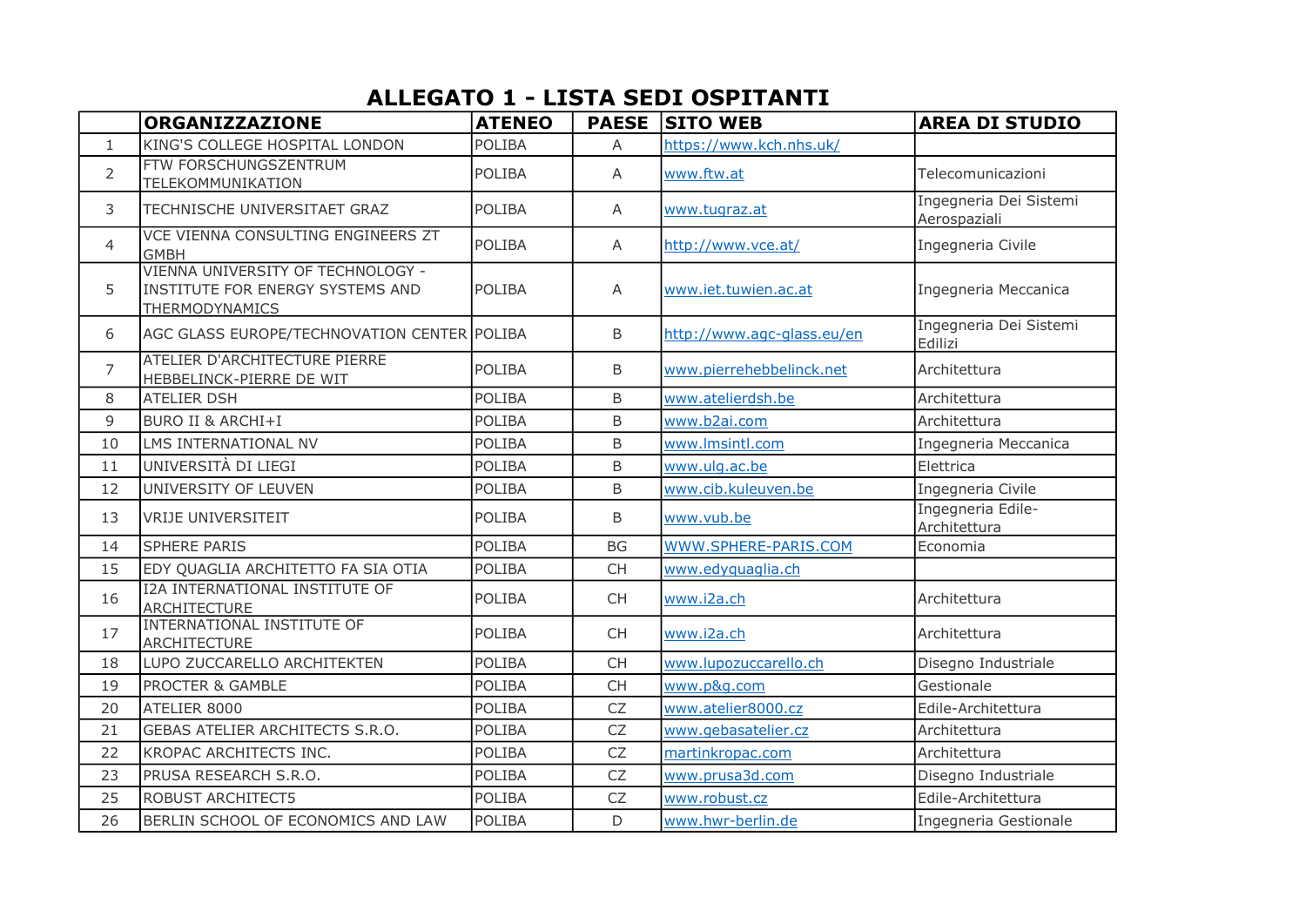# ALLEGATO 1 - LISTA SEDI OSPITANTI

| | ORGANIZZAZIONE | ATENEO | PAESE | SITO WEB | AREA DI STUDIO |
|---|---|---|---|---|---|
| 1 | KING'S COLLEGE HOSPITAL LONDON | POLIBA | A | https://www.kch.nhs.uk/ | |
| 2 | FTW FORSCHUNGSZENTRUM TELEKOMMUNIKATION | POLIBA | A | www.ftw.at | Telecomunicazioni |
| 3 | TECHNISCHE UNIVERSITAET GRAZ | POLIBA | A | www.tugraz.at | Ingegneria Dei Sistemi Aerospaziali |
| 4 | VCE VIENNA CONSULTING ENGINEERS ZT GMBH | POLIBA | A | http://www.vce.at/ | Ingegneria Civile |
| 5 | VIENNA UNIVERSITY OF TECHNOLOGY - INSTITUTE FOR ENERGY SYSTEMS AND THERMODYNAMICS | POLIBA | A | www.iet.tuwien.ac.at | Ingegneria Meccanica |
| 6 | AGC GLASS EUROPE/TECHNOVATION CENTER | POLIBA | B | http://www.agc-glass.eu/en | Ingegneria Dei Sistemi Edilizi |
| 7 | ATELIER D'ARCHITECTURE PIERRE HEBBELINCK-PIERRE DE WIT | POLIBA | B | www.pierrehebbelinck.net | Architettura |
| 8 | ATELIER DSH | POLIBA | B | www.atelierdsh.be | Architettura |
| 9 | BURO II & ARCHI+I | POLIBA | B | www.b2ai.com | Architettura |
| 10 | LMS INTERNATIONAL NV | POLIBA | B | www.lmsintl.com | Ingegneria Meccanica |
| 11 | UNIVERSITÀ DI LIEGI | POLIBA | B | www.ulg.ac.be | Elettrica |
| 12 | UNIVERSITY OF LEUVEN | POLIBA | B | www.cib.kuleuven.be | Ingegneria Civile |
| 13 | VRIJE UNIVERSITEIT | POLIBA | B | www.vub.be | Ingegneria Edile-Architettura |
| 14 | SPHERE PARIS | POLIBA | BG | WWW.SPHERE-PARIS.COM | Economia |
| 15 | EDY QUAGLIA ARCHITETTO FA SIA OTIA | POLIBA | CH | www.edyquaglia.ch | |
| 16 | I2A INTERNATIONAL INSTITUTE OF ARCHITECTURE | POLIBA | CH | www.i2a.ch | Architettura |
| 17 | INTERNATIONAL INSTITUTE OF ARCHITECTURE | POLIBA | CH | www.i2a.ch | Architettura |
| 18 | LUPO ZUCCARELLO ARCHITEKTEN | POLIBA | CH | www.lupozuccarello.ch | Disegno Industriale |
| 19 | PROCTER & GAMBLE | POLIBA | CH | www.p&g.com | Gestionale |
| 20 | ATELIER 8000 | POLIBA | CZ | www.atelier8000.cz | Edile-Architettura |
| 21 | GEBAS ATELIER ARCHITECTS S.R.O. | POLIBA | CZ | www.gebasatelier.cz | Architettura |
| 22 | KROPAC ARCHITECTS INC. | POLIBA | CZ | martinkropac.com | Architettura |
| 23 | PRUSA RESEARCH S.R.O. | POLIBA | CZ | www.prusa3d.com | Disegno Industriale |
| 25 | ROBUST ARCHITECT5 | POLIBA | CZ | www.robust.cz | Edile-Architettura |
| 26 | BERLIN SCHOOL OF ECONOMICS AND LAW | POLIBA | D | www.hwr-berlin.de | Ingegneria Gestionale |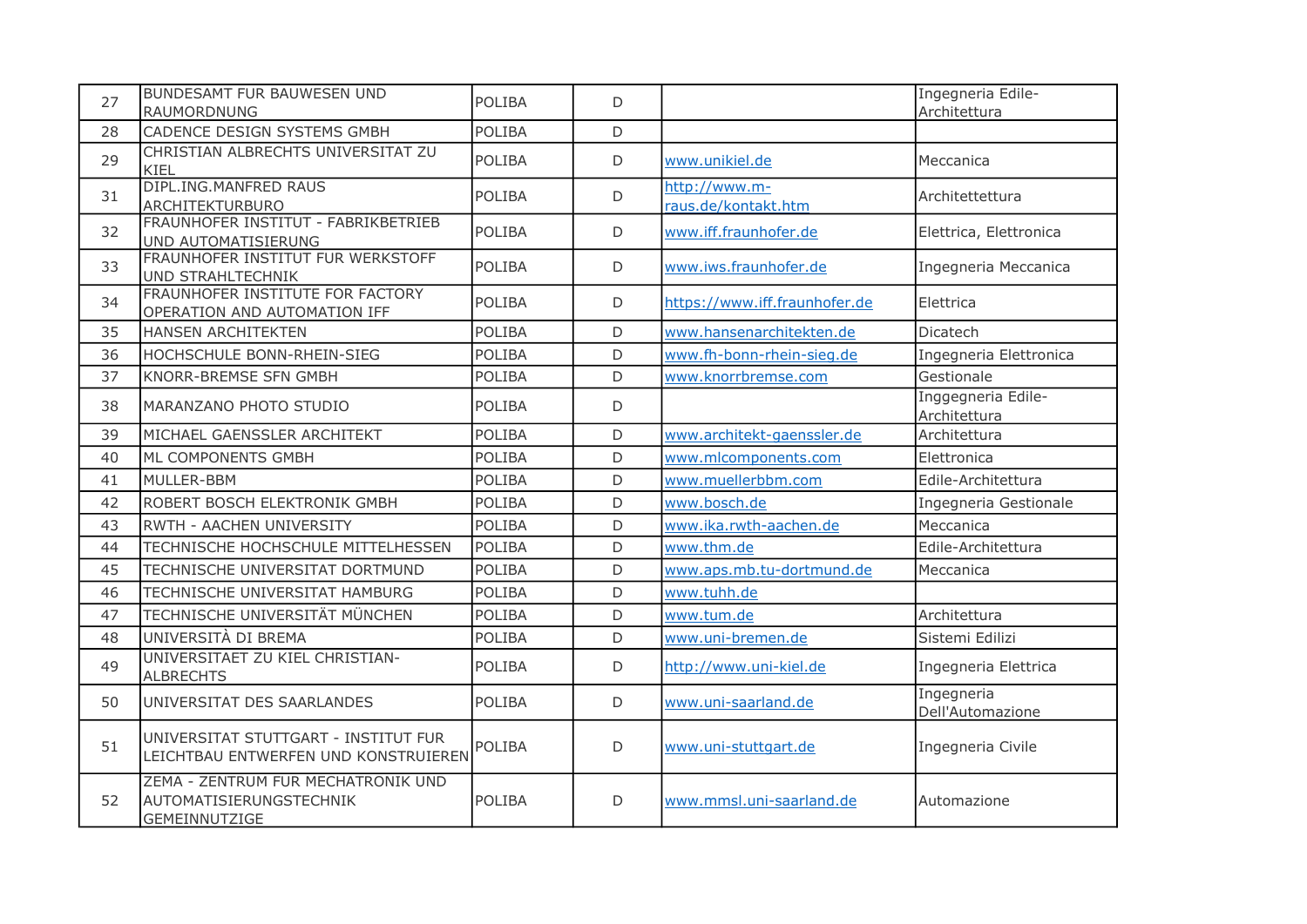| | | | | | |
|---|---|---|---|---|---|
| 27 | BUNDESAMT FUR BAUWESEN UND RAUMORDNUNG | POLIBA | D | | Ingegneria Edile-Architettura |
| 28 | CADENCE DESIGN SYSTEMS GMBH | POLIBA | D | | |
| 29 | CHRISTIAN ALBRECHTS UNIVERSITAT ZU KIEL | POLIBA | D | www.unikiel.de | Meccanica |
| 31 | DIPL.ING.MANFRED RAUS ARCHITEKTURBURO | POLIBA | D | http://www.m-raus.de/kontakt.htm | Architettettura |
| 32 | FRAUNHOFER INSTITUT - FABRIKBETRIEB UND AUTOMATISIERUNG | POLIBA | D | www.iff.fraunhofer.de | Elettrica, Elettronica |
| 33 | FRAUNHOFER INSTITUT FUR WERKSTOFF UND STRAHLTECHNIK | POLIBA | D | www.iws.fraunhofer.de | Ingegneria Meccanica |
| 34 | FRAUNHOFER INSTITUTE FOR FACTORY OPERATION AND AUTOMATION IFF | POLIBA | D | https://www.iff.fraunhofer.de | Elettrica |
| 35 | HANSEN ARCHITEKTEN | POLIBA | D | www.hansenarchitekten.de | Dicatech |
| 36 | HOCHSCHULE BONN-RHEIN-SIEG | POLIBA | D | www.fh-bonn-rhein-sieg.de | Ingegneria Elettronica |
| 37 | KNORR-BREMSE SFN GMBH | POLIBA | D | www.knorrbremse.com | Gestionale |
| 38 | MARANZANO PHOTO STUDIO | POLIBA | D | | Inggegneria Edile-Architettura |
| 39 | MICHAEL GAENSSLER ARCHITEKT | POLIBA | D | www.architekt-gaenssler.de | Architettura |
| 40 | ML COMPONENTS GMBH | POLIBA | D | www.mlcomponents.com | Elettronica |
| 41 | MULLER-BBM | POLIBA | D | www.muellerbbm.com | Edile-Architettura |
| 42 | ROBERT BOSCH ELEKTRONIK GMBH | POLIBA | D | www.bosch.de | Ingegneria Gestionale |
| 43 | RWTH - AACHEN UNIVERSITY | POLIBA | D | www.ika.rwth-aachen.de | Meccanica |
| 44 | TECHNISCHE HOCHSCHULE MITTELHESSEN | POLIBA | D | www.thm.de | Edile-Architettura |
| 45 | TECHNISCHE UNIVERSITAT DORTMUND | POLIBA | D | www.aps.mb.tu-dortmund.de | Meccanica |
| 46 | TECHNISCHE UNIVERSITAT HAMBURG | POLIBA | D | www.tuhh.de | |
| 47 | TECHNISCHE UNIVERSITÄT MÜNCHEN | POLIBA | D | www.tum.de | Architettura |
| 48 | UNIVERSITÀ DI BREMA | POLIBA | D | www.uni-bremen.de | Sistemi Edilizi |
| 49 | UNIVERSITAET ZU KIEL CHRISTIAN-ALBRECHTS | POLIBA | D | http://www.uni-kiel.de | Ingegneria Elettrica |
| 50 | UNIVERSITAT DES SAARLANDES | POLIBA | D | www.uni-saarland.de | Ingegneria Dell'Automazione |
| 51 | UNIVERSITAT STUTTGART - INSTITUT FUR LEICHTBAU ENTWERFEN UND KONSTRUIEREN | POLIBA | D | www.uni-stuttgart.de | Ingegneria Civile |
| 52 | ZEMA - ZENTRUM FUR MECHATRONIK UND AUTOMATISIERUNGSTECHNIK GEMEINNUTZIGE | POLIBA | D | www.mmsl.uni-saarland.de | Automazione |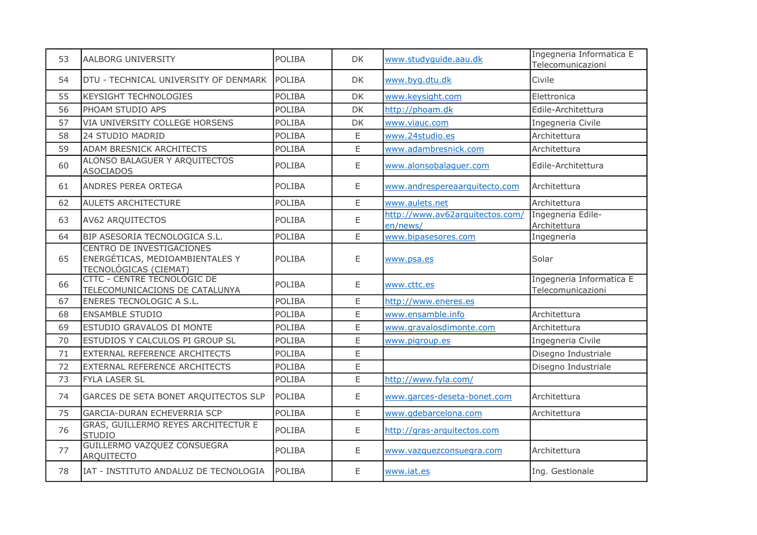| 53 | AALBORG UNIVERSITY | POLIBA | DK | www.studyguide.aau.dk | Ingegneria Informatica E Telecomunicazioni |
|---|---|---|---|---|---|
| 54 | DTU - TECHNICAL UNIVERSITY OF DENMARK | POLIBA | DK | www.byg.dtu.dk | Civile |
| 55 | KEYSIGHT TECHNOLOGIES | POLIBA | DK | www.keysight.com | Elettronica |
| 56 | PHOAM STUDIO APS | POLIBA | DK | http://phoam.dk | Edile-Architettura |
| 57 | VIA UNIVERSITY COLLEGE HORSENS | POLIBA | DK | www.viauc.com | Ingegneria Civile |
| 58 | 24 STUDIO MADRID | POLIBA | E | www.24studio.es | Architettura |
| 59 | ADAM BRESNICK ARCHITECTS | POLIBA | E | www.adambresnick.com | Architettura |
| 60 | ALONSO BALAGUER Y ARQUITECTOS ASOCIADOS | POLIBA | E | www.alonsobalaguer.com | Edile-Architettura |
| 61 | ANDRES PEREA ORTEGA | POLIBA | E | www.andrespereaarquitecto.com | Architettura |
| 62 | AULETS ARCHITECTURE | POLIBA | E | www.aulets.net | Architettura |
| 63 | AV62 ARQUITECTOS | POLIBA | E | http://www.av62arquitectos.com/en/news/ | Ingegneria Edile-Architettura |
| 64 | BIP ASESORIA TECNOLOGICA S.L. | POLIBA | E | www.bipasesores.com | Ingegneria |
| 65 | CENTRO DE INVESTIGACIONES ENERGÉTICAS, MEDIOAMBIENTALES Y TECNOLÓGICAS (CIEMAT) | POLIBA | E | www.psa.es | Solar |
| 66 | CTTC - CENTRE TECNOLÒGIC DE TELECOMUNICACIONS DE CATALUNYA | POLIBA | E | www.cttc.es | Ingegneria Informatica E Telecomunicazioni |
| 67 | ENERES TECNOLOGIC A S.L. | POLIBA | E | http://www.eneres.es | |
| 68 | ENSAMBLE STUDIO | POLIBA | E | www.ensamble.info | Architettura |
| 69 | ESTUDIO GRAVALOS DI MONTE | POLIBA | E | www.gravalosdimonte.com | Architettura |
| 70 | ESTUDIOS Y CALCULOS PI GROUP SL | POLIBA | E | www.pigroup.es | Ingegneria Civile |
| 71 | EXTERNAL REFERENCE ARCHITECTS | POLIBA | E | | Disegno Industriale |
| 72 | EXTERNAL REFERENCE ARCHITECTS | POLIBA | E | | Disegno Industriale |
| 73 | FYLA LASER SL | POLIBA | E | http://www.fyla.com/ | |
| 74 | GARCES DE SETA BONET ARQUITECTOS SLP | POLIBA | E | www.garces-deseta-bonet.com | Architettura |
| 75 | GARCIA-DURAN ECHEVERRIA SCP | POLIBA | E | www.gdebarcelona.com | Architettura |
| 76 | GRAS, GUILLERMO REYES ARCHITECTUR E STUDIO | POLIBA | E | http://gras-arquitectos.com | |
| 77 | GUILLERMO VAZQUEZ CONSUEGRA ARQUITECTO | POLIBA | E | www.vazquezconsuegra.com | Architettura |
| 78 | IAT - INSTITUTO ANDALUZ DE TECNOLOGIA | POLIBA | E | www.iat.es | Ing. Gestionale |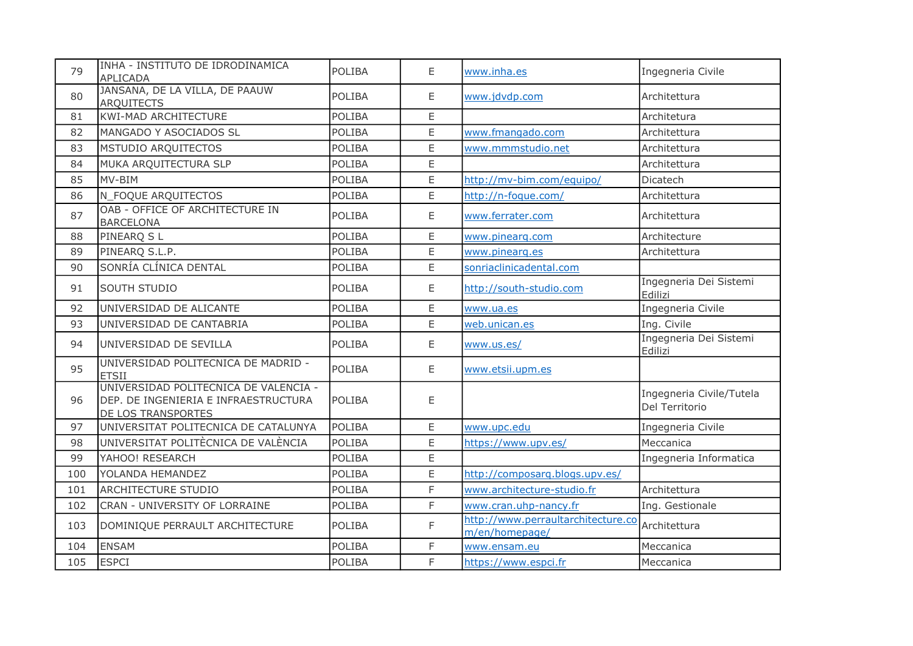| 79 | INHA - INSTITUTO DE IDRODINAMICA APLICADA | POLIBA | E | www.inha.es | Ingegneria Civile |
|---|---|---|---|---|---|
| 80 | JANSANA, DE LA VILLA, DE PAAUW ARQUITECTS | POLIBA | E | www.jdvdp.com | Architettura |
| 81 | KWI-MAD ARCHITECTURE | POLIBA | E | | Architetura |
| 82 | MANGADO Y ASOCIADOS SL | POLIBA | E | www.fmangado.com | Architettura |
| 83 | MSTUDIO ARQUITECTOS | POLIBA | E | www.mmmstudio.net | Architettura |
| 84 | MUKA ARQUITECTURA SLP | POLIBA | E | | Architettura |
| 85 | MV-BIM | POLIBA | E | http://mv-bim.com/equipo/ | Dicatech |
| 86 | N_FOQUE ARQUITECTOS | POLIBA | E | http://n-foque.com/ | Architettura |
| 87 | OAB - OFFICE OF ARCHITECTURE IN BARCELONA | POLIBA | E | www.ferrater.com | Architettura |
| 88 | PINEARQ S L | POLIBA | E | www.pinearq.com | Architecture |
| 89 | PINEARQ S.L.P. | POLIBA | E | www.pinearq.es | Architettura |
| 90 | SONRÍA CLÍNICA DENTAL | POLIBA | E | sonriaclinicadental.com | |
| 91 | SOUTH STUDIO | POLIBA | E | http://south-studio.com | Ingegneria Dei Sistemi Edilizi |
| 92 | UNIVERSIDAD DE ALICANTE | POLIBA | E | www.ua.es | Ingegneria Civile |
| 93 | UNIVERSIDAD DE CANTABRIA | POLIBA | E | web.unican.es | Ing. Civile |
| 94 | UNIVERSIDAD DE SEVILLA | POLIBA | E | www.us.es/ | Ingegneria Dei Sistemi Edilizi |
| 95 | UNIVERSIDAD POLITECNICA DE MADRID - ETSII | POLIBA | E | www.etsii.upm.es | |
| 96 | UNIVERSIDAD POLITECNICA DE VALENCIA - DEP. DE INGENIERIA E INFRAESTRUCTURA DE LOS TRANSPORTES | POLIBA | E | | Ingegneria Civile/Tutela Del Territorio |
| 97 | UNIVERSITAT POLITECNICA DE CATALUNYA | POLIBA | E | www.upc.edu | Ingegneria Civile |
| 98 | UNIVERSITAT POLITÈCNICA DE VALÈNCIA | POLIBA | E | https://www.upv.es/ | Meccanica |
| 99 | YAHOO! RESEARCH | POLIBA | E | | Ingegneria Informatica |
| 100 | YOLANDA HEMANDEZ | POLIBA | E | http://composarq.blogs.upv.es/ | |
| 101 | ARCHITECTURE STUDIO | POLIBA | F | www.architecture-studio.fr | Architettura |
| 102 | CRAN - UNIVERSITY OF LORRAINE | POLIBA | F | www.cran.uhp-nancy.fr | Ing. Gestionale |
| 103 | DOMINIQUE PERRAULT ARCHITECTURE | POLIBA | F | http://www.perraultarchitecture.com/en/homepage/ | Architettura |
| 104 | ENSAM | POLIBA | F | www.ensam.eu | Meccanica |
| 105 | ESPCI | POLIBA | F | https://www.espci.fr | Meccanica |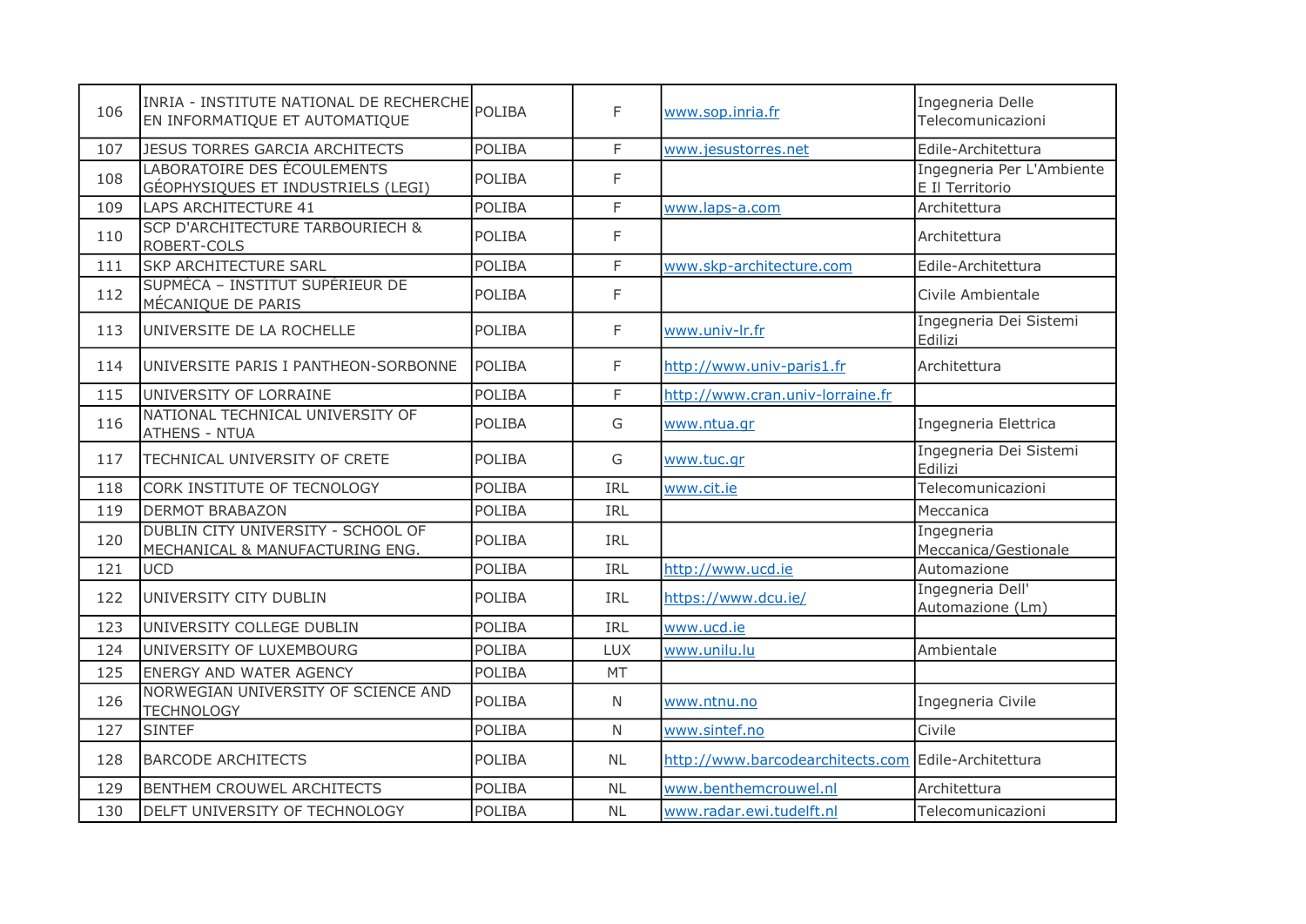| 106 | INRIA - INSTITUTE NATIONAL DE RECHERCHE EN INFORMATIQUE ET AUTOMATIQUE | POLIBA | F | www.sop.inria.fr | Ingegneria Delle Telecomunicazioni |
|---|---|---|---|---|---|
| 107 | JESUS TORRES GARCIA ARCHITECTS | POLIBA | F | www.jesustorres.net | Edile-Architettura |
| 108 | LABORATOIRE DES ÉCOULEMENTS GÉOPHYSIQUES ET INDUSTRIELS (LEGI) | POLIBA | F | | Ingegneria Per L'Ambiente E Il Territorio |
| 109 | LAPS ARCHITECTURE 41 | POLIBA | F | www.laps-a.com | Architettura |
| 110 | SCP D'ARCHITECTURE TARBOURIECH & ROBERT-COLS | POLIBA | F | | Architettura |
| 111 | SKP ARCHITECTURE SARL | POLIBA | F | www.skp-architecture.com | Edile-Architettura |
| 112 | SUPMÉCA – INSTITUT SUPÉRIEUR DE MÉCANIQUE DE PARIS | POLIBA | F | | Civile Ambientale |
| 113 | UNIVERSITE DE LA ROCHELLE | POLIBA | F | www.univ-lr.fr | Ingegneria Dei Sistemi Edilizi |
| 114 | UNIVERSITE PARIS I PANTHEON-SORBONNE | POLIBA | F | http://www.univ-paris1.fr | Architettura |
| 115 | UNIVERSITY OF LORRAINE | POLIBA | F | http://www.cran.univ-lorraine.fr | |
| 116 | NATIONAL TECHNICAL UNIVERSITY OF ATHENS - NTUA | POLIBA | G | www.ntua.gr | Ingegneria Elettrica |
| 117 | TECHNICAL UNIVERSITY OF CRETE | POLIBA | G | www.tuc.gr | Ingegneria Dei Sistemi Edilizi |
| 118 | CORK INSTITUTE OF TECNOLOGY | POLIBA | IRL | www.cit.ie | Telecomunicazioni |
| 119 | DERMOT BRABAZON | POLIBA | IRL | | Meccanica |
| 120 | DUBLIN CITY UNIVERSITY - SCHOOL OF MECHANICAL & MANUFACTURING ENG. | POLIBA | IRL | | Ingegneria Meccanica/Gestionale |
| 121 | UCD | POLIBA | IRL | http://www.ucd.ie | Automazione |
| 122 | UNIVERSITY CITY DUBLIN | POLIBA | IRL | https://www.dcu.ie/ | Ingegneria Dell' Automazione (Lm) |
| 123 | UNIVERSITY COLLEGE DUBLIN | POLIBA | IRL | www.ucd.ie | |
| 124 | UNIVERSITY OF LUXEMBOURG | POLIBA | LUX | www.unilu.lu | Ambientale |
| 125 | ENERGY AND WATER AGENCY | POLIBA | MT | | |
| 126 | NORWEGIAN UNIVERSITY OF SCIENCE AND TECHNOLOGY | POLIBA | N | www.ntnu.no | Ingegneria Civile |
| 127 | SINTEF | POLIBA | N | www.sintef.no | Civile |
| 128 | BARCODE ARCHITECTS | POLIBA | NL | http://www.barcodearchitects.com | Edile-Architettura |
| 129 | BENTHEM CROUWEL ARCHITECTS | POLIBA | NL | www.benthemcrouwel.nl | Architettura |
| 130 | DELFT UNIVERSITY OF TECHNOLOGY | POLIBA | NL | www.radar.ewi.tudelft.nl | Telecomunicazioni |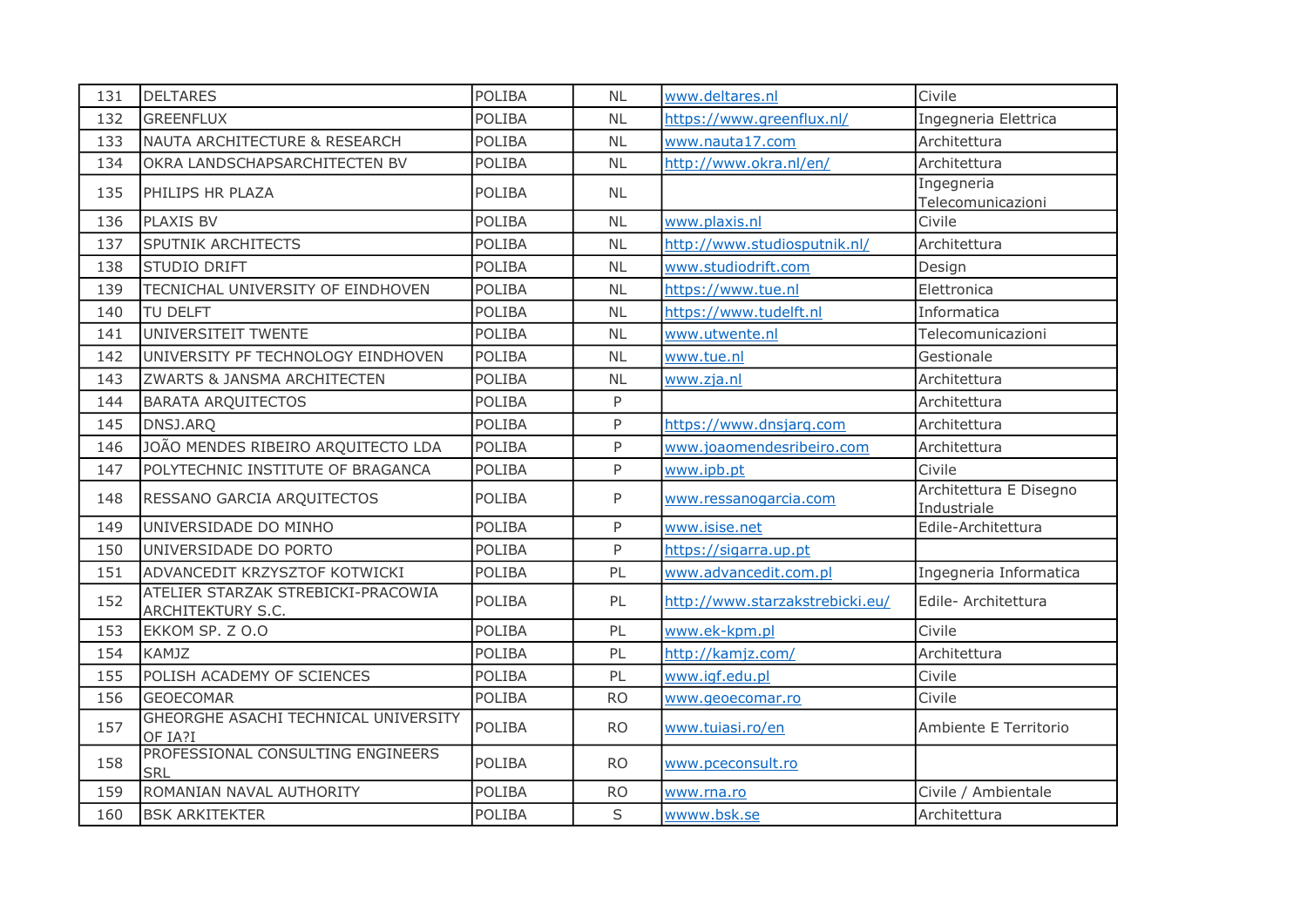| 131 | DELTARES | POLIBA | NL | www.deltares.nl | Civile |
|---|---|---|---|---|---|
| 132 | GREENFLUX | POLIBA | NL | https://www.greenflux.nl/ | Ingegneria Elettrica |
| 133 | NAUTA ARCHITECTURE & RESEARCH | POLIBA | NL | www.nauta17.com | Architettura |
| 134 | OKRA LANDSCHAPSARCHITECTEN BV | POLIBA | NL | http://www.okra.nl/en/ | Architettura |
| 135 | PHILIPS HR PLAZA | POLIBA | NL | | Ingegneria Telecomunicazioni |
| 136 | PLAXIS BV | POLIBA | NL | www.plaxis.nl | Civile |
| 137 | SPUTNIK ARCHITECTS | POLIBA | NL | http://www.studiosputnik.nl/ | Architettura |
| 138 | STUDIO DRIFT | POLIBA | NL | www.studiodrift.com | Design |
| 139 | TECNICHAL UNIVERSITY OF EINDHOVEN | POLIBA | NL | https://www.tue.nl | Elettronica |
| 140 | TU DELFT | POLIBA | NL | https://www.tudelft.nl | Informatica |
| 141 | UNIVERSITEIT TWENTE | POLIBA | NL | www.utwente.nl | Telecomunicazioni |
| 142 | UNIVERSITY PF TECHNOLOGY EINDHOVEN | POLIBA | NL | www.tue.nl | Gestionale |
| 143 | ZWARTS & JANSMA ARCHITECTEN | POLIBA | NL | www.zja.nl | Architettura |
| 144 | BARATA ARQUITECTOS | POLIBA | P | | Architettura |
| 145 | DNSJ.ARQ | POLIBA | P | https://www.dnsjarq.com | Architettura |
| 146 | JOÃO MENDES RIBEIRO ARQUITECTO LDA | POLIBA | P | www.joaomendesribeiro.com | Architettura |
| 147 | POLYTECHNIC INSTITUTE OF BRAGANCA | POLIBA | P | www.ipb.pt | Civile |
| 148 | RESSANO GARCIA ARQUITECTOS | POLIBA | P | www.ressanogarcia.com | Architettura E Disegno Industriale |
| 149 | UNIVERSIDADE DO MINHO | POLIBA | P | www.isise.net | Edile-Architettura |
| 150 | UNIVERSIDADE DO PORTO | POLIBA | P | https://sigarra.up.pt | |
| 151 | ADVANCEDIT KRZYSZTOF KOTWICKI | POLIBA | PL | www.advancedit.com.pl | Ingegneria Informatica |
| 152 | ATELIER STARZAK STREBICKI-PRACOWIA ARCHITEKTURY S.C. | POLIBA | PL | http://www.starzakstrebicki.eu/ | Edile- Architettura |
| 153 | EKKOM SP. Z O.O | POLIBA | PL | www.ek-kpm.pl | Civile |
| 154 | KAMJZ | POLIBA | PL | http://kamjz.com/ | Architettura |
| 155 | POLISH ACADEMY OF SCIENCES | POLIBA | PL | www.igf.edu.pl | Civile |
| 156 | GEOECOMAR | POLIBA | RO | www.geoecomar.ro | Civile |
| 157 | GHEORGHE ASACHI TECHNICAL UNIVERSITY OF IA?I | POLIBA | RO | www.tuiasi.ro/en | Ambiente E Territorio |
| 158 | PROFESSIONAL CONSULTING ENGINEERS SRL | POLIBA | RO | www.pceconsult.ro | |
| 159 | ROMANIAN NAVAL AUTHORITY | POLIBA | RO | www.rna.ro | Civile / Ambientale |
| 160 | BSK ARKITEKTER | POLIBA | S | wwww.bsk.se | Architettura |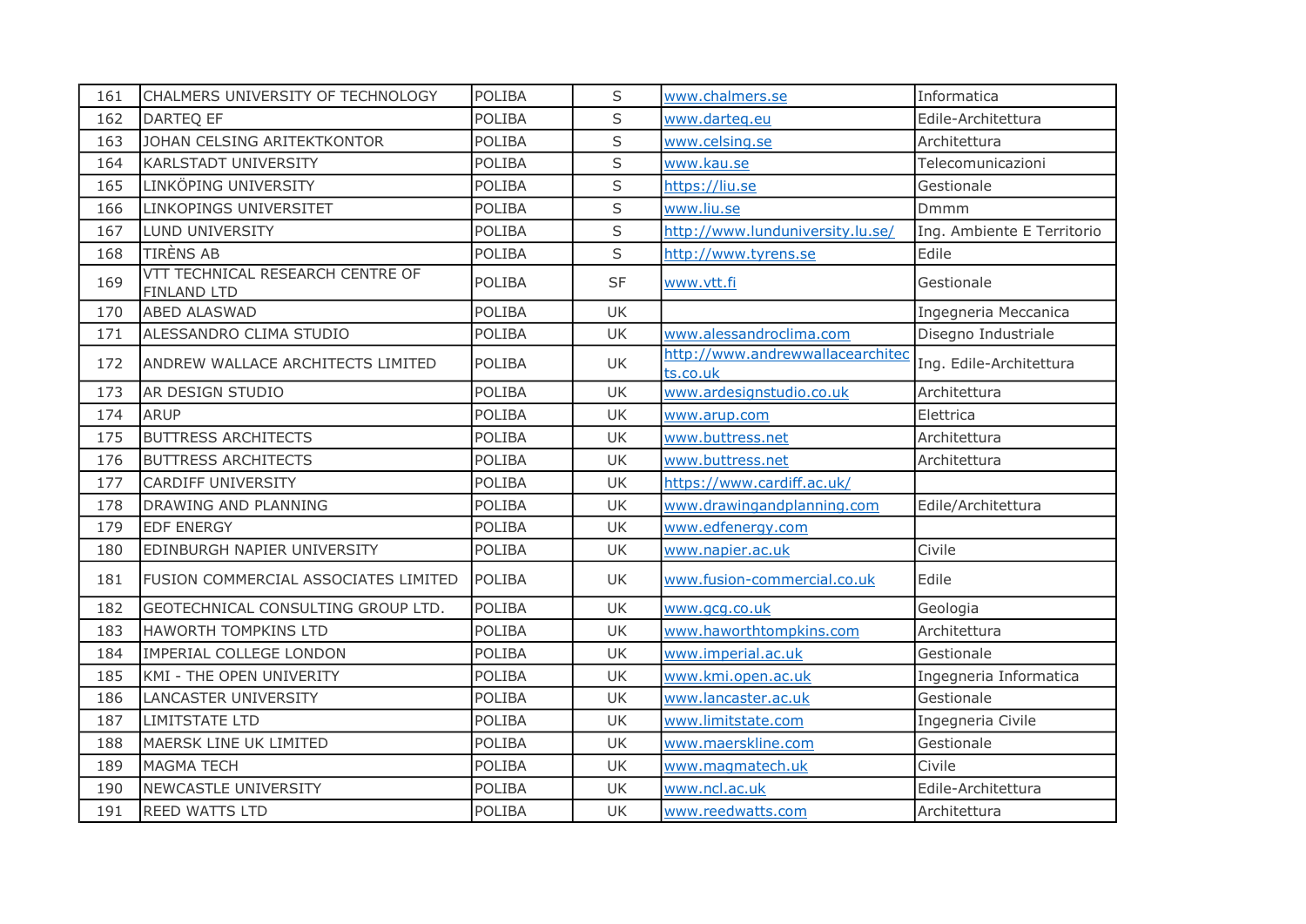| | | | | | |
|---|---|---|---|---|---|
| 161 | CHALMERS UNIVERSITY OF TECHNOLOGY | POLIBA | S | www.chalmers.se | Informatica |
| 162 | DARTEQ EF | POLIBA | S | www.darteq.eu | Edile-Architettura |
| 163 | JOHAN CELSING ARITEKTKONTOR | POLIBA | S | www.celsing.se | Architettura |
| 164 | KARLSTADT UNIVERSITY | POLIBA | S | www.kau.se | Telecomunicazioni |
| 165 | LINKÖPING UNIVERSITY | POLIBA | S | https://liu.se | Gestionale |
| 166 | LINKOPINGS UNIVERSITET | POLIBA | S | www.liu.se | Dmmm |
| 167 | LUND UNIVERSITY | POLIBA | S | http://www.lunduniversity.lu.se/ | Ing. Ambiente E Territorio |
| 168 | TIRÈNS AB | POLIBA | S | http://www.tyrens.se | Edile |
| 169 | VTT TECHNICAL RESEARCH CENTRE OF FINLAND LTD | POLIBA | SF | www.vtt.fi | Gestionale |
| 170 | ABED ALASWAD | POLIBA | UK | | Ingegneria Meccanica |
| 171 | ALESSANDRO CLIMA STUDIO | POLIBA | UK | www.alessandroclima.com | Disegno Industriale |
| 172 | ANDREW WALLACE ARCHITECTS LIMITED | POLIBA | UK | http://www.andrewwallacearchitects.co.uk | Ing. Edile-Architettura |
| 173 | AR DESIGN STUDIO | POLIBA | UK | www.ardesignstudio.co.uk | Architettura |
| 174 | ARUP | POLIBA | UK | www.arup.com | Elettrica |
| 175 | BUTTRESS ARCHITECTS | POLIBA | UK | www.buttress.net | Architettura |
| 176 | BUTTRESS ARCHITECTS | POLIBA | UK | www.buttress.net | Architettura |
| 177 | CARDIFF UNIVERSITY | POLIBA | UK | https://www.cardiff.ac.uk/ | |
| 178 | DRAWING AND PLANNING | POLIBA | UK | www.drawingandplanning.com | Edile/Architettura |
| 179 | EDF ENERGY | POLIBA | UK | www.edfenergy.com | |
| 180 | EDINBURGH NAPIER UNIVERSITY | POLIBA | UK | www.napier.ac.uk | Civile |
| 181 | FUSION COMMERCIAL ASSOCIATES LIMITED | POLIBA | UK | www.fusion-commercial.co.uk | Edile |
| 182 | GEOTECHNICAL CONSULTING GROUP LTD. | POLIBA | UK | www.gcg.co.uk | Geologia |
| 183 | HAWORTH TOMPKINS LTD | POLIBA | UK | www.haworthtompkins.com | Architettura |
| 184 | IMPERIAL COLLEGE LONDON | POLIBA | UK | www.imperial.ac.uk | Gestionale |
| 185 | KMI - THE OPEN UNIVERITY | POLIBA | UK | www.kmi.open.ac.uk | Ingegneria Informatica |
| 186 | LANCASTER UNIVERSITY | POLIBA | UK | www.lancaster.ac.uk | Gestionale |
| 187 | LIMITSTATE LTD | POLIBA | UK | www.limitstate.com | Ingegneria Civile |
| 188 | MAERSK LINE UK LIMITED | POLIBA | UK | www.maerskline.com | Gestionale |
| 189 | MAGMA TECH | POLIBA | UK | www.magmatech.uk | Civile |
| 190 | NEWCASTLE UNIVERSITY | POLIBA | UK | www.ncl.ac.uk | Edile-Architettura |
| 191 | REED WATTS LTD | POLIBA | UK | www.reedwatts.com | Architettura |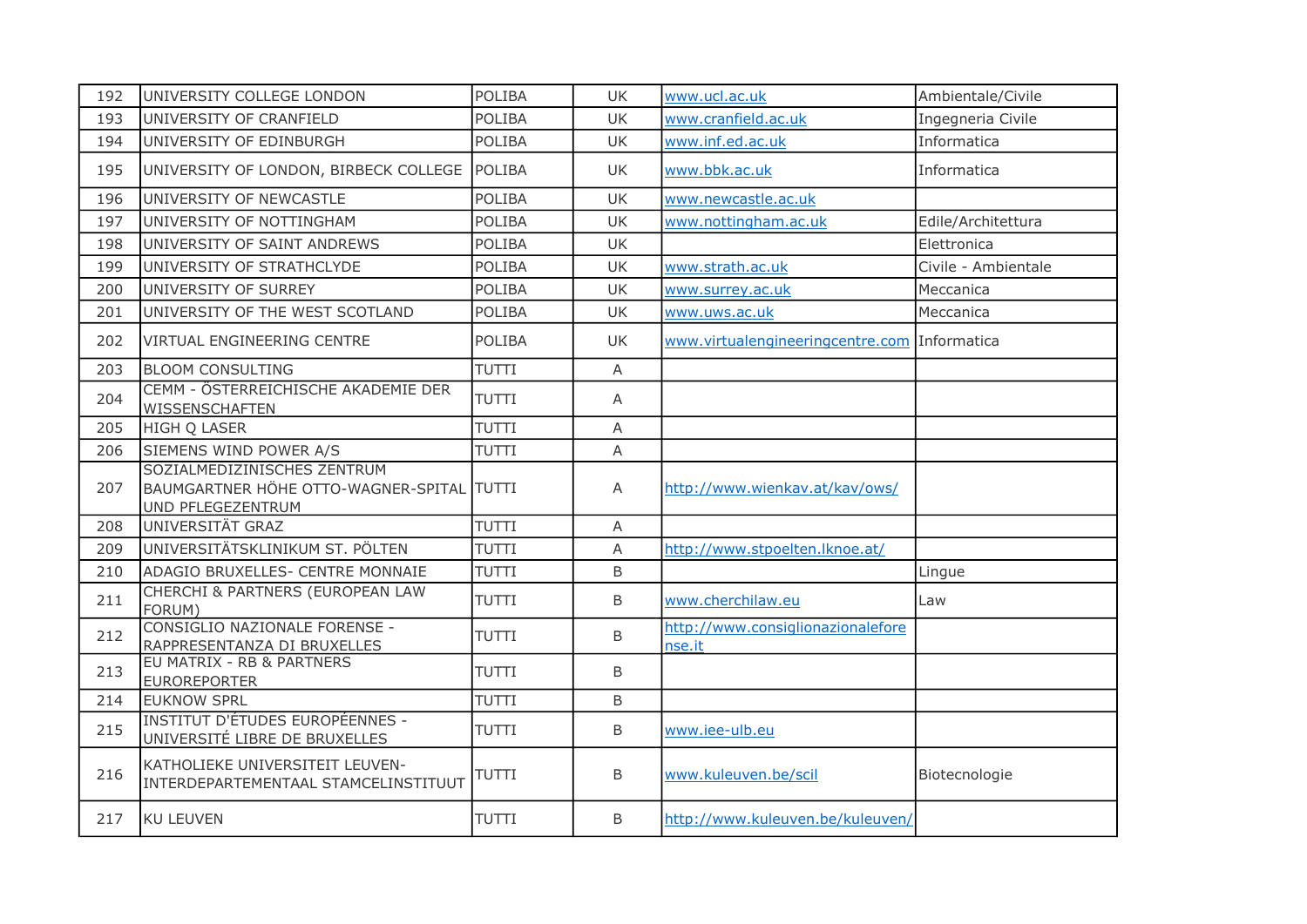| 192 | UNIVERSITY COLLEGE LONDON | POLIBA | UK | www.ucl.ac.uk | Ambientale/Civile |
|---|---|---|---|---|---|
| 193 | UNIVERSITY OF CRANFIELD | POLIBA | UK | www.cranfield.ac.uk | Ingegneria Civile |
| 194 | UNIVERSITY OF EDINBURGH | POLIBA | UK | www.inf.ed.ac.uk | Informatica |
| 195 | UNIVERSITY OF LONDON, BIRBECK COLLEGE | POLIBA | UK | www.bbk.ac.uk | Informatica |
| 196 | UNIVERSITY OF NEWCASTLE | POLIBA | UK | www.newcastle.ac.uk | |
| 197 | UNIVERSITY OF NOTTINGHAM | POLIBA | UK | www.nottingham.ac.uk | Edile/Architettura |
| 198 | UNIVERSITY OF SAINT ANDREWS | POLIBA | UK | | Elettronica |
| 199 | UNIVERSITY OF STRATHCLYDE | POLIBA | UK | www.strath.ac.uk | Civile - Ambientale |
| 200 | UNIVERSITY OF SURREY | POLIBA | UK | www.surrey.ac.uk | Meccanica |
| 201 | UNIVERSITY OF THE WEST SCOTLAND | POLIBA | UK | www.uws.ac.uk | Meccanica |
| 202 | VIRTUAL ENGINEERING CENTRE | POLIBA | UK | www.virtualengineeringcentre.com | Informatica |
| 203 | BLOOM CONSULTING | TUTTI | A | | |
| 204 | CEMM - ÖSTERREICHISCHE AKADEMIE DER WISSENSCHAFTEN | TUTTI | A | | |
| 205 | HIGH Q LASER | TUTTI | A | | |
| 206 | SIEMENS WIND POWER A/S | TUTTI | A | | |
| 207 | SOZIALMEDIZINISCHES ZENTRUM BAUMGARTNER HÖHE OTTO-WAGNER-SPITAL UND PFLEGEZENTRUM | TUTTI | A | http://www.wienkav.at/kav/ows/ | |
| 208 | UNIVERSITÄT GRAZ | TUTTI | A | | |
| 209 | UNIVERSITÄTSKLINIKUM ST. PÖLTEN | TUTTI | A | http://www.stpoelten.lknoe.at/ | |
| 210 | ADAGIO BRUXELLES- CENTRE MONNAIE | TUTTI | B | | Lingue |
| 211 | CHERCHI & PARTNERS (EUROPEAN LAW FORUM) | TUTTI | B | www.cherchilaw.eu | Law |
| 212 | CONSIGLIO NAZIONALE FORENSE - RAPPRESENTANZA DI BRUXELLES | TUTTI | B | http://www.consiglionazionaleforense.it | |
| 213 | EU MATRIX - RB & PARTNERS EUROREPORTER | TUTTI | B | | |
| 214 | EUKNOW SPRL | TUTTI | B | | |
| 215 | INSTITUT D'ÉTUDES EUROPÉENNES - UNIVERSITÉ LIBRE DE BRUXELLES | TUTTI | B | www.iee-ulb.eu | |
| 216 | KATHOLIEKE UNIVERSITEIT LEUVEN-INTERDEPARTEMENTAAL STAMCELINSTITUUT | TUTTI | B | www.kuleuven.be/scil | Biotecnologie |
| 217 | KU LEUVEN | TUTTI | B | http://www.kuleuven.be/kuleuven/ | |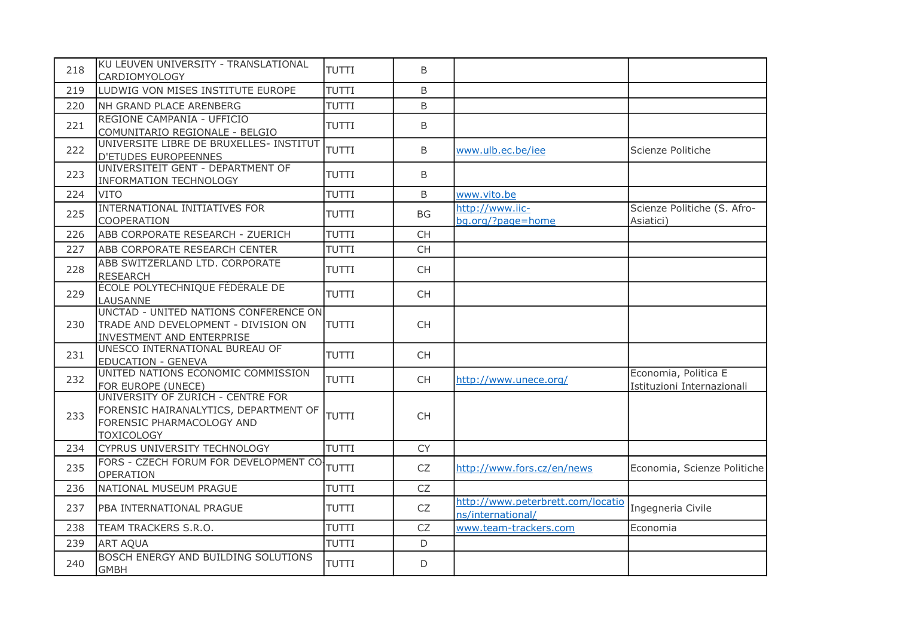| 218 | KU LEUVEN UNIVERSITY - TRANSLATIONAL CARDIOMYOLOGY | TUTTI | B | | |
|---|---|---|---|---|---|
| 219 | LUDWIG VON MISES INSTITUTE EUROPE | TUTTI | B | | |
| 220 | NH GRAND PLACE ARENBERG | TUTTI | B | | |
| 221 | REGIONE CAMPANIA - UFFICIO COMUNITARIO REGIONALE - BELGIO | TUTTI | B | | |
| 222 | UNIVERSITE LIBRE DE BRUXELLES- INSTITUT D'ETUDES EUROPEENNES | TUTTI | B | www.ulb.ec.be/iee | Scienze Politiche |
| 223 | UNIVERSITEIT GENT - DEPARTMENT OF INFORMATION TECHNOLOGY | TUTTI | B | | |
| 224 | VITO | TUTTI | B | www.vito.be | |
| 225 | INTERNATIONAL INITIATIVES FOR COOPERATION | TUTTI | BG | http://www.iic-bg.org/?page=home | Scienze Politiche (S. Afro-Asiatici) |
| 226 | ABB CORPORATE RESEARCH - ZUERICH | TUTTI | CH | | |
| 227 | ABB CORPORATE RESEARCH CENTER | TUTTI | CH | | |
| 228 | ABB SWITZERLAND LTD. CORPORATE RESEARCH | TUTTI | CH | | |
| 229 | ÉCOLE POLYTECHNIQUE FÉDÉRALE DE LAUSANNE | TUTTI | CH | | |
| 230 | UNCTAD - UNITED NATIONS CONFERENCE ON TRADE AND DEVELOPMENT - DIVISION ON INVESTMENT AND ENTERPRISE | TUTTI | CH | | |
| 231 | UNESCO INTERNATIONAL BUREAU OF EDUCATION - GENEVA | TUTTI | CH | | |
| 232 | UNITED NATIONS ECONOMIC COMMISSION FOR EUROPE (UNECE) | TUTTI | CH | http://www.unece.org/ | Economia, Politica E Istituzioni Internazionali |
| 233 | UNIVERSITY OF ZURICH - CENTRE FOR FORENSIC HAIRANALYTICS, DEPARTMENT OF FORENSIC PHARMACOLOGY AND TOXICOLOGY | TUTTI | CH | | |
| 234 | CYPRUS UNIVERSITY TECHNOLOGY | TUTTI | CY | | |
| 235 | FORS - CZECH FORUM FOR DEVELOPMENT CO-OPERATION | TUTTI | CZ | http://www.fors.cz/en/news | Economia, Scienze Politiche |
| 236 | NATIONAL MUSEUM PRAGUE | TUTTI | CZ | | |
| 237 | PBA INTERNATIONAL PRAGUE | TUTTI | CZ | http://www.peterbrett.com/locations/international/ | Ingegneria Civile |
| 238 | TEAM TRACKERS S.R.O. | TUTTI | CZ | www.team-trackers.com | Economia |
| 239 | ART AQUA | TUTTI | D | | |
| 240 | BOSCH ENERGY AND BUILDING SOLUTIONS GMBH | TUTTI | D | | |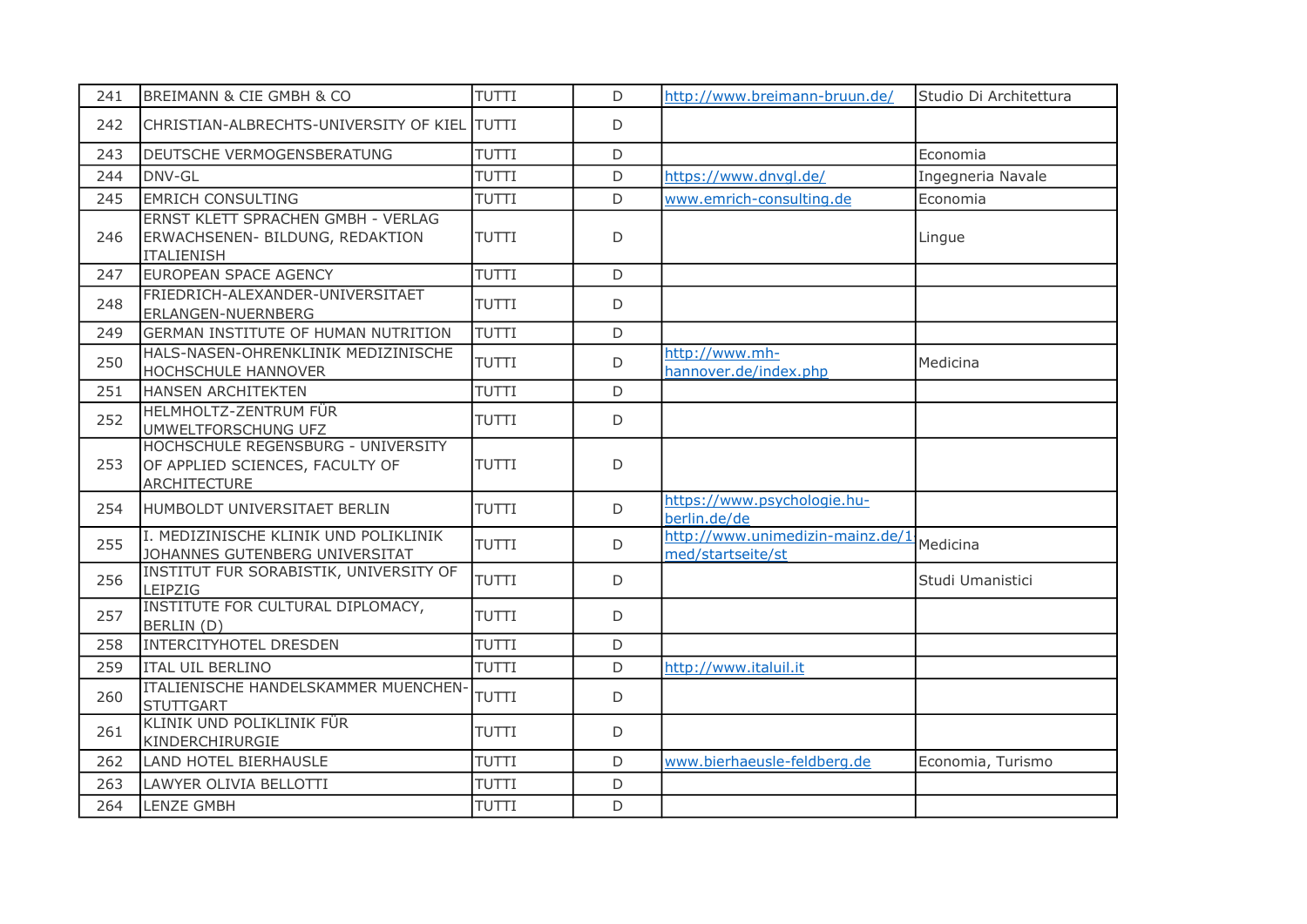| 241 | BREIMANN & CIE GMBH & CO | TUTTI | D | http://www.breimann-bruun.de/ | Studio Di Architettura |
|---|---|---|---|---|---|
| 242 | CHRISTIAN-ALBRECHTS-UNIVERSITY OF KIEL | TUTTI | D | | |
| 243 | DEUTSCHE VERMOGENSBERATUNG | TUTTI | D | | Economia |
| 244 | DNV-GL | TUTTI | D | https://www.dnvgl.de/ | Ingegneria Navale |
| 245 | EMRICH CONSULTING | TUTTI | D | www.emrich-consulting.de | Economia |
| 246 | ERNST KLETT SPRACHEN GMBH - VERLAG ERWACHSENEN- BILDUNG, REDAKTION ITALIENISH | TUTTI | D | | Lingue |
| 247 | EUROPEAN SPACE AGENCY | TUTTI | D | | |
| 248 | FRIEDRICH-ALEXANDER-UNIVERSITAET ERLANGEN-NUERNBERG | TUTTI | D | | |
| 249 | GERMAN INSTITUTE OF HUMAN NUTRITION | TUTTI | D | | |
| 250 | HALS-NASEN-OHRENKLINIK MEDIZINISCHE HOCHSCHULE HANNOVER | TUTTI | D | http://www.mh-hannover.de/index.php | Medicina |
| 251 | HANSEN ARCHITEKTEN | TUTTI | D | | |
| 252 | HELMHOLTZ-ZENTRUM FÜR UMWELTFORSCHUNG UFZ | TUTTI | D | | |
| 253 | HOCHSCHULE REGENSBURG - UNIVERSITY OF APPLIED SCIENCES, FACULTY OF ARCHITECTURE | TUTTI | D | | |
| 254 | HUMBOLDT UNIVERSITAET BERLIN | TUTTI | D | https://www.psychologie.hu-berlin.de/de | |
| 255 | I. MEDIZINISCHE KLINIK UND POLIKLINIK JOHANNES GUTENBERG UNIVERSITAT | TUTTI | D | http://www.unimedizin-mainz.de/1-med/startseite/st | Medicina |
| 256 | INSTITUT FUR SORABISTIK, UNIVERSITY OF LEIPZIG | TUTTI | D | | Studi Umanistici |
| 257 | INSTITUTE FOR CULTURAL DIPLOMACY, BERLIN (D) | TUTTI | D | | |
| 258 | INTERCITYHOTEL DRESDEN | TUTTI | D | | |
| 259 | ITAL UIL BERLINO | TUTTI | D | http://www.italuil.it | |
| 260 | ITALIENISCHE HANDELSKAMMER MUENCHEN-STUTTGART | TUTTI | D | | |
| 261 | KLINIK UND POLIKLINIK FÜR KINDERCHIRURGIE | TUTTI | D | | |
| 262 | LAND HOTEL BIERHAUSLE | TUTTI | D | www.bierhaeusle-feldberg.de | Economia, Turismo |
| 263 | LAWYER OLIVIA BELLOTTI | TUTTI | D | | |
| 264 | LENZE GMBH | TUTTI | D | | |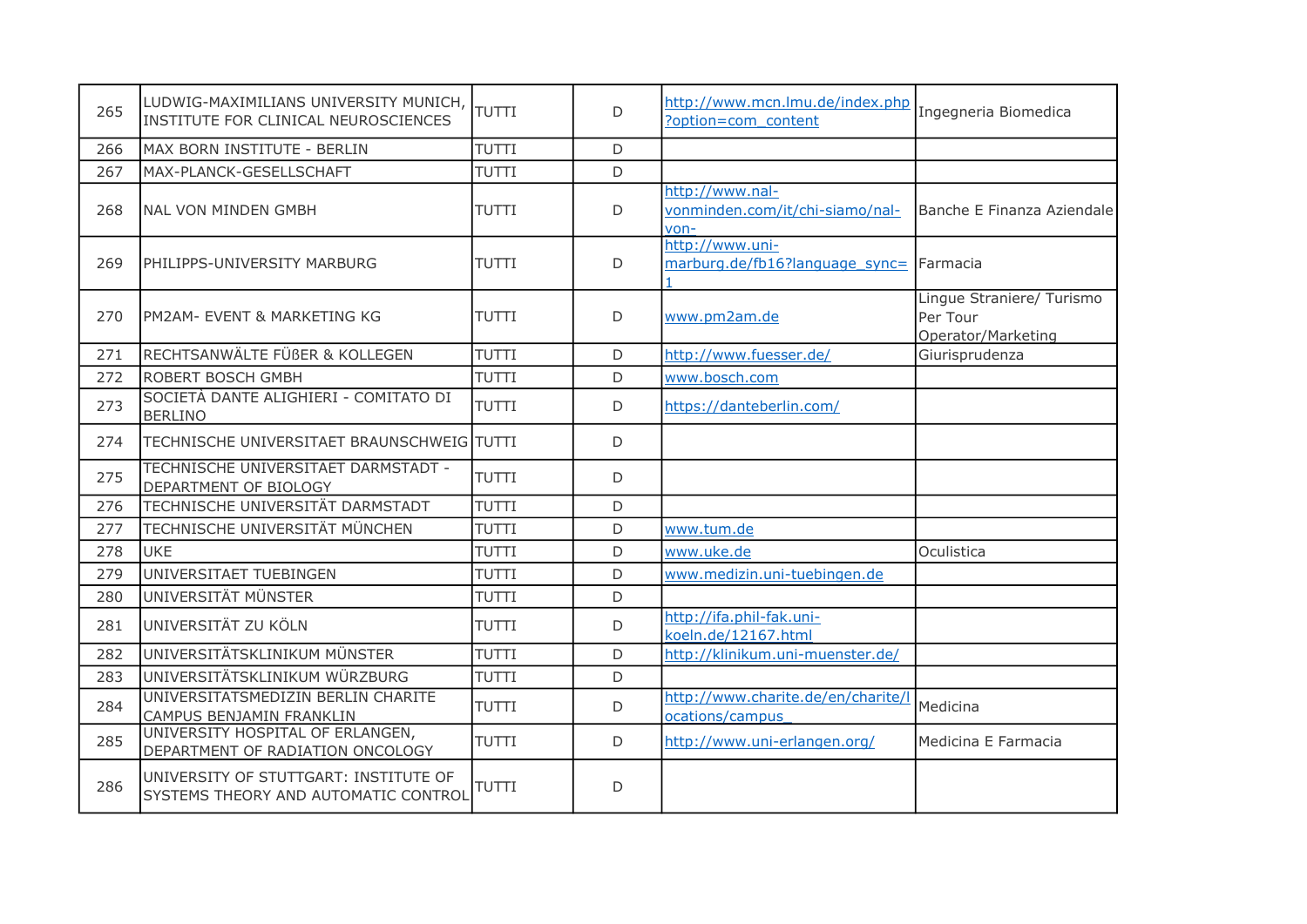| 265 | LUDWIG-MAXIMILIANS UNIVERSITY MUNICH, INSTITUTE FOR CLINICAL NEUROSCIENCES | TUTTI | D | http://www.mcn.lmu.de/index.php?option=com_content | Ingegneria Biomedica |
|---|---|---|---|---|---|
| 266 | MAX BORN INSTITUTE - BERLIN | TUTTI | D | | |
| 267 | MAX-PLANCK-GESELLSCHAFT | TUTTI | D | | |
| 268 | NAL VON MINDEN GMBH | TUTTI | D | http://www.nal-vonminden.com/it/chi-siamo/nal-von- | Banche E Finanza Aziendale |
| 269 | PHILIPPS-UNIVERSITY MARBURG | TUTTI | D | http://www.uni-marburg.de/fb16?language_sync=1 | Farmacia |
| 270 | PM2AM- EVENT & MARKETING KG | TUTTI | D | www.pm2am.de | Lingue Straniere/ Turismo Per Tour Operator/Marketing |
| 271 | RECHTSANWÄLTE FÜßER & KOLLEGEN | TUTTI | D | http://www.fuesser.de/ | Giurisprudenza |
| 272 | ROBERT BOSCH GMBH | TUTTI | D | www.bosch.com | |
| 273 | SOCIETÀ DANTE ALIGHIERI - COMITATO DI BERLINO | TUTTI | D | https://danteberlin.com/ | |
| 274 | TECHNISCHE UNIVERSITAET BRAUNSCHWEIG | TUTTI | D | | |
| 275 | TECHNISCHE UNIVERSITAET DARMSTADT - DEPARTMENT OF BIOLOGY | TUTTI | D | | |
| 276 | TECHNISCHE UNIVERSITÄT DARMSTADT | TUTTI | D | | |
| 277 | TECHNISCHE UNIVERSITÄT MÜNCHEN | TUTTI | D | www.tum.de | |
| 278 | UKE | TUTTI | D | www.uke.de | Oculistica |
| 279 | UNIVERSITAET TUEBINGEN | TUTTI | D | www.medizin.uni-tuebingen.de | |
| 280 | UNIVERSITÄT MÜNSTER | TUTTI | D | | |
| 281 | UNIVERSITÄT ZU KÖLN | TUTTI | D | http://ifa.phil-fak.uni-koeln.de/12167.html | |
| 282 | UNIVERSITÄTSKLINIKUM MÜNSTER | TUTTI | D | http://klinikum.uni-muenster.de/ | |
| 283 | UNIVERSITÄTSKLINIKUM WÜRZBURG | TUTTI | D | | |
| 284 | UNIVERSITATSMEDIZIN BERLIN CHARITE CAMPUS BENJAMIN FRANKLIN | TUTTI | D | http://www.charite.de/en/charite/locations/campus_ | Medicina |
| 285 | UNIVERSITY HOSPITAL OF ERLANGEN, DEPARTMENT OF RADIATION ONCOLOGY | TUTTI | D | http://www.uni-erlangen.org/ | Medicina E Farmacia |
| 286 | UNIVERSITY OF STUTTGART: INSTITUTE OF SYSTEMS THEORY AND AUTOMATIC CONTROL | TUTTI | D | | |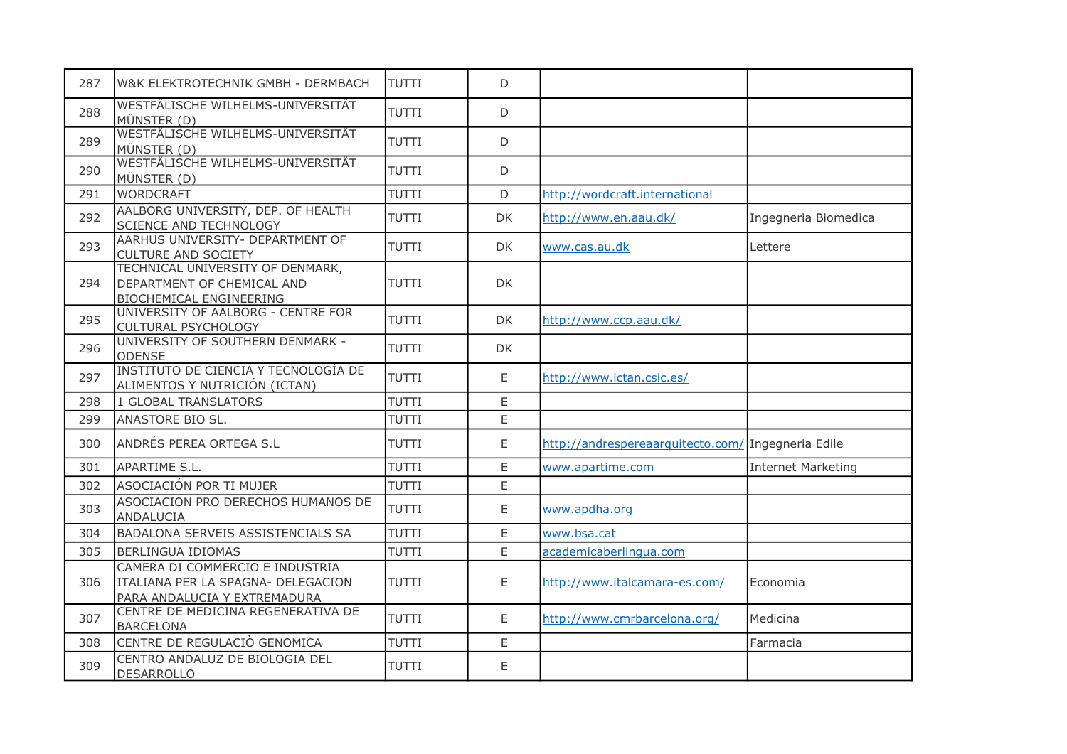| 287 | W&K ELEKTROTECHNIK GMBH - DERMBACH | TUTTI | D | | |
|---|---|---|---|---|---|
| 288 | WESTFÄLISCHE WILHELMS-UNIVERSITÄT MÜNSTER (D) | TUTTI | D | | |
| 289 | WESTFÄLISCHE WILHELMS-UNIVERSITÄT MÜNSTER (D) | TUTTI | D | | |
| 290 | WESTFÄLISCHE WILHELMS-UNIVERSITÄT MÜNSTER (D) | TUTTI | D | | |
| 291 | WORDCRAFT | TUTTI | D | http://wordcraft.international | |
| 292 | AALBORG UNIVERSITY, DEP. OF HEALTH SCIENCE AND TECHNOLOGY | TUTTI | DK | http://www.en.aau.dk/ | Ingegneria Biomedica |
| 293 | AARHUS UNIVERSITY- DEPARTMENT OF CULTURE AND SOCIETY | TUTTI | DK | www.cas.au.dk | Lettere |
| 294 | TECHNICAL UNIVERSITY OF DENMARK, DEPARTMENT OF CHEMICAL AND BIOCHEMICAL ENGINEERING | TUTTI | DK | | |
| 295 | UNIVERSITY OF AALBORG - CENTRE FOR CULTURAL PSYCHOLOGY | TUTTI | DK | http://www.ccp.aau.dk/ | |
| 296 | UNIVERSITY OF SOUTHERN DENMARK - ODENSE | TUTTI | DK | | |
| 297 | INSTITUTO DE CIENCIA Y TECNOLOGÍA DE ALIMENTOS Y NUTRICIÓN (ICTAN) | TUTTI | E | http://www.ictan.csic.es/ | |
| 298 | 1 GLOBAL TRANSLATORS | TUTTI | E | | |
| 299 | ANASTORE BIO SL. | TUTTI | E | | |
| 300 | ANDRÉS PEREA ORTEGA S.L | TUTTI | E | http://andrespereaarquitecto.com/ | Ingegneria Edile |
| 301 | APARTIME S.L. | TUTTI | E | www.apartime.com | Internet Marketing |
| 302 | ASOCIACIÓN POR TI MUJER | TUTTI | E | | |
| 303 | ASOCIACION PRO DERECHOS HUMANOS DE ANDALUCIA | TUTTI | E | www.apdha.org | |
| 304 | BADALONA SERVEIS ASSISTENCIALS SA | TUTTI | E | www.bsa.cat | |
| 305 | BERLINGUA IDIOMAS | TUTTI | E | academicaberlingua.com | |
| 306 | CAMERA DI COMMERCIO E INDUSTRIA ITALIANA PER LA SPAGNA- DELEGACION PARA ANDALUCIA Y EXTREMADURA | TUTTI | E | http://www.italcamara-es.com/ | Economia |
| 307 | CENTRE DE MEDICINA REGENERATIVA DE BARCELONA | TUTTI | E | http://www.cmrbarcelona.org/ | Medicina |
| 308 | CENTRE DE REGULACIÒ GENOMICA | TUTTI | E | | Farmacia |
| 309 | CENTRO ANDALUZ DE BIOLOGIA DEL DESARROLLO | TUTTI | E | | |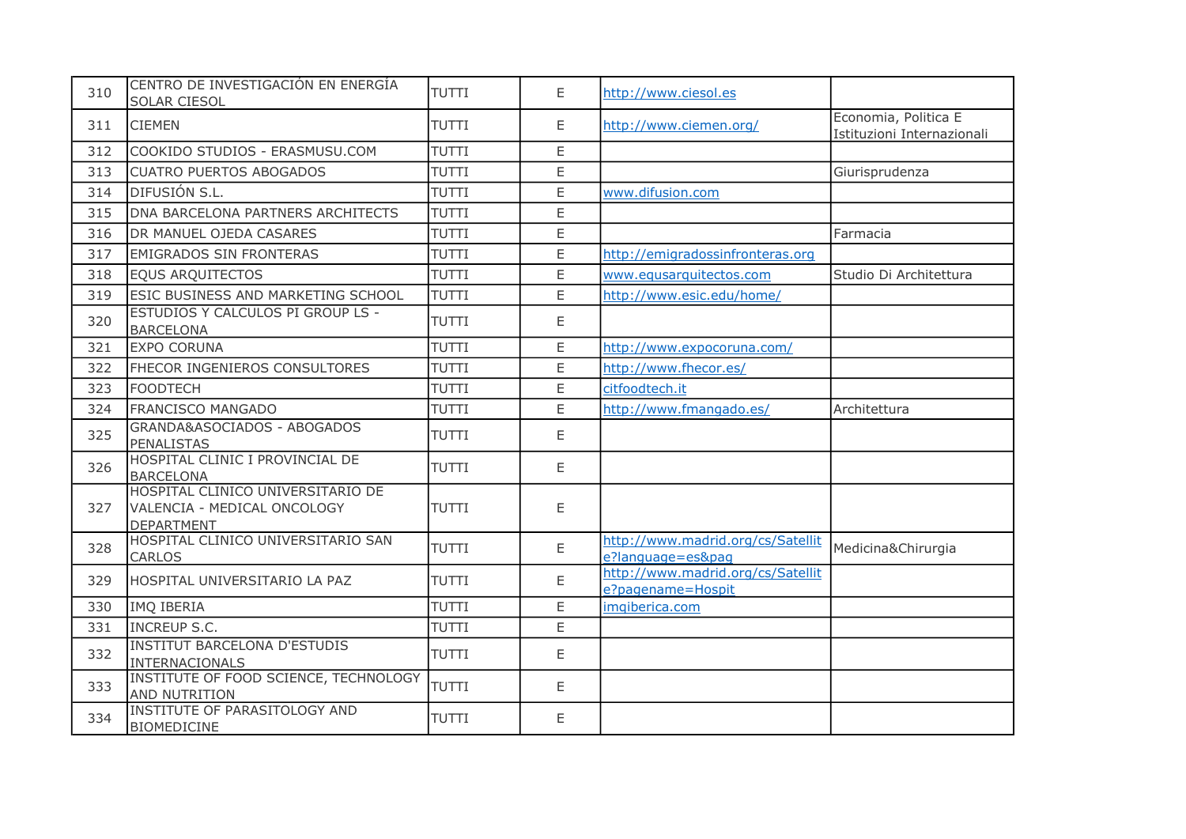| | | | | | |
|---|---|---|---|---|---|
| 310 | CENTRO DE INVESTIGACIÓN EN ENERGÍA SOLAR CIESOL | TUTTI | E | http://www.ciesol.es | |
| 311 | CIEMEN | TUTTI | E | http://www.ciemen.org/ | Economia, Politica E Istituzioni Internazionali |
| 312 | COOKIDO STUDIOS - ERASMUSU.COM | TUTTI | E | | |
| 313 | CUATRO PUERTOS ABOGADOS | TUTTI | E | | Giurisprudenza |
| 314 | DIFUSIÓN S.L. | TUTTI | E | www.difusion.com | |
| 315 | DNA BARCELONA PARTNERS ARCHITECTS | TUTTI | E | | |
| 316 | DR MANUEL OJEDA CASARES | TUTTI | E | | Farmacia |
| 317 | EMIGRADOS SIN FRONTERAS | TUTTI | E | http://emigradossinfronteras.org | |
| 318 | EQUS ARQUITECTOS | TUTTI | E | www.equsarquitectos.com | Studio Di Architettura |
| 319 | ESIC BUSINESS AND MARKETING SCHOOL | TUTTI | E | http://www.esic.edu/home/ | |
| 320 | ESTUDIOS Y CALCULOS PI GROUP LS - BARCELONA | TUTTI | E | | |
| 321 | EXPO CORUNA | TUTTI | E | http://www.expocoruna.com/ | |
| 322 | FHECOR INGENIEROS CONSULTORES | TUTTI | E | http://www.fhecor.es/ | |
| 323 | FOODTECH | TUTTI | E | citfoodtech.it | |
| 324 | FRANCISCO MANGADO | TUTTI | E | http://www.fmangado.es/ | Architettura |
| 325 | GRANDA&ASOCIADOS - ABOGADOS PENALISTAS | TUTTI | E | | |
| 326 | HOSPITAL CLINIC I PROVINCIAL DE BARCELONA | TUTTI | E | | |
| 327 | HOSPITAL CLINICO UNIVERSITARIO DE VALENCIA - MEDICAL ONCOLOGY DEPARTMENT | TUTTI | E | | |
| 328 | HOSPITAL CLINICO UNIVERSITARIO SAN CARLOS | TUTTI | E | http://www.madrid.org/cs/Satellite?language=es&pag | Medicina&Chirurgia |
| 329 | HOSPITAL UNIVERSITARIO LA PAZ | TUTTI | E | http://www.madrid.org/cs/Satellite?pagename=Hospit | |
| 330 | IMQ IBERIA | TUTTI | E | imqiberica.com | |
| 331 | INCREUP S.C. | TUTTI | E | | |
| 332 | INSTITUT BARCELONA D'ESTUDIS INTERNACIONALS | TUTTI | E | | |
| 333 | INSTITUTE OF FOOD SCIENCE, TECHNOLOGY AND NUTRITION | TUTTI | E | | |
| 334 | INSTITUTE OF PARASITOLOGY AND BIOMEDICINE | TUTTI | E | | |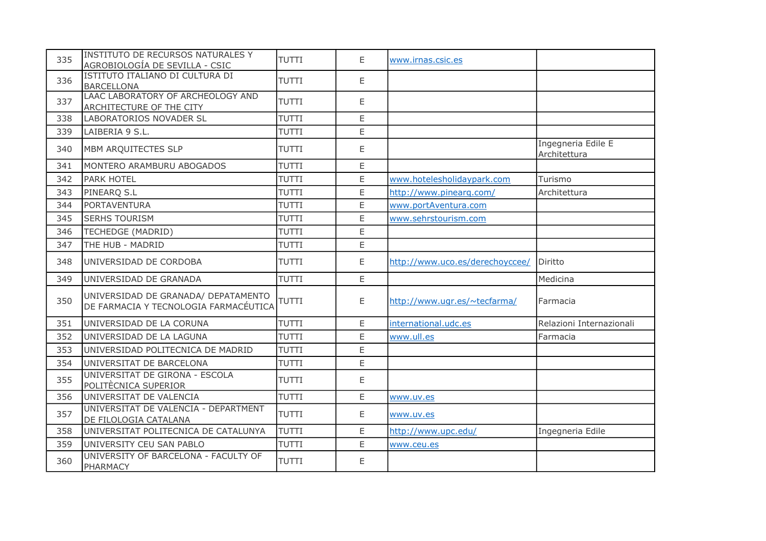| 335 | INSTITUTO DE RECURSOS NATURALES Y AGROBIOLOGÍA DE SEVILLA - CSIC | TUTTI | E | www.irnas.csic.es | |
|---|---|---|---|---|---|
| 336 | ISTITUTO ITALIANO DI CULTURA DI BARCELLONA | TUTTI | E | | |
| 337 | LAAC LABORATORY OF ARCHEOLOGY AND ARCHITECTURE OF THE CITY | TUTTI | E | | |
| 338 | LABORATORIOS NOVADER SL | TUTTI | E | | |
| 339 | LAIBERIA 9 S.L. | TUTTI | E | | |
| 340 | MBM ARQUITECTES SLP | TUTTI | E | | Ingegneria Edile E Architettura |
| 341 | MONTERO ARAMBURU ABOGADOS | TUTTI | E | | |
| 342 | PARK HOTEL | TUTTI | E | www.hotelesholidaypark.com | Turismo |
| 343 | PINEARQ S.L | TUTTI | E | http://www.pinearq.com/ | Architettura |
| 344 | PORTAVENTURA | TUTTI | E | www.portAventura.com | |
| 345 | SERHS TOURISM | TUTTI | E | www.sehrstourism.com | |
| 346 | TECHEDGE (MADRID) | TUTTI | E | | |
| 347 | THE HUB - MADRID | TUTTI | E | | |
| 348 | UNIVERSIDAD DE CORDOBA | TUTTI | E | http://www.uco.es/derechoyccee/ | Diritto |
| 349 | UNIVERSIDAD DE GRANADA | TUTTI | E | | Medicina |
| 350 | UNIVERSIDAD DE GRANADA/ DEPATAMENTO DE FARMACIA Y TECNOLOGIA FARMACÉUTICA | TUTTI | E | http://www.ugr.es/~tecfarma/ | Farmacia |
| 351 | UNIVERSIDAD DE LA CORUNA | TUTTI | E | international.udc.es | Relazioni Internazionali |
| 352 | UNIVERSIDAD DE LA LAGUNA | TUTTI | E | www.ull.es | Farmacia |
| 353 | UNIVERSIDAD POLITECNICA DE MADRID | TUTTI | E | | |
| 354 | UNIVERSITAT DE BARCELONA | TUTTI | E | | |
| 355 | UNIVERSITAT DE GIRONA - ESCOLA POLITÈCNICA SUPERIOR | TUTTI | E | | |
| 356 | UNIVERSITAT DE VALENCIA | TUTTI | E | www.uv.es | |
| 357 | UNIVERSITAT DE VALENCIA - DEPARTMENT DE FILOLOGIA CATALANA | TUTTI | E | www.uv.es | |
| 358 | UNIVERSITAT POLITECNICA DE CATALUNYA | TUTTI | E | http://www.upc.edu/ | Ingegneria Edile |
| 359 | UNIVERSITY CEU SAN PABLO | TUTTI | E | www.ceu.es | |
| 360 | UNIVERSITY OF BARCELONA - FACULTY OF PHARMACY | TUTTI | E | | |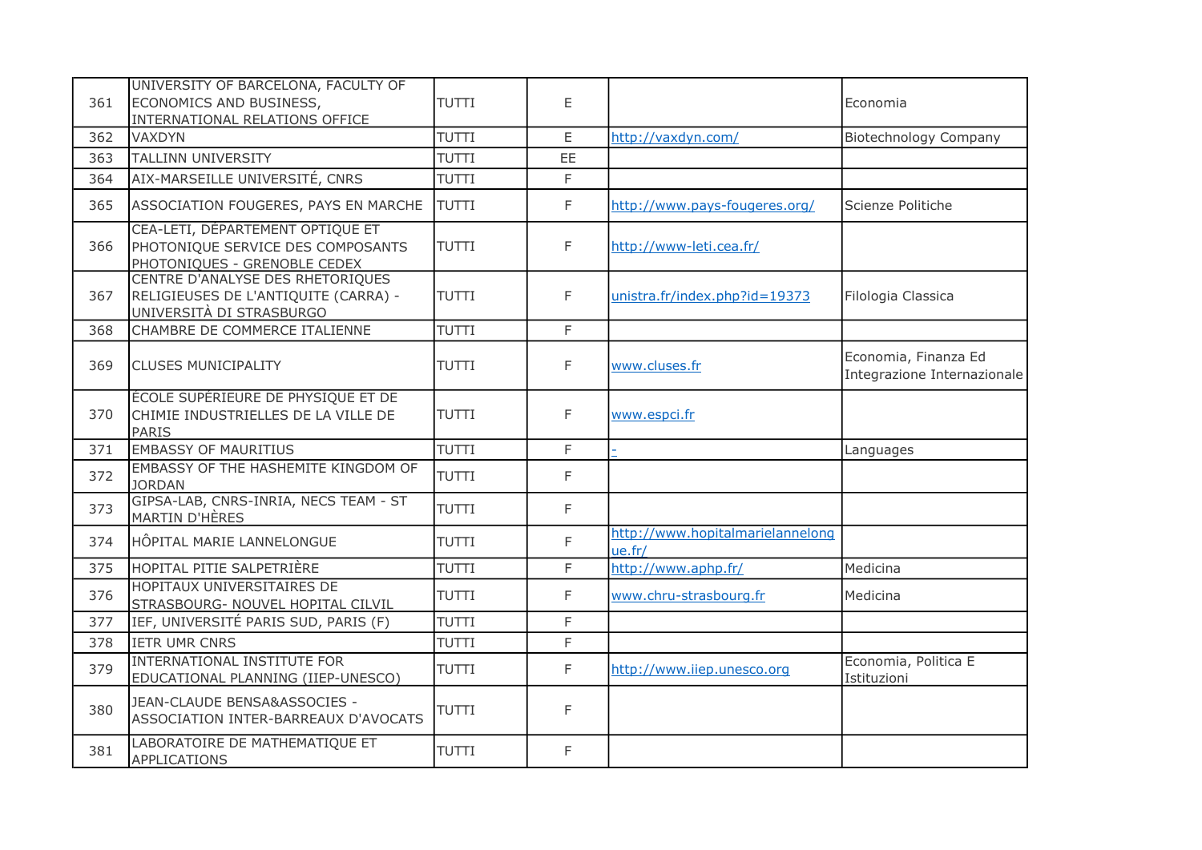| | | | | | |
|---|---|---|---|---|---|
| 361 | UNIVERSITY OF BARCELONA, FACULTY OF ECONOMICS AND BUSINESS, INTERNATIONAL RELATIONS OFFICE | TUTTI | E | | Economia |
| 362 | VAXDYN | TUTTI | E | http://vaxdyn.com/ | Biotechnology Company |
| 363 | TALLINN UNIVERSITY | TUTTI | EE | | |
| 364 | AIX-MARSEILLE UNIVERSITÉ, CNRS | TUTTI | F | | |
| 365 | ASSOCIATION FOUGERES, PAYS EN MARCHE | TUTTI | F | http://www.pays-fougeres.org/ | Scienze Politiche |
| 366 | CEA-LETI, DÉPARTEMENT OPTIQUE ET PHOTONIQUE SERVICE DES COMPOSANTS PHOTONIQUES - GRENOBLE CEDEX | TUTTI | F | http://www-leti.cea.fr/ | |
| 367 | CENTRE D'ANALYSE DES RHETORIQUES RELIGIEUSES DE L'ANTIQUITE (CARRA) - UNIVERSITÀ DI STRASBURGO | TUTTI | F | unistra.fr/index.php?id=19373 | Filologia Classica |
| 368 | CHAMBRE DE COMMERCE ITALIENNE | TUTTI | F | | |
| 369 | CLUSES MUNICIPALITY | TUTTI | F | www.cluses.fr | Economia, Finanza Ed Integrazione Internazionale |
| 370 | ÉCOLE SUPÉRIEURE DE PHYSIQUE ET DE CHIMIE INDUSTRIELLES DE LA VILLE DE PARIS | TUTTI | F | www.espci.fr | |
| 371 | EMBASSY OF MAURITIUS | TUTTI | F | - | Languages |
| 372 | EMBASSY OF THE HASHEMITE KINGDOM OF JORDAN | TUTTI | F | | |
| 373 | GIPSA-LAB, CNRS-INRIA, NECS TEAM - ST MARTIN D'HÈRES | TUTTI | F | | |
| 374 | HÔPITAL MARIE LANNELONGUE | TUTTI | F | http://www.hopitalmarielannelongue.fr/ | |
| 375 | HOPITAL PITIE SALPETRIÈRE | TUTTI | F | http://www.aphp.fr/ | Medicina |
| 376 | HOPITAUX UNIVERSITAIRES DE STRASBOURG- NOUVEL HOPITAL CILVIL | TUTTI | F | www.chru-strasbourg.fr | Medicina |
| 377 | IEF, UNIVERSITÉ PARIS SUD, PARIS (F) | TUTTI | F | | |
| 378 | IETR UMR CNRS | TUTTI | F | | |
| 379 | INTERNATIONAL INSTITUTE FOR EDUCATIONAL PLANNING (IIEP-UNESCO) | TUTTI | F | http://www.iiep.unesco.org | Economia, Politica E Istituzioni |
| 380 | JEAN-CLAUDE BENSA&ASSOCIES - ASSOCIATION INTER-BARREAUX D'AVOCATS | TUTTI | F | | |
| 381 | LABORATOIRE DE MATHEMATIQUE ET APPLICATIONS | TUTTI | F | | |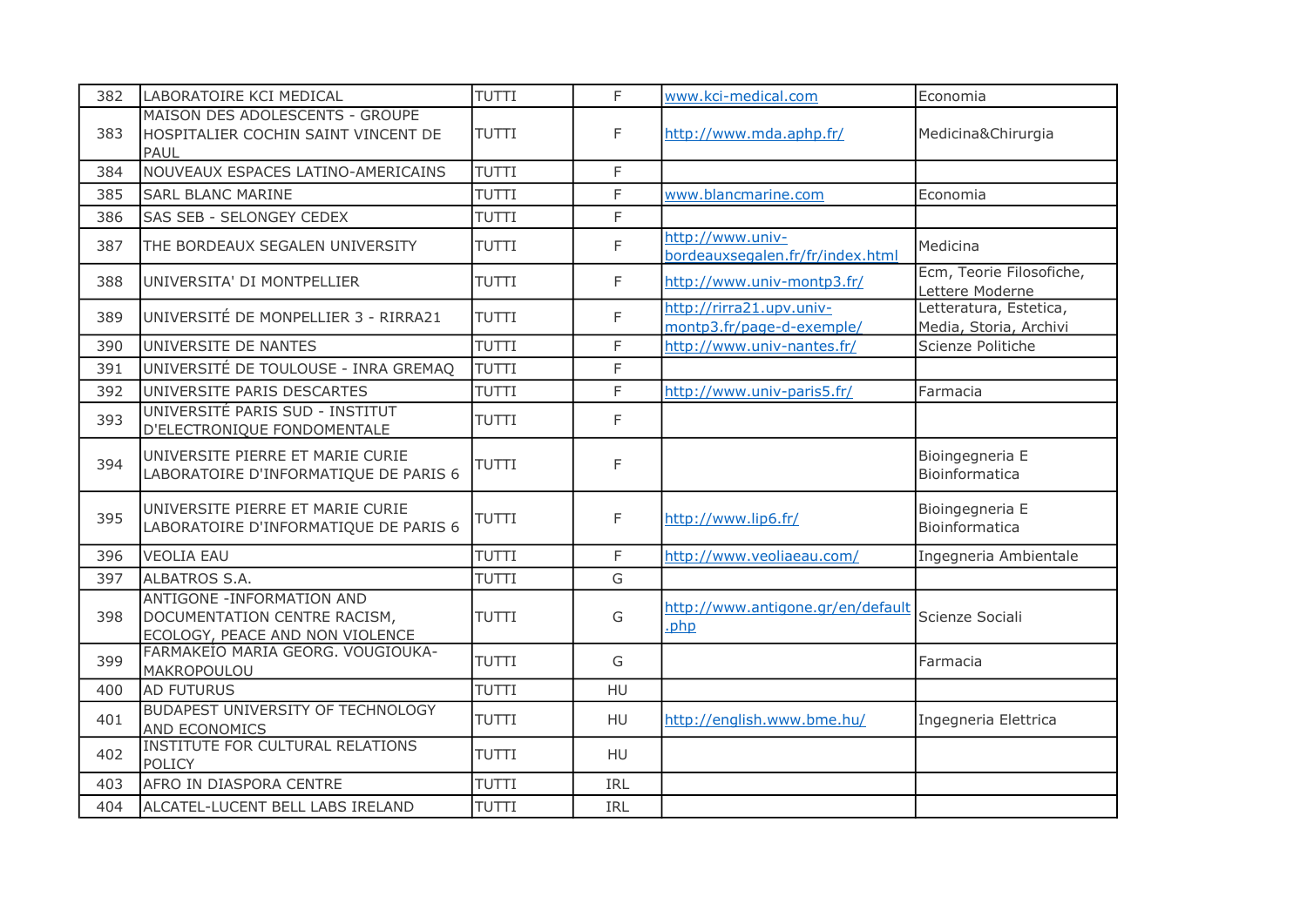| 382 | LABORATOIRE KCI MEDICAL | TUTTI | F | www.kci-medical.com | Economia |
|---|---|---|---|---|---|
| 383 | MAISON DES ADOLESCENTS - GROUPE HOSPITALIER COCHIN SAINT VINCENT DE PAUL | TUTTI | F | http://www.mda.aphp.fr/ | Medicina&Chirurgia |
| 384 | NOUVEAUX ESPACES LATINO-AMERICAINS | TUTTI | F | | |
| 385 | SARL BLANC MARINE | TUTTI | F | www.blancmarine.com | Economia |
| 386 | SAS SEB - SELONGEY CEDEX | TUTTI | F | | |
| 387 | THE BORDEAUX SEGALEN UNIVERSITY | TUTTI | F | http://www.univ-bordeauxsegalen.fr/fr/index.html | Medicina |
| 388 | UNIVERSITA' DI MONTPELLIER | TUTTI | F | http://www.univ-montp3.fr/ | Ecm, Teorie Filosofiche, Lettere Moderne |
| 389 | UNIVERSITÉ DE MONPELLIER 3 - RIRRA21 | TUTTI | F | http://rirra21.upv.univ-montp3.fr/page-d-exemple/ | Letteratura, Estetica, Media, Storia, Archivi |
| 390 | UNIVERSITE DE NANTES | TUTTI | F | http://www.univ-nantes.fr/ | Scienze Politiche |
| 391 | UNIVERSITÉ DE TOULOUSE - INRA GREMAQ | TUTTI | F | | |
| 392 | UNIVERSITE PARIS DESCARTES | TUTTI | F | http://www.univ-paris5.fr/ | Farmacia |
| 393 | UNIVERSITÉ PARIS SUD - INSTITUT D'ELECTRONIQUE FONDOMENTALE | TUTTI | F | | |
| 394 | UNIVERSITE PIERRE ET MARIE CURIE LABORATOIRE D'INFORMATIQUE DE PARIS 6 | TUTTI | F | | Bioingegneria E Bioinformatica |
| 395 | UNIVERSITE PIERRE ET MARIE CURIE LABORATOIRE D'INFORMATIQUE DE PARIS 6 | TUTTI | F | http://www.lip6.fr/ | Bioingegneria E Bioinformatica |
| 396 | VEOLIA EAU | TUTTI | F | http://www.veoliaeau.com/ | Ingegneria Ambientale |
| 397 | ALBATROS S.A. | TUTTI | G | | |
| 398 | ANTIGONE -INFORMATION AND DOCUMENTATION CENTRE RACISM, ECOLOGY, PEACE AND NON VIOLENCE | TUTTI | G | http://www.antigone.gr/en/default.php | Scienze Sociali |
| 399 | FARMAKEÍO MARIA GEORG. VOUGIOUKA-MAKROPOULOU | TUTTI | G | | Farmacia |
| 400 | AD FUTURUS | TUTTI | HU | | |
| 401 | BUDAPEST UNIVERSITY OF TECHNOLOGY AND ECONOMICS | TUTTI | HU | http://english.www.bme.hu/ | Ingegneria Elettrica |
| 402 | INSTITUTE FOR CULTURAL RELATIONS POLICY | TUTTI | HU | | |
| 403 | AFRO IN DIASPORA CENTRE | TUTTI | IRL | | |
| 404 | ALCATEL-LUCENT BELL LABS IRELAND | TUTTI | IRL | | |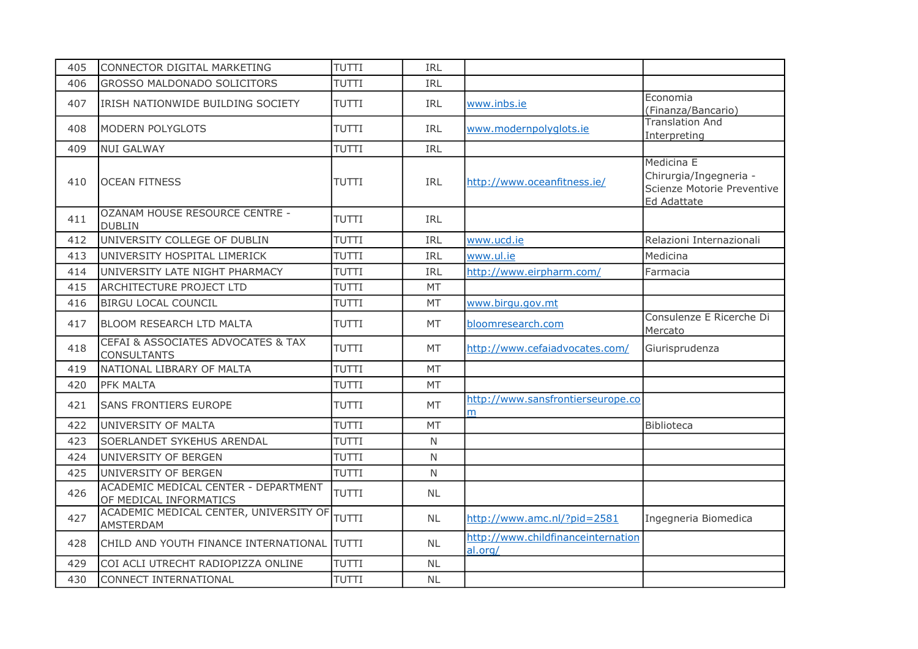| | | | | | |
|---|---|---|---|---|---|
| 405 | CONNECTOR DIGITAL MARKETING | TUTTI | IRL | | |
| 406 | GROSSO MALDONADO SOLICITORS | TUTTI | IRL | | |
| 407 | IRISH NATIONWIDE BUILDING SOCIETY | TUTTI | IRL | www.inbs.ie | Economia (Finanza/Bancario) |
| 408 | MODERN POLYGLOTS | TUTTI | IRL | www.modernpolyglots.ie | Translation And Interpreting |
| 409 | NUI GALWAY | TUTTI | IRL | | |
| 410 | OCEAN FITNESS | TUTTI | IRL | http://www.oceanfitness.ie/ | Medicina E Chirurgia/Ingegneria - Scienze Motorie Preventive Ed Adattate |
| 411 | OZANAM HOUSE RESOURCE CENTRE - DUBLIN | TUTTI | IRL | | |
| 412 | UNIVERSITY COLLEGE OF DUBLIN | TUTTI | IRL | www.ucd.ie | Relazioni Internazionali |
| 413 | UNIVERSITY HOSPITAL LIMERICK | TUTTI | IRL | www.ul.ie | Medicina |
| 414 | UNIVERSITY LATE NIGHT PHARMACY | TUTTI | IRL | http://www.eirpharm.com/ | Farmacia |
| 415 | ARCHITECTURE PROJECT LTD | TUTTI | MT | | |
| 416 | BIRGU LOCAL COUNCIL | TUTTI | MT | www.birgu.gov.mt | |
| 417 | BLOOM RESEARCH LTD MALTA | TUTTI | MT | bloomresearch.com | Consulenze E Ricerche Di Mercato |
| 418 | CEFAI & ASSOCIATES ADVOCATES & TAX CONSULTANTS | TUTTI | MT | http://www.cefaiadvocates.com/ | Giurisprudenza |
| 419 | NATIONAL LIBRARY OF MALTA | TUTTI | MT | | |
| 420 | PFK MALTA | TUTTI | MT | | |
| 421 | SANS FRONTIERS EUROPE | TUTTI | MT | http://www.sansfrontierseurope.com | |
| 422 | UNIVERSITY OF MALTA | TUTTI | MT | | Biblioteca |
| 423 | SOERLANDET SYKEHUS ARENDAL | TUTTI | N | | |
| 424 | UNIVERSITY OF BERGEN | TUTTI | N | | |
| 425 | UNIVERSITY OF BERGEN | TUTTI | N | | |
| 426 | ACADEMIC MEDICAL CENTER - DEPARTMENT OF MEDICAL INFORMATICS | TUTTI | NL | | |
| 427 | ACADEMIC MEDICAL CENTER, UNIVERSITY OF AMSTERDAM | TUTTI | NL | http://www.amc.nl/?pid=2581 | Ingegneria Biomedica |
| 428 | CHILD AND YOUTH FINANCE INTERNATIONAL | TUTTI | NL | http://www.childfinanceinternational.org/ | |
| 429 | COI ACLI UTRECHT RADIOPIZZA ONLINE | TUTTI | NL | | |
| 430 | CONNECT INTERNATIONAL | TUTTI | NL | | |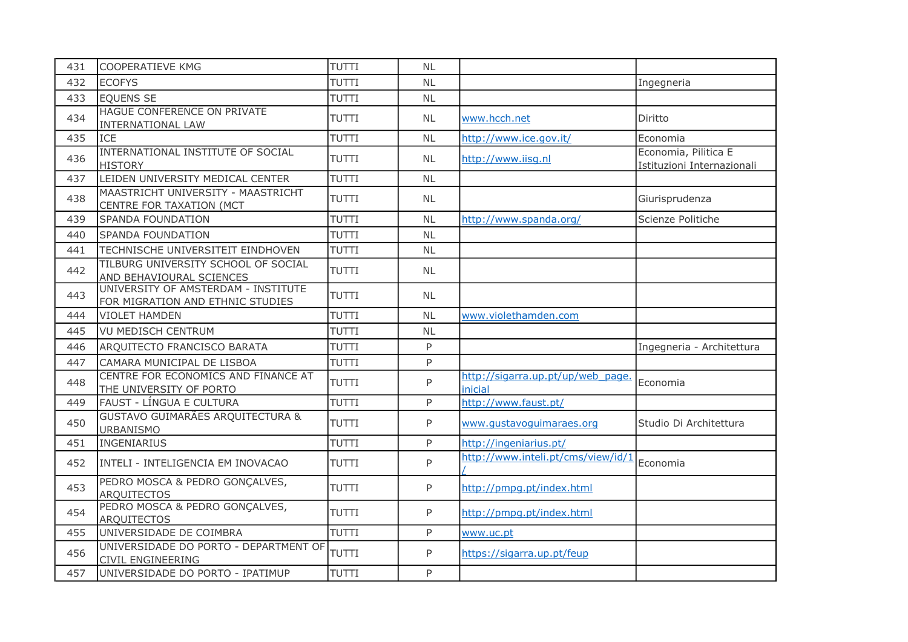| 431 | COOPERATIEVE KMG | TUTTI | NL | | |
|---|---|---|---|---|---|
| 432 | ECOFYS | TUTTI | NL | | Ingegneria |
| 433 | EQUENS SE | TUTTI | NL | | |
| 434 | HAGUE CONFERENCE ON PRIVATE INTERNATIONAL LAW | TUTTI | NL | www.hcch.net | Diritto |
| 435 | ICE | TUTTI | NL | http://www.ice.gov.it/ | Economia |
| 436 | INTERNATIONAL INSTITUTE OF SOCIAL HISTORY | TUTTI | NL | http://www.iisg.nl | Economia, Pilitica E Istituzioni Internazionali |
| 437 | LEIDEN UNIVERSITY MEDICAL CENTER | TUTTI | NL | | |
| 438 | MAASTRICHT UNIVERSITY - MAASTRICHT CENTRE FOR TAXATION (MCT | TUTTI | NL | | Giurisprudenza |
| 439 | SPANDA FOUNDATION | TUTTI | NL | http://www.spanda.org/ | Scienze Politiche |
| 440 | SPANDA FOUNDATION | TUTTI | NL | | |
| 441 | TECHNISCHE UNIVERSITEIT EINDHOVEN | TUTTI | NL | | |
| 442 | TILBURG UNIVERSITY SCHOOL OF SOCIAL AND BEHAVIOURAL SCIENCES | TUTTI | NL | | |
| 443 | UNIVERSITY OF AMSTERDAM - INSTITUTE FOR MIGRATION AND ETHNIC STUDIES | TUTTI | NL | | |
| 444 | VIOLET HAMDEN | TUTTI | NL | www.violethamden.com | |
| 445 | VU MEDISCH CENTRUM | TUTTI | NL | | |
| 446 | ARQUITECTO FRANCISCO BARATA | TUTTI | P | | Ingegneria - Architettura |
| 447 | CAMARA MUNICIPAL DE LISBOA | TUTTI | P | | |
| 448 | CENTRE FOR ECONOMICS AND FINANCE AT THE UNIVERSITY OF PORTO | TUTTI | P | http://sigarra.up.pt/up/web_page.inicial | Economia |
| 449 | FAUST - LÍNGUA E CULTURA | TUTTI | P | http://www.faust.pt/ | |
| 450 | GUSTAVO GUIMARÃES ARQUITECTURA & URBANISMO | TUTTI | P | www.gustavoguimaraes.org | Studio Di Architettura |
| 451 | INGENIARIUS | TUTTI | P | http://ingeniarius.pt/ | |
| 452 | INTELI - INTELIGENCIA EM INOVACAO | TUTTI | P | http://www.inteli.pt/cms/view/id/1/ | Economia |
| 453 | PEDRO MOSCA & PEDRO GONÇALVES, ARQUITECTOS | TUTTI | P | http://pmpg.pt/index.html | |
| 454 | PEDRO MOSCA & PEDRO GONÇALVES, ARQUITECTOS | TUTTI | P | http://pmpg.pt/index.html | |
| 455 | UNIVERSIDADE DE COIMBRA | TUTTI | P | www.uc.pt | |
| 456 | UNIVERSIDADE DO PORTO - DEPARTMENT OF CIVIL ENGINEERING | TUTTI | P | https://sigarra.up.pt/feup | |
| 457 | UNIVERSIDADE DO PORTO - IPATIMUP | TUTTI | P | | |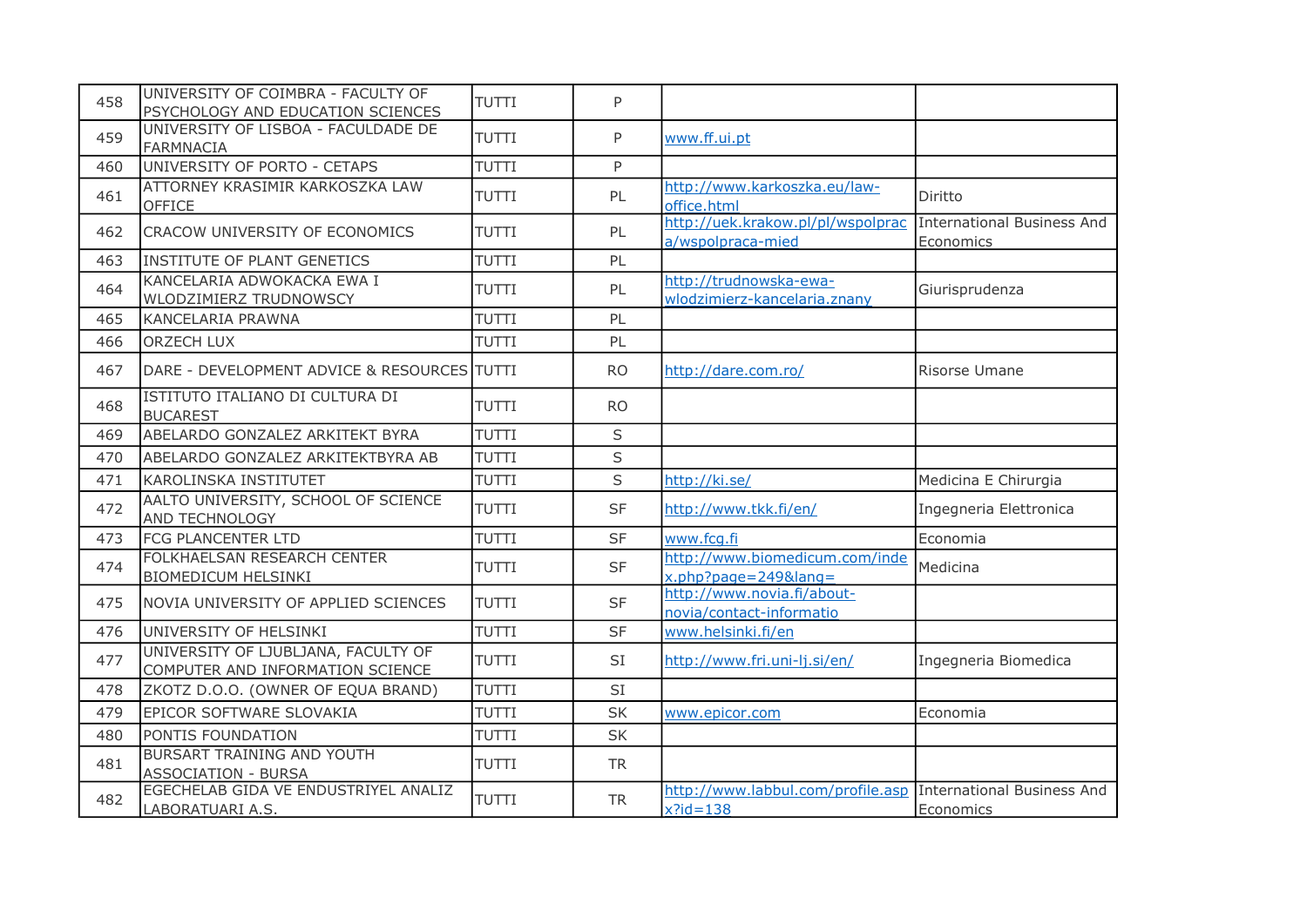| 458 | UNIVERSITY OF COIMBRA - FACULTY OF PSYCHOLOGY AND EDUCATION SCIENCES | TUTTI | P | | |
|---|---|---|---|---|---|
| 459 | UNIVERSITY OF LISBOA - FACULDADE DE FARMNACIA | TUTTI | P | www.ff.ui.pt | |
| 460 | UNIVERSITY OF PORTO - CETAPS | TUTTI | P | | |
| 461 | ATTORNEY KRASIMIR KARKOSZKA LAW OFFICE | TUTTI | PL | http://www.karkoszka.eu/law-office.html | Diritto |
| 462 | CRACOW UNIVERSITY OF ECONOMICS | TUTTI | PL | http://uek.krakow.pl/pl/wspolpraca/wspolpraca-mied | International Business And Economics |
| 463 | INSTITUTE OF PLANT GENETICS | TUTTI | PL | | |
| 464 | KANCELARIA ADWOKACKA EWA I WLODZIMIERZ TRUDNOWSCY | TUTTI | PL | http://trudnowska-ewa-wlodzimierz-kancelaria.znany | Giurisprudenza |
| 465 | KANCELARIA PRAWNA | TUTTI | PL | | |
| 466 | ORZECH LUX | TUTTI | PL | | |
| 467 | DARE - DEVELOPMENT ADVICE & RESOURCES | TUTTI | RO | http://dare.com.ro/ | Risorse Umane |
| 468 | ISTITUTO ITALIANO DI CULTURA DI BUCAREST | TUTTI | RO | | |
| 469 | ABELARDO GONZALEZ ARKITEKT BYRA | TUTTI | S | | |
| 470 | ABELARDO GONZALEZ ARKITEKTBYRA AB | TUTTI | S | | |
| 471 | KAROLINSKA INSTITUTET | TUTTI | S | http://ki.se/ | Medicina E Chirurgia |
| 472 | AALTO UNIVERSITY, SCHOOL OF SCIENCE AND TECHNOLOGY | TUTTI | SF | http://www.tkk.fi/en/ | Ingegneria Elettronica |
| 473 | FCG PLANCENTER LTD | TUTTI | SF | www.fcg.fi | Economia |
| 474 | FOLKHAELSAN RESEARCH CENTER BIOMEDICUM HELSINKI | TUTTI | SF | http://www.biomedicum.com/index.php?page=249&lang= | Medicina |
| 475 | NOVIA UNIVERSITY OF APPLIED SCIENCES | TUTTI | SF | http://www.novia.fi/about-novia/contact-informatio | |
| 476 | UNIVERSITY OF HELSINKI | TUTTI | SF | www.helsinki.fi/en | |
| 477 | UNIVERSITY OF LJUBLJANA, FACULTY OF COMPUTER AND INFORMATION SCIENCE | TUTTI | SI | http://www.fri.uni-lj.si/en/ | Ingegneria Biomedica |
| 478 | ZKOTZ D.O.O. (OWNER OF EQUA BRAND) | TUTTI | SI | | |
| 479 | EPICOR SOFTWARE SLOVAKIA | TUTTI | SK | www.epicor.com | Economia |
| 480 | PONTIS FOUNDATION | TUTTI | SK | | |
| 481 | BURSART TRAINING AND YOUTH ASSOCIATION - BURSA | TUTTI | TR | | |
| 482 | EGECHELAB GIDA VE ENDUSTRIYEL ANALIZ LABORATUARI A.S. | TUTTI | TR | http://www.labbul.com/profile.aspx?id=138 | International Business And Economics |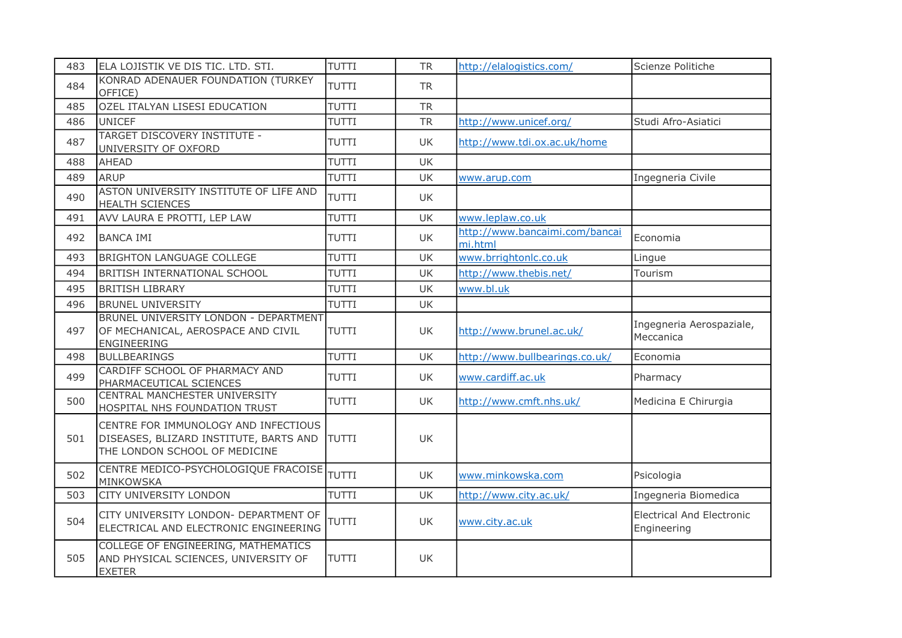| 483 | ELA LOJISTIK VE DIS TIC. LTD. STI. | TUTTI | TR | http://elalogistics.com/ | Scienze Politiche |
|---|---|---|---|---|---|
| 484 | KONRAD ADENAUER FOUNDATION (TURKEY OFFICE) | TUTTI | TR | | |
| 485 | OZEL ITALYAN LISESI EDUCATION | TUTTI | TR | | |
| 486 | UNICEF | TUTTI | TR | http://www.unicef.org/ | Studi Afro-Asiatici |
| 487 | TARGET DISCOVERY INSTITUTE - UNIVERSITY OF OXFORD | TUTTI | UK | http://www.tdi.ox.ac.uk/home | |
| 488 | AHEAD | TUTTI | UK | | |
| 489 | ARUP | TUTTI | UK | www.arup.com | Ingegneria Civile |
| 490 | ASTON UNIVERSITY INSTITUTE OF LIFE AND HEALTH SCIENCES | TUTTI | UK | | |
| 491 | AVV LAURA E PROTTI, LEP LAW | TUTTI | UK | www.leplaw.co.uk | |
| 492 | BANCA IMI | TUTTI | UK | http://www.bancaimi.com/bancaimi.html | Economia |
| 493 | BRIGHTON LANGUAGE COLLEGE | TUTTI | UK | www.brrightonlc.co.uk | Lingue |
| 494 | BRITISH INTERNATIONAL SCHOOL | TUTTI | UK | http://www.thebis.net/ | Tourism |
| 495 | BRITISH LIBRARY | TUTTI | UK | www.bl.uk | |
| 496 | BRUNEL UNIVERSITY | TUTTI | UK | | |
| 497 | BRUNEL UNIVERSITY LONDON - DEPARTMENT OF MECHANICAL, AEROSPACE AND CIVIL ENGINEERING | TUTTI | UK | http://www.brunel.ac.uk/ | Ingegneria Aerospaziale, Meccanica |
| 498 | BULLBEARINGS | TUTTI | UK | http://www.bullbearings.co.uk/ | Economia |
| 499 | CARDIFF SCHOOL OF PHARMACY AND PHARMACEUTICAL SCIENCES | TUTTI | UK | www.cardiff.ac.uk | Pharmacy |
| 500 | CENTRAL MANCHESTER UNIVERSITY HOSPITAL NHS FOUNDATION TRUST | TUTTI | UK | http://www.cmft.nhs.uk/ | Medicina E Chirurgia |
| 501 | CENTRE FOR IMMUNOLOGY AND INFECTIOUS DISEASES, BLIZARD INSTITUTE, BARTS AND THE LONDON SCHOOL OF MEDICINE | TUTTI | UK | | |
| 502 | CENTRE MEDICO-PSYCHOLOGIQUE FRACOISE MINKOWSKA | TUTTI | UK | www.minkowska.com | Psicologia |
| 503 | CITY UNIVERSITY LONDON | TUTTI | UK | http://www.city.ac.uk/ | Ingegneria Biomedica |
| 504 | CITY UNIVERSITY LONDON- DEPARTMENT OF ELECTRICAL AND ELECTRONIC ENGINEERING | TUTTI | UK | www.city.ac.uk | Electrical And Electronic Engineering |
| 505 | COLLEGE OF ENGINEERING, MATHEMATICS AND PHYSICAL SCIENCES, UNIVERSITY OF EXETER | TUTTI | UK | | |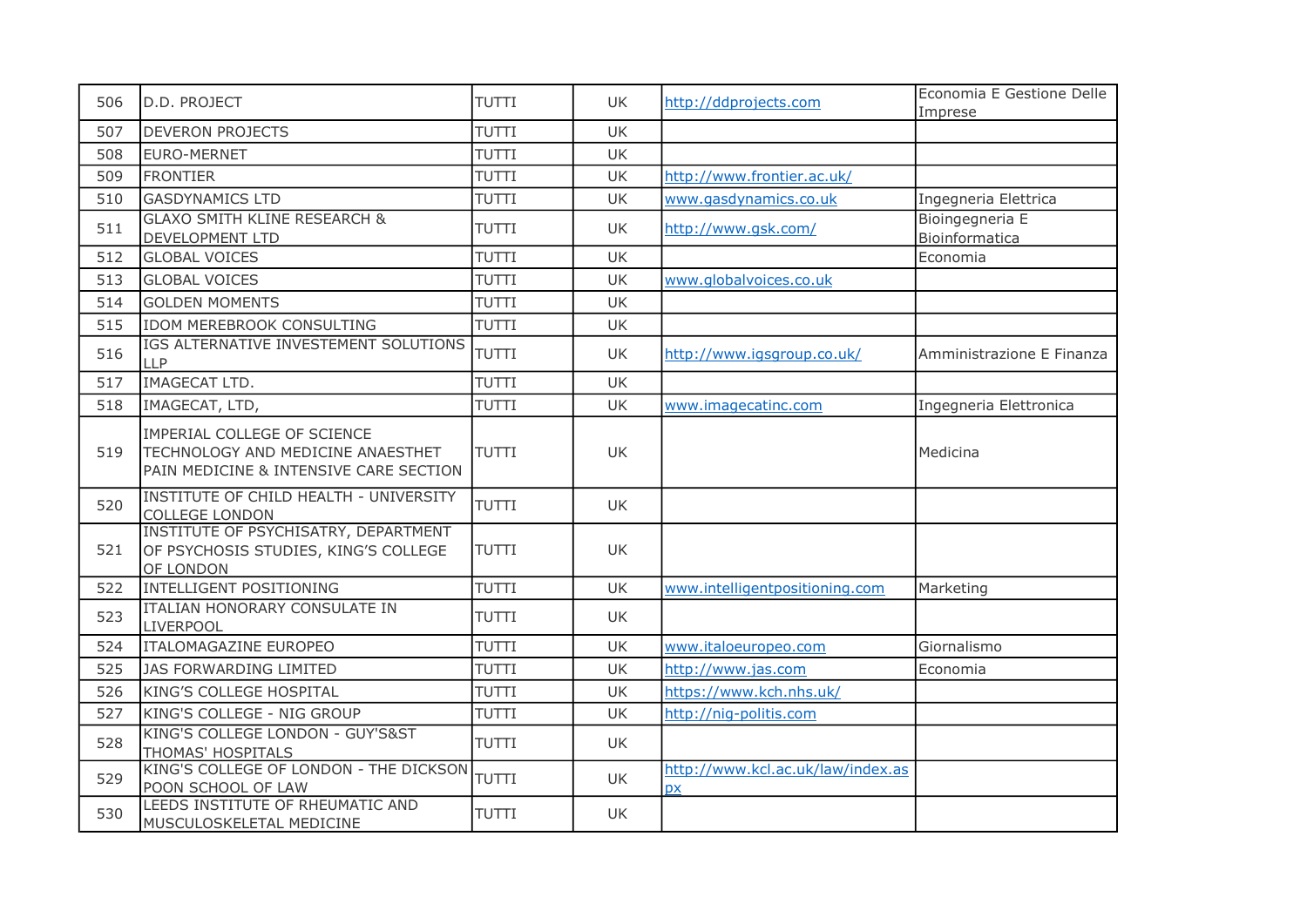| | | | | | |
|---|---|---|---|---|---|
| 506 | D.D. PROJECT | TUTTI | UK | http://ddprojects.com | Economia E Gestione Delle Imprese |
| 507 | DEVERON PROJECTS | TUTTI | UK | | |
| 508 | EURO-MERNET | TUTTI | UK | | |
| 509 | FRONTIER | TUTTI | UK | http://www.frontier.ac.uk/ | |
| 510 | GASDYNAMICS LTD | TUTTI | UK | www.gasdynamics.co.uk | Ingegneria Elettrica |
| 511 | GLAXO SMITH KLINE RESEARCH & DEVELOPMENT LTD | TUTTI | UK | http://www.gsk.com/ | Bioingegneria E Bioinformatica |
| 512 | GLOBAL VOICES | TUTTI | UK | | Economia |
| 513 | GLOBAL VOICES | TUTTI | UK | www.globalvoices.co.uk | |
| 514 | GOLDEN MOMENTS | TUTTI | UK | | |
| 515 | IDOM MEREBROOK CONSULTING | TUTTI | UK | | |
| 516 | IGS ALTERNATIVE INVESTEMENT SOLUTIONS LLP | TUTTI | UK | http://www.igsgroup.co.uk/ | Amministrazione E Finanza |
| 517 | IMAGECAT LTD. | TUTTI | UK | | |
| 518 | IMAGECAT, LTD, | TUTTI | UK | www.imagecatinc.com | Ingegneria Elettronica |
| 519 | IMPERIAL COLLEGE OF SCIENCE TECHNOLOGY AND MEDICINE ANAESTHET PAIN MEDICINE & INTENSIVE CARE SECTION | TUTTI | UK | | Medicina |
| 520 | INSTITUTE OF CHILD HEALTH - UNIVERSITY COLLEGE LONDON | TUTTI | UK | | |
| 521 | INSTITUTE OF PSYCHISATRY, DEPARTMENT OF PSYCHOSIS STUDIES, KING'S COLLEGE OF LONDON | TUTTI | UK | | |
| 522 | INTELLIGENT POSITIONING | TUTTI | UK | www.intelligentpositioning.com | Marketing |
| 523 | ITALIAN HONORARY CONSULATE IN LIVERPOOL | TUTTI | UK | | |
| 524 | ITALOMAGAZINE EUROPEO | TUTTI | UK | www.italoeuropeo.com | Giornalismo |
| 525 | JAS FORWARDING LIMITED | TUTTI | UK | http://www.jas.com | Economia |
| 526 | KING'S COLLEGE HOSPITAL | TUTTI | UK | https://www.kch.nhs.uk/ | |
| 527 | KING'S COLLEGE - NIG GROUP | TUTTI | UK | http://nig-politis.com | |
| 528 | KING'S COLLEGE LONDON - GUY'S&ST THOMAS' HOSPITALS | TUTTI | UK | | |
| 529 | KING'S COLLEGE OF LONDON - THE DICKSON POON SCHOOL OF LAW | TUTTI | UK | http://www.kcl.ac.uk/law/index.aspx | |
| 530 | LEEDS INSTITUTE OF RHEUMATIC AND MUSCULOSKELETAL MEDICINE | TUTTI | UK | | |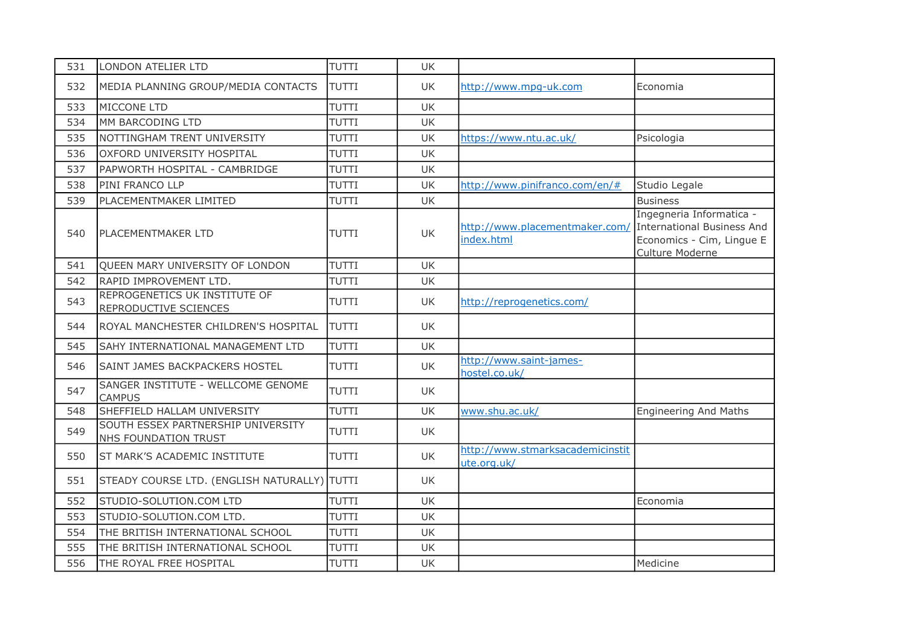| 531 | LONDON ATELIER LTD | TUTTI | UK | | |
|---|---|---|---|---|---|
| 532 | MEDIA PLANNING GROUP/MEDIA CONTACTS | TUTTI | UK | http://www.mpg-uk.com | Economia |
| 533 | MICCONE LTD | TUTTI | UK | | |
| 534 | MM BARCODING LTD | TUTTI | UK | | |
| 535 | NOTTINGHAM TRENT UNIVERSITY | TUTTI | UK | https://www.ntu.ac.uk/ | Psicologia |
| 536 | OXFORD UNIVERSITY HOSPITAL | TUTTI | UK | | |
| 537 | PAPWORTH HOSPITAL - CAMBRIDGE | TUTTI | UK | | |
| 538 | PINI FRANCO LLP | TUTTI | UK | http://www.pinifranco.com/en/# | Studio Legale |
| 539 | PLACEMENTMAKER LIMITED | TUTTI | UK | | Business |
| 540 | PLACEMENTMAKER LTD | TUTTI | UK | http://www.placementmaker.com/index.html | Ingegneria Informatica - International Business And Economics - Cim, Lingue E Culture Moderne |
| 541 | QUEEN MARY UNIVERSITY OF LONDON | TUTTI | UK | | |
| 542 | RAPID IMPROVEMENT LTD. | TUTTI | UK | | |
| 543 | REPROGENETICS UK INSTITUTE OF REPRODUCTIVE SCIENCES | TUTTI | UK | http://reprogenetics.com/ | |
| 544 | ROYAL MANCHESTER CHILDREN'S HOSPITAL | TUTTI | UK | | |
| 545 | SAHY INTERNATIONAL MANAGEMENT LTD | TUTTI | UK | | |
| 546 | SAINT JAMES BACKPACKERS HOSTEL | TUTTI | UK | http://www.saint-james-hostel.co.uk/ | |
| 547 | SANGER INSTITUTE - WELLCOME GENOME CAMPUS | TUTTI | UK | | |
| 548 | SHEFFIELD HALLAM UNIVERSITY | TUTTI | UK | www.shu.ac.uk/ | Engineering And Maths |
| 549 | SOUTH ESSEX PARTNERSHIP UNIVERSITY NHS FOUNDATION TRUST | TUTTI | UK | | |
| 550 | ST MARK'S ACADEMIC INSTITUTE | TUTTI | UK | http://www.stmarksacademicinstitute.org.uk/ | |
| 551 | STEADY COURSE LTD. (ENGLISH NATURALLY) | TUTTI | UK | | |
| 552 | STUDIO-SOLUTION.COM LTD | TUTTI | UK | | Economia |
| 553 | STUDIO-SOLUTION.COM LTD. | TUTTI | UK | | |
| 554 | THE BRITISH INTERNATIONAL SCHOOL | TUTTI | UK | | |
| 555 | THE BRITISH INTERNATIONAL SCHOOL | TUTTI | UK | | |
| 556 | THE ROYAL FREE HOSPITAL | TUTTI | UK | | Medicine |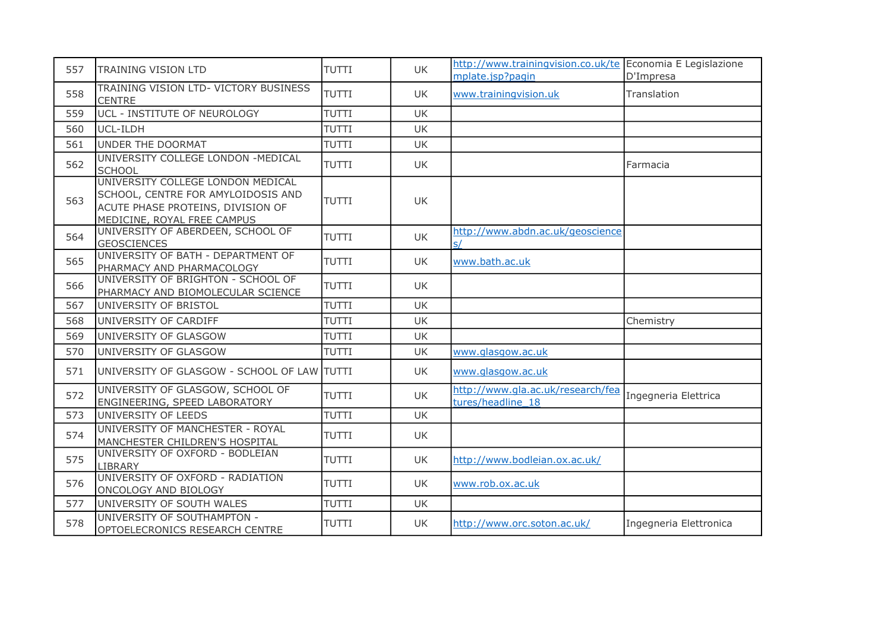| 557 | TRAINING VISION LTD | TUTTI | UK | http://www.trainingvision.co.uk/template.jsp?pagin | Economia E Legislazione D'Impresa |
|---|---|---|---|---|---|
| 558 | TRAINING VISION LTD- VICTORY BUSINESS CENTRE | TUTTI | UK | www.trainingvision.uk | Translation |
| 559 | UCL - INSTITUTE OF NEUROLOGY | TUTTI | UK | | |
| 560 | UCL-ILDH | TUTTI | UK | | |
| 561 | UNDER THE DOORMAT | TUTTI | UK | | |
| 562 | UNIVERSITY COLLEGE LONDON -MEDICAL SCHOOL | TUTTI | UK | | Farmacia |
| 563 | UNIVERSITY COLLEGE LONDON MEDICAL SCHOOL, CENTRE FOR AMYLOIDOSIS AND ACUTE PHASE PROTEINS, DIVISION OF MEDICINE, ROYAL FREE CAMPUS | TUTTI | UK | | |
| 564 | UNIVERSITY OF ABERDEEN, SCHOOL OF GEOSCIENCES | TUTTI | UK | http://www.abdn.ac.uk/geosciences/ | |
| 565 | UNIVERSITY OF BATH - DEPARTMENT OF PHARMACY AND PHARMACOLOGY | TUTTI | UK | www.bath.ac.uk | |
| 566 | UNIVERSITY OF BRIGHTON - SCHOOL OF PHARMACY AND BIOMOLECULAR SCIENCE | TUTTI | UK | | |
| 567 | UNIVERSITY OF BRISTOL | TUTTI | UK | | |
| 568 | UNIVERSITY OF CARDIFF | TUTTI | UK | | Chemistry |
| 569 | UNIVERSITY OF GLASGOW | TUTTI | UK | | |
| 570 | UNIVERSITY OF GLASGOW | TUTTI | UK | www.glasgow.ac.uk | |
| 571 | UNIVERSITY OF GLASGOW - SCHOOL OF LAW | TUTTI | UK | www.glasgow.ac.uk | |
| 572 | UNIVERSITY OF GLASGOW, SCHOOL OF ENGINEERING, SPEED LABORATORY | TUTTI | UK | http://www.gla.ac.uk/research/features/headline_18 | Ingegneria Elettrica |
| 573 | UNIVERSITY OF LEEDS | TUTTI | UK | | |
| 574 | UNIVERSITY OF MANCHESTER - ROYAL MANCHESTER CHILDREN'S HOSPITAL | TUTTI | UK | | |
| 575 | UNIVERSITY OF OXFORD - BODLEIAN LIBRARY | TUTTI | UK | http://www.bodleian.ox.ac.uk/ | |
| 576 | UNIVERSITY OF OXFORD - RADIATION ONCOLOGY AND BIOLOGY | TUTTI | UK | www.rob.ox.ac.uk | |
| 577 | UNIVERSITY OF SOUTH WALES | TUTTI | UK | | |
| 578 | UNIVERSITY OF SOUTHAMPTON - OPTOELECRONICS RESEARCH CENTRE | TUTTI | UK | http://www.orc.soton.ac.uk/ | Ingegneria Elettronica |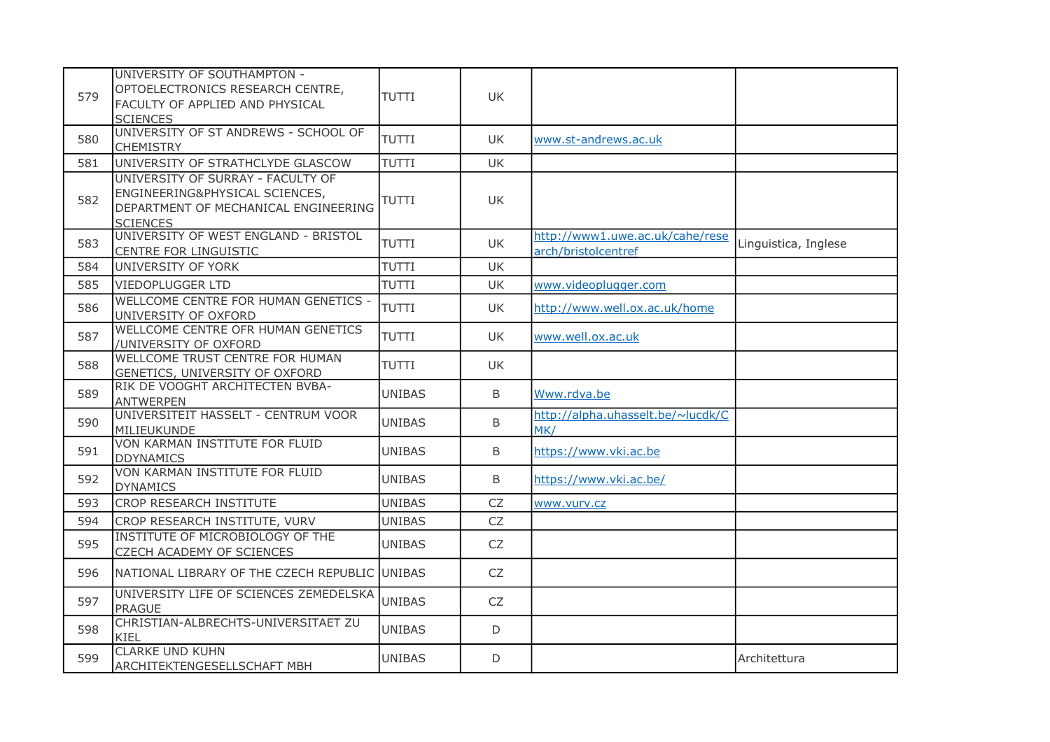| | | | | | |
|---|---|---|---|---|---|
| 579 | UNIVERSITY OF SOUTHAMPTON - OPTOELECTRONICS RESEARCH CENTRE, FACULTY OF APPLIED AND PHYSICAL SCIENCES | TUTTI | UK | | |
| 580 | UNIVERSITY OF ST ANDREWS - SCHOOL OF CHEMISTRY | TUTTI | UK | www.st-andrews.ac.uk | |
| 581 | UNIVERSITY OF STRATHCLYDE GLASCOW | TUTTI | UK | | |
| 582 | UNIVERSITY OF SURRAY - FACULTY OF ENGINEERING&PHYSICAL SCIENCES, DEPARTMENT OF MECHANICAL ENGINEERING SCIENCES | TUTTI | UK | | |
| 583 | UNIVERSITY OF WEST ENGLAND - BRISTOL CENTRE FOR LINGUISTIC | TUTTI | UK | http://www1.uwe.ac.uk/cahe/research/bristolcentref | Linguistica, Inglese |
| 584 | UNIVERSITY OF YORK | TUTTI | UK | | |
| 585 | VIEDOPLUGGER LTD | TUTTI | UK | www.videoplugger.com | |
| 586 | WELLCOME CENTRE FOR HUMAN GENETICS - UNIVERSITY OF OXFORD | TUTTI | UK | http://www.well.ox.ac.uk/home | |
| 587 | WELLCOME CENTRE OFR HUMAN GENETICS /UNIVERSITY OF OXFORD | TUTTI | UK | www.well.ox.ac.uk | |
| 588 | WELLCOME TRUST CENTRE FOR HUMAN GENETICS, UNIVERSITY OF OXFORD | TUTTI | UK | | |
| 589 | RIK DE VOOGHT ARCHITECTEN BVBA-ANTWERPEN | UNIBAS | B | Www.rdva.be | |
| 590 | UNIVERSITEIT HASSELT - CENTRUM VOOR MILIEUKUNDE | UNIBAS | B | http://alpha.uhasselt.be/~lucdk/CMK/ | |
| 591 | VON KARMAN INSTITUTE FOR FLUID DDYNAMICS | UNIBAS | B | https://www.vki.ac.be | |
| 592 | VON KARMAN INSTITUTE FOR FLUID DYNAMICS | UNIBAS | B | https://www.vki.ac.be/ | |
| 593 | CROP RESEARCH INSTITUTE | UNIBAS | CZ | www.vurv.cz | |
| 594 | CROP RESEARCH INSTITUTE, VURV | UNIBAS | CZ | | |
| 595 | INSTITUTE OF MICROBIOLOGY OF THE CZECH ACADEMY OF SCIENCES | UNIBAS | CZ | | |
| 596 | NATIONAL LIBRARY OF THE CZECH REPUBLIC | UNIBAS | CZ | | |
| 597 | UNIVERSITY LIFE OF SCIENCES ZEMEDELSKA PRAGUE | UNIBAS | CZ | | |
| 598 | CHRISTIAN-ALBRECHTS-UNIVERSITAET ZU KIEL | UNIBAS | D | | |
| 599 | CLARKE UND KUHN ARCHITEKTENGESELLSCHAFT MBH | UNIBAS | D | | Architettura |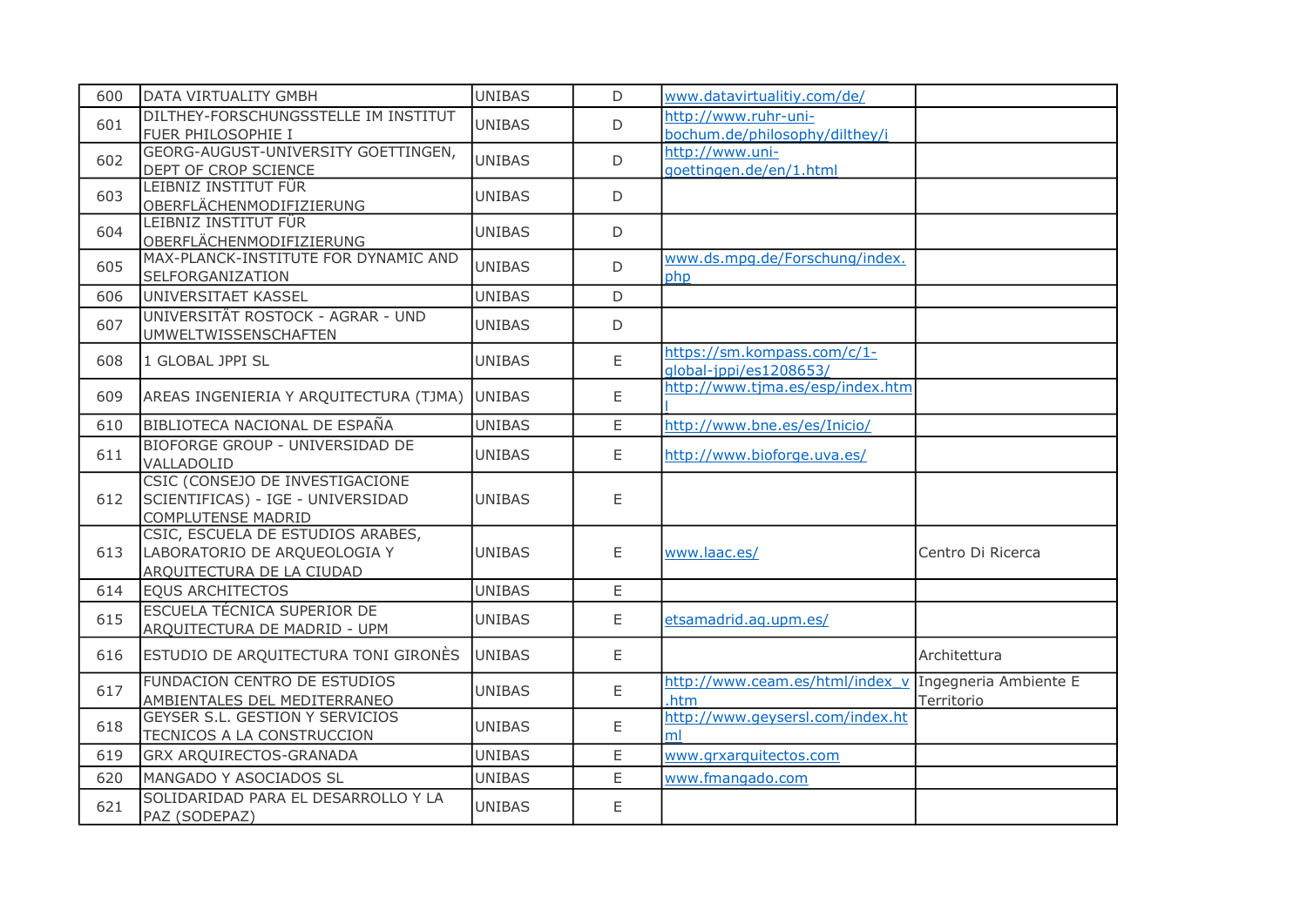| 600 | DATA VIRTUALITY GMBH | UNIBAS | D | www.datavirtualitiy.com/de/ | |
|---|---|---|---|---|---|
| 601 | DILTHEY-FORSCHUNGSSTELLE IM INSTITUT FUER PHILOSOPHIE I | UNIBAS | D | http://www.ruhr-uni-bochum.de/philosophy/dilthey/i | |
| 602 | GEORG-AUGUST-UNIVERSITY GOETTINGEN, DEPT OF CROP SCIENCE | UNIBAS | D | http://www.uni-goettingen.de/en/1.html | |
| 603 | LEIBNIZ INSTITUT FÜR OBERFLÄCHENMODIFIZIERUNG | UNIBAS | D | | |
| 604 | LEIBNIZ INSTITUT FÜR OBERFLÄCHENMODIFIZIERUNG | UNIBAS | D | | |
| 605 | MAX-PLANCK-INSTITUTE FOR DYNAMIC AND SELFORGANIZATION | UNIBAS | D | www.ds.mpg.de/Forschung/index.php | |
| 606 | UNIVERSITAET KASSEL | UNIBAS | D | | |
| 607 | UNIVERSITÄT ROSTOCK - AGRAR - UND UMWELTWISSENSCHAFTEN | UNIBAS | D | | |
| 608 | 1 GLOBAL JPPI SL | UNIBAS | E | https://sm.kompass.com/c/1-global-jppi/es1208653/ | |
| 609 | AREAS INGENIERIA Y ARQUITECTURA (TJMA) | UNIBAS | E | http://www.tjma.es/esp/index.html | |
| 610 | BIBLIOTECA NACIONAL DE ESPAÑA | UNIBAS | E | http://www.bne.es/es/Inicio/ | |
| 611 | BIOFORGE GROUP - UNIVERSIDAD DE VALLADOLID | UNIBAS | E | http://www.bioforge.uva.es/ | |
| 612 | CSIC (CONSEJO DE INVESTIGACIONE SCIENTIFICAS) - IGE - UNIVERSIDAD COMPLUTENSE MADRID | UNIBAS | E | | |
| 613 | CSIC, ESCUELA DE ESTUDIOS ARABES, LABORATORIO DE ARQUEOLOGIA Y ARQUITECTURA DE LA CIUDAD | UNIBAS | E | www.laac.es/ | Centro Di Ricerca |
| 614 | EQUS ARCHITECTOS | UNIBAS | E | | |
| 615 | ESCUELA TÉCNICA SUPERIOR DE ARQUITECTURA DE MADRID - UPM | UNIBAS | E | etsamadrid.aq.upm.es/ | |
| 616 | ESTUDIO DE ARQUITECTURA TONI GIRONÈS | UNIBAS | E | | Architettura |
| 617 | FUNDACION CENTRO DE ESTUDIOS AMBIENTALES DEL MEDITERRANEO | UNIBAS | E | http://www.ceam.es/html/index_v.htm | Ingegneria Ambiente E Territorio |
| 618 | GEYSER S.L. GESTION Y SERVICIOS TECNICOS A LA CONSTRUCCION | UNIBAS | E | http://www.geysersl.com/index.html | |
| 619 | GRX ARQUIRECTOS-GRANADA | UNIBAS | E | www.grxarquitectos.com | |
| 620 | MANGADO Y ASOCIADOS SL | UNIBAS | E | www.fmangado.com | |
| 621 | SOLIDARIDAD PARA EL DESARROLLO Y LA PAZ (SODEPAZ) | UNIBAS | E | | |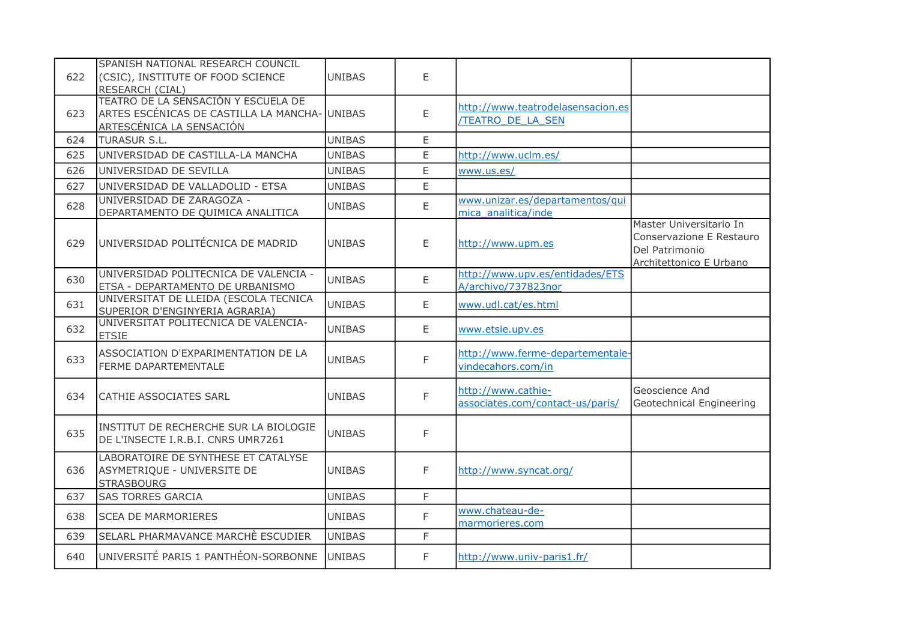| | | | | | |
|---|---|---|---|---|---|
| 622 | SPANISH NATIONAL RESEARCH COUNCIL (CSIC), INSTITUTE OF FOOD SCIENCE RESEARCH (CIAL) | UNIBAS | E | | |
| 623 | TEATRO DE LA SENSACIÓN Y ESCUELA DE ARTES ESCÉNICAS DE CASTILLA LA MANCHA-ARTESCÉNICA LA SENSACIÓN | UNIBAS | E | http://www.teatrodelasensacion.es/TEATRO_DE_LA_SEN | |
| 624 | TURASUR S.L. | UNIBAS | E | | |
| 625 | UNIVERSIDAD DE CASTILLA-LA MANCHA | UNIBAS | E | http://www.uclm.es/ | |
| 626 | UNIVERSIDAD DE SEVILLA | UNIBAS | E | www.us.es/ | |
| 627 | UNIVERSIDAD DE VALLADOLID - ETSA | UNIBAS | E | | |
| 628 | UNIVERSIDAD DE ZARAGOZA - DEPARTAMENTO DE QUIMICA ANALITICA | UNIBAS | E | www.unizar.es/departamentos/quimica_analitica/inde | |
| 629 | UNIVERSIDAD POLITÉCNICA DE MADRID | UNIBAS | E | http://www.upm.es | Master Universitario In Conservazione E Restauro Del Patrimonio Architettonico E Urbano |
| 630 | UNIVERSIDAD POLITECNICA DE VALENCIA - ETSA - DEPARTAMENTO DE URBANISMO | UNIBAS | E | http://www.upv.es/entidades/ETSA/archivo/737823nor | |
| 631 | UNIVERSITAT DE LLEIDA (ESCOLA TECNICA SUPERIOR D'ENGINYERIA AGRARIA) | UNIBAS | E | www.udl.cat/es.html | |
| 632 | UNIVERSITAT POLITECNICA DE VALENCIA-ETSIE | UNIBAS | E | www.etsie.upv.es | |
| 633 | ASSOCIATION D'EXPARIMENTATION DE LA FERME DAPARTEMENTALE | UNIBAS | F | http://www.ferme-departementale-vindecahors.com/in | |
| 634 | CATHIE ASSOCIATES SARL | UNIBAS | F | http://www.cathie-associates.com/contact-us/paris/ | Geoscience And Geotechnical Engineering |
| 635 | INSTITUT DE RECHERCHE SUR LA BIOLOGIE DE L'INSECTE I.R.B.I. CNRS UMR7261 | UNIBAS | F | | |
| 636 | LABORATOIRE DE SYNTHESE ET CATALYSE ASYMETRIQUE - UNIVERSITE DE STRASBOURG | UNIBAS | F | http://www.syncat.org/ | |
| 637 | SAS TORRES GARCIA | UNIBAS | F | | |
| 638 | SCEA DE MARMORIERES | UNIBAS | F | www.chateau-de-marmorieres.com | |
| 639 | SELARL PHARMAVANCE MARCHÈ ESCUDIER | UNIBAS | F | | |
| 640 | UNIVERSITÉ PARIS 1 PANTHÉON-SORBONNE | UNIBAS | F | http://www.univ-paris1.fr/ | |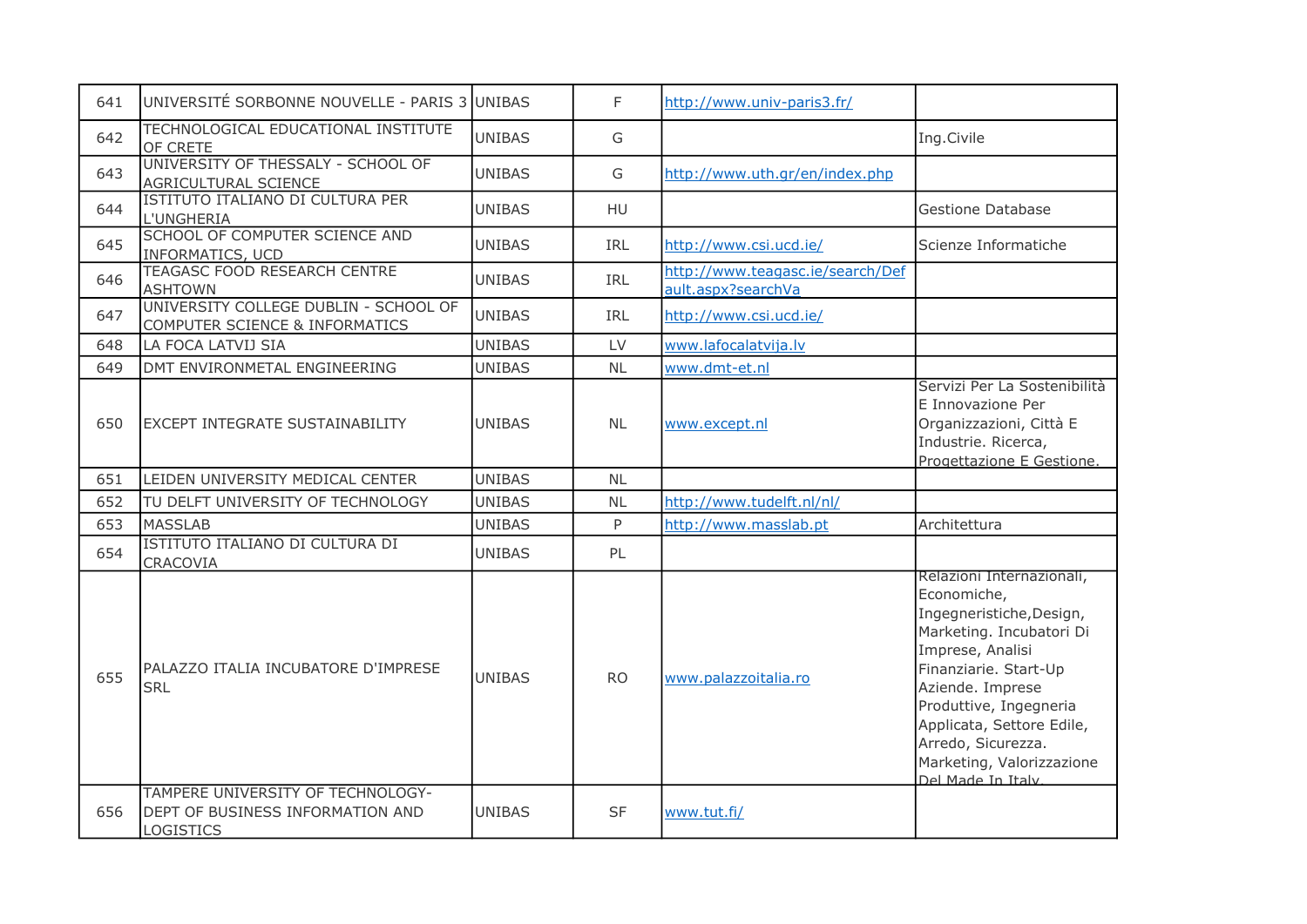| 641 | UNIVERSITÉ SORBONNE NOUVELLE - PARIS 3 | UNIBAS | F | http://www.univ-paris3.fr/ | |
|---|---|---|---|---|---|
| 642 | TECHNOLOGICAL EDUCATIONAL INSTITUTE OF CRETE | UNIBAS | G | | Ing.Civile |
| 643 | UNIVERSITY OF THESSALY - SCHOOL OF AGRICULTURAL SCIENCE | UNIBAS | G | http://www.uth.gr/en/index.php | |
| 644 | ISTITUTO ITALIANO DI CULTURA PER L'UNGHERIA | UNIBAS | HU | | Gestione Database |
| 645 | SCHOOL OF COMPUTER SCIENCE AND INFORMATICS, UCD | UNIBAS | IRL | http://www.csi.ucd.ie/ | Scienze Informatiche |
| 646 | TEAGASC FOOD RESEARCH CENTRE ASHTOWN | UNIBAS | IRL | http://www.teagasc.ie/search/Default.aspx?searchVa | |
| 647 | UNIVERSITY COLLEGE DUBLIN - SCHOOL OF COMPUTER SCIENCE & INFORMATICS | UNIBAS | IRL | http://www.csi.ucd.ie/ | |
| 648 | LA FOCA LATVIJ SIA | UNIBAS | LV | www.lafocalatvija.lv | |
| 649 | DMT ENVIRONMETAL ENGINEERING | UNIBAS | NL | www.dmt-et.nl | |
| 650 | EXCEPT INTEGRATE SUSTAINABILITY | UNIBAS | NL | www.except.nl | Servizi Per La Sostenibilità E Innovazione Per Organizzazioni, Città E Industrie. Ricerca, Progettazione E Gestione. |
| 651 | LEIDEN UNIVERSITY MEDICAL CENTER | UNIBAS | NL | | |
| 652 | TU DELFT UNIVERSITY OF TECHNOLOGY | UNIBAS | NL | http://www.tudelft.nl/nl/ | |
| 653 | MASSLAB | UNIBAS | P | http://www.masslab.pt | Architettura |
| 654 | ISTITUTO ITALIANO DI CULTURA DI CRACOVIA | UNIBAS | PL | | |
| 655 | PALAZZO ITALIA INCUBATORE D'IMPRESE SRL | UNIBAS | RO | www.palazzoitalia.ro | Relazioni Internazionali, Economiche, Ingegneristiche,Design, Marketing. Incubatori Di Imprese, Analisi Finanziarie. Start-Up Aziende. Imprese Produttive, Ingegneria Applicata, Settore Edile, Arredo, Sicurezza. Marketing, Valorizzazione Del Made In Italy. |
| 656 | TAMPERE UNIVERSITY OF TECHNOLOGY- DEPT OF BUSINESS INFORMATION AND LOGISTICS | UNIBAS | SF | www.tut.fi/ | |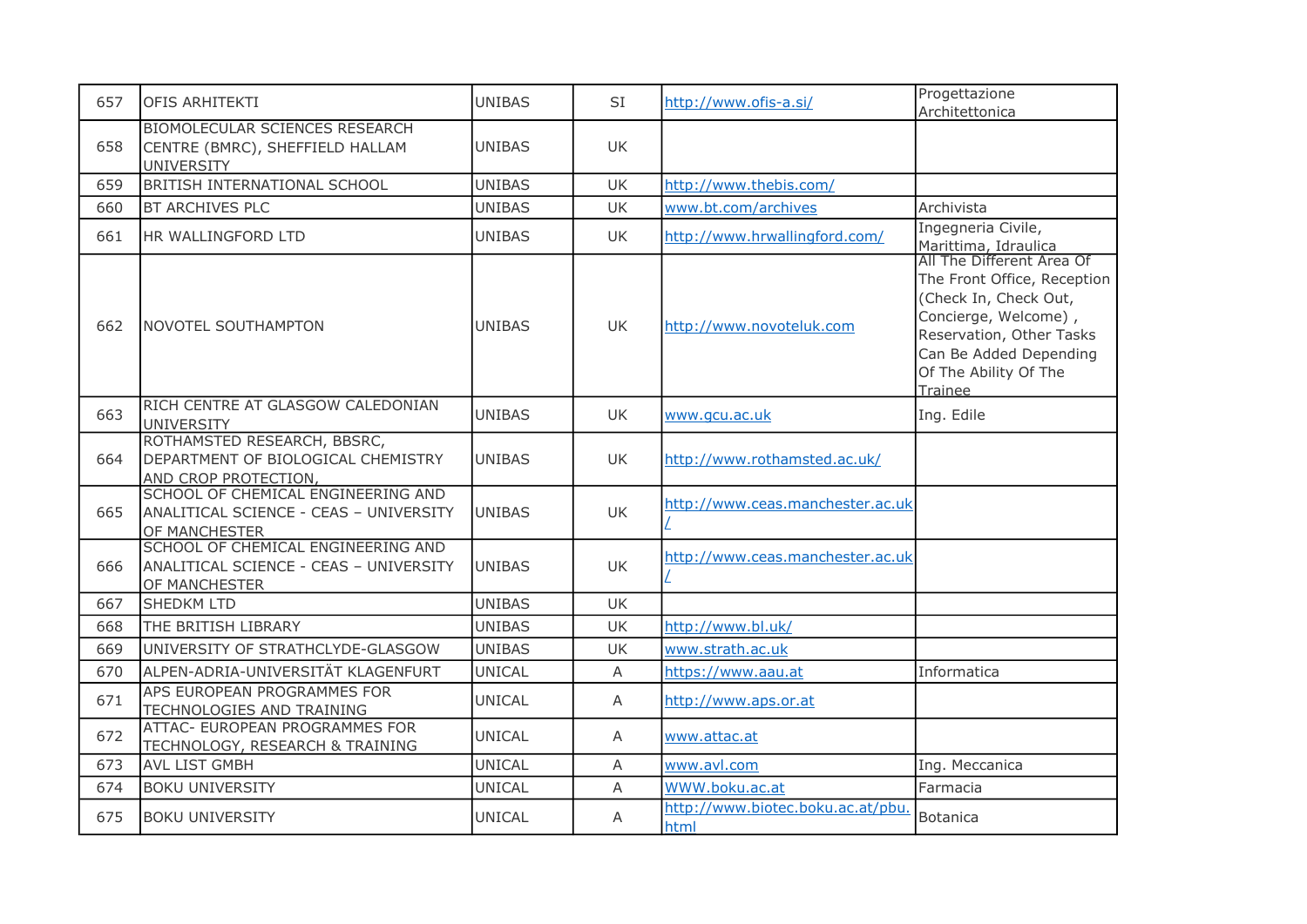| | | | | | |
|---|---|---|---|---|---|
| 657 | OFIS ARHITEKTI | UNIBAS | SI | http://www.ofis-a.si/ | Progettazione Architettonica |
| 658 | BIOMOLECULAR SCIENCES RESEARCH CENTRE (BMRC), SHEFFIELD HALLAM UNIVERSITY | UNIBAS | UK | | |
| 659 | BRITISH INTERNATIONAL SCHOOL | UNIBAS | UK | http://www.thebis.com/ | |
| 660 | BT ARCHIVES PLC | UNIBAS | UK | www.bt.com/archives | Archivista |
| 661 | HR WALLINGFORD LTD | UNIBAS | UK | http://www.hrwallingford.com/ | Ingegneria Civile, Marittima, Idraulica |
| 662 | NOVOTEL SOUTHAMPTON | UNIBAS | UK | http://www.novoteluk.com | All The Different Area Of The Front Office, Reception (Check In, Check Out, Concierge, Welcome) , Reservation, Other Tasks Can Be Added Depending Of The Ability Of The Trainee |
| 663 | RICH CENTRE AT GLASGOW CALEDONIAN UNIVERSITY | UNIBAS | UK | www.gcu.ac.uk | Ing. Edile |
| 664 | ROTHAMSTED RESEARCH, BBSRC, DEPARTMENT OF BIOLOGICAL CHEMISTRY AND CROP PROTECTION, | UNIBAS | UK | http://www.rothamsted.ac.uk/ | |
| 665 | SCHOOL OF CHEMICAL ENGINEERING AND ANALITICAL SCIENCE - CEAS – UNIVERSITY OF MANCHESTER | UNIBAS | UK | http://www.ceas.manchester.ac.uk/ | |
| 666 | SCHOOL OF CHEMICAL ENGINEERING AND ANALITICAL SCIENCE - CEAS – UNIVERSITY OF MANCHESTER | UNIBAS | UK | http://www.ceas.manchester.ac.uk/ | |
| 667 | SHEDKM LTD | UNIBAS | UK | | |
| 668 | THE BRITISH LIBRARY | UNIBAS | UK | http://www.bl.uk/ | |
| 669 | UNIVERSITY OF STRATHCLYDE-GLASGOW | UNIBAS | UK | www.strath.ac.uk | |
| 670 | ALPEN-ADRIA-UNIVERSITÄT KLAGENFURT | UNICAL | A | https://www.aau.at | Informatica |
| 671 | APS EUROPEAN PROGRAMMES FOR TECHNOLOGIES AND TRAINING | UNICAL | A | http://www.aps.or.at | |
| 672 | ATTAC- EUROPEAN PROGRAMMES FOR TECHNOLOGY, RESEARCH & TRAINING | UNICAL | A | www.attac.at | |
| 673 | AVL LIST GMBH | UNICAL | A | www.avl.com | Ing. Meccanica |
| 674 | BOKU UNIVERSITY | UNICAL | A | WWW.boku.ac.at | Farmacia |
| 675 | BOKU UNIVERSITY | UNICAL | A | http://www.biotec.boku.ac.at/pbu.html | Botanica |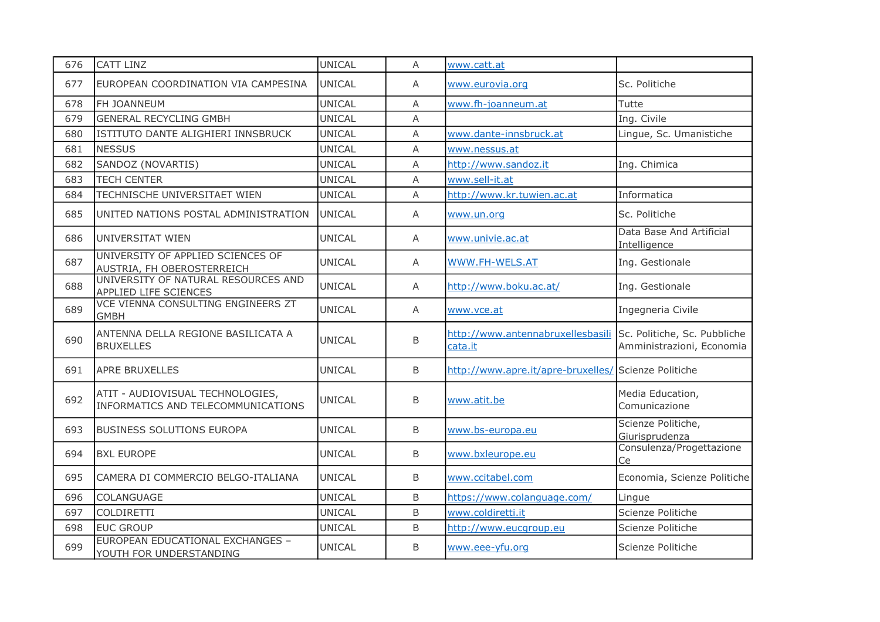| 676 | CATT LINZ | UNICAL | A | www.catt.at | |
|---|---|---|---|---|---|
| 677 | EUROPEAN COORDINATION VIA CAMPESINA | UNICAL | A | www.eurovia.org | Sc. Politiche |
| 678 | FH JOANNEUM | UNICAL | A | www.fh-joanneum.at | Tutte |
| 679 | GENERAL RECYCLING GMBH | UNICAL | A | | Ing. Civile |
| 680 | ISTITUTO DANTE ALIGHIERI INNSBRUCK | UNICAL | A | www.dante-innsbruck.at | Lingue, Sc. Umanistiche |
| 681 | NESSUS | UNICAL | A | www.nessus.at | |
| 682 | SANDOZ (NOVARTIS) | UNICAL | A | http://www.sandoz.it | Ing. Chimica |
| 683 | TECH CENTER | UNICAL | A | www.sell-it.at | |
| 684 | TECHNISCHE UNIVERSITAET WIEN | UNICAL | A | http://www.kr.tuwien.ac.at | Informatica |
| 685 | UNITED NATIONS POSTAL ADMINISTRATION | UNICAL | A | www.un.org | Sc. Politiche |
| 686 | UNIVERSITAT WIEN | UNICAL | A | www.univie.ac.at | Data Base And Artificial Intelligence |
| 687 | UNIVERSITY OF APPLIED SCIENCES OF AUSTRIA, FH OBEROSTERREICH | UNICAL | A | WWW.FH-WELS.AT | Ing. Gestionale |
| 688 | UNIVERSITY OF NATURAL RESOURCES AND APPLIED LIFE SCIENCES | UNICAL | A | http://www.boku.ac.at/ | Ing. Gestionale |
| 689 | VCE VIENNA CONSULTING ENGINEERS ZT GMBH | UNICAL | A | www.vce.at | Ingegneria Civile |
| 690 | ANTENNA DELLA REGIONE BASILICATA A BRUXELLES | UNICAL | B | http://www.antennabruxellesbasilicata.it | Sc. Politiche, Sc. Pubbliche Amministrazioni, Economia |
| 691 | APRE BRUXELLES | UNICAL | B | http://www.apre.it/apre-bruxelles/ | Scienze Politiche |
| 692 | ATIT - AUDIOVISUAL TECHNOLOGIES, INFORMATICS AND TELECOMMUNICATIONS | UNICAL | B | www.atit.be | Media Education, Comunicazione |
| 693 | BUSINESS SOLUTIONS EUROPA | UNICAL | B | www.bs-europa.eu | Scienze Politiche, Giurisprudenza |
| 694 | BXL EUROPE | UNICAL | B | www.bxleurope.eu | Consulenza/Progettazione Ce |
| 695 | CAMERA DI COMMERCIO BELGO-ITALIANA | UNICAL | B | www.ccitabel.com | Economia, Scienze Politiche |
| 696 | COLANGUAGE | UNICAL | B | https://www.colanguage.com/ | Lingue |
| 697 | COLDIRETTI | UNICAL | B | www.coldiretti.it | Scienze Politiche |
| 698 | EUC GROUP | UNICAL | B | http://www.eucgroup.eu | Scienze Politiche |
| 699 | EUROPEAN EDUCATIONAL EXCHANGES – YOUTH FOR UNDERSTANDING | UNICAL | B | www.eee-yfu.org | Scienze Politiche |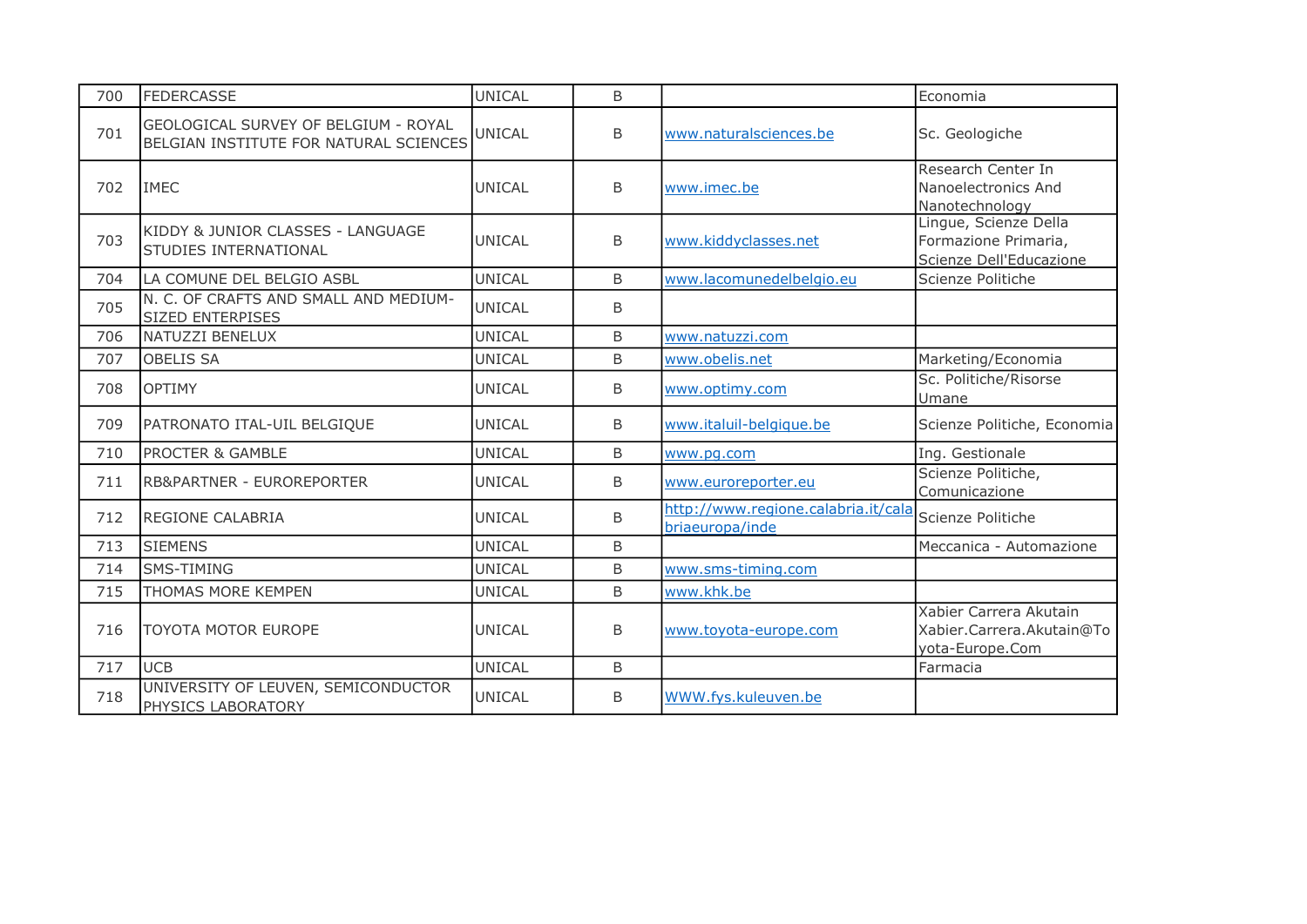| 700 | FEDERCASSE | UNICAL | B | | Economia |
|---|---|---|---|---|---|
| 701 | GEOLOGICAL SURVEY OF BELGIUM - ROYAL BELGIAN INSTITUTE FOR NATURAL SCIENCES | UNICAL | B | www.naturalsciences.be | Sc. Geologiche |
| 702 | IMEC | UNICAL | B | www.imec.be | Research Center In Nanoelectronics And Nanotechnology |
| 703 | KIDDY & JUNIOR CLASSES - LANGUAGE STUDIES INTERNATIONAL | UNICAL | B | www.kiddyclasses.net | Lingue, Scienze Della Formazione Primaria, Scienze Dell'Educazione |
| 704 | LA COMUNE DEL BELGIO ASBL | UNICAL | B | www.lacomunedelbelgio.eu | Scienze Politiche |
| 705 | N. C. OF CRAFTS AND SMALL AND MEDIUM-SIZED ENTERPISES | UNICAL | B | | |
| 706 | NATUZZI BENELUX | UNICAL | B | www.natuzzi.com | |
| 707 | OBELIS SA | UNICAL | B | www.obelis.net | Marketing/Economia |
| 708 | OPTIMY | UNICAL | B | www.optimy.com | Sc. Politiche/Risorse Umane |
| 709 | PATRONATO ITAL-UIL BELGIQUE | UNICAL | B | www.italuil-belgique.be | Scienze Politiche, Economia |
| 710 | PROCTER & GAMBLE | UNICAL | B | www.pg.com | Ing. Gestionale |
| 711 | RB&PARTNER - EUROREPORTER | UNICAL | B | www.euroreporter.eu | Scienze Politiche, Comunicazione |
| 712 | REGIONE CALABRIA | UNICAL | B | http://www.regione.calabria.it/calabriaeuropa/inde | Scienze Politiche |
| 713 | SIEMENS | UNICAL | B | | Meccanica - Automazione |
| 714 | SMS-TIMING | UNICAL | B | www.sms-timing.com | |
| 715 | THOMAS MORE KEMPEN | UNICAL | B | www.khk.be | |
| 716 | TOYOTA MOTOR EUROPE | UNICAL | B | www.toyota-europe.com | Xabier Carrera Akutain Xabier.Carrera.Akutain@Toyota-Europe.Com |
| 717 | UCB | UNICAL | B | | Farmacia |
| 718 | UNIVERSITY OF LEUVEN, SEMICONDUCTOR PHYSICS LABORATORY | UNICAL | B | WWW.fys.kuleuven.be | |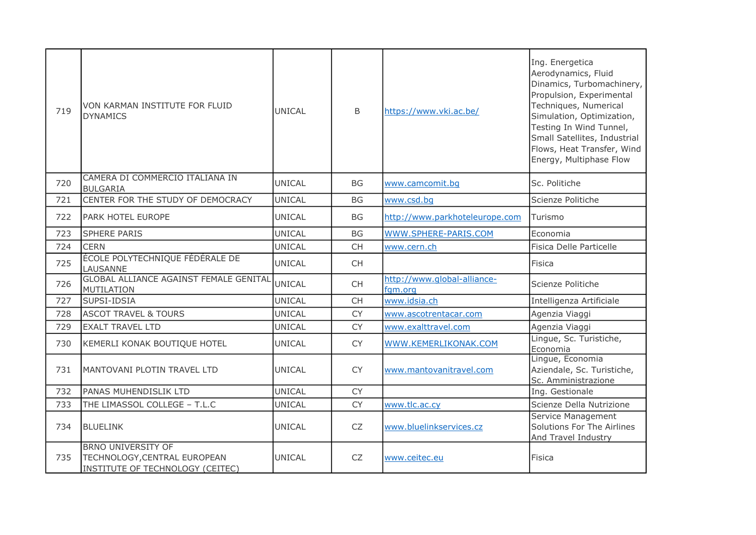| | | | | | |
|---|---|---|---|---|---|
| 719 | VON KARMAN INSTITUTE FOR FLUID DYNAMICS | UNICAL | B | https://www.vki.ac.be/ | Ing. Energetica Aerodynamics, Fluid Dinamics, Turbomachinery, Propulsion, Experimental Techniques, Numerical Simulation, Optimization, Testing In Wind Tunnel, Small Satellites, Industrial Flows, Heat Transfer, Wind Energy, Multiphase Flow |
| 720 | CAMERA DI COMMERCIO ITALIANA IN BULGARIA | UNICAL | BG | www.camcomit.bg | Sc. Politiche |
| 721 | CENTER FOR THE STUDY OF DEMOCRACY | UNICAL | BG | www.csd.bg | Scienze Politiche |
| 722 | PARK HOTEL EUROPE | UNICAL | BG | http://www.parkhoteleurope.com | Turismo |
| 723 | SPHERE PARIS | UNICAL | BG | WWW.SPHERE-PARIS.COM | Economia |
| 724 | CERN | UNICAL | CH | www.cern.ch | Fisica Delle Particelle |
| 725 | ÉCOLE POLYTECHNIQUE FÉDÉRALE DE LAUSANNE | UNICAL | CH | | Fisica |
| 726 | GLOBAL ALLIANCE AGAINST FEMALE GENITAL MUTILATION | UNICAL | CH | http://www.global-alliance-fgm.org | Scienze Politiche |
| 727 | SUPSI-IDSIA | UNICAL | CH | www.idsia.ch | Intelligenza Artificiale |
| 728 | ASCOT TRAVEL & TOURS | UNICAL | CY | www.ascotrentacar.com | Agenzia Viaggi |
| 729 | EXALT TRAVEL LTD | UNICAL | CY | www.exalttravel.com | Agenzia Viaggi |
| 730 | KEMERLI KONAK BOUTIQUE HOTEL | UNICAL | CY | WWW.KEMERLIKONAK.COM | Lingue, Sc. Turistiche, Economia |
| 731 | MANTOVANI PLOTIN TRAVEL LTD | UNICAL | CY | www.mantovanitravel.com | Lingue, Economia Aziendale, Sc. Turistiche, Sc. Amministrazione |
| 732 | PANAS MUHENDISLIK LTD | UNICAL | CY | | Ing. Gestionale |
| 733 | THE LIMASSOL COLLEGE – T.L.C | UNICAL | CY | www.tlc.ac.cy | Scienze Della Nutrizione |
| 734 | BLUELINK | UNICAL | CZ | www.bluelinkservices.cz | Service Management Solutions For The Airlines And Travel Industry |
| 735 | BRNO UNIVERSITY OF TECHNOLOGY,CENTRAL EUROPEAN INSTITUTE OF TECHNOLOGY (CEITEC) | UNICAL | CZ | www.ceitec.eu | Fisica |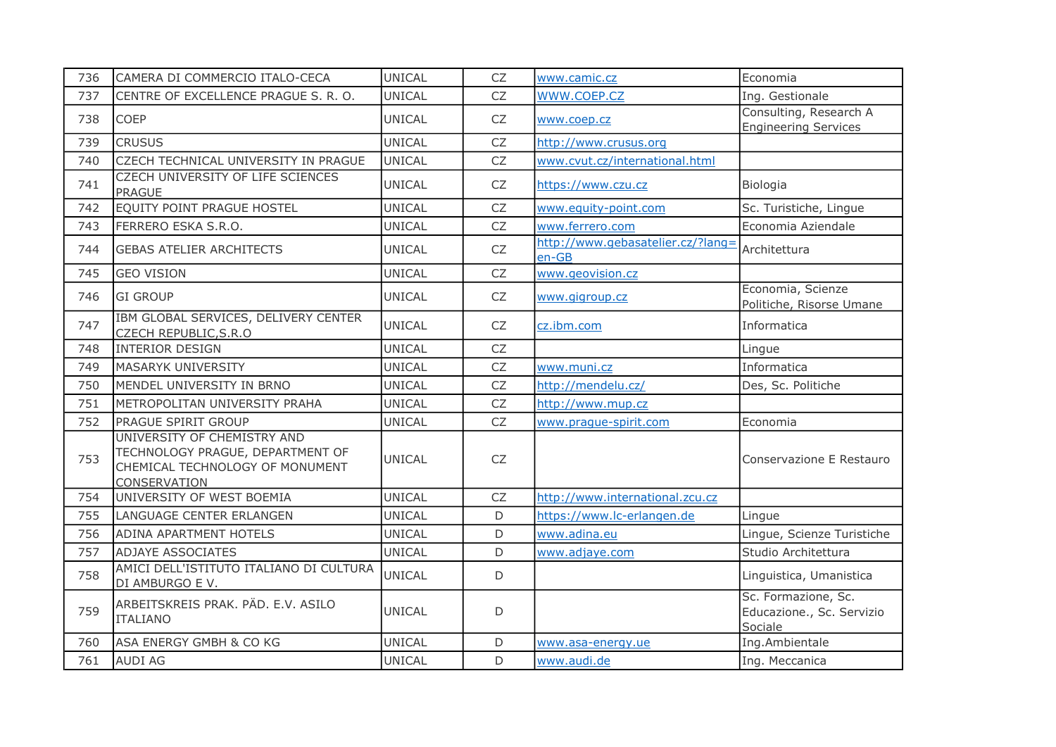| 736 | CAMERA DI COMMERCIO ITALO-CECA | UNICAL | CZ | www.camic.cz | Economia |
|---|---|---|---|---|---|
| 737 | CENTRE OF EXCELLENCE PRAGUE S. R. O. | UNICAL | CZ | WWW.COEP.CZ | Ing. Gestionale |
| 738 | COEP | UNICAL | CZ | www.coep.cz | Consulting, Research A Engineering Services |
| 739 | CRUSUS | UNICAL | CZ | http://www.crusus.org | |
| 740 | CZECH TECHNICAL UNIVERSITY IN PRAGUE | UNICAL | CZ | www.cvut.cz/international.html | |
| 741 | CZECH UNIVERSITY OF LIFE SCIENCES PRAGUE | UNICAL | CZ | https://www.czu.cz | Biologia |
| 742 | EQUITY POINT PRAGUE HOSTEL | UNICAL | CZ | www.equity-point.com | Sc. Turistiche, Lingue |
| 743 | FERRERO ESKA S.R.O. | UNICAL | CZ | www.ferrero.com | Economia Aziendale |
| 744 | GEBAS ATELIER ARCHITECTS | UNICAL | CZ | http://www.gebasatelier.cz/?lang=en-GB | Architettura |
| 745 | GEO VISION | UNICAL | CZ | www.geovision.cz | |
| 746 | GI GROUP | UNICAL | CZ | www.gigroup.cz | Economia, Scienze Politiche, Risorse Umane |
| 747 | IBM GLOBAL SERVICES, DELIVERY CENTER CZECH REPUBLIC,S.R.O | UNICAL | CZ | cz.ibm.com | Informatica |
| 748 | INTERIOR DESIGN | UNICAL | CZ | | Lingue |
| 749 | MASARYK UNIVERSITY | UNICAL | CZ | www.muni.cz | Informatica |
| 750 | MENDEL UNIVERSITY IN BRNO | UNICAL | CZ | http://mendelu.cz/ | Des, Sc. Politiche |
| 751 | METROPOLITAN UNIVERSITY PRAHA | UNICAL | CZ | http://www.mup.cz | |
| 752 | PRAGUE SPIRIT GROUP | UNICAL | CZ | www.prague-spirit.com | Economia |
| 753 | UNIVERSITY OF CHEMISTRY AND TECHNOLOGY PRAGUE, DEPARTMENT OF CHEMICAL TECHNOLOGY OF MONUMENT CONSERVATION | UNICAL | CZ | | Conservazione E Restauro |
| 754 | UNIVERSITY OF WEST BOEMIA | UNICAL | CZ | http://www.international.zcu.cz | |
| 755 | LANGUAGE CENTER ERLANGEN | UNICAL | D | https://www.lc-erlangen.de | Lingue |
| 756 | ADINA APARTMENT HOTELS | UNICAL | D | www.adina.eu | Lingue, Scienze Turistiche |
| 757 | ADJAYE ASSOCIATES | UNICAL | D | www.adjaye.com | Studio Architettura |
| 758 | AMICI DELL'ISTITUTO ITALIANO DI CULTURA DI AMBURGO E V. | UNICAL | D | | Linguistica, Umanistica |
| 759 | ARBEITSKREIS PRAK. PÄD. E.V. ASILO ITALIANO | UNICAL | D | | Sc. Formazione, Sc. Educazione., Sc. Servizio Sociale |
| 760 | ASA ENERGY GMBH & CO KG | UNICAL | D | www.asa-energy.ue | Ing.Ambientale |
| 761 | AUDI AG | UNICAL | D | www.audi.de | Ing. Meccanica |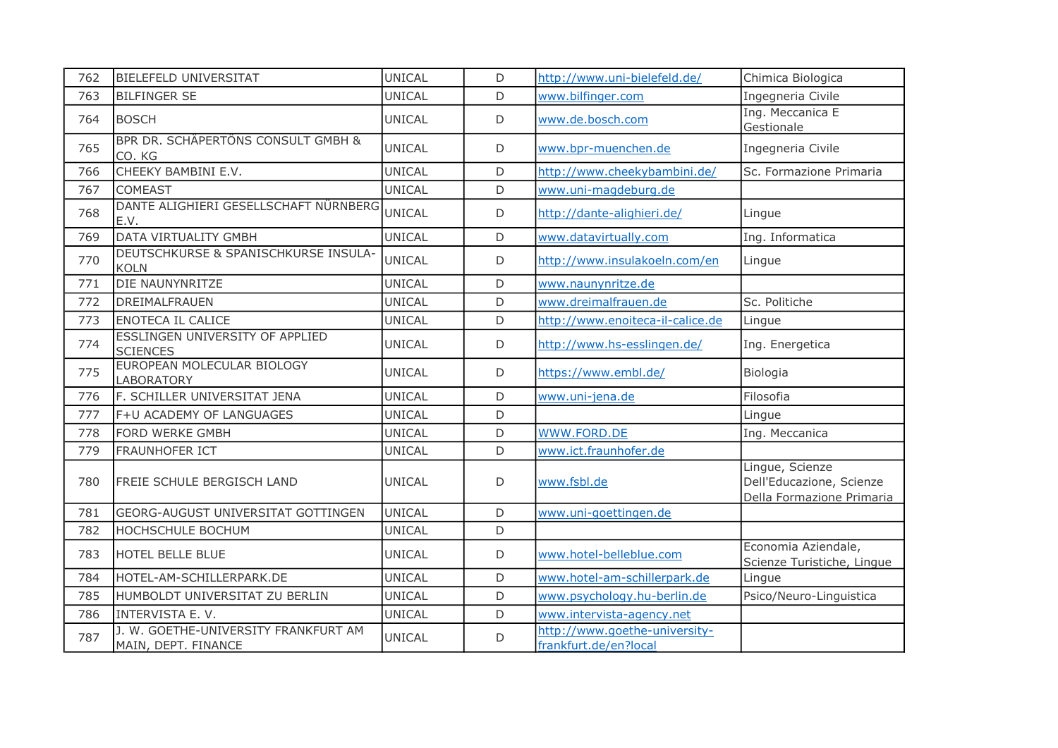| | | | | | |
|---|---|---|---|---|---|
| 762 | BIELEFELD UNIVERSITAT | UNICAL | D | http://www.uni-bielefeld.de/ | Chimica Biologica |
| 763 | BILFINGER SE | UNICAL | D | www.bilfinger.com | Ingegneria Civile |
| 764 | BOSCH | UNICAL | D | www.de.bosch.com | Ing. Meccanica E Gestionale |
| 765 | BPR DR. SCHÄPERTÖNS CONSULT GMBH & CO. KG | UNICAL | D | www.bpr-muenchen.de | Ingegneria Civile |
| 766 | CHEEKY BAMBINI E.V. | UNICAL | D | http://www.cheekybambini.de/ | Sc. Formazione Primaria |
| 767 | COMEAST | UNICAL | D | www.uni-magdeburg.de | |
| 768 | DANTE ALIGHIERI GESELLSCHAFT NÜRNBERG E.V. | UNICAL | D | http://dante-alighieri.de/ | Lingue |
| 769 | DATA VIRTUALITY GMBH | UNICAL | D | www.datavirtually.com | Ing. Informatica |
| 770 | DEUTSCHKURSE & SPANISCHKURSE INSULA-KOLN | UNICAL | D | http://www.insulakoeln.com/en | Lingue |
| 771 | DIE NAUNYNRITZE | UNICAL | D | www.naunynritze.de | |
| 772 | DREIMALFRAUEN | UNICAL | D | www.dreimalfrauen.de | Sc. Politiche |
| 773 | ENOTECA IL CALICE | UNICAL | D | http://www.enoiteca-il-calice.de | Lingue |
| 774 | ESSLINGEN UNIVERSITY OF APPLIED SCIENCES | UNICAL | D | http://www.hs-esslingen.de/ | Ing. Energetica |
| 775 | EUROPEAN MOLECULAR BIOLOGY LABORATORY | UNICAL | D | https://www.embl.de/ | Biologia |
| 776 | F. SCHILLER UNIVERSITAT JENA | UNICAL | D | www.uni-jena.de | Filosofia |
| 777 | F+U ACADEMY OF LANGUAGES | UNICAL | D | | Lingue |
| 778 | FORD WERKE GMBH | UNICAL | D | WWW.FORD.DE | Ing. Meccanica |
| 779 | FRAUNHOFER ICT | UNICAL | D | www.ict.fraunhofer.de | |
| 780 | FREIE SCHULE BERGISCH LAND | UNICAL | D | www.fsbl.de | Lingue, Scienze Dell'Educazione, Scienze Della Formazione Primaria |
| 781 | GEORG-AUGUST UNIVERSITAT GOTTINGEN | UNICAL | D | www.uni-goettingen.de | |
| 782 | HOCHSCHULE BOCHUM | UNICAL | D | | |
| 783 | HOTEL BELLE BLUE | UNICAL | D | www.hotel-belleblue.com | Economia Aziendale, Scienze Turistiche, Lingue |
| 784 | HOTEL-AM-SCHILLERPARK.DE | UNICAL | D | www.hotel-am-schillerpark.de | Lingue |
| 785 | HUMBOLDT UNIVERSITAT ZU BERLIN | UNICAL | D | www.psychology.hu-berlin.de | Psico/Neuro-Linguistica |
| 786 | INTERVISTA E. V. | UNICAL | D | www.intervista-agency.net | |
| 787 | J. W. GOETHE-UNIVERSITY FRANKFURT AM MAIN, DEPT. FINANCE | UNICAL | D | http://www.goethe-university-frankfurt.de/en?local | |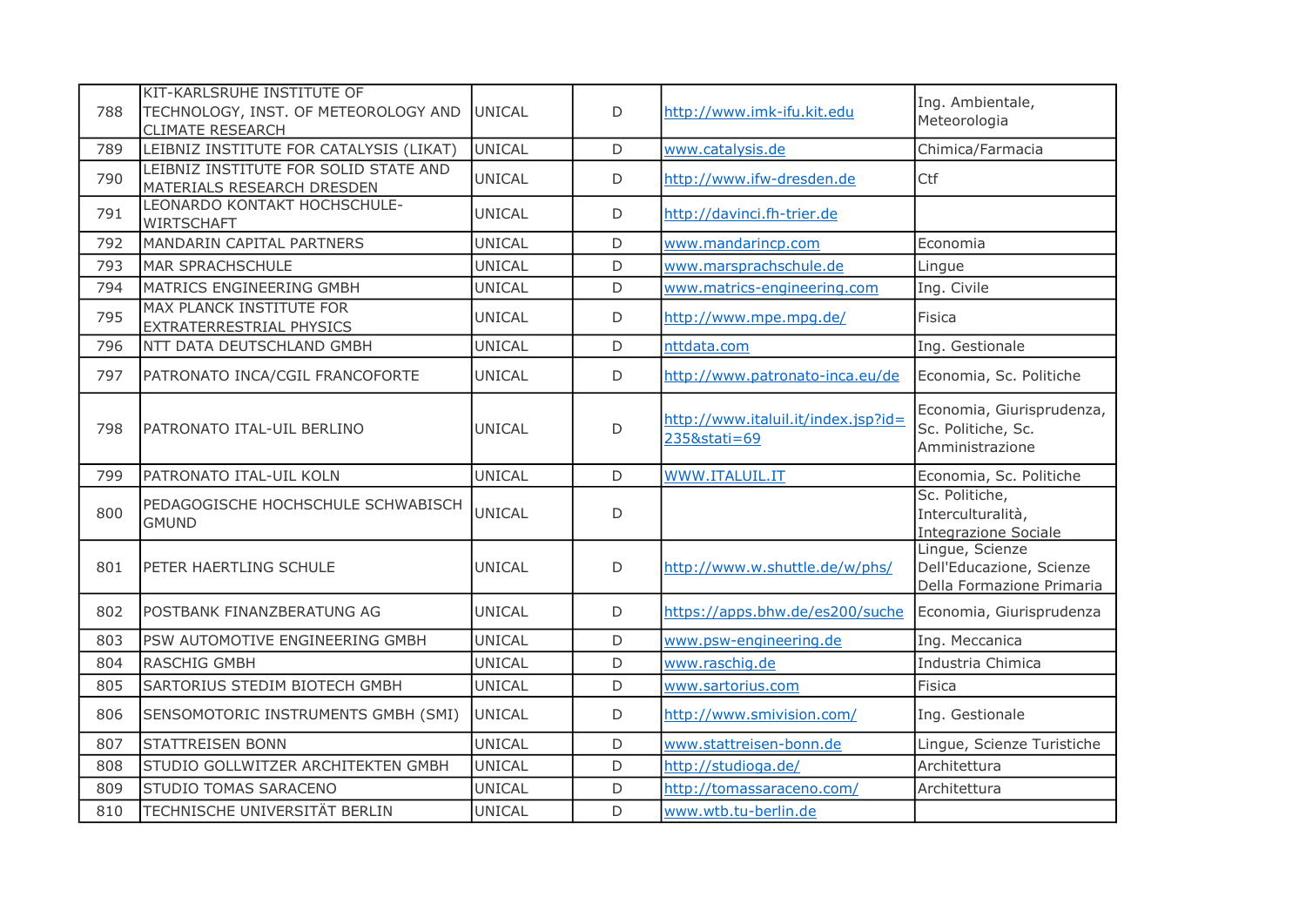| 788 | KIT-KARLSRUHE INSTITUTE OF TECHNOLOGY, INST. OF METEOROLOGY AND CLIMATE RESEARCH | UNICAL | D | http://www.imk-ifu.kit.edu | Ing. Ambientale, Meteorologia |
|---|---|---|---|---|---|
| 789 | LEIBNIZ INSTITUTE FOR CATALYSIS (LIKAT) | UNICAL | D | www.catalysis.de | Chimica/Farmacia |
| 790 | LEIBNIZ INSTITUTE FOR SOLID STATE AND MATERIALS RESEARCH DRESDEN | UNICAL | D | http://www.ifw-dresden.de | Ctf |
| 791 | LEONARDO KONTAKT HOCHSCHULE-WIRTSCHAFT | UNICAL | D | http://davinci.fh-trier.de | |
| 792 | MANDARIN CAPITAL PARTNERS | UNICAL | D | www.mandarincp.com | Economia |
| 793 | MAR SPRACHSCHULE | UNICAL | D | www.marsprachschule.de | Lingue |
| 794 | MATRICS ENGINEERING GMBH | UNICAL | D | www.matrics-engineering.com | Ing. Civile |
| 795 | MAX PLANCK INSTITUTE FOR EXTRATERRESTRIAL PHYSICS | UNICAL | D | http://www.mpe.mpg.de/ | Fisica |
| 796 | NTT DATA DEUTSCHLAND GMBH | UNICAL | D | nttdata.com | Ing. Gestionale |
| 797 | PATRONATO INCA/CGIL FRANCOFORTE | UNICAL | D | http://www.patronato-inca.eu/de | Economia, Sc. Politiche |
| 798 | PATRONATO ITAL-UIL BERLINO | UNICAL | D | http://www.italuil.it/index.jsp?id=235&stati=69 | Economia, Giurisprudenza, Sc. Politiche, Sc. Amministrazione |
| 799 | PATRONATO ITAL-UIL KOLN | UNICAL | D | WWW.ITALUIL.IT | Economia, Sc. Politiche |
| 800 | PEDAGOGISCHE HOCHSCHULE SCHWABISCH GMUND | UNICAL | D | | Sc. Politiche, Interculturalità, Integrazione Sociale |
| 801 | PETER HAERTLING SCHULE | UNICAL | D | http://www.w.shuttle.de/w/phs/ | Lingue, Scienze Dell'Educazione, Scienze Della Formazione Primaria |
| 802 | POSTBANK FINANZBERATUNG AG | UNICAL | D | https://apps.bhw.de/es200/suche | Economia, Giurisprudenza |
| 803 | PSW AUTOMOTIVE ENGINEERING GMBH | UNICAL | D | www.psw-engineering.de | Ing. Meccanica |
| 804 | RASCHIG GMBH | UNICAL | D | www.raschig.de | Industria Chimica |
| 805 | SARTORIUS STEDIM BIOTECH GMBH | UNICAL | D | www.sartorius.com | Fisica |
| 806 | SENSOMOTORIC INSTRUMENTS GMBH (SMI) | UNICAL | D | http://www.smivision.com/ | Ing. Gestionale |
| 807 | STATTREISEN BONN | UNICAL | D | www.stattreisen-bonn.de | Lingue, Scienze Turistiche |
| 808 | STUDIO GOLLWITZER ARCHITEKTEN GMBH | UNICAL | D | http://studioga.de/ | Architettura |
| 809 | STUDIO TOMAS SARACENO | UNICAL | D | http://tomassaraceno.com/ | Architettura |
| 810 | TECHNISCHE UNIVERSITÄT BERLIN | UNICAL | D | www.wtb.tu-berlin.de | |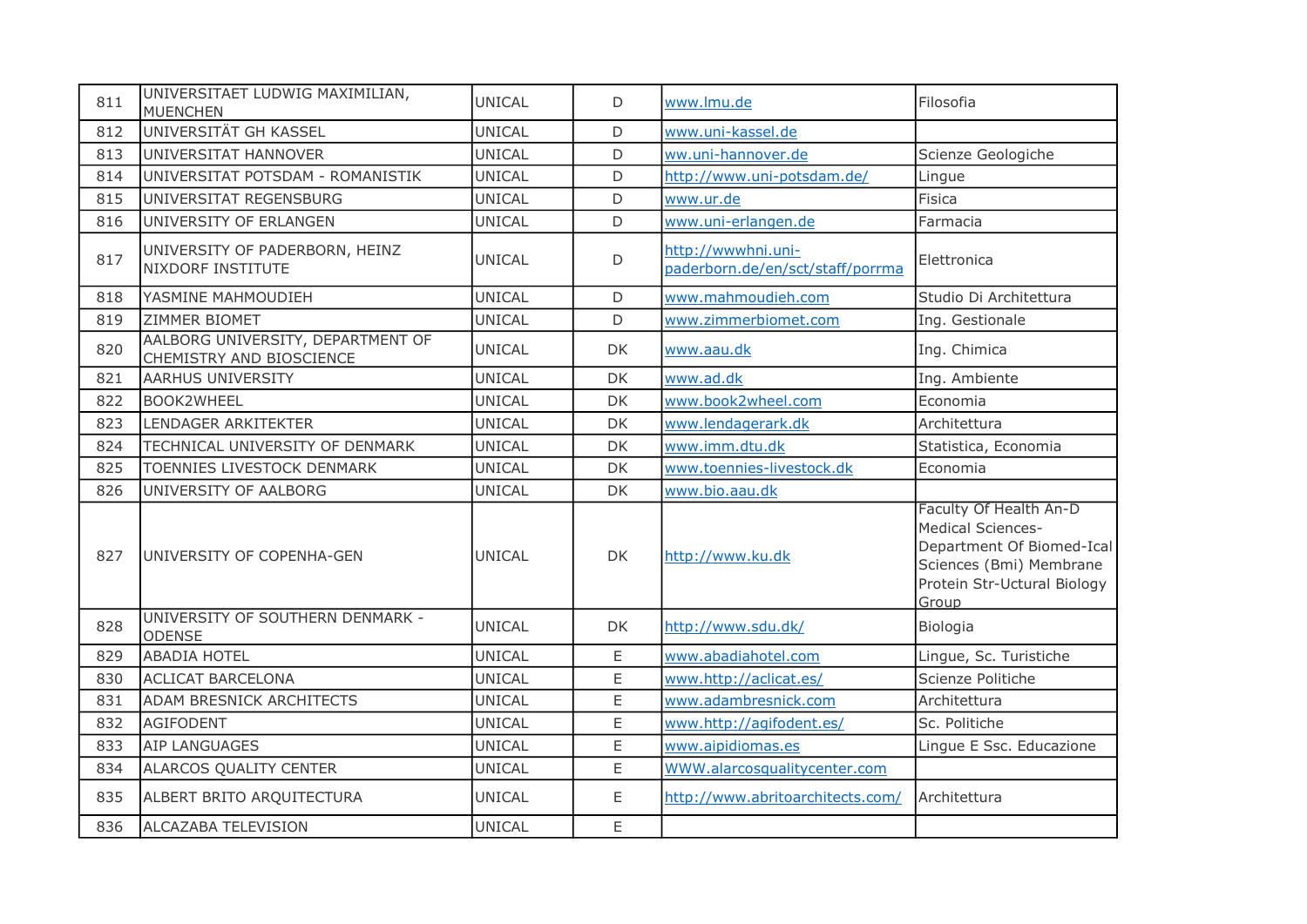| 811 | UNIVERSITAET LUDWIG MAXIMILIAN, MUENCHEN | UNICAL | D | www.lmu.de | Filosofia |
|---|---|---|---|---|---|
| 812 | UNIVERSITÄT GH KASSEL | UNICAL | D | www.uni-kassel.de | |
| 813 | UNIVERSITAT HANNOVER | UNICAL | D | ww.uni-hannover.de | Scienze Geologiche |
| 814 | UNIVERSITAT POTSDAM - ROMANISTIK | UNICAL | D | http://www.uni-potsdam.de/ | Lingue |
| 815 | UNIVERSITAT REGENSBURG | UNICAL | D | www.ur.de | Fisica |
| 816 | UNIVERSITY OF ERLANGEN | UNICAL | D | www.uni-erlangen.de | Farmacia |
| 817 | UNIVERSITY OF PADERBORN, HEINZ NIXDORF INSTITUTE | UNICAL | D | http://wwwhni.uni-paderborn.de/en/sct/staff/porrma | Elettronica |
| 818 | YASMINE MAHMOUDIEH | UNICAL | D | www.mahmoudieh.com | Studio Di Architettura |
| 819 | ZIMMER BIOMET | UNICAL | D | www.zimmerbiomet.com | Ing. Gestionale |
| 820 | AALBORG UNIVERSITY, DEPARTMENT OF CHEMISTRY AND BIOSCIENCE | UNICAL | DK | www.aau.dk | Ing. Chimica |
| 821 | AARHUS UNIVERSITY | UNICAL | DK | www.ad.dk | Ing. Ambiente |
| 822 | BOOK2WHEEL | UNICAL | DK | www.book2wheel.com | Economia |
| 823 | LENDAGER ARKITEKTER | UNICAL | DK | www.lendagerark.dk | Architettura |
| 824 | TECHNICAL UNIVERSITY OF DENMARK | UNICAL | DK | www.imm.dtu.dk | Statistica, Economia |
| 825 | TOENNIES LIVESTOCK DENMARK | UNICAL | DK | www.toennies-livestock.dk | Economia |
| 826 | UNIVERSITY OF AALBORG | UNICAL | DK | www.bio.aau.dk | |
| 827 | UNIVERSITY OF COPENHA-GEN | UNICAL | DK | http://www.ku.dk | Faculty Of Health An-D Medical Sciences-Department Of Biomed-Ical Sciences (Bmi) Membrane Protein Str-Uctural Biology Group |
| 828 | UNIVERSITY OF SOUTHERN DENMARK - ODENSE | UNICAL | DK | http://www.sdu.dk/ | Biologia |
| 829 | ABADIA HOTEL | UNICAL | E | www.abadiahotel.com | Lingue, Sc. Turistiche |
| 830 | ACLICAT BARCELONA | UNICAL | E | www.http://aclicat.es/ | Scienze Politiche |
| 831 | ADAM BRESNICK ARCHITECTS | UNICAL | E | www.adambresnick.com | Architettura |
| 832 | AGIFODENT | UNICAL | E | www.http://agifodent.es/ | Sc. Politiche |
| 833 | AIP LANGUAGES | UNICAL | E | www.aipidiomas.es | Lingue E Ssc. Educazione |
| 834 | ALARCOS QUALITY CENTER | UNICAL | E | WWW.alarcosqualitycenter.com | |
| 835 | ALBERT BRITO ARQUITECTURA | UNICAL | E | http://www.abritoarchitects.com/ | Architettura |
| 836 | ALCAZABA TELEVISION | UNICAL | E | | |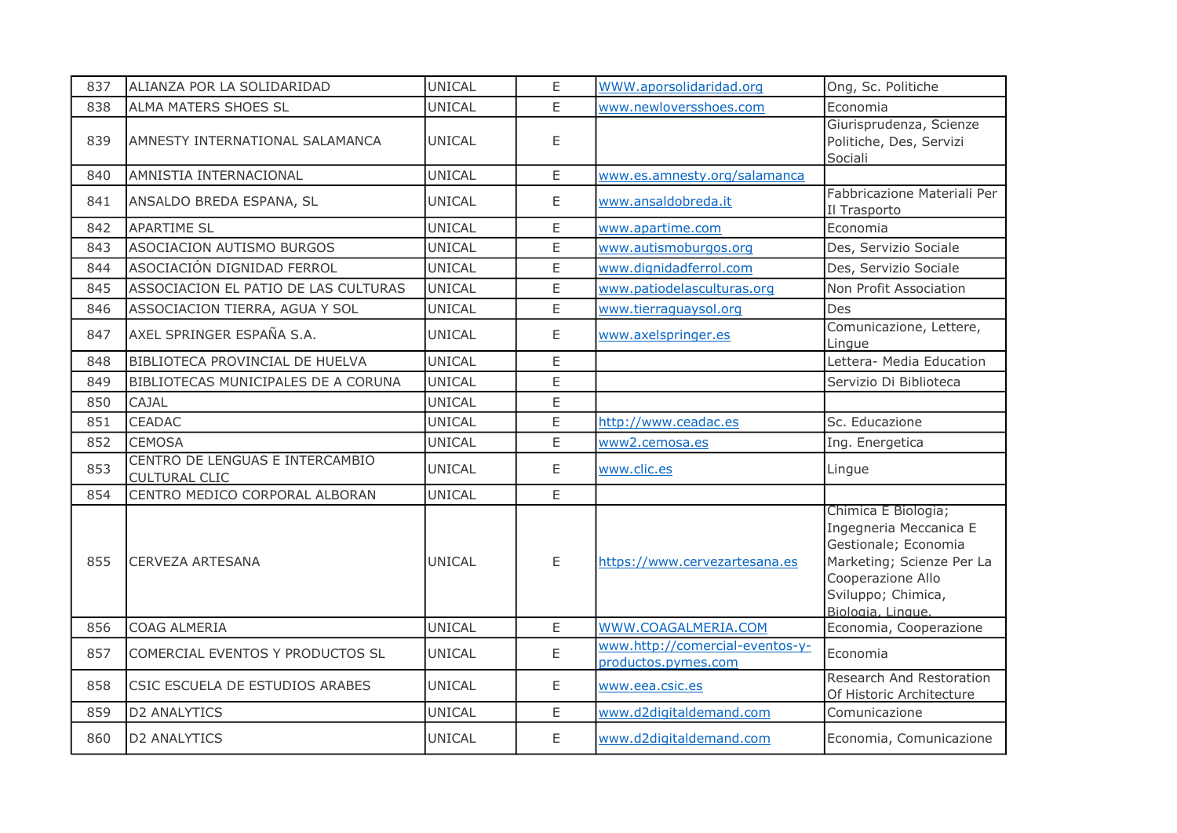| 837 | ALIANZA POR LA SOLIDARIDAD | UNICAL | E | WWW.aporsolidaridad.org | Ong, Sc. Politiche |
|---|---|---|---|---|---|
| 838 | ALMA MATERS SHOES SL | UNICAL | E | www.newloversshoes.com | Economia |
| 839 | AMNESTY INTERNATIONAL SALAMANCA | UNICAL | E | | Giurisprudenza, Scienze Politiche, Des, Servizi Sociali |
| 840 | AMNISTIA INTERNACIONAL | UNICAL | E | www.es.amnesty.org/salamanca | |
| 841 | ANSALDO BREDA ESPANA, SL | UNICAL | E | www.ansaldobreda.it | Fabbricazione Materiali Per Il Trasporto |
| 842 | APARTIME SL | UNICAL | E | www.apartime.com | Economia |
| 843 | ASOCIACION AUTISMO BURGOS | UNICAL | E | www.autismoburgos.org | Des, Servizio Sociale |
| 844 | ASOCIACIÓN DIGNIDAD FERROL | UNICAL | E | www.dignidadferrol.com | Des, Servizio Sociale |
| 845 | ASSOCIACION EL PATIO DE LAS CULTURAS | UNICAL | E | www.patiodelasculturas.org | Non Profit Association |
| 846 | ASSOCIACION TIERRA, AGUA Y SOL | UNICAL | E | www.tierraguaysol.org | Des |
| 847 | AXEL SPRINGER ESPAÑA S.A. | UNICAL | E | www.axelspringer.es | Comunicazione, Lettere, Lingue |
| 848 | BIBLIOTECA PROVINCIAL DE HUELVA | UNICAL | E | | Lettera- Media Education |
| 849 | BIBLIOTECAS MUNICIPALES DE A CORUNA | UNICAL | E | | Servizio Di Biblioteca |
| 850 | CAJAL | UNICAL | E | | |
| 851 | CEADAC | UNICAL | E | http://www.ceadac.es | Sc. Educazione |
| 852 | CEMOSA | UNICAL | E | www2.cemosa.es | Ing. Energetica |
| 853 | CENTRO DE LENGUAS E INTERCAMBIO CULTURAL CLIC | UNICAL | E | www.clic.es | Lingue |
| 854 | CENTRO MEDICO CORPORAL ALBORAN | UNICAL | E | | |
| 855 | CERVEZA ARTESANA | UNICAL | E | https://www.cervezartesana.es | Chimica E Biologia; Ingegneria Meccanica E Gestionale; Economia Marketing; Scienze Per La Cooperazione Allo Sviluppo; Chimica, Biologia, Lingue. |
| 856 | COAG ALMERIA | UNICAL | E | WWW.COAGALMERIA.COM | Economia, Cooperazione |
| 857 | COMERCIAL EVENTOS Y PRODUCTOS SL | UNICAL | E | www.http://comercial-eventos-y-productos.pymes.com | Economia |
| 858 | CSIC ESCUELA DE ESTUDIOS ARABES | UNICAL | E | www.eea.csic.es | Research And Restoration Of Historic Architecture |
| 859 | D2 ANALYTICS | UNICAL | E | www.d2digitaldemand.com | Comunicazione |
| 860 | D2 ANALYTICS | UNICAL | E | www.d2digitaldemand.com | Economia, Comunicazione |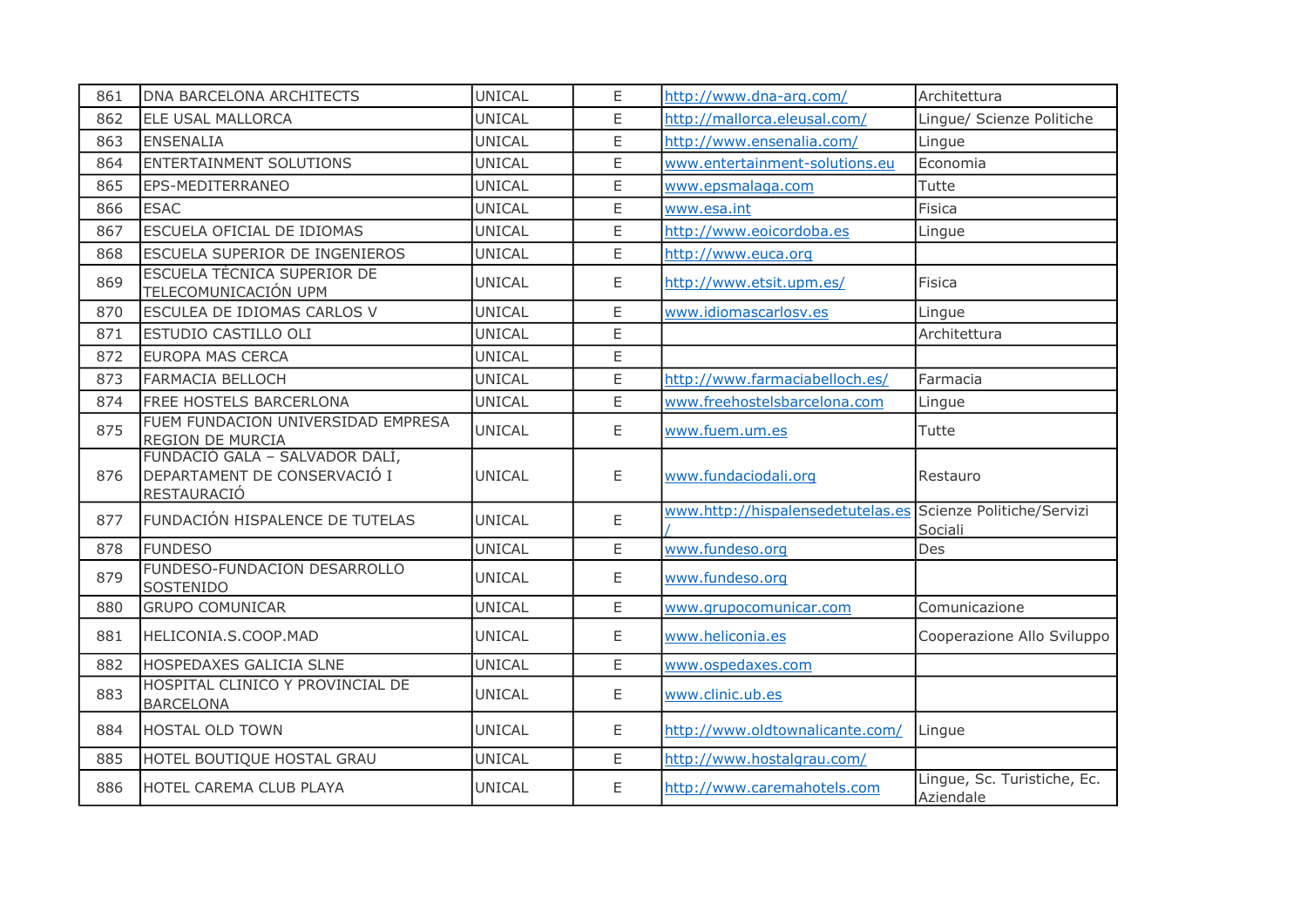| | | | | | |
|---|---|---|---|---|---|
| 861 | DNA BARCELONA ARCHITECTS | UNICAL | E | http://www.dna-arq.com/ | Architettura |
| 862 | ELE USAL MALLORCA | UNICAL | E | http://mallorca.eleusal.com/ | Lingue/ Scienze Politiche |
| 863 | ENSENALIA | UNICAL | E | http://www.ensenalia.com/ | Lingue |
| 864 | ENTERTAINMENT SOLUTIONS | UNICAL | E | www.entertainment-solutions.eu | Economia |
| 865 | EPS-MEDITERRANEO | UNICAL | E | www.epsmalaga.com | Tutte |
| 866 | ESAC | UNICAL | E | www.esa.int | Fisica |
| 867 | ESCUELA OFICIAL DE IDIOMAS | UNICAL | E | http://www.eoicordoba.es | Lingue |
| 868 | ESCUELA SUPERIOR DE INGENIEROS | UNICAL | E | http://www.euca.org | |
| 869 | ESCUELA TÉCNICA SUPERIOR DE TELECOMUNICACIÓN UPM | UNICAL | E | http://www.etsit.upm.es/ | Fisica |
| 870 | ESCULEA DE IDIOMAS CARLOS V | UNICAL | E | www.idiomascarlosv.es | Lingue |
| 871 | ESTUDIO CASTILLO OLI | UNICAL | E | | Architettura |
| 872 | EUROPA MAS CERCA | UNICAL | E | | |
| 873 | FARMACIA BELLOCH | UNICAL | E | http://www.farmaciabelloch.es/ | Farmacia |
| 874 | FREE HOSTELS BARCERLONA | UNICAL | E | www.freehostelsbarcelona.com | Lingue |
| 875 | FUEM FUNDACION UNIVERSIDAD EMPRESA REGION DE MURCIA | UNICAL | E | www.fuem.um.es | Tutte |
| 876 | FUNDACIÓ GALA – SALVADOR DALÍ, DEPARTAMENT DE CONSERVACIÓ I RESTAURACIÓ | UNICAL | E | www.fundaciodali.org | Restauro |
| 877 | FUNDACIÓN HISPALENCE DE TUTELAS | UNICAL | E | www.http://hispalensedetutelas.es/ | Scienze Politiche/Servizi Sociali |
| 878 | FUNDESO | UNICAL | E | www.fundeso.org | Des |
| 879 | FUNDESO-FUNDACION DESARROLLO SOSTENIDO | UNICAL | E | www.fundeso.org | |
| 880 | GRUPO COMUNICAR | UNICAL | E | www.grupocomunicar.com | Comunicazione |
| 881 | HELICONIA.S.COOP.MAD | UNICAL | E | www.heliconia.es | Cooperazione Allo Sviluppo |
| 882 | HOSPEDAXES GALICIA SLNE | UNICAL | E | www.ospedaxes.com | |
| 883 | HOSPITAL CLINICO Y PROVINCIAL DE BARCELONA | UNICAL | E | www.clinic.ub.es | |
| 884 | HOSTAL OLD TOWN | UNICAL | E | http://www.oldtownalicante.com/ | Lingue |
| 885 | HOTEL BOUTIQUE HOSTAL GRAU | UNICAL | E | http://www.hostalgrau.com/ | |
| 886 | HOTEL CAREMA CLUB PLAYA | UNICAL | E | http://www.caremahotels.com | Lingue, Sc. Turistiche, Ec. Aziendale |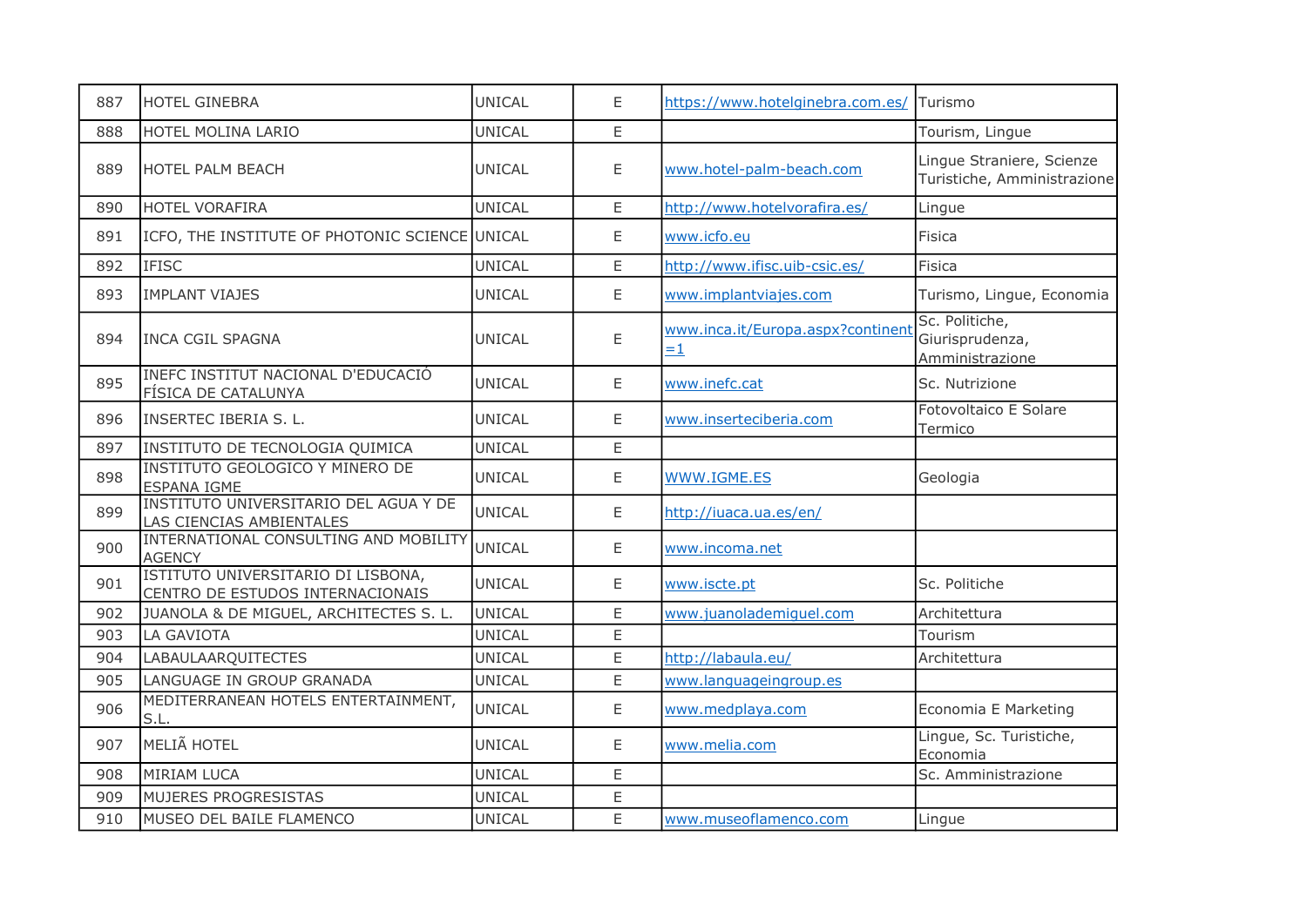| 887 | HOTEL GINEBRA | UNICAL | E | https://www.hotelginebra.com.es/ | Turismo |
|---|---|---|---|---|---|
| 888 | HOTEL MOLINA LARIO | UNICAL | E | | Tourism, Lingue |
| 889 | HOTEL PALM BEACH | UNICAL | E | www.hotel-palm-beach.com | Lingue Straniere, Scienze Turistiche, Amministrazione |
| 890 | HOTEL VORAFIRA | UNICAL | E | http://www.hotelvorafira.es/ | Lingue |
| 891 | ICFO, THE INSTITUTE OF PHOTONIC SCIENCE | UNICAL | E | www.icfo.eu | Fisica |
| 892 | IFISC | UNICAL | E | http://www.ifisc.uib-csic.es/ | Fisica |
| 893 | IMPLANT VIAJES | UNICAL | E | www.implantviajes.com | Turismo, Lingue, Economia |
| 894 | INCA CGIL SPAGNA | UNICAL | E | www.inca.it/Europa.aspx?continent=1 | Sc. Politiche, Giurisprudenza, Amministrazione |
| 895 | INEFC INSTITUT NACIONAL D'EDUCACIÓ FÍSICA DE CATALUNYA | UNICAL | E | www.inefc.cat | Sc. Nutrizione |
| 896 | INSERTEC IBERIA S. L. | UNICAL | E | www.inserteciberia.com | Fotovoltaico E Solare Termico |
| 897 | INSTITUTO DE TECNOLOGIA QUIMICA | UNICAL | E | | |
| 898 | INSTITUTO GEOLOGICO Y MINERO DE ESPANA IGME | UNICAL | E | WWW.IGME.ES | Geologia |
| 899 | INSTITUTO UNIVERSITARIO DEL AGUA Y DE LAS CIENCIAS AMBIENTALES | UNICAL | E | http://iuaca.ua.es/en/ | |
| 900 | INTERNATIONAL CONSULTING AND MOBILITY AGENCY | UNICAL | E | www.incoma.net | |
| 901 | ISTITUTO UNIVERSITARIO DI LISBONA, CENTRO DE ESTUDOS INTERNACIONAIS | UNICAL | E | www.iscte.pt | Sc. Politiche |
| 902 | JUANOLA & DE MIGUEL, ARCHITECTES S. L. | UNICAL | E | www.juanolademiguel.com | Architettura |
| 903 | LA GAVIOTA | UNICAL | E | | Tourism |
| 904 | LABAULAARQUITECTES | UNICAL | E | http://labaula.eu/ | Architettura |
| 905 | LANGUAGE IN GROUP GRANADA | UNICAL | E | www.languageingroup.es | |
| 906 | MEDITERRANEAN HOTELS ENTERTAINMENT, S.L. | UNICAL | E | www.medplaya.com | Economia E Marketing |
| 907 | MELIÃ HOTEL | UNICAL | E | www.melia.com | Lingue, Sc. Turistiche, Economia |
| 908 | MIRIAM LUCA | UNICAL | E | | Sc. Amministrazione |
| 909 | MUJERES PROGRESISTAS | UNICAL | E | | |
| 910 | MUSEO DEL BAILE FLAMENCO | UNICAL | E | www.museoflamenco.com | Lingue |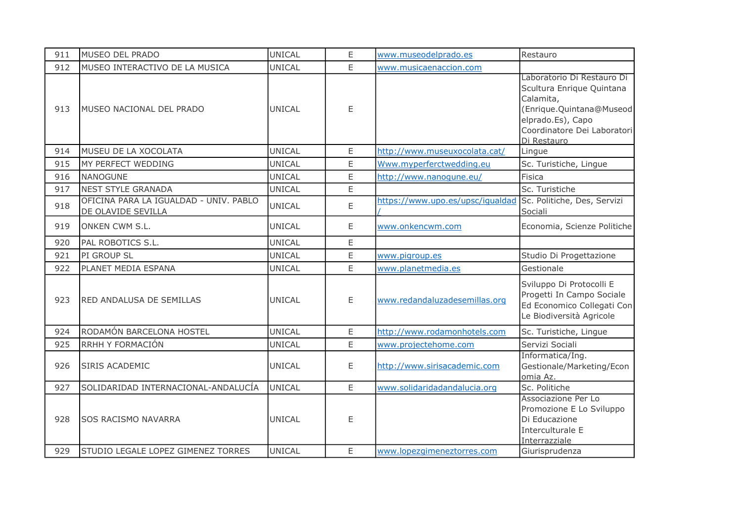| | | | | | |
|---|---|---|---|---|---|
| 911 | MUSEO DEL PRADO | UNICAL | E | www.museodelprado.es | Restauro |
| 912 | MUSEO INTERACTIVO DE LA MUSICA | UNICAL | E | www.musicaenaccion.com | |
| 913 | MUSEO NACIONAL DEL PRADO | UNICAL | E | | Laboratorio Di Restauro Di Scultura Enrique Quintana Calamita, (Enrique.Quintana@Museodelprado.Es), Capo Coordinatore Dei Laboratori Di Restauro |
| 914 | MUSEU DE LA XOCOLATA | UNICAL | E | http://www.museuxocolata.cat/ | Lingue |
| 915 | MY PERFECT WEDDING | UNICAL | E | Www.myperferctwedding.eu | Sc. Turistiche, Lingue |
| 916 | NANOGUNE | UNICAL | E | http://www.nanogune.eu/ | Fisica |
| 917 | NEST STYLE GRANADA | UNICAL | E | | Sc. Turistiche |
| 918 | OFICINA PARA LA IGUALDAD - UNIV. PABLO DE OLAVIDE SEVILLA | UNICAL | E | https://www.upo.es/upsc/igualdad/ | Sc. Politiche, Des, Servizi Sociali |
| 919 | ONKEN CWM S.L. | UNICAL | E | www.onkencwm.com | Economia, Scienze Politiche |
| 920 | PAL ROBOTICS S.L. | UNICAL | E | | |
| 921 | PI GROUP SL | UNICAL | E | www.pigroup.es | Studio Di Progettazione |
| 922 | PLANET MEDIA ESPANA | UNICAL | E | www.planetmedia.es | Gestionale |
| 923 | RED ANDALUSA DE SEMILLAS | UNICAL | E | www.redandaluzadesemillas.org | Sviluppo Di Protocolli E Progetti In Campo Sociale Ed Economico Collegati Con Le Biodiversità Agricole |
| 924 | RODAMÓN BARCELONA HOSTEL | UNICAL | E | http://www.rodamonhotels.com | Sc. Turistiche, Lingue |
| 925 | RRHH Y FORMACIÓN | UNICAL | E | www.projectehome.com | Servizi Sociali |
| 926 | SIRIS ACADEMIC | UNICAL | E | http://www.sirisacademic.com | Informatica/Ing. Gestionale/Marketing/Economia Az. |
| 927 | SOLIDARIDAD INTERNACIONAL-ANDALUCÍA | UNICAL | E | www.solidaridadandalucia.org | Sc. Politiche |
| 928 | SOS RACISMO NAVARRA | UNICAL | E | | Associazione Per Lo Promozione E Lo Sviluppo Di Educazione Interculturale E Interrazziale |
| 929 | STUDIO LEGALE LOPEZ GIMENEZ TORRES | UNICAL | E | www.lopezgimeneztorres.com | Giurisprudenza |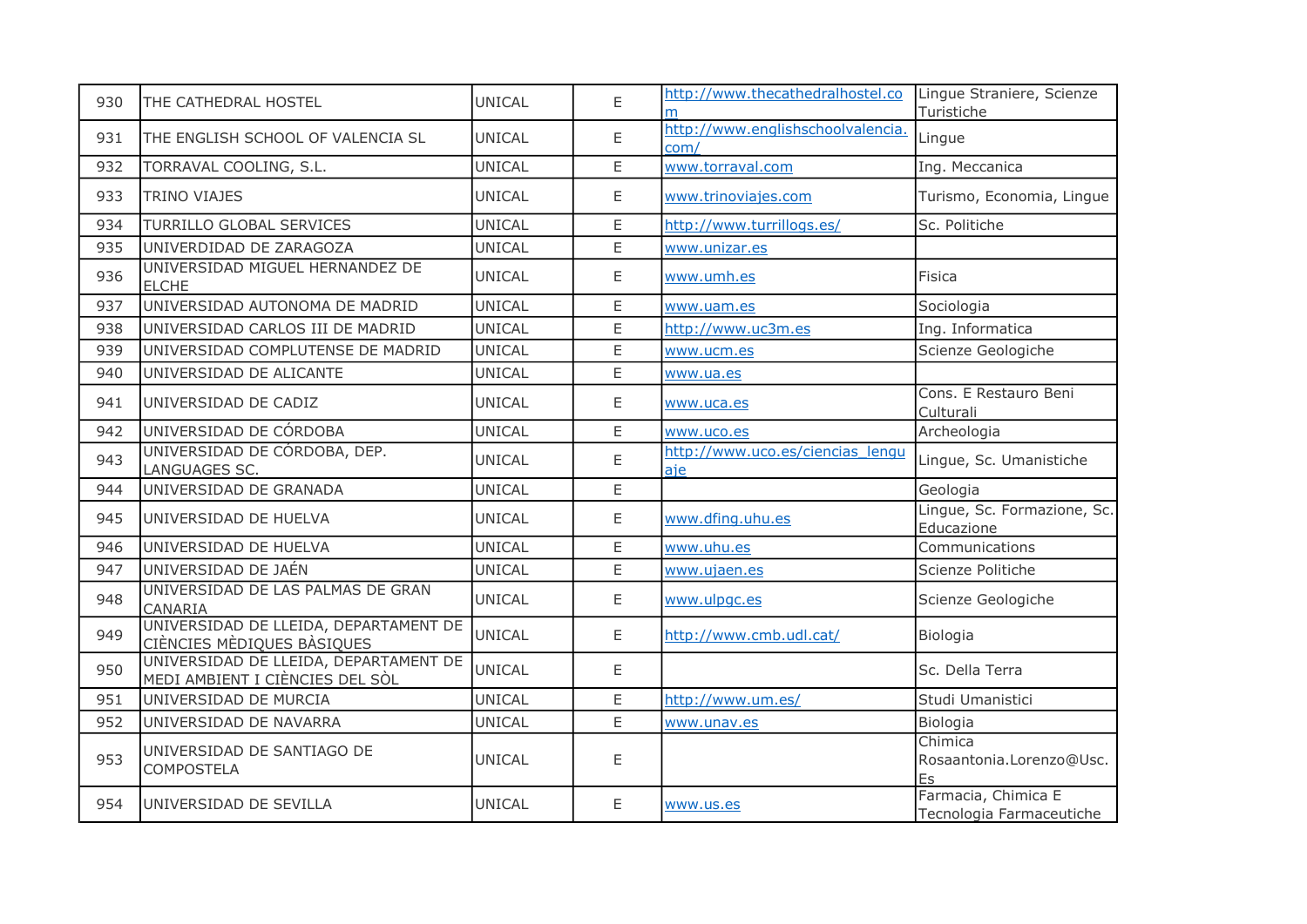| 930 | THE CATHEDRAL HOSTEL | UNICAL | E | http://www.thecathedralhostel.com | Lingue Straniere, Scienze Turistiche |
|---|---|---|---|---|---|
| 931 | THE ENGLISH SCHOOL OF VALENCIA SL | UNICAL | E | http://www.englishschoolvalencia.com/ | Lingue |
| 932 | TORRAVAL COOLING, S.L. | UNICAL | E | www.torraval.com | Ing. Meccanica |
| 933 | TRINO VIAJES | UNICAL | E | www.trinoviajes.com | Turismo, Economia, Lingue |
| 934 | TURRILLO GLOBAL SERVICES | UNICAL | E | http://www.turrillogs.es/ | Sc. Politiche |
| 935 | UNIVERDIDAD DE ZARAGOZA | UNICAL | E | www.unizar.es | |
| 936 | UNIVERSIDAD MIGUEL HERNANDEZ DE ELCHE | UNICAL | E | www.umh.es | Fisica |
| 937 | UNIVERSIDAD AUTONOMA DE MADRID | UNICAL | E | www.uam.es | Sociologia |
| 938 | UNIVERSIDAD CARLOS III DE MADRID | UNICAL | E | http://www.uc3m.es | Ing. Informatica |
| 939 | UNIVERSIDAD COMPLUTENSE DE MADRID | UNICAL | E | www.ucm.es | Scienze Geologiche |
| 940 | UNIVERSIDAD DE ALICANTE | UNICAL | E | www.ua.es | |
| 941 | UNIVERSIDAD DE CADIZ | UNICAL | E | www.uca.es | Cons. E Restauro Beni Culturali |
| 942 | UNIVERSIDAD DE CÓRDOBA | UNICAL | E | www.uco.es | Archeologia |
| 943 | UNIVERSIDAD DE CÓRDOBA, DEP. LANGUAGES SC. | UNICAL | E | http://www.uco.es/ciencias_lenguaje | Lingue, Sc. Umanistiche |
| 944 | UNIVERSIDAD DE GRANADA | UNICAL | E | | Geologia |
| 945 | UNIVERSIDAD DE HUELVA | UNICAL | E | www.dfing.uhu.es | Lingue, Sc. Formazione, Sc. Educazione |
| 946 | UNIVERSIDAD DE HUELVA | UNICAL | E | www.uhu.es | Communications |
| 947 | UNIVERSIDAD DE JAÉN | UNICAL | E | www.ujaen.es | Scienze Politiche |
| 948 | UNIVERSIDAD DE LAS PALMAS DE GRAN CANARIA | UNICAL | E | www.ulpgc.es | Scienze Geologiche |
| 949 | UNIVERSIDAD DE LLEIDA, DEPARTAMENT DE CIÈNCIES MÈDIQUES BÀSIQUES | UNICAL | E | http://www.cmb.udl.cat/ | Biologia |
| 950 | UNIVERSIDAD DE LLEIDA, DEPARTAMENT DE MEDI AMBIENT I CIÈNCIES DEL SÒL | UNICAL | E | | Sc. Della Terra |
| 951 | UNIVERSIDAD DE MURCIA | UNICAL | E | http://www.um.es/ | Studi Umanistici |
| 952 | UNIVERSIDAD DE NAVARRA | UNICAL | E | www.unav.es | Biologia |
| 953 | UNIVERSIDAD DE SANTIAGO DE COMPOSTELA | UNICAL | E | | Chimica Rosaantonia.Lorenzo@Usc.Es |
| 954 | UNIVERSIDAD DE SEVILLA | UNICAL | E | www.us.es | Farmacia, Chimica E Tecnologia Farmaceutiche |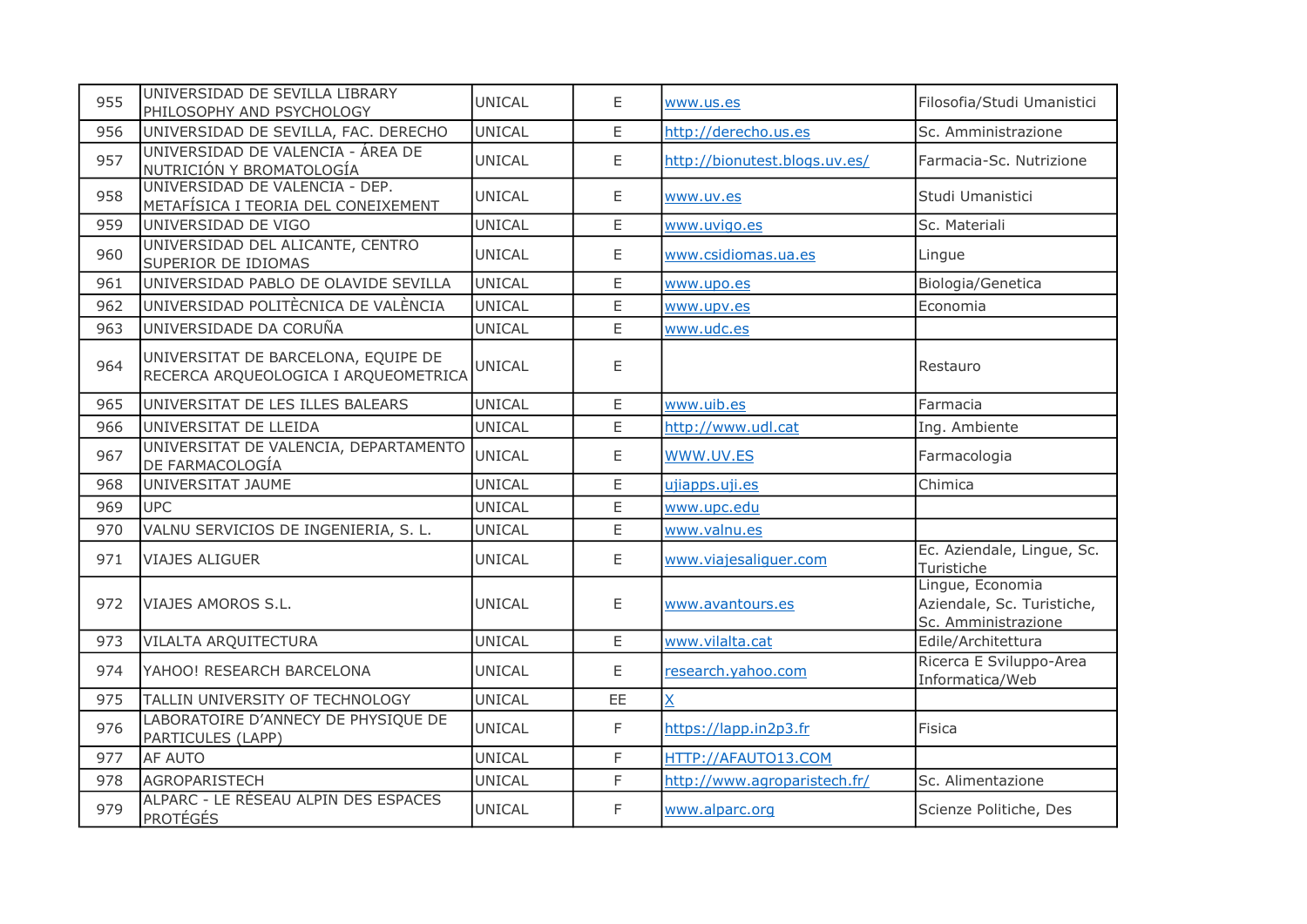| | | | | | |
|---|---|---|---|---|---|
| 955 | UNIVERSIDAD DE SEVILLA LIBRARY PHILOSOPHY AND PSYCHOLOGY | UNICAL | E | www.us.es | Filosofia/Studi Umanistici |
| 956 | UNIVERSIDAD DE SEVILLA, FAC. DERECHO | UNICAL | E | http://derecho.us.es | Sc. Amministrazione |
| 957 | UNIVERSIDAD DE VALENCIA - ÁREA DE NUTRICIÓN Y BROMATOLOGÍA | UNICAL | E | http://bionutest.blogs.uv.es/ | Farmacia-Sc. Nutrizione |
| 958 | UNIVERSIDAD DE VALENCIA - DEP. METAFÍSICA I TEORIA DEL CONEIXEMENT | UNICAL | E | www.uv.es | Studi Umanistici |
| 959 | UNIVERSIDAD DE VIGO | UNICAL | E | www.uvigo.es | Sc. Materiali |
| 960 | UNIVERSIDAD DEL ALICANTE, CENTRO SUPERIOR DE IDIOMAS | UNICAL | E | www.csidiomas.ua.es | Lingue |
| 961 | UNIVERSIDAD PABLO DE OLAVIDE SEVILLA | UNICAL | E | www.upo.es | Biologia/Genetica |
| 962 | UNIVERSIDAD POLITÈCNICA DE VALÈNCIA | UNICAL | E | www.upv.es | Economia |
| 963 | UNIVERSIDADE DA CORUÑA | UNICAL | E | www.udc.es | |
| 964 | UNIVERSITAT DE BARCELONA, EQUIPE DE RECERCA ARQUEOLOGICA I ARQUEOMETRICA | UNICAL | E | | Restauro |
| 965 | UNIVERSITAT DE LES ILLES BALEARS | UNICAL | E | www.uib.es | Farmacia |
| 966 | UNIVERSITAT DE LLEIDA | UNICAL | E | http://www.udl.cat | Ing. Ambiente |
| 967 | UNIVERSITAT DE VALENCIA, DEPARTAMENTO DE FARMACOLOGÍA | UNICAL | E | WWW.UV.ES | Farmacologia |
| 968 | UNIVERSITAT JAUME | UNICAL | E | ujiapps.uji.es | Chimica |
| 969 | UPC | UNICAL | E | www.upc.edu | |
| 970 | VALNU SERVICIOS DE INGENIERIA, S. L. | UNICAL | E | www.valnu.es | |
| 971 | VIAJES ALIGUER | UNICAL | E | www.viajesaliguer.com | Ec. Aziendale, Lingue, Sc. Turistiche |
| 972 | VIAJES AMOROS S.L. | UNICAL | E | www.avantours.es | Lingue, Economia Aziendale, Sc. Turistiche, Sc. Amministrazione |
| 973 | VILALTA ARQUITECTURA | UNICAL | E | www.vilalta.cat | Edile/Architettura |
| 974 | YAHOO! RESEARCH BARCELONA | UNICAL | E | research.yahoo.com | Ricerca E Sviluppo-Area Informatica/Web |
| 975 | TALLIN UNIVERSITY OF TECHNOLOGY | UNICAL | EE | X | |
| 976 | LABORATOIRE D’ANNECY DE PHYSIQUE DE PARTICULES (LAPP) | UNICAL | F | https://lapp.in2p3.fr | Fisica |
| 977 | AF AUTO | UNICAL | F | HTTP://AFAUTO13.COM | |
| 978 | AGROPARISTECH | UNICAL | F | http://www.agroparistech.fr/ | Sc. Alimentazione |
| 979 | ALPARC - LE RÉSEAU ALPIN DES ESPACES PROTÉGÉS | UNICAL | F | www.alparc.org | Scienze Politiche, Des |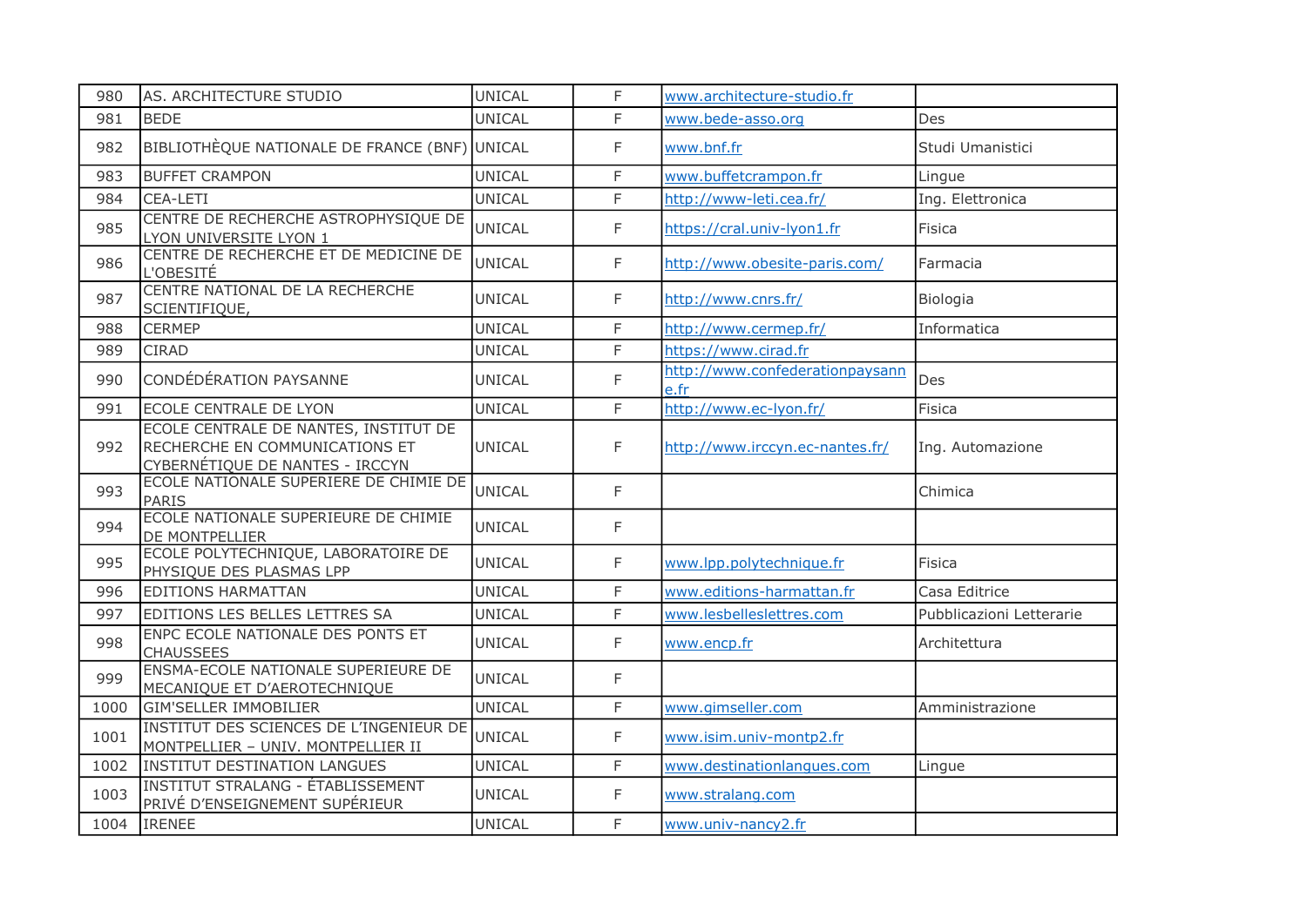| 980 | AS. ARCHITECTURE STUDIO | UNICAL | F | www.architecture-studio.fr | |
|---|---|---|---|---|---|
| 981 | BEDE | UNICAL | F | www.bede-asso.org | Des |
| 982 | BIBLIOTHÈQUE NATIONALE DE FRANCE (BNF) | UNICAL | F | www.bnf.fr | Studi Umanistici |
| 983 | BUFFET CRAMPON | UNICAL | F | www.buffetcrampon.fr | Lingue |
| 984 | CEA-LETI | UNICAL | F | http://www-leti.cea.fr/ | Ing. Elettronica |
| 985 | CENTRE DE RECHERCHE ASTROPHYSIQUE DE LYON UNIVERSITE LYON 1 | UNICAL | F | https://cral.univ-lyon1.fr | Fisica |
| 986 | CENTRE DE RECHERCHE ET DE MEDICINE DE L'OBESITÉ | UNICAL | F | http://www.obesite-paris.com/ | Farmacia |
| 987 | CENTRE NATIONAL DE LA RECHERCHE SCIENTIFIQUE, | UNICAL | F | http://www.cnrs.fr/ | Biologia |
| 988 | CERMEP | UNICAL | F | http://www.cermep.fr/ | Informatica |
| 989 | CIRAD | UNICAL | F | https://www.cirad.fr | |
| 990 | CONDÉDÉRATION PAYSANNE | UNICAL | F | http://www.confederationpaysanne.fr | Des |
| 991 | ECOLE CENTRALE DE LYON | UNICAL | F | http://www.ec-lyon.fr/ | Fisica |
| 992 | ECOLE CENTRALE DE NANTES, INSTITUT DE RECHERCHE EN COMMUNICATIONS ET CYBERNÉTIQUE DE NANTES - IRCCYN | UNICAL | F | http://www.irccyn.ec-nantes.fr/ | Ing. Automazione |
| 993 | ECOLE NATIONALE SUPERIERE DE CHIMIE DE PARIS | UNICAL | F | | Chimica |
| 994 | ECOLE NATIONALE SUPERIEURE DE CHIMIE DE MONTPELLIER | UNICAL | F | | |
| 995 | ECOLE POLYTECHNIQUE, LABORATOIRE DE PHYSIQUE DES PLASMAS LPP | UNICAL | F | www.lpp.polytechnique.fr | Fisica |
| 996 | EDITIONS HARMATTAN | UNICAL | F | www.editions-harmattan.fr | Casa Editrice |
| 997 | EDITIONS LES BELLES LETTRES SA | UNICAL | F | www.lesbelleslettres.com | Pubblicazioni Letterarie |
| 998 | ENPC ECOLE NATIONALE DES PONTS ET CHAUSSEES | UNICAL | F | www.encp.fr | Architettura |
| 999 | ENSMA-ECOLE NATIONALE SUPERIEURE DE MECANIQUE ET D'AEROTECHNIQUE | UNICAL | F | | |
| 1000 | GIM'SELLER IMMOBILIER | UNICAL | F | www.gimseller.com | Amministrazione |
| 1001 | INSTITUT DES SCIENCES DE L'INGENIEUR DE MONTPELLIER – UNIV. MONTPELLIER II | UNICAL | F | www.isim.univ-montp2.fr | |
| 1002 | INSTITUT DESTINATION LANGUES | UNICAL | F | www.destinationlangues.com | Lingue |
| 1003 | INSTITUT STRALANG - ÉTABLISSEMENT PRIVÉ D'ENSEIGNEMENT SUPÉRIEUR | UNICAL | F | www.stralang.com | |
| 1004 | IRENEE | UNICAL | F | www.univ-nancy2.fr | |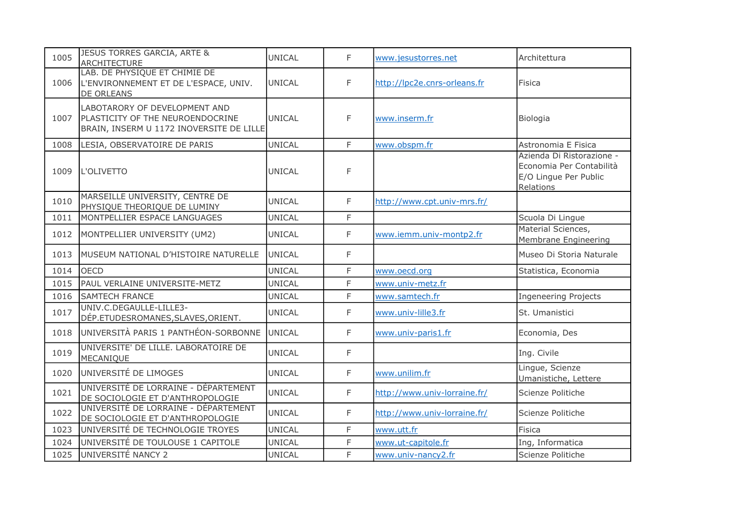| | | | | | |
|---|---|---|---|---|---|
| 1005 | JESUS TORRES GARCIA, ARTE & ARCHITECTURE | UNICAL | F | www.jesustorres.net | Architettura |
| 1006 | LAB. DE PHYSIQUE ET CHIMIE DE L'ENVIRONNEMENT ET DE L'ESPACE, UNIV. DE ORLEANS | UNICAL | F | http://lpc2e.cnrs-orleans.fr | Fisica |
| 1007 | LABOTARORY OF DEVELOPMENT AND PLASTICITY OF THE NEUROENDOCRINE BRAIN, INSERM U 1172 INOVERSITE DE LILLE | UNICAL | F | www.inserm.fr | Biologia |
| 1008 | LESIA, OBSERVATOIRE DE PARIS | UNICAL | F | www.obspm.fr | Astronomia E Fisica |
| 1009 | L'OLIVETTO | UNICAL | F | | Azienda Di Ristorazione - Economia Per Contabilità E/O Lingue Per Public Relations |
| 1010 | MARSEILLE UNIVERSITY, CENTRE DE PHYSIQUE THEORIQUE DE LUMINY | UNICAL | F | http://www.cpt.univ-mrs.fr/ | |
| 1011 | MONTPELLIER ESPACE LANGUAGES | UNICAL | F | | Scuola Di Lingue |
| 1012 | MONTPELLIER UNIVERSITY (UM2) | UNICAL | F | www.iemm.univ-montp2.fr | Material Sciences, Membrane Engineering |
| 1013 | MUSEUM NATIONAL D'HISTOIRE NATURELLE | UNICAL | F | | Museo Di Storia Naturale |
| 1014 | OECD | UNICAL | F | www.oecd.org | Statistica, Economia |
| 1015 | PAUL VERLAINE UNIVERSITE-METZ | UNICAL | F | www.univ-metz.fr | |
| 1016 | SAMTECH FRANCE | UNICAL | F | www.samtech.fr | Ingeneering Projects |
| 1017 | UNIV.C.DEGAULLE-LILLE3-DÉP.ETUDESROMANES,SLAVES,ORIENT. | UNICAL | F | www.univ-lille3.fr | St. Umanistici |
| 1018 | UNIVERSITÀ PARIS 1 PANTHÉON-SORBONNE | UNICAL | F | www.univ-paris1.fr | Economia, Des |
| 1019 | UNIVERSITE' DE LILLE. LABORATOIRE DE MECANIQUE | UNICAL | F | | Ing. Civile |
| 1020 | UNIVERSITÉ DE LIMOGES | UNICAL | F | www.unilim.fr | Lingue, Scienze Umanistiche, Lettere |
| 1021 | UNIVERSITÉ DE LORRAINE - DÉPARTEMENT DE SOCIOLOGIE ET D'ANTHROPOLOGIE | UNICAL | F | http://www.univ-lorraine.fr/ | Scienze Politiche |
| 1022 | UNIVERSITÉ DE LORRAINE - DÉPARTEMENT DE SOCIOLOGIE ET D'ANTHROPOLOGIE | UNICAL | F | http://www.univ-lorraine.fr/ | Scienze Politiche |
| 1023 | UNIVERSITÉ DE TECHNOLOGIE TROYES | UNICAL | F | www.utt.fr | Fisica |
| 1024 | UNIVERSITÉ DE TOULOUSE 1 CAPITOLE | UNICAL | F | www.ut-capitole.fr | Ing, Informatica |
| 1025 | UNIVERSITÉ NANCY 2 | UNICAL | F | www.univ-nancy2.fr | Scienze Politiche |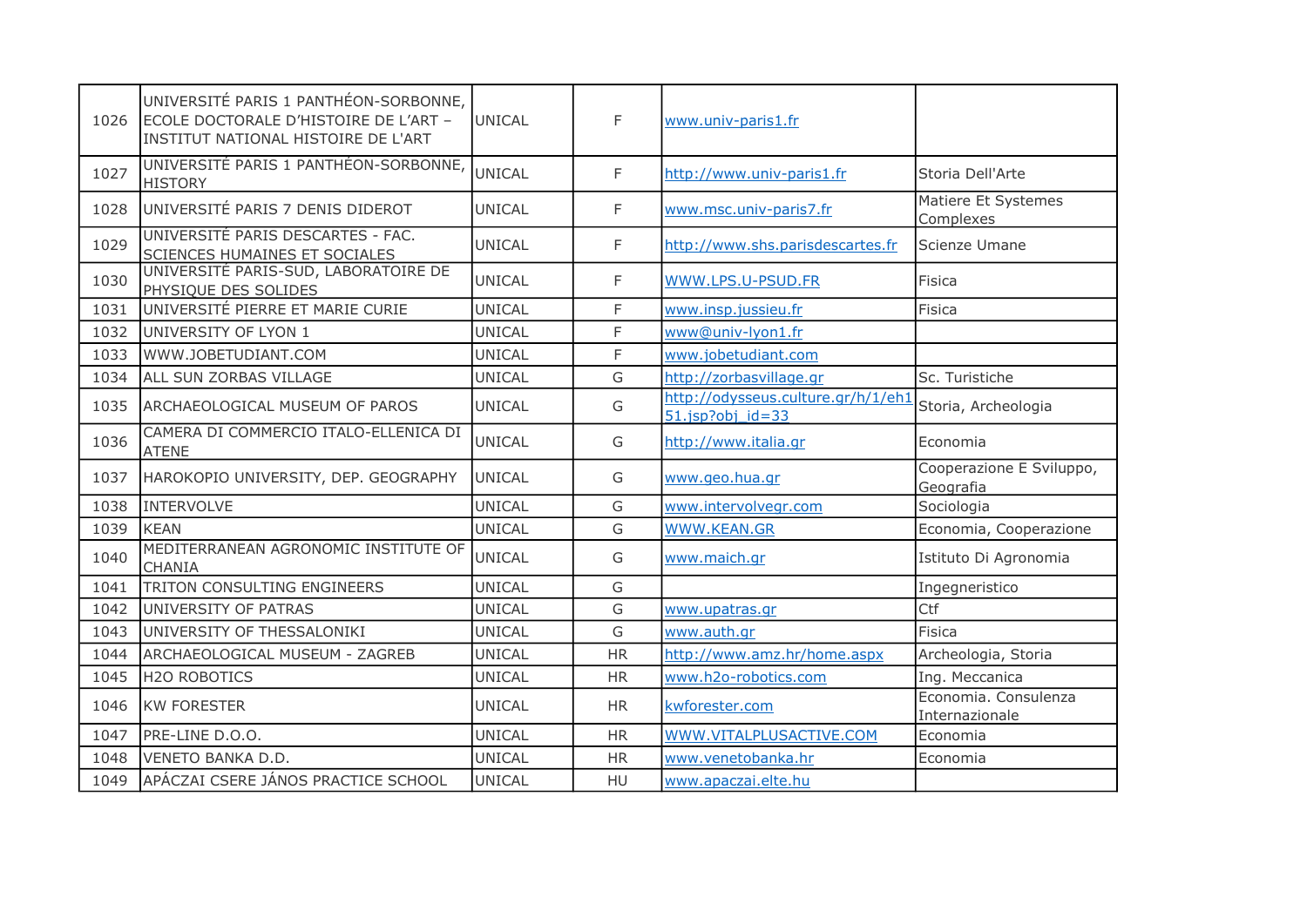| | | | | | |
|---|---|---|---|---|---|
| 1026 | UNIVERSITÉ PARIS 1 PANTHÉON-SORBONNE, ECOLE DOCTORALE D'HISTOIRE DE L'ART – INSTITUT NATIONAL HISTOIRE DE L'ART | UNICAL | F | www.univ-paris1.fr | |
| 1027 | UNIVERSITÉ PARIS 1 PANTHÉON-SORBONNE, HISTORY | UNICAL | F | http://www.univ-paris1.fr | Storia Dell'Arte |
| 1028 | UNIVERSITÉ PARIS 7 DENIS DIDEROT | UNICAL | F | www.msc.univ-paris7.fr | Matiere Et Systemes Complexes |
| 1029 | UNIVERSITÉ PARIS DESCARTES - FAC. SCIENCES HUMAINES ET SOCIALES | UNICAL | F | http://www.shs.parisdescartes.fr | Scienze Umane |
| 1030 | UNIVERSITÉ PARIS-SUD, LABORATOIRE DE PHYSIQUE DES SOLIDES | UNICAL | F | WWW.LPS.U-PSUD.FR | Fisica |
| 1031 | UNIVERSITÉ PIERRE ET MARIE CURIE | UNICAL | F | www.insp.jussieu.fr | Fisica |
| 1032 | UNIVERSITY OF LYON 1 | UNICAL | F | www@univ-lyon1.fr | |
| 1033 | WWW.JOBETUDIANT.COM | UNICAL | F | www.jobetudiant.com | |
| 1034 | ALL SUN ZORBAS VILLAGE | UNICAL | G | http://zorbasvillage.gr | Sc. Turistiche |
| 1035 | ARCHAEOLOGICAL MUSEUM OF PAROS | UNICAL | G | http://odysseus.culture.gr/h/1/eh151.jsp?obj_id=33 | Storia, Archeologia |
| 1036 | CAMERA DI COMMERCIO ITALO-ELLENICA DI ATENE | UNICAL | G | http://www.italia.gr | Economia |
| 1037 | HAROKOPIO UNIVERSITY, DEP. GEOGRAPHY | UNICAL | G | www.geo.hua.gr | Cooperazione E Sviluppo, Geografia |
| 1038 | INTERVOLVE | UNICAL | G | www.intervolvegr.com | Sociologia |
| 1039 | KEAN | UNICAL | G | WWW.KEAN.GR | Economia, Cooperazione |
| 1040 | MEDITERRANEAN AGRONOMIC INSTITUTE OF CHANIA | UNICAL | G | www.maich.gr | Istituto Di Agronomia |
| 1041 | TRITON CONSULTING ENGINEERS | UNICAL | G | | Ingegneristico |
| 1042 | UNIVERSITY OF PATRAS | UNICAL | G | www.upatras.gr | Ctf |
| 1043 | UNIVERSITY OF THESSALONIKI | UNICAL | G | www.auth.gr | Fisica |
| 1044 | ARCHAEOLOGICAL MUSEUM - ZAGREB | UNICAL | HR | http://www.amz.hr/home.aspx | Archeologia, Storia |
| 1045 | H2O ROBOTICS | UNICAL | HR | www.h2o-robotics.com | Ing. Meccanica |
| 1046 | KW FORESTER | UNICAL | HR | kwforester.com | Economia. Consulenza Internazionale |
| 1047 | PRE-LINE D.O.O. | UNICAL | HR | WWW.VITALPLUSACTIVE.COM | Economia |
| 1048 | VENETO BANKA D.D. | UNICAL | HR | www.venetobanka.hr | Economia |
| 1049 | APÁCZAI CSERE JÁNOS PRACTICE SCHOOL | UNICAL | HU | www.apaczai.elte.hu | |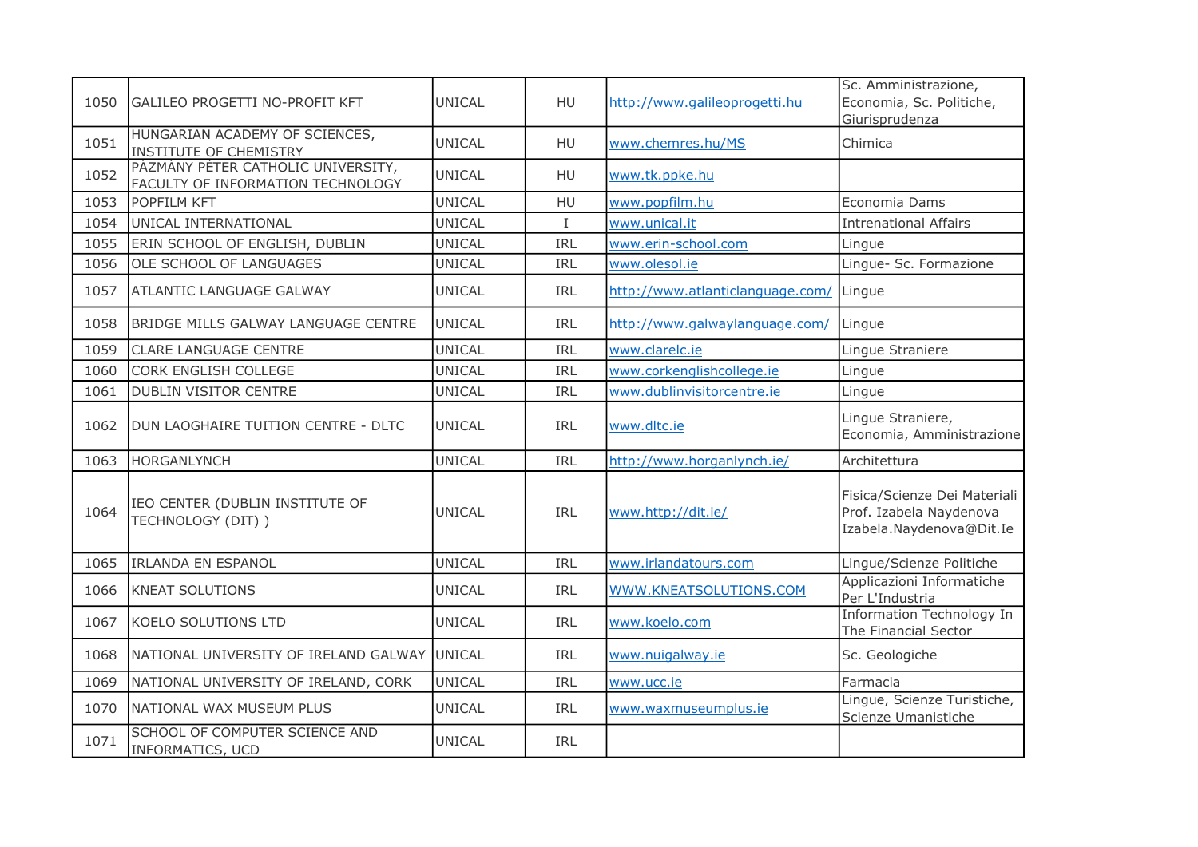| | | | | | |
|---|---|---|---|---|---|
| 1050 | GALILEO PROGETTI NO-PROFIT KFT | UNICAL | HU | http://www.galileoprogetti.hu | Sc. Amministrazione, Economia, Sc. Politiche, Giurisprudenza |
| 1051 | HUNGARIAN ACADEMY OF SCIENCES, INSTITUTE OF CHEMISTRY | UNICAL | HU | www.chemres.hu/MS | Chimica |
| 1052 | PÁZMÁNY PÉTER CATHOLIC UNIVERSITY, FACULTY OF INFORMATION TECHNOLOGY | UNICAL | HU | www.tk.ppke.hu | |
| 1053 | POPFILM KFT | UNICAL | HU | www.popfilm.hu | Economia Dams |
| 1054 | UNICAL INTERNATIONAL | UNICAL | I | www.unical.it | Intrenational Affairs |
| 1055 | ERIN SCHOOL OF ENGLISH, DUBLIN | UNICAL | IRL | www.erin-school.com | Lingue |
| 1056 | OLE SCHOOL OF LANGUAGES | UNICAL | IRL | www.olesol.ie | Lingue- Sc. Formazione |
| 1057 | ATLANTIC LANGUAGE GALWAY | UNICAL | IRL | http://www.atlanticlanguage.com/ | Lingue |
| 1058 | BRIDGE MILLS GALWAY LANGUAGE CENTRE | UNICAL | IRL | http://www.galwaylanguage.com/ | Lingue |
| 1059 | CLARE LANGUAGE CENTRE | UNICAL | IRL | www.clarelc.ie | Lingue Straniere |
| 1060 | CORK ENGLISH COLLEGE | UNICAL | IRL | www.corkenglishcollege.ie | Lingue |
| 1061 | DUBLIN VISITOR CENTRE | UNICAL | IRL | www.dublinvisitorcentre.ie | Lingue |
| 1062 | DUN LAOGHAIRE TUITION CENTRE - DLTC | UNICAL | IRL | www.dltc.ie | Lingue Straniere, Economia, Amministrazione |
| 1063 | HORGANLYNCH | UNICAL | IRL | http://www.horganlynch.ie/ | Architettura |
| 1064 | IEO CENTER (DUBLIN INSTITUTE OF TECHNOLOGY (DIT) ) | UNICAL | IRL | www.http://dit.ie/ | Fisica/Scienze Dei Materiali Prof. Izabela Naydenova Izabela.Naydenova@Dit.Ie |
| 1065 | IRLANDA EN ESPANOL | UNICAL | IRL | www.irlandatours.com | Lingue/Scienze Politiche |
| 1066 | KNEAT SOLUTIONS | UNICAL | IRL | WWW.KNEATSOLUTIONS.COM | Applicazioni Informatiche Per L'Industria |
| 1067 | KOELO SOLUTIONS LTD | UNICAL | IRL | www.koelo.com | Information Technology In The Financial Sector |
| 1068 | NATIONAL UNIVERSITY OF IRELAND GALWAY | UNICAL | IRL | www.nuigalway.ie | Sc. Geologiche |
| 1069 | NATIONAL UNIVERSITY OF IRELAND, CORK | UNICAL | IRL | www.ucc.ie | Farmacia |
| 1070 | NATIONAL WAX MUSEUM PLUS | UNICAL | IRL | www.waxmuseumplus.ie | Lingue, Scienze Turistiche, Scienze Umanistiche |
| 1071 | SCHOOL OF COMPUTER SCIENCE AND INFORMATICS, UCD | UNICAL | IRL | | |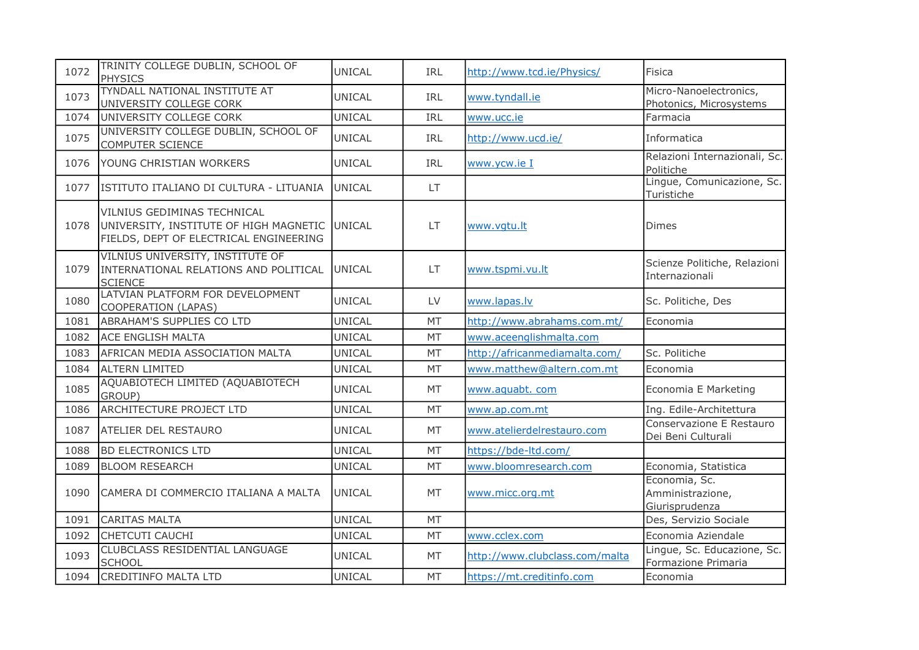| 1072 | TRINITY COLLEGE DUBLIN, SCHOOL OF PHYSICS | UNICAL | IRL | http://www.tcd.ie/Physics/ | Fisica |
|---|---|---|---|---|---|
| 1073 | TYNDALL NATIONAL INSTITUTE AT UNIVERSITY COLLEGE CORK | UNICAL | IRL | www.tyndall.ie | Micro-Nanoelectronics, Photonics, Microsystems |
| 1074 | UNIVERSITY COLLEGE CORK | UNICAL | IRL | www.ucc.ie | Farmacia |
| 1075 | UNIVERSITY COLLEGE DUBLIN, SCHOOL OF COMPUTER SCIENCE | UNICAL | IRL | http://www.ucd.ie/ | Informatica |
| 1076 | YOUNG CHRISTIAN WORKERS | UNICAL | IRL | www.ycw.ie I | Relazioni Internazionali, Sc. Politiche |
| 1077 | ISTITUTO ITALIANO DI CULTURA - LITUANIA | UNICAL | LT | | Lingue, Comunicazione, Sc. Turistiche |
| 1078 | VILNIUS GEDIMINAS TECHNICAL UNIVERSITY, INSTITUTE OF HIGH MAGNETIC FIELDS, DEPT OF ELECTRICAL ENGINEERING | UNICAL | LT | www.vgtu.lt | Dimes |
| 1079 | VILNIUS UNIVERSITY, INSTITUTE OF INTERNATIONAL RELATIONS AND POLITICAL SCIENCE | UNICAL | LT | www.tspmi.vu.lt | Scienze Politiche, Relazioni Internazionali |
| 1080 | LATVIAN PLATFORM FOR DEVELOPMENT COOPERATION (LAPAS) | UNICAL | LV | www.lapas.lv | Sc. Politiche, Des |
| 1081 | ABRAHAM'S SUPPLIES CO LTD | UNICAL | MT | http://www.abrahams.com.mt/ | Economia |
| 1082 | ACE ENGLISH MALTA | UNICAL | MT | www.aceenglishmalta.com | |
| 1083 | AFRICAN MEDIA ASSOCIATION MALTA | UNICAL | MT | http://africanmediamalta.com/ | Sc. Politiche |
| 1084 | ALTERN LIMITED | UNICAL | MT | www.matthew@altern.com.mt | Economia |
| 1085 | AQUABIOTECH LIMITED (AQUABIOTECH GROUP) | UNICAL | MT | www.aquabt. com | Economia E Marketing |
| 1086 | ARCHITECTURE PROJECT LTD | UNICAL | MT | www.ap.com.mt | Ing. Edile-Architettura |
| 1087 | ATELIER DEL RESTAURO | UNICAL | MT | www.atelierdelrestauro.com | Conservazione E Restauro Dei Beni Culturali |
| 1088 | BD ELECTRONICS LTD | UNICAL | MT | https://bde-ltd.com/ | |
| 1089 | BLOOM RESEARCH | UNICAL | MT | www.bloomresearch.com | Economia, Statistica |
| 1090 | CAMERA DI COMMERCIO ITALIANA A MALTA | UNICAL | MT | www.micc.org.mt | Economia, Sc. Amministrazione, Giurisprudenza |
| 1091 | CARITAS MALTA | UNICAL | MT | | Des, Servizio Sociale |
| 1092 | CHETCUTI CAUCHI | UNICAL | MT | www.cclex.com | Economia Aziendale |
| 1093 | CLUBCLASS RESIDENTIAL LANGUAGE SCHOOL | UNICAL | MT | http://www.clubclass.com/malta | Lingue, Sc. Educazione, Sc. Formazione Primaria |
| 1094 | CREDITINFO MALTA LTD | UNICAL | MT | https://mt.creditinfo.com | Economia |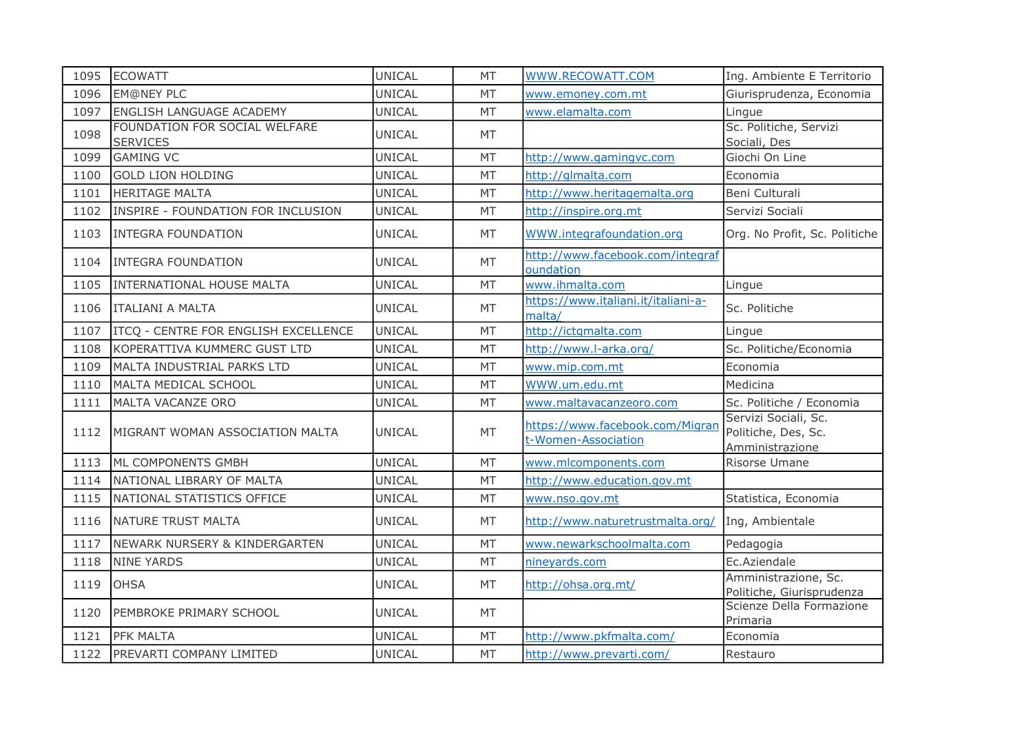| 1095 | ECOWATT | UNICAL | MT | WWW.RECOWATT.COM | Ing. Ambiente E Territorio |
|---|---|---|---|---|---|
| 1096 | EM@NEY PLC | UNICAL | MT | www.emoney.com.mt | Giurisprudenza, Economia |
| 1097 | ENGLISH LANGUAGE ACADEMY | UNICAL | MT | www.elamalta.com | Lingue |
| 1098 | FOUNDATION FOR SOCIAL WELFARE SERVICES | UNICAL | MT | | Sc. Politiche, Servizi Sociali, Des |
| 1099 | GAMING VC | UNICAL | MT | http://www.gamingvc.com | Giochi On Line |
| 1100 | GOLD LION HOLDING | UNICAL | MT | http://glmalta.com | Economia |
| 1101 | HERITAGE MALTA | UNICAL | MT | http://www.heritagemalta.org | Beni Culturali |
| 1102 | INSPIRE - FOUNDATION FOR INCLUSION | UNICAL | MT | http://inspire.org.mt | Servizi Sociali |
| 1103 | INTEGRA FOUNDATION | UNICAL | MT | WWW.integrafoundation.org | Org. No Profit, Sc. Politiche |
| 1104 | INTEGRA FOUNDATION | UNICAL | MT | http://www.facebook.com/integrafoundation | |
| 1105 | INTERNATIONAL HOUSE MALTA | UNICAL | MT | www.ihmalta.com | Lingue |
| 1106 | ITALIANI A MALTA | UNICAL | MT | https://www.italiani.it/italiani-a-malta/ | Sc. Politiche |
| 1107 | ITCQ - CENTRE FOR ENGLISH EXCELLENCE | UNICAL | MT | http://ictqmalta.com | Lingue |
| 1108 | KOPERATTIVA KUMMERC GUST LTD | UNICAL | MT | http://www.l-arka.org/ | Sc. Politiche/Economia |
| 1109 | MALTA INDUSTRIAL PARKS LTD | UNICAL | MT | www.mip.com.mt | Economia |
| 1110 | MALTA MEDICAL SCHOOL | UNICAL | MT | WWW.um.edu.mt | Medicina |
| 1111 | MALTA VACANZE ORO | UNICAL | MT | www.maltavacanzeoro.com | Sc. Politiche / Economia |
| 1112 | MIGRANT WOMAN ASSOCIATION MALTA | UNICAL | MT | https://www.facebook.com/Migrant-Women-Association | Servizi Sociali, Sc. Politiche, Des, Sc. Amministrazione |
| 1113 | ML COMPONENTS GMBH | UNICAL | MT | www.mlcomponents.com | Risorse Umane |
| 1114 | NATIONAL LIBRARY OF MALTA | UNICAL | MT | http://www.education.gov.mt | |
| 1115 | NATIONAL STATISTICS OFFICE | UNICAL | MT | www.nso.gov.mt | Statistica, Economia |
| 1116 | NATURE TRUST MALTA | UNICAL | MT | http://www.naturetrustmalta.org/ | Ing, Ambientale |
| 1117 | NEWARK NURSERY & KINDERGARTEN | UNICAL | MT | www.newarkschoolmalta.com | Pedagogia |
| 1118 | NINE YARDS | UNICAL | MT | nineyards.com | Ec.Aziendale |
| 1119 | OHSA | UNICAL | MT | http://ohsa.org.mt/ | Amministrazione, Sc. Politiche, Giurisprudenza |
| 1120 | PEMBROKE PRIMARY SCHOOL | UNICAL | MT | | Scienze Della Formazione Primaria |
| 1121 | PFK MALTA | UNICAL | MT | http://www.pkfmalta.com/ | Economia |
| 1122 | PREVARTI COMPANY LIMITED | UNICAL | MT | http://www.prevarti.com/ | Restauro |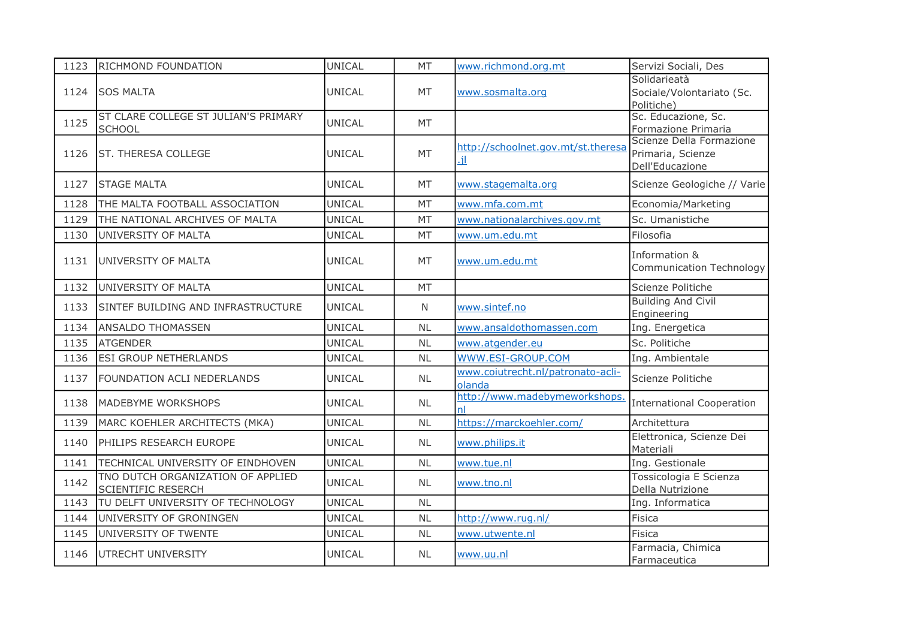| 1123 | RICHMOND FOUNDATION | UNICAL | MT | www.richmond.org.mt | Servizi Sociali, Des |
|---|---|---|---|---|---|
| 1124 | SOS MALTA | UNICAL | MT | www.sosmalta.org | Solidarieatà Sociale/Volontariato (Sc. Politiche) |
| 1125 | ST CLARE COLLEGE ST JULIAN'S PRIMARY SCHOOL | UNICAL | MT | | Sc. Educazione, Sc. Formazione Primaria |
| 1126 | ST. THERESA COLLEGE | UNICAL | MT | http://schoolnet.gov.mt/st.theresa.jl | Scienze Della Formazione Primaria, Scienze Dell'Educazione |
| 1127 | STAGE MALTA | UNICAL | MT | www.stagemalta.org | Scienze Geologiche // Varie |
| 1128 | THE MALTA FOOTBALL ASSOCIATION | UNICAL | MT | www.mfa.com.mt | Economia/Marketing |
| 1129 | THE NATIONAL ARCHIVES OF MALTA | UNICAL | MT | www.nationalarchives.gov.mt | Sc. Umanistiche |
| 1130 | UNIVERSITY OF MALTA | UNICAL | MT | www.um.edu.mt | Filosofia |
| 1131 | UNIVERSITY OF MALTA | UNICAL | MT | www.um.edu.mt | Information & Communication Technology |
| 1132 | UNIVERSITY OF MALTA | UNICAL | MT | | Scienze Politiche |
| 1133 | SINTEF BUILDING AND INFRASTRUCTURE | UNICAL | N | www.sintef.no | Building And Civil Engineering |
| 1134 | ANSALDO THOMASSEN | UNICAL | NL | www.ansaldothomassen.com | Ing. Energetica |
| 1135 | ATGENDER | UNICAL | NL | www.atgender.eu | Sc. Politiche |
| 1136 | ESI GROUP NETHERLANDS | UNICAL | NL | WWW.ESI-GROUP.COM | Ing. Ambientale |
| 1137 | FOUNDATION ACLI NEDERLANDS | UNICAL | NL | www.coiutrecht.nl/patronato-acli-olanda | Scienze Politiche |
| 1138 | MADEBYME WORKSHOPS | UNICAL | NL | http://www.madebymeworkshops.nl | International Cooperation |
| 1139 | MARC KOEHLER ARCHITECTS (MKA) | UNICAL | NL | https://marckoehler.com/ | Architettura |
| 1140 | PHILIPS RESEARCH EUROPE | UNICAL | NL | www.philips.it | Elettronica, Scienze Dei Materiali |
| 1141 | TECHNICAL UNIVERSITY OF EINDHOVEN | UNICAL | NL | www.tue.nl | Ing. Gestionale |
| 1142 | TNO DUTCH ORGANIZATION OF APPLIED SCIENTIFIC RESERCH | UNICAL | NL | www.tno.nl | Tossicologia E Scienza Della Nutrizione |
| 1143 | TU DELFT UNIVERSITY OF TECHNOLOGY | UNICAL | NL | | Ing. Informatica |
| 1144 | UNIVERSITY OF GRONINGEN | UNICAL | NL | http://www.rug.nl/ | Fisica |
| 1145 | UNIVERSITY OF TWENTE | UNICAL | NL | www.utwente.nl | Fisica |
| 1146 | UTRECHT UNIVERSITY | UNICAL | NL | www.uu.nl | Farmacia, Chimica Farmaceutica |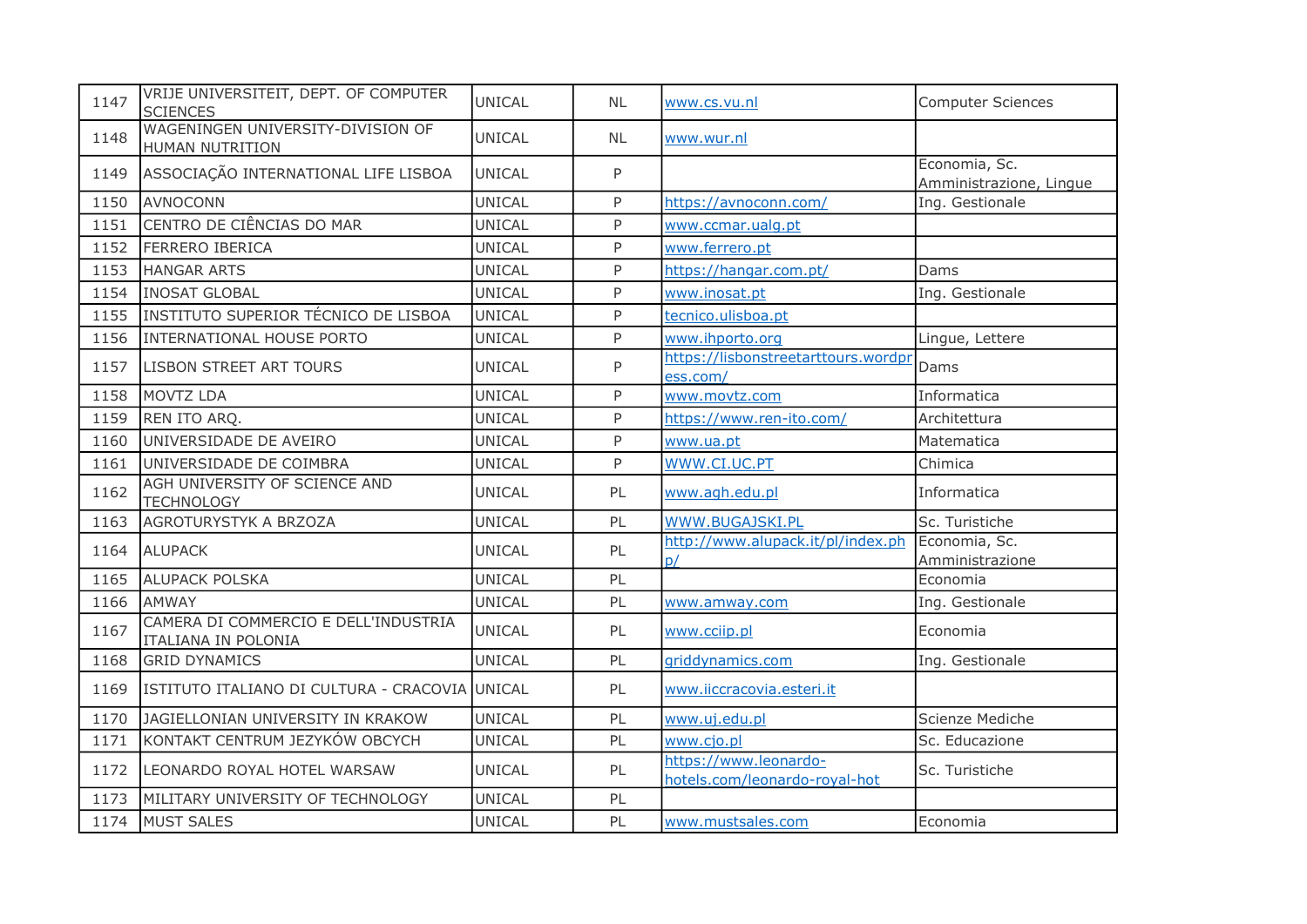| | | | | | |
|---|---|---|---|---|---|
| 1147 | VRIJE UNIVERSITEIT, DEPT. OF COMPUTER SCIENCES | UNICAL | NL | www.cs.vu.nl | Computer Sciences |
| 1148 | WAGENINGEN UNIVERSITY-DIVISION OF HUMAN NUTRITION | UNICAL | NL | www.wur.nl | |
| 1149 | ASSOCIAÇÃO INTERNATIONAL LIFE LISBOA | UNICAL | P | | Economia, Sc. Amministrazione, Lingue |
| 1150 | AVNOCONN | UNICAL | P | https://avnoconn.com/ | Ing. Gestionale |
| 1151 | CENTRO DE CIÊNCIAS DO MAR | UNICAL | P | www.ccmar.ualg.pt | |
| 1152 | FERRERO IBERICA | UNICAL | P | www.ferrero.pt | |
| 1153 | HANGAR ARTS | UNICAL | P | https://hangar.com.pt/ | Dams |
| 1154 | INOSAT GLOBAL | UNICAL | P | www.inosat.pt | Ing. Gestionale |
| 1155 | INSTITUTO SUPERIOR TÉCNICO DE LISBOA | UNICAL | P | tecnico.ulisboa.pt | |
| 1156 | INTERNATIONAL HOUSE PORTO | UNICAL | P | www.ihporto.org | Lingue, Lettere |
| 1157 | LISBON STREET ART TOURS | UNICAL | P | https://lisbonstreetarttours.wordpress.com/ | Dams |
| 1158 | MOVTZ LDA | UNICAL | P | www.movtz.com | Informatica |
| 1159 | REN ITO ARQ. | UNICAL | P | https://www.ren-ito.com/ | Architettura |
| 1160 | UNIVERSIDADE DE AVEIRO | UNICAL | P | www.ua.pt | Matematica |
| 1161 | UNIVERSIDADE DE COIMBRA | UNICAL | P | WWW.CI.UC.PT | Chimica |
| 1162 | AGH UNIVERSITY OF SCIENCE AND TECHNOLOGY | UNICAL | PL | www.agh.edu.pl | Informatica |
| 1163 | AGROTURYSTYK A BRZOZA | UNICAL | PL | WWW.BUGAJSKI.PL | Sc. Turistiche |
| 1164 | ALUPACK | UNICAL | PL | http://www.alupack.it/pl/index.php/ | Economia, Sc. Amministrazione |
| 1165 | ALUPACK POLSKA | UNICAL | PL | | Economia |
| 1166 | AMWAY | UNICAL | PL | www.amway.com | Ing. Gestionale |
| 1167 | CAMERA DI COMMERCIO E DELL'INDUSTRIA ITALIANA IN POLONIA | UNICAL | PL | www.cciip.pl | Economia |
| 1168 | GRID DYNAMICS | UNICAL | PL | griddynamics.com | Ing. Gestionale |
| 1169 | ISTITUTO ITALIANO DI CULTURA - CRACOVIA | UNICAL | PL | www.iiccracovia.esteri.it | |
| 1170 | JAGIELLONIAN UNIVERSITY IN KRAKOW | UNICAL | PL | www.uj.edu.pl | Scienze Mediche |
| 1171 | KONTAKT CENTRUM JEZYKÓW OBCYCH | UNICAL | PL | www.cjo.pl | Sc. Educazione |
| 1172 | LEONARDO ROYAL HOTEL WARSAW | UNICAL | PL | https://www.leonardo-hotels.com/leonardo-royal-hot | Sc. Turistiche |
| 1173 | MILITARY UNIVERSITY OF TECHNOLOGY | UNICAL | PL | | |
| 1174 | MUST SALES | UNICAL | PL | www.mustsales.com | Economia |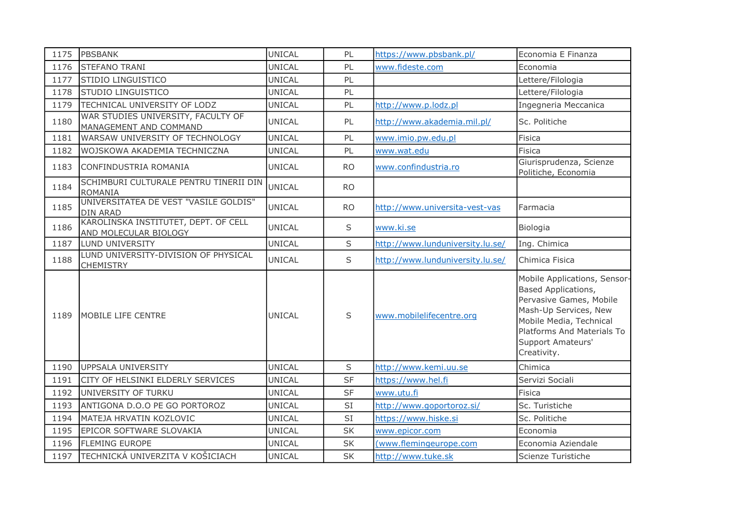| 1175 | PBSBANK | UNICAL | PL | https://www.pbsbank.pl/ | Economia E Finanza |
|---|---|---|---|---|---|
| 1176 | STEFANO TRANI | UNICAL | PL | www.fideste.com | Economia |
| 1177 | STIDIO LINGUISTICO | UNICAL | PL | | Lettere/Filologia |
| 1178 | STUDIO LINGUISTICO | UNICAL | PL | | Lettere/Filologia |
| 1179 | TECHNICAL UNIVERSITY OF LODZ | UNICAL | PL | http://www.p.lodz.pl | Ingegneria Meccanica |
| 1180 | WAR STUDIES UNIVERSITY, FACULTY OF MANAGEMENT AND COMMAND | UNICAL | PL | http://www.akademia.mil.pl/ | Sc. Politiche |
| 1181 | WARSAW UNIVERSITY OF TECHNOLOGY | UNICAL | PL | www.imio.pw.edu.pl | Fisica |
| 1182 | WOJSKOWA AKADEMIA TECHNICZNA | UNICAL | PL | www.wat.edu | Fisica |
| 1183 | CONFINDUSTRIA ROMANIA | UNICAL | RO | www.confindustria.ro | Giurisprudenza, Scienze Politiche, Economia |
| 1184 | SCHIMBURI CULTURALE PENTRU TINERII DIN ROMANIA | UNICAL | RO | | |
| 1185 | UNIVERSITATEA DE VEST "VASILE GOLDIS" DIN ARAD | UNICAL | RO | http://www.universita-vest-vas | Farmacia |
| 1186 | KAROLINSKA INSTITUTET, DEPT. OF CELL AND MOLECULAR BIOLOGY | UNICAL | S | www.ki.se | Biologia |
| 1187 | LUND UNIVERSITY | UNICAL | S | http://www.lunduniversity.lu.se/ | Ing. Chimica |
| 1188 | LUND UNIVERSITY-DIVISION OF PHYSICAL CHEMISTRY | UNICAL | S | http://www.lunduniversity.lu.se/ | Chimica Fisica |
| 1189 | MOBILE LIFE CENTRE | UNICAL | S | www.mobilelifecentre.org | Mobile Applications, Sensor-Based Applications, Pervasive Games, Mobile Mash-Up Services, New Mobile Media, Technical Platforms And Materials To Support Amateurs' Creativity. |
| 1190 | UPPSALA UNIVERSITY | UNICAL | S | http://www.kemi.uu.se | Chimica |
| 1191 | CITY OF HELSINKI ELDERLY SERVICES | UNICAL | SF | https://www.hel.fi | Servizi Sociali |
| 1192 | UNIVERSITY OF TURKU | UNICAL | SF | www.utu.fi | Fisica |
| 1193 | ANTIGONA D.O.O PE GO PORTOROZ | UNICAL | SI | http://www.goportoroz.si/ | Sc. Turistiche |
| 1194 | MATEJA HRVATIN KOZLOVIC | UNICAL | SI | https://www.hiske.si | Sc. Politiche |
| 1195 | EPICOR SOFTWARE SLOVAKIA | UNICAL | SK | www.epicor.com | Economia |
| 1196 | FLEMING EUROPE | UNICAL | SK | (www.flemingeurope.com | Economia Aziendale |
| 1197 | TECHNICKÁ UNIVERZITA V KOŠICIACH | UNICAL | SK | http://www.tuke.sk | Scienze Turistiche |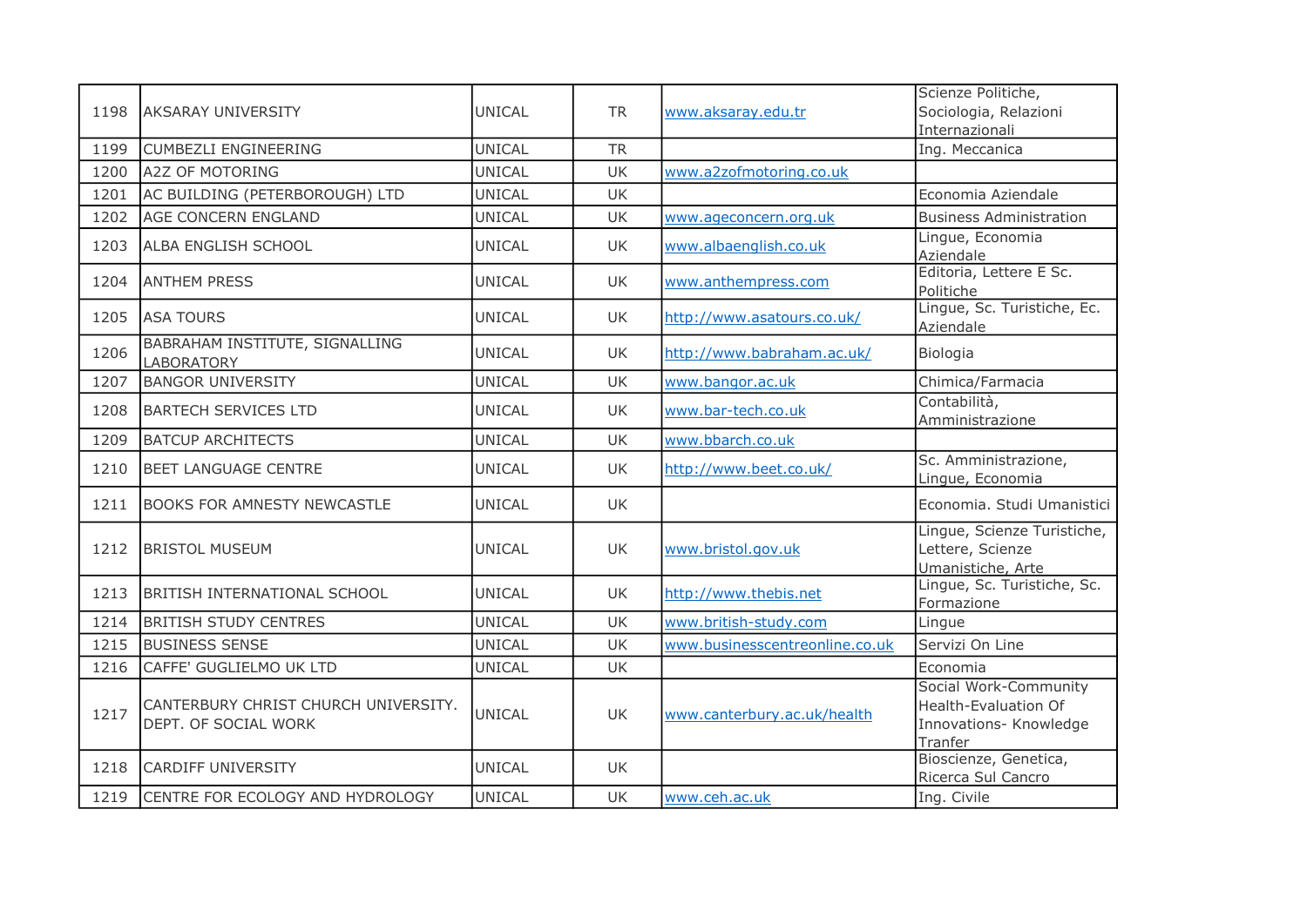| | | | | | |
|---|---|---|---|---|---|
| 1198 | AKSARAY UNIVERSITY | UNICAL | TR | www.aksaray.edu.tr | Scienze Politiche, Sociologia, Relazioni Internazionali |
| 1199 | CUMBEZLI ENGINEERING | UNICAL | TR | | Ing. Meccanica |
| 1200 | A2Z OF MOTORING | UNICAL | UK | www.a2zofmotoring.co.uk | |
| 1201 | AC BUILDING (PETERBOROUGH) LTD | UNICAL | UK | | Economia Aziendale |
| 1202 | AGE CONCERN ENGLAND | UNICAL | UK | www.ageconcern.org.uk | Business Administration |
| 1203 | ALBA ENGLISH SCHOOL | UNICAL | UK | www.albaenglish.co.uk | Lingue, Economia Aziendale |
| 1204 | ANTHEM PRESS | UNICAL | UK | www.anthempress.com | Editoria, Lettere E Sc. Politiche |
| 1205 | ASA TOURS | UNICAL | UK | http://www.asatours.co.uk/ | Lingue, Sc. Turistiche, Ec. Aziendale |
| 1206 | BABRAHAM INSTITUTE, SIGNALLING LABORATORY | UNICAL | UK | http://www.babraham.ac.uk/ | Biologia |
| 1207 | BANGOR UNIVERSITY | UNICAL | UK | www.bangor.ac.uk | Chimica/Farmacia |
| 1208 | BARTECH SERVICES LTD | UNICAL | UK | www.bar-tech.co.uk | Contabilità, Amministrazione |
| 1209 | BATCUP ARCHITECTS | UNICAL | UK | www.bbarch.co.uk | |
| 1210 | BEET LANGUAGE CENTRE | UNICAL | UK | http://www.beet.co.uk/ | Sc. Amministrazione, Lingue, Economia |
| 1211 | BOOKS FOR AMNESTY NEWCASTLE | UNICAL | UK | | Economia. Studi Umanistici |
| 1212 | BRISTOL MUSEUM | UNICAL | UK | www.bristol.gov.uk | Lingue, Scienze Turistiche, Lettere, Scienze Umanistiche, Arte |
| 1213 | BRITISH INTERNATIONAL SCHOOL | UNICAL | UK | http://www.thebis.net | Lingue, Sc. Turistiche, Sc. Formazione |
| 1214 | BRITISH STUDY CENTRES | UNICAL | UK | www.british-study.com | Lingue |
| 1215 | BUSINESS SENSE | UNICAL | UK | www.businesscentreonline.co.uk | Servizi On Line |
| 1216 | CAFFE' GUGLIELMO UK LTD | UNICAL | UK | | Economia |
| 1217 | CANTERBURY CHRIST CHURCH UNIVERSITY. DEPT. OF SOCIAL WORK | UNICAL | UK | www.canterbury.ac.uk/health | Social Work-Community Health-Evaluation Of Innovations- Knowledge Tranfer |
| 1218 | CARDIFF UNIVERSITY | UNICAL | UK | | Bioscienze, Genetica, Ricerca Sul Cancro |
| 1219 | CENTRE FOR ECOLOGY AND HYDROLOGY | UNICAL | UK | www.ceh.ac.uk | Ing. Civile |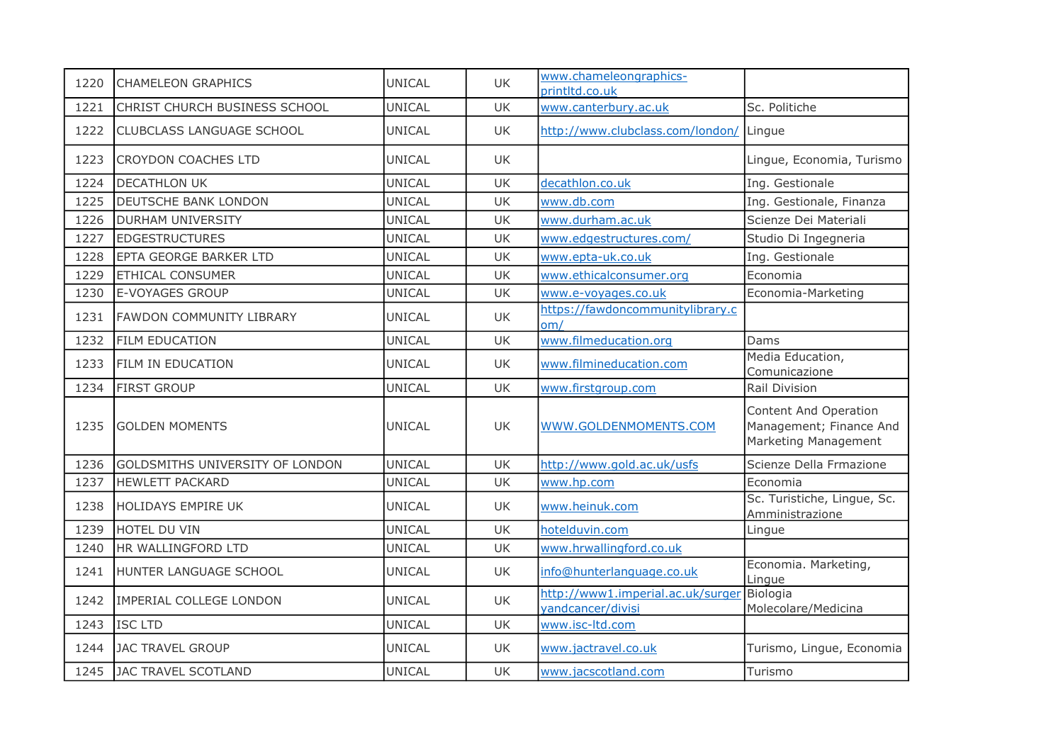| | | | | | |
|---|---|---|---|---|---|
| 1220 | CHAMELEON GRAPHICS | UNICAL | UK | www.chameleongraphics-printltd.co.uk | |
| 1221 | CHRIST CHURCH BUSINESS SCHOOL | UNICAL | UK | www.canterbury.ac.uk | Sc. Politiche |
| 1222 | CLUBCLASS LANGUAGE SCHOOL | UNICAL | UK | http://www.clubclass.com/london/ | Lingue |
| 1223 | CROYDON COACHES LTD | UNICAL | UK | | Lingue, Economia, Turismo |
| 1224 | DECATHLON UK | UNICAL | UK | decathlon.co.uk | Ing. Gestionale |
| 1225 | DEUTSCHE BANK LONDON | UNICAL | UK | www.db.com | Ing. Gestionale, Finanza |
| 1226 | DURHAM UNIVERSITY | UNICAL | UK | www.durham.ac.uk | Scienze Dei Materiali |
| 1227 | EDGESTRUCTURES | UNICAL | UK | www.edgestructures.com/ | Studio Di Ingegneria |
| 1228 | EPTA GEORGE BARKER LTD | UNICAL | UK | www.epta-uk.co.uk | Ing. Gestionale |
| 1229 | ETHICAL CONSUMER | UNICAL | UK | www.ethicalconsumer.org | Economia |
| 1230 | E-VOYAGES GROUP | UNICAL | UK | www.e-voyages.co.uk | Economia-Marketing |
| 1231 | FAWDON COMMUNITY LIBRARY | UNICAL | UK | https://fawdoncommunitylibrary.com/ | |
| 1232 | FILM EDUCATION | UNICAL | UK | www.filmeducation.org | Dams |
| 1233 | FILM IN EDUCATION | UNICAL | UK | www.filmineducation.com | Media Education, Comunicazione |
| 1234 | FIRST GROUP | UNICAL | UK | www.firstgroup.com | Rail Division |
| 1235 | GOLDEN MOMENTS | UNICAL | UK | WWW.GOLDENMOMENTS.COM | Content And Operation Management; Finance And Marketing Management |
| 1236 | GOLDSMITHS UNIVERSITY OF LONDON | UNICAL | UK | http://www.gold.ac.uk/usfs | Scienze Della Frmazione |
| 1237 | HEWLETT PACKARD | UNICAL | UK | www.hp.com | Economia |
| 1238 | HOLIDAYS EMPIRE UK | UNICAL | UK | www.heinuk.com | Sc. Turistiche, Lingue, Sc. Amministrazione |
| 1239 | HOTEL DU VIN | UNICAL | UK | hotelduvin.com | Lingue |
| 1240 | HR WALLINGFORD LTD | UNICAL | UK | www.hrwallingford.co.uk | |
| 1241 | HUNTER LANGUAGE SCHOOL | UNICAL | UK | info@hunterlanguage.co.uk | Economia. Marketing, Lingue |
| 1242 | IMPERIAL COLLEGE LONDON | UNICAL | UK | http://www1.imperial.ac.uk/surgeryandcancer/divisi | Biologia Molecolare/Medicina |
| 1243 | ISC LTD | UNICAL | UK | www.isc-ltd.com | |
| 1244 | JAC TRAVEL GROUP | UNICAL | UK | www.jactravel.co.uk | Turismo, Lingue, Economia |
| 1245 | JAC TRAVEL SCOTLAND | UNICAL | UK | www.jacscotland.com | Turismo |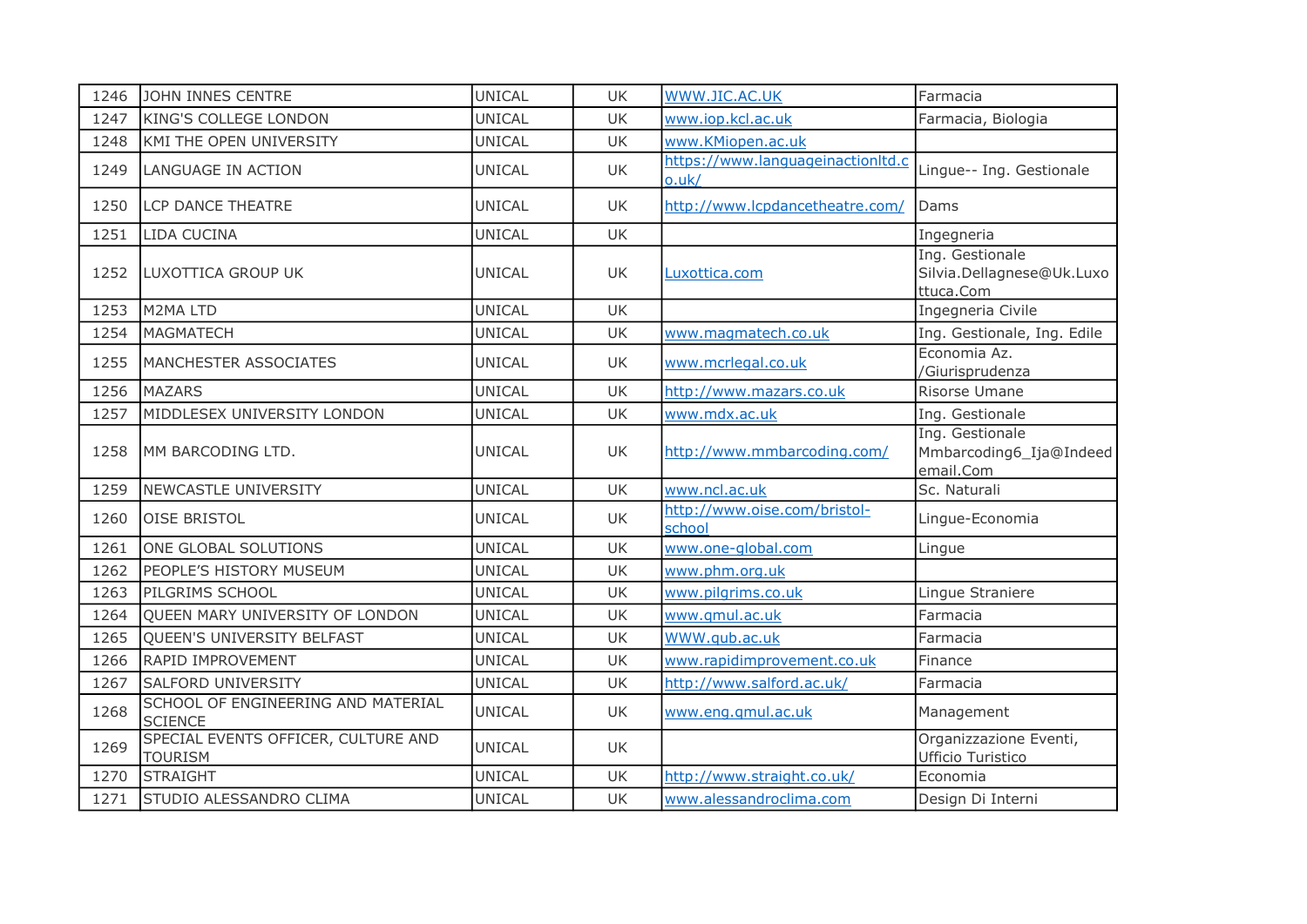| 1246 | JOHN INNES CENTRE | UNICAL | UK | WWW.JIC.AC.UK | Farmacia |
|---|---|---|---|---|---|
| 1247 | KING'S COLLEGE LONDON | UNICAL | UK | www.iop.kcl.ac.uk | Farmacia, Biologia |
| 1248 | KMI THE OPEN UNIVERSITY | UNICAL | UK | www.KMiopen.ac.uk | |
| 1249 | LANGUAGE IN ACTION | UNICAL | UK | https://www.languageinactionltd.co.uk/ | Lingue-- Ing. Gestionale |
| 1250 | LCP DANCE THEATRE | UNICAL | UK | http://www.lcpdancetheatre.com/ | Dams |
| 1251 | LIDA CUCINA | UNICAL | UK | | Ingegneria |
| 1252 | LUXOTTICA GROUP UK | UNICAL | UK | Luxottica.com | Ing. Gestionale Silvia.Dellagnese@Uk.Luxottuca.Com |
| 1253 | M2MA LTD | UNICAL | UK | | Ingegneria Civile |
| 1254 | MAGMATECH | UNICAL | UK | www.magmatech.co.uk | Ing. Gestionale, Ing. Edile |
| 1255 | MANCHESTER ASSOCIATES | UNICAL | UK | www.mcrlegal.co.uk | Economia Az. /Giurisprudenza |
| 1256 | MAZARS | UNICAL | UK | http://www.mazars.co.uk | Risorse Umane |
| 1257 | MIDDLESEX UNIVERSITY LONDON | UNICAL | UK | www.mdx.ac.uk | Ing. Gestionale |
| 1258 | MM BARCODING LTD. | UNICAL | UK | http://www.mmbarcoding.com/ | Ing. Gestionale Mmbarcoding6_Ija@Indeedemail.Com |
| 1259 | NEWCASTLE UNIVERSITY | UNICAL | UK | www.ncl.ac.uk | Sc. Naturali |
| 1260 | OISE BRISTOL | UNICAL | UK | http://www.oise.com/bristol-school | Lingue-Economia |
| 1261 | ONE GLOBAL SOLUTIONS | UNICAL | UK | www.one-global.com | Lingue |
| 1262 | PEOPLE'S HISTORY MUSEUM | UNICAL | UK | www.phm.org.uk | |
| 1263 | PILGRIMS SCHOOL | UNICAL | UK | www.pilgrims.co.uk | Lingue Straniere |
| 1264 | QUEEN MARY UNIVERSITY OF LONDON | UNICAL | UK | www.qmul.ac.uk | Farmacia |
| 1265 | QUEEN'S UNIVERSITY BELFAST | UNICAL | UK | WWW.qub.ac.uk | Farmacia |
| 1266 | RAPID IMPROVEMENT | UNICAL | UK | www.rapidimprovement.co.uk | Finance |
| 1267 | SALFORD UNIVERSITY | UNICAL | UK | http://www.salford.ac.uk/ | Farmacia |
| 1268 | SCHOOL OF ENGINEERING AND MATERIAL SCIENCE | UNICAL | UK | www.eng.qmul.ac.uk | Management |
| 1269 | SPECIAL EVENTS OFFICER, CULTURE AND TOURISM | UNICAL | UK | | Organizzazione Eventi, Ufficio Turistico |
| 1270 | STRAIGHT | UNICAL | UK | http://www.straight.co.uk/ | Economia |
| 1271 | STUDIO ALESSANDRO CLIMA | UNICAL | UK | www.alessandroclima.com | Design Di Interni |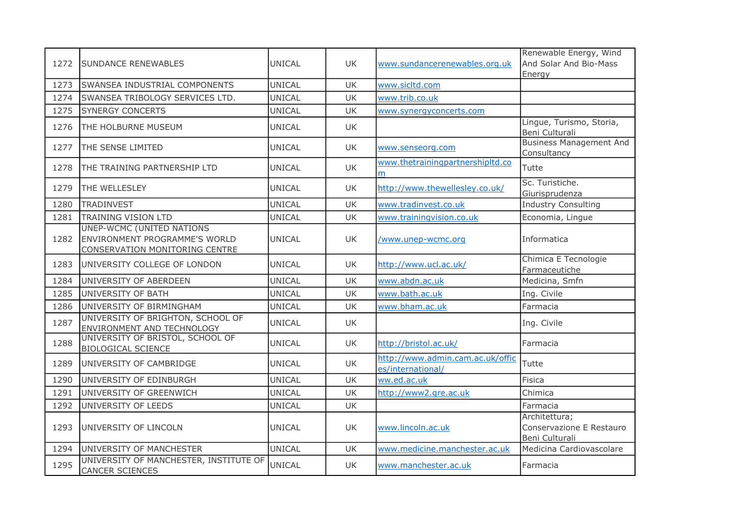| 1272 | SUNDANCE RENEWABLES | UNICAL | UK | www.sundancerenewables.org.uk | Renewable Energy, Wind And Solar And Bio-Mass Energy |
|---|---|---|---|---|---|
| 1273 | SWANSEA INDUSTRIAL COMPONENTS | UNICAL | UK | www.sicltd.com | |
| 1274 | SWANSEA TRIBOLOGY SERVICES LTD. | UNICAL | UK | www.trib.co.uk | |
| 1275 | SYNERGY CONCERTS | UNICAL | UK | www.synergyconcerts.com | |
| 1276 | THE HOLBURNE MUSEUM | UNICAL | UK | | Lingue, Turismo, Storia, Beni Culturali |
| 1277 | THE SENSE LIMITED | UNICAL | UK | www.senseorg.com | Business Management And Consultancy |
| 1278 | THE TRAINING PARTNERSHIP LTD | UNICAL | UK | www.thetrainingpartnershipltd.com | Tutte |
| 1279 | THE WELLESLEY | UNICAL | UK | http://www.thewellesley.co.uk/ | Sc. Turistiche. Giurisprudenza |
| 1280 | TRADINVEST | UNICAL | UK | www.tradinvest.co.uk | Industry Consulting |
| 1281 | TRAINING VISION LTD | UNICAL | UK | www.trainingvision.co.uk | Economia, Lingue |
| 1282 | UNEP-WCMC (UNITED NATIONS ENVIRONMENT PROGRAMME'S WORLD CONSERVATION MONITORING CENTRE | UNICAL | UK | /www.unep-wcmc.org | Informatica |
| 1283 | UNIVERSITY COLLEGE OF LONDON | UNICAL | UK | http://www.ucl.ac.uk/ | Chimica E Tecnologie Farmaceutiche |
| 1284 | UNIVERSITY OF ABERDEEN | UNICAL | UK | www.abdn.ac.uk | Medicina, Smfn |
| 1285 | UNIVERSITY OF BATH | UNICAL | UK | www.bath.ac.uk | Ing. Civile |
| 1286 | UNIVERSITY OF BIRMINGHAM | UNICAL | UK | www.bham.ac.uk | Farmacia |
| 1287 | UNIVERSITY OF BRIGHTON, SCHOOL OF ENVIRONMENT AND TECHNOLOGY | UNICAL | UK | | Ing. Civile |
| 1288 | UNIVERSITY OF BRISTOL, SCHOOL OF BIOLOGICAL SCIENCE | UNICAL | UK | http://bristol.ac.uk/ | Farmacia |
| 1289 | UNIVERSITY OF CAMBRIDGE | UNICAL | UK | http://www.admin.cam.ac.uk/offices/international/ | Tutte |
| 1290 | UNIVERSITY OF EDINBURGH | UNICAL | UK | ww.ed.ac.uk | Fisica |
| 1291 | UNIVERSITY OF GREENWICH | UNICAL | UK | http://www2.gre.ac.uk | Chimica |
| 1292 | UNIVERSITY OF LEEDS | UNICAL | UK | | Farmacia |
| 1293 | UNIVERSITY OF LINCOLN | UNICAL | UK | www.lincoln.ac.uk | Architettura; Conservazione E Restauro Beni Culturali |
| 1294 | UNIVERSITY OF MANCHESTER | UNICAL | UK | www.medicine.manchester.ac.uk | Medicina Cardiovascolare |
| 1295 | UNIVERSITY OF MANCHESTER, INSTITUTE OF CANCER SCIENCES | UNICAL | UK | www.manchester.ac.uk | Farmacia |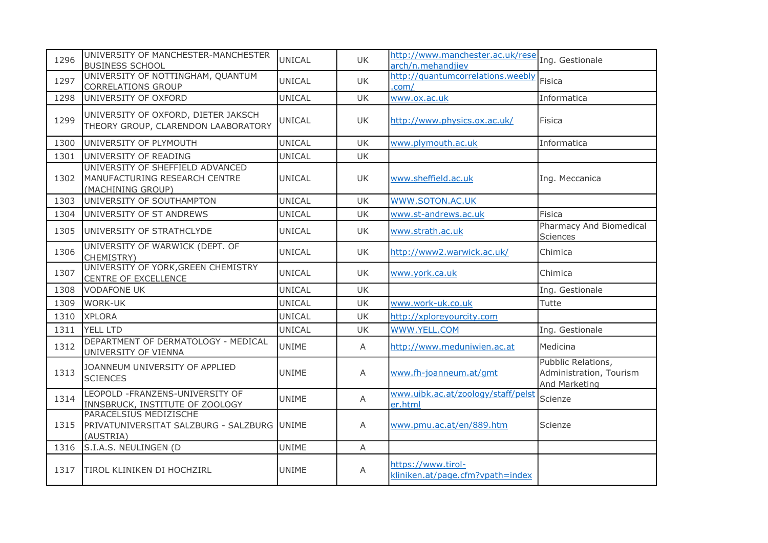| | | | | | |
|---|---|---|---|---|---|
| 1296 | UNIVERSITY OF MANCHESTER-MANCHESTER BUSINESS SCHOOL | UNICAL | UK | http://www.manchester.ac.uk/research/n.mehandjiev | Ing. Gestionale |
| 1297 | UNIVERSITY OF NOTTINGHAM, QUANTUM CORRELATIONS GROUP | UNICAL | UK | http://quantumcorrelations.weebly.com/ | Fisica |
| 1298 | UNIVERSITY OF OXFORD | UNICAL | UK | www.ox.ac.uk | Informatica |
| 1299 | UNIVERSITY OF OXFORD, DIETER JAKSCH THEORY GROUP, CLARENDON LAABORATORY | UNICAL | UK | http://www.physics.ox.ac.uk/ | Fisica |
| 1300 | UNIVERSITY OF PLYMOUTH | UNICAL | UK | www.plymouth.ac.uk | Informatica |
| 1301 | UNIVERSITY OF READING | UNICAL | UK | | |
| 1302 | UNIVERSITY OF SHEFFIELD ADVANCED MANUFACTURING RESEARCH CENTRE (MACHINING GROUP) | UNICAL | UK | www.sheffield.ac.uk | Ing. Meccanica |
| 1303 | UNIVERSITY OF SOUTHAMPTON | UNICAL | UK | WWW.SOTON.AC.UK | |
| 1304 | UNIVERSITY OF ST ANDREWS | UNICAL | UK | www.st-andrews.ac.uk | Fisica |
| 1305 | UNIVERSITY OF STRATHCLYDE | UNICAL | UK | www.strath.ac.uk | Pharmacy And Biomedical Sciences |
| 1306 | UNIVERSITY OF WARWICK (DEPT. OF CHEMISTRY) | UNICAL | UK | http://www2.warwick.ac.uk/ | Chimica |
| 1307 | UNIVERSITY OF YORK,GREEN CHEMISTRY CENTRE OF EXCELLENCE | UNICAL | UK | www.york.ca.uk | Chimica |
| 1308 | VODAFONE UK | UNICAL | UK | | Ing. Gestionale |
| 1309 | WORK-UK | UNICAL | UK | www.work-uk.co.uk | Tutte |
| 1310 | XPLORA | UNICAL | UK | http://xploreyourcity.com | |
| 1311 | YELL LTD | UNICAL | UK | WWW.YELL.COM | Ing. Gestionale |
| 1312 | DEPARTMENT OF DERMATOLOGY - MEDICAL UNIVERSITY OF VIENNA | UNIME | A | http://www.meduniwien.ac.at | Medicina |
| 1313 | JOANNEUM UNIVERSITY OF APPLIED SCIENCES | UNIME | A | www.fh-joanneum.at/gmt | Pubblic Relations, Administration, Tourism And Marketing |
| 1314 | LEOPOLD -FRANZENS-UNIVERSITY OF INNSBRUCK, INSTITUTE OF ZOOLOGY | UNIME | A | www.uibk.ac.at/zoology/staff/pelster.html | Scienze |
| 1315 | PARACELSIUS MEDIZISCHE PRIVATUNIVERSITAT SALZBURG - SALZBURG (AUSTRIA) | UNIME | A | www.pmu.ac.at/en/889.htm | Scienze |
| 1316 | S.I.A.S. NEULINGEN (D | UNIME | A | | |
| 1317 | TIROL KLINIKEN DI HOCHZIRL | UNIME | A | https://www.tirol-kliniken.at/page.cfm?vpath=index | |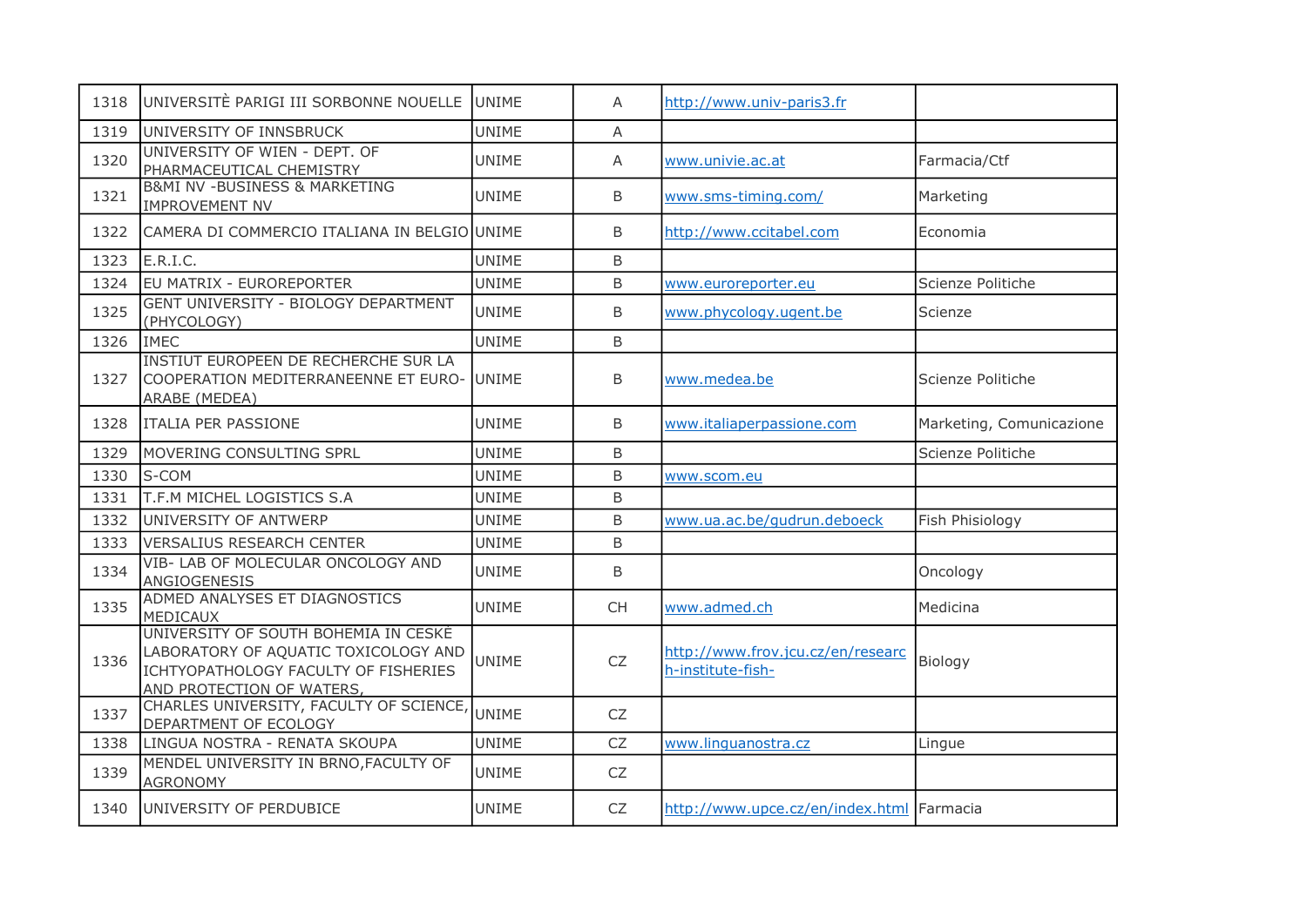| 1318 | UNIVERSITÈ PARIGI III SORBONNE NOUELLE | UNIME | A | http://www.univ-paris3.fr | |
|---|---|---|---|---|---|
| 1319 | UNIVERSITY OF INNSBRUCK | UNIME | A | | |
| 1320 | UNIVERSITY OF WIEN - DEPT. OF PHARMACEUTICAL CHEMISTRY | UNIME | A | www.univie.ac.at | Farmacia/Ctf |
| 1321 | B&MI NV -BUSINESS & MARKETING IMPROVEMENT NV | UNIME | B | www.sms-timing.com/ | Marketing |
| 1322 | CAMERA DI COMMERCIO ITALIANA IN BELGIO | UNIME | B | http://www.ccitabel.com | Economia |
| 1323 | E.R.I.C. | UNIME | B | | |
| 1324 | EU MATRIX - EUROREPORTER | UNIME | B | www.euroreporter.eu | Scienze Politiche |
| 1325 | GENT UNIVERSITY - BIOLOGY DEPARTMENT (PHYCOLOGY) | UNIME | B | www.phycology.ugent.be | Scienze |
| 1326 | IMEC | UNIME | B | | |
| 1327 | INSTIUT EUROPEEN DE RECHERCHE SUR LA COOPERATION MEDITERRANEENNE ET EURO-ARABE (MEDEA) | UNIME | B | www.medea.be | Scienze Politiche |
| 1328 | ITALIA PER PASSIONE | UNIME | B | www.italiaperpassione.com | Marketing, Comunicazione |
| 1329 | MOVERING CONSULTING SPRL | UNIME | B | | Scienze Politiche |
| 1330 | S-COM | UNIME | B | www.scom.eu | |
| 1331 | T.F.M MICHEL LOGISTICS S.A | UNIME | B | | |
| 1332 | UNIVERSITY OF ANTWERP | UNIME | B | www.ua.ac.be/gudrun.deboeck | Fish Phisiology |
| 1333 | VERSALIUS RESEARCH CENTER | UNIME | B | | |
| 1334 | VIB- LAB OF MOLECULAR ONCOLOGY AND ANGIOGENESIS | UNIME | B | | Oncology |
| 1335 | ADMED ANALYSES ET DIAGNOSTICS MEDICAUX | UNIME | CH | www.admed.ch | Medicina |
| 1336 | UNIVERSITY OF SOUTH BOHEMIA IN CESKÉ LABORATORY OF AQUATIC TOXICOLOGY AND ICHTYOPATHOLOGY FACULTY OF FISHERIES AND PROTECTION OF WATERS, | UNIME | CZ | http://www.frov.jcu.cz/en/research-institute-fish- | Biology |
| 1337 | CHARLES UNIVERSITY, FACULTY OF SCIENCE, DEPARTMENT OF ECOLOGY | UNIME | CZ | | |
| 1338 | LINGUA NOSTRA - RENATA SKOUPA | UNIME | CZ | www.linguanostra.cz | Lingue |
| 1339 | MENDEL UNIVERSITY IN BRNO,FACULTY OF AGRONOMY | UNIME | CZ | | |
| 1340 | UNIVERSITY OF PERDUBICE | UNIME | CZ | http://www.upce.cz/en/index.html | Farmacia |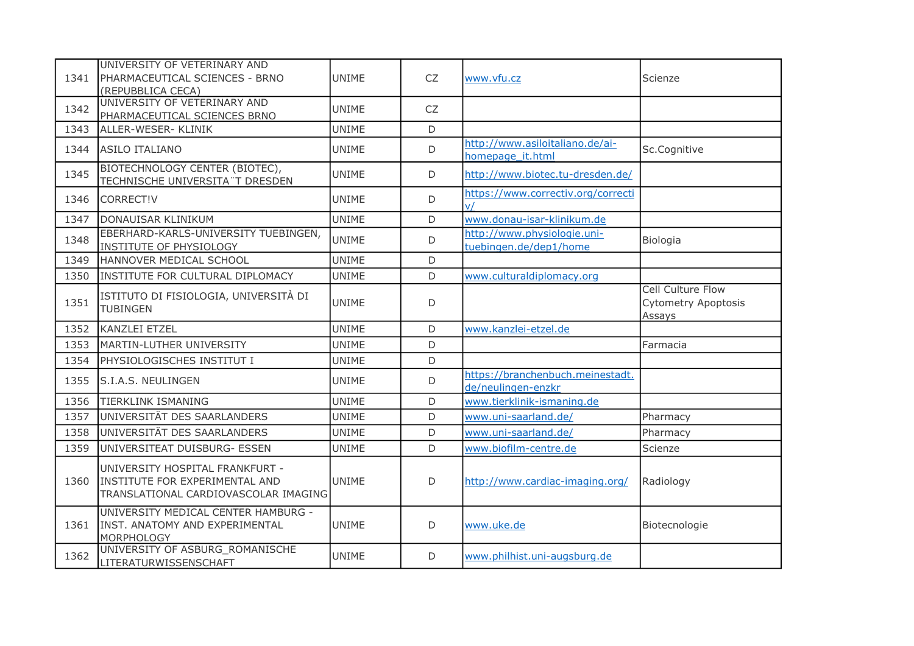| | | | | | |
|---|---|---|---|---|---|
| 1341 | UNIVERSITY OF VETERINARY AND PHARMACEUTICAL SCIENCES - BRNO (REPUBBLICA CECA) | UNIME | CZ | www.vfu.cz | Scienze |
| 1342 | UNIVERSITY OF VETERINARY AND PHARMACEUTICAL SCIENCES BRNO | UNIME | CZ | | |
| 1343 | ALLER-WESER- KLINIK | UNIME | D | | |
| 1344 | ASILO ITALIANO | UNIME | D | http://www.asiloitaliano.de/ai-homepage_it.html | Sc.Cognitive |
| 1345 | BIOTECHNOLOGY CENTER (BIOTEC), TECHNISCHE UNIVERSITA¨T DRESDEN | UNIME | D | http://www.biotec.tu-dresden.de/ | |
| 1346 | CORRECT!V | UNIME | D | https://www.correctiv.org/correctiv/ | |
| 1347 | DONAUISAR KLINIKUM | UNIME | D | www.donau-isar-klinikum.de | |
| 1348 | EBERHARD-KARLS-UNIVERSITY TUEBINGEN, INSTITUTE OF PHYSIOLOGY | UNIME | D | http://www.physiologie.uni-tuebingen.de/dep1/home | Biologia |
| 1349 | HANNOVER MEDICAL SCHOOL | UNIME | D | | |
| 1350 | INSTITUTE FOR CULTURAL DIPLOMACY | UNIME | D | www.culturaldiplomacy.org | |
| 1351 | ISTITUTO DI FISIOLOGIA, UNIVERSITÀ DI TUBINGEN | UNIME | D | | Cell Culture Flow Cytometry Apoptosis Assays |
| 1352 | KANZLEI ETZEL | UNIME | D | www.kanzlei-etzel.de | |
| 1353 | MARTIN-LUTHER UNIVERSITY | UNIME | D | | Farmacia |
| 1354 | PHYSIOLOGISCHES INSTITUT I | UNIME | D | | |
| 1355 | S.I.A.S. NEULINGEN | UNIME | D | https://branchenbuch.meinestadt.de/neulingen-enzkr | |
| 1356 | TIERKLINK ISMANING | UNIME | D | www.tierklinik-ismaning.de | |
| 1357 | UNIVERSITÄT DES SAARLANDERS | UNIME | D | www.uni-saarland.de/ | Pharmacy |
| 1358 | UNIVERSITÄT DES SAARLANDERS | UNIME | D | www.uni-saarland.de/ | Pharmacy |
| 1359 | UNIVERSITEAT DUISBURG- ESSEN | UNIME | D | www.biofilm-centre.de | Scienze |
| 1360 | UNIVERSITY HOSPITAL FRANKFURT - INSTITUTE FOR EXPERIMENTAL AND TRANSLATIONAL CARDIOVASCOLAR IMAGING | UNIME | D | http://www.cardiac-imaging.org/ | Radiology |
| 1361 | UNIVERSITY MEDICAL CENTER HAMBURG - INST. ANATOMY AND EXPERIMENTAL MORPHOLOGY | UNIME | D | www.uke.de | Biotecnologie |
| 1362 | UNIVERSITY OF ASBURG_ROMANISCHE LITERATURWISSENSCHAFT | UNIME | D | www.philhist.uni-augsburg.de | |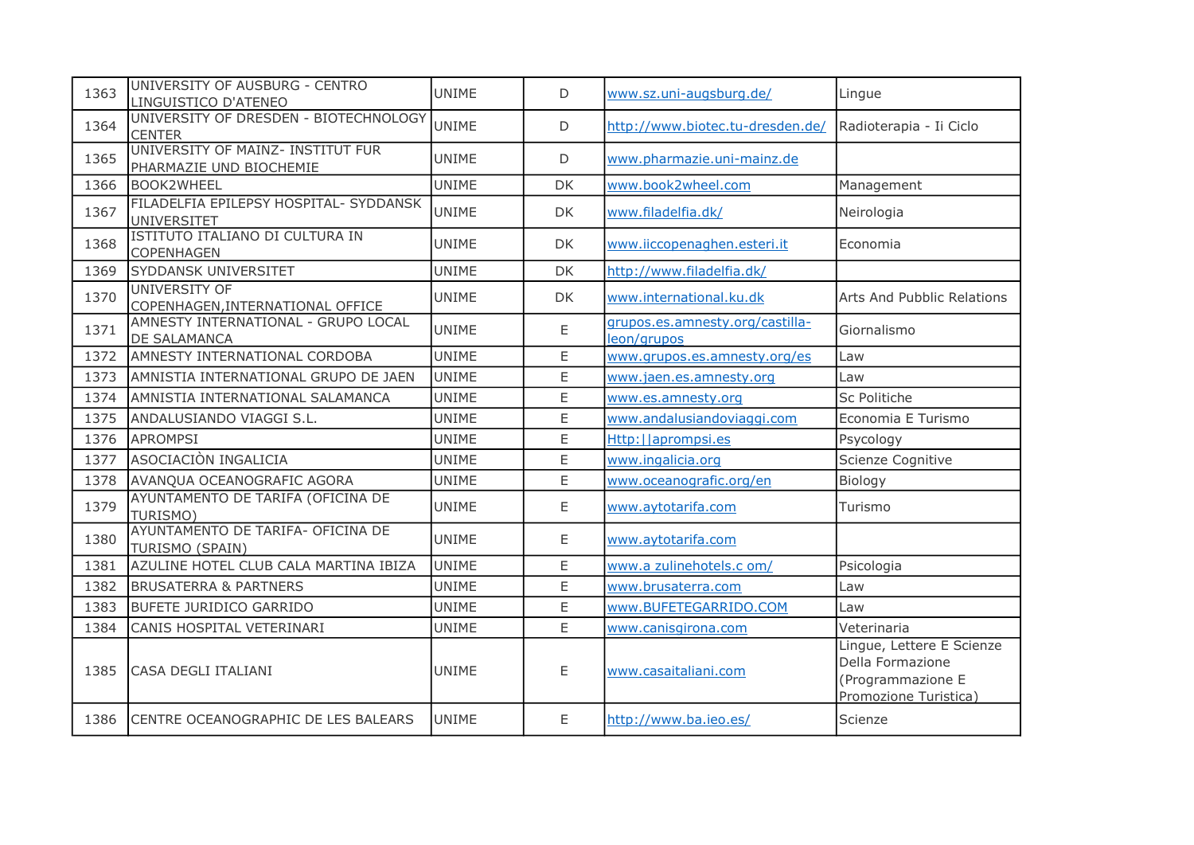| 1363 | UNIVERSITY OF AUSBURG - CENTRO LINGUISTICO D'ATENEO | UNIME | D | www.sz.uni-augsburg.de/ | Lingue |
|---|---|---|---|---|---|
| 1364 | UNIVERSITY OF DRESDEN - BIOTECHNOLOGY CENTER | UNIME | D | http://www.biotec.tu-dresden.de/ | Radioterapia - Ii Ciclo |
| 1365 | UNIVERSITY OF MAINZ- INSTITUT FUR PHARMAZIE UND BIOCHEMIE | UNIME | D | www.pharmazie.uni-mainz.de | |
| 1366 | BOOK2WHEEL | UNIME | DK | www.book2wheel.com | Management |
| 1367 | FILADELFIA EPILEPSY HOSPITAL- SYDDANSK UNIVERSITET | UNIME | DK | www.filadelfia.dk/ | Neirologia |
| 1368 | ISTITUTO ITALIANO DI CULTURA IN COPENHAGEN | UNIME | DK | www.iiccopenaghen.esteri.it | Economia |
| 1369 | SYDDANSK UNIVERSITET | UNIME | DK | http://www.filadelfia.dk/ | |
| 1370 | UNIVERSITY OF COPENHAGEN,INTERNATIONAL OFFICE | UNIME | DK | www.international.ku.dk | Arts And Pubblic Relations |
| 1371 | AMNESTY INTERNATIONAL - GRUPO LOCAL DE SALAMANCA | UNIME | E | grupos.es.amnesty.org/castilla-leon/grupos | Giornalismo |
| 1372 | AMNESTY INTERNATIONAL CORDOBA | UNIME | E | www.grupos.es.amnesty.org/es | Law |
| 1373 | AMNISTIA INTERNATIONAL GRUPO DE JAEN | UNIME | E | www.jaen.es.amnesty.org | Law |
| 1374 | AMNISTIA INTERNATIONAL SALAMANCA | UNIME | E | www.es.amnesty.org | Sc Politiche |
| 1375 | ANDALUSIANDO VIAGGI S.L. | UNIME | E | www.andalusiandoviaggi.com | Economia E Turismo |
| 1376 | APROMPSI | UNIME | E | Http:\|\|aprompsi.es | Psycology |
| 1377 | ASOCIACIÒN INGALICIA | UNIME | E | www.ingalicia.org | Scienze Cognitive |
| 1378 | AVANQUA OCEANOGRAFIC AGORA | UNIME | E | www.oceanografic.org/en | Biology |
| 1379 | AYUNTAMENTO DE TARIFA (OFICINA DE TURISMO) | UNIME | E | www.aytotarifa.com | Turismo |
| 1380 | AYUNTAMENTO DE TARIFA- OFICINA DE TURISMO (SPAIN) | UNIME | E | www.aytotarifa.com | |
| 1381 | AZULINE HOTEL CLUB CALA MARTINA IBIZA | UNIME | E | www.a zulinehotels.c om/ | Psicologia |
| 1382 | BRUSATERRA & PARTNERS | UNIME | E | www.brusaterra.com | Law |
| 1383 | BUFETE JURIDICO GARRIDO | UNIME | E | www.BUFETEGARRIDO.COM | Law |
| 1384 | CANIS HOSPITAL VETERINARI | UNIME | E | www.canisgirona.com | Veterinaria |
| 1385 | CASA DEGLI ITALIANI | UNIME | E | www.casaitaliani.com | Lingue, Lettere E Scienze Della Formazione (Programmazione E Promozione Turistica) |
| 1386 | CENTRE OCEANOGRAPHIC DE LES BALEARS | UNIME | E | http://www.ba.ieo.es/ | Scienze |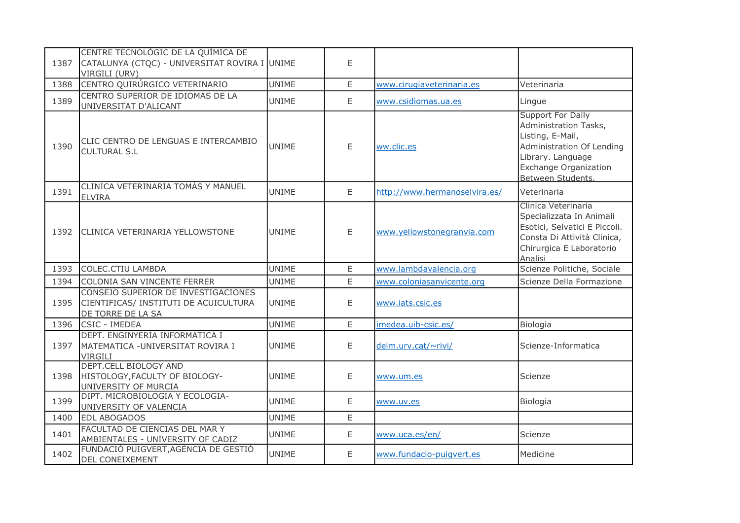| | | | | | |
|---|---|---|---|---|---|
| 1387 | CENTRE TECNOLÒGIC DE LA QUÍMICA DE CATALUNYA (CTQC) - UNIVERSITAT ROVIRA I VIRGILI (URV) | UNIME | E | | |
| 1388 | CENTRO QUIRÚRGICO VETERINARIO | UNIME | E | www.cirugiaveterinaria.es | Veterinaria |
| 1389 | CENTRO SUPERIOR DE IDIOMAS DE LA UNIVERSITAT D'ALICANT | UNIME | E | www.csidiomas.ua.es | Lingue |
| 1390 | CLIC CENTRO DE LENGUAS E INTERCAMBIO CULTURAL S.L | UNIME | E | ww.clic.es | Support For Daily Administration Tasks, Listing, E-Mail, Administration Of Lending Library. Language Exchange Organization Between Students. |
| 1391 | CLINICA VETERINARIA TOMÁS Y MANUEL ELVIRA | UNIME | E | http://www.hermanoselvira.es/ | Veterinaria |
| 1392 | CLINICA VETERINARIA YELLOWSTONE | UNIME | E | www.yellowstonegranvia.com | Clinica Veterinaria Specializzata In Animali Esotici, Selvatici E Piccoli. Consta Di Attività Clinica, Chirurgica E Laboratorio Analisi |
| 1393 | COLEC.CTIU LAMBDA | UNIME | E | www.lambdavalencia.org | Scienze Politiche, Sociale |
| 1394 | COLONIA SAN VINCENTE FERRER | UNIME | E | www.coloniasanvicente.org | Scienze Della Formazione |
| 1395 | CONSEJO SUPERIOR DE INVESTIGACIONES CIENTIFICAS/ INSTITUTI DE ACUICULTURA DE TORRE DE LA SA | UNIME | E | www.iats.csic.es | |
| 1396 | CSIC - IMEDEA | UNIME | E | imedea.uib-csic.es/ | Biologia |
| 1397 | DEPT. ENGINYERIA INFORMATICA I MATEMATICA -UNIVERSITAT ROVIRA I VIRGILI | UNIME | E | deim.urv.cat/~rivi/ | Scienze-Informatica |
| 1398 | DEPT.CELL BIOLOGY AND HISTOLOGY,FACULTY OF BIOLOGY-UNIVERSITY OF MURCIA | UNIME | E | www.um.es | Scienze |
| 1399 | DIPT. MICROBIOLOGIA Y ECOLOGIA-UNIVERSITY OF VALENCIA | UNIME | E | www.uv.es | Biologia |
| 1400 | EDL ABOGADOS | UNIME | E | | |
| 1401 | FACULTAD DE CIENCIAS DEL MAR Y AMBIENTALES - UNIVERSITY OF CADIZ | UNIME | E | www.uca.es/en/ | Scienze |
| 1402 | FUNDACIÓ PUIGVERT,AGÈNCIA DE GESTIÓ DEL CONEIXEMENT | UNIME | E | www.fundacio-puigvert.es | Medicine |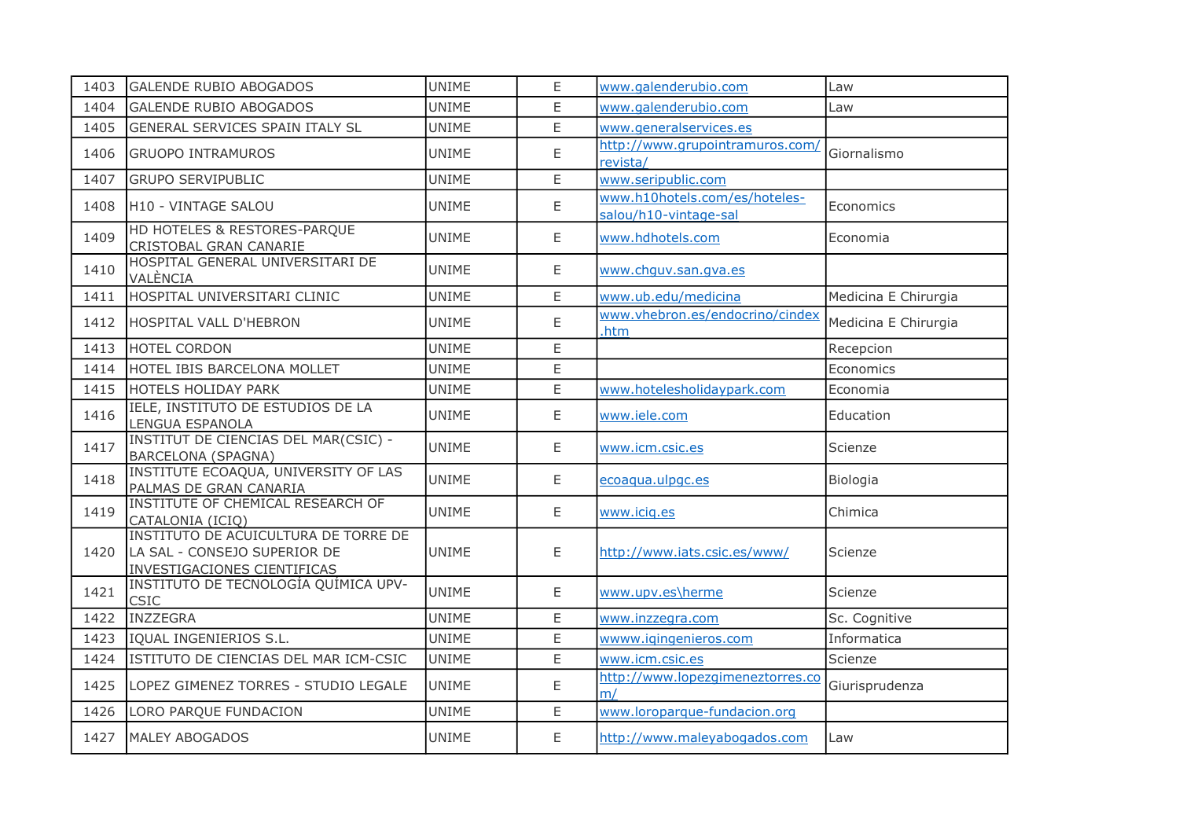| 1403 | GALENDE RUBIO ABOGADOS | UNIME | E | www.galenderubio.com | Law |
|---|---|---|---|---|---|
| 1404 | GALENDE RUBIO ABOGADOS | UNIME | E | www.galenderubio.com | Law |
| 1405 | GENERAL SERVICES SPAIN ITALY SL | UNIME | E | www.generalservices.es | |
| 1406 | GRUOPO INTRAMUROS | UNIME | E | http://www.grupointramuros.com/revista/ | Giornalismo |
| 1407 | GRUPO SERVIPUBLIC | UNIME | E | www.seripublic.com | |
| 1408 | H10 - VINTAGE SALOU | UNIME | E | www.h10hotels.com/es/hoteles-salou/h10-vintage-sal | Economics |
| 1409 | HD HOTELES & RESTORES-PARQUE CRISTOBAL GRAN CANARIE | UNIME | E | www.hdhotels.com | Economia |
| 1410 | HOSPITAL GENERAL UNIVERSITARI DE VALÈNCIA | UNIME | E | www.chguv.san.gva.es | |
| 1411 | HOSPITAL UNIVERSITARI CLINIC | UNIME | E | www.ub.edu/medicina | Medicina E Chirurgia |
| 1412 | HOSPITAL VALL D'HEBRON | UNIME | E | www.vhebron.es/endocrino/cindex.htm | Medicina E Chirurgia |
| 1413 | HOTEL CORDON | UNIME | E | | Recepcion |
| 1414 | HOTEL IBIS BARCELONA MOLLET | UNIME | E | | Economics |
| 1415 | HOTELS HOLIDAY PARK | UNIME | E | www.hotelesholidaypark.com | Economia |
| 1416 | IELE, INSTITUTO DE ESTUDIOS DE LA LENGUA ESPANOLA | UNIME | E | www.iele.com | Education |
| 1417 | INSTITUT DE CIENCIAS DEL MAR(CSIC) - BARCELONA (SPAGNA) | UNIME | E | www.icm.csic.es | Scienze |
| 1418 | INSTITUTE ECOAQUA, UNIVERSITY OF LAS PALMAS DE GRAN CANARIA | UNIME | E | ecoaqua.ulpgc.es | Biologia |
| 1419 | INSTITUTE OF CHEMICAL RESEARCH OF CATALONIA (ICIQ) | UNIME | E | www.iciq.es | Chimica |
| 1420 | INSTITUTO DE ACUICULTURA DE TORRE DE LA SAL - CONSEJO SUPERIOR DE INVESTIGACIONES CIENTIFICAS | UNIME | E | http://www.iats.csic.es/www/ | Scienze |
| 1421 | INSTITUTO DE TECNOLOGÍA QUÍMICA UPV-CSIC | UNIME | E | www.upv.es\herme | Scienze |
| 1422 | INZZEGRA | UNIME | E | www.inzzegra.com | Sc. Cognitive |
| 1423 | IQUAL INGENIERIOS S.L. | UNIME | E | wwww.iqingenieros.com | Informatica |
| 1424 | ISTITUTO DE CIENCIAS DEL MAR ICM-CSIC | UNIME | E | www.icm.csic.es | Scienze |
| 1425 | LOPEZ GIMENEZ TORRES - STUDIO LEGALE | UNIME | E | http://www.lopezgimeneztorres.com/ | Giurisprudenza |
| 1426 | LORO PARQUE FUNDACION | UNIME | E | www.loroparque-fundacion.org | |
| 1427 | MALEY ABOGADOS | UNIME | E | http://www.maleyabogados.com | Law |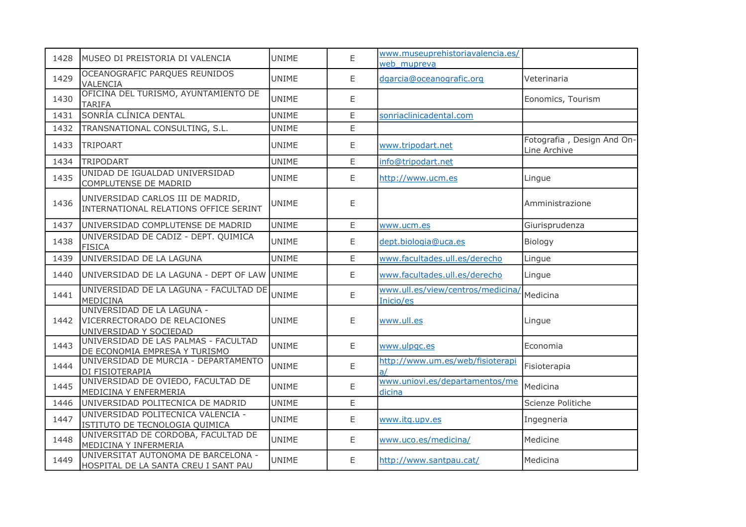| 1428 | MUSEO DI PREISTORIA DI VALENCIA | UNIME | E | www.museuprehistoriavalencia.es/web_mupreva | |
|---|---|---|---|---|---|
| 1429 | OCEANOGRAFIC PARQUES REUNIDOS VALENCIA | UNIME | E | dgarcia@oceanografic.org | Veterinaria |
| 1430 | OFICINA DEL TURISMO, AYUNTAMIENTO DE TARIFA | UNIME | E | | Eonomics, Tourism |
| 1431 | SONRÍA CLÍNICA DENTAL | UNIME | E | sonriaclinicadental.com | |
| 1432 | TRANSNATIONAL CONSULTING, S.L. | UNIME | E | | |
| 1433 | TRIPOART | UNIME | E | www.tripodart.net | Fotografia , Design And On-Line Archive |
| 1434 | TRIPODART | UNIME | E | info@tripodart.net | |
| 1435 | UNIDAD DE IGUALDAD UNIVERSIDAD COMPLUTENSE DE MADRID | UNIME | E | http://www.ucm.es | Lingue |
| 1436 | UNIVERSIDAD CARLOS III DE MADRID, INTERNATIONAL RELATIONS OFFICE SERINT | UNIME | E | | Amministrazione |
| 1437 | UNIVERSIDAD COMPLUTENSE DE MADRID | UNIME | E | www.ucm.es | Giurisprudenza |
| 1438 | UNIVERSIDAD DE CADIZ - DEPT. QUIMICA FISICA | UNIME | E | dept.biologia@uca.es | Biology |
| 1439 | UNIVERSIDAD DE LA LAGUNA | UNIME | E | www.facultades.ull.es/derecho | Lingue |
| 1440 | UNIVERSIDAD DE LA LAGUNA - DEPT OF LAW | UNIME | E | www.facultades.ull.es/derecho | Lingue |
| 1441 | UNIVERSIDAD DE LA LAGUNA - FACULTAD DE MEDICINA | UNIME | E | www.ull.es/view/centros/medicina/Inicio/es | Medicina |
| 1442 | UNIVERSIDAD DE LA LAGUNA - VICERRECTORADO DE RELACIONES UNIVERSIDAD Y SOCIEDAD | UNIME | E | www.ull.es | Lingue |
| 1443 | UNIVERSIDAD DE LAS PALMAS - FACULTAD DE ECONOMIA EMPRESA Y TURISMO | UNIME | E | www.ulpgc.es | Economia |
| 1444 | UNIVERSIDAD DE MURCIA - DEPARTAMENTO DI FISIOTERAPIA | UNIME | E | http://www.um.es/web/fisioterapia/ | Fisioterapia |
| 1445 | UNIVERSIDAD DE OVIEDO, FACULTAD DE MEDICINA Y ENFERMERIA | UNIME | E | www.uniovi.es/departamentos/medicina | Medicina |
| 1446 | UNIVERSIDAD POLITECNICA DE MADRID | UNIME | E | | Scienze Politiche |
| 1447 | UNIVERSIDAD POLITECNICA VALENCIA - ISTITUTO DE TECNOLOGIA QUIMICA | UNIME | E | www.itq.upv.es | Ingegneria |
| 1448 | UNIVERSITAD DE CORDOBA, FACULTAD DE MEDICINA Y INFERMERIA | UNIME | E | www.uco.es/medicina/ | Medicine |
| 1449 | UNIVERSITAT AUTONOMA DE BARCELONA - HOSPITAL DE LA SANTA CREU I SANT PAU | UNIME | E | http://www.santpau.cat/ | Medicina |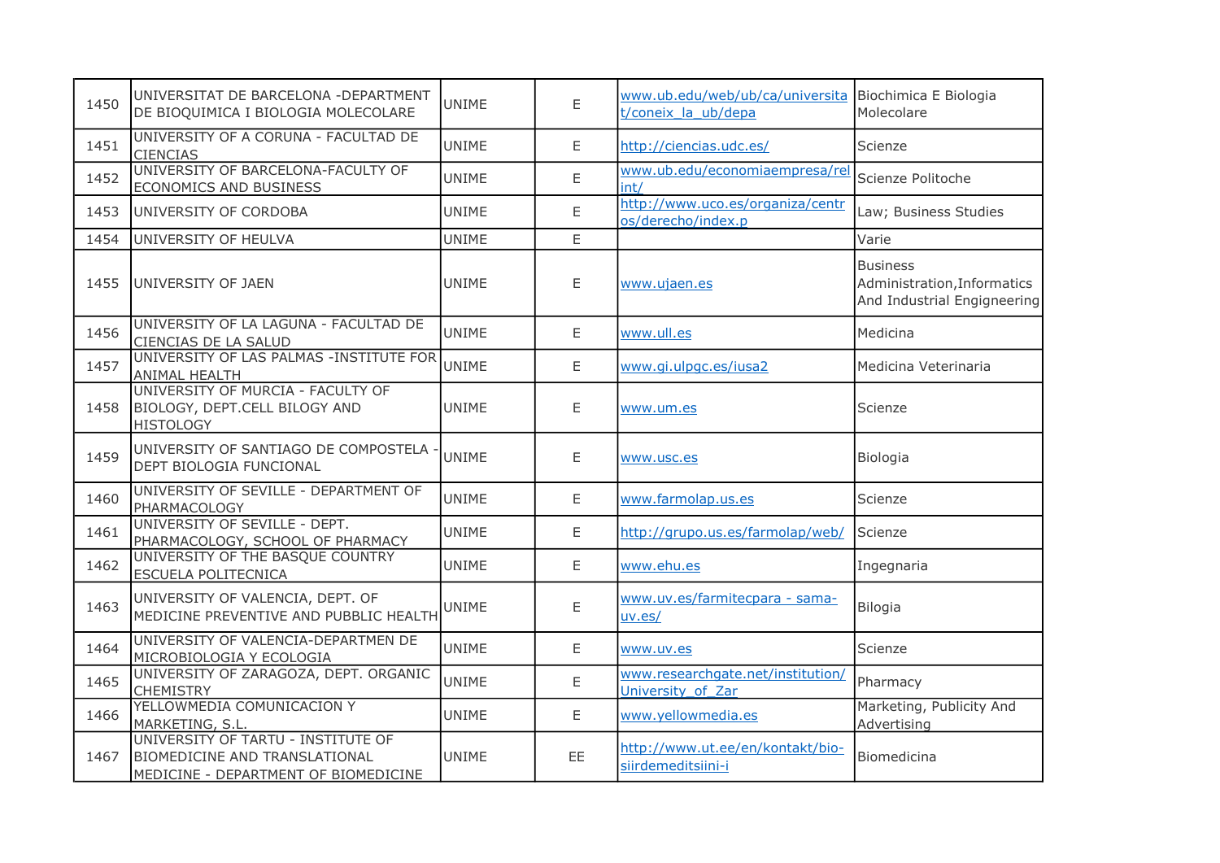| 1450 | UNIVERSITAT DE BARCELONA -DEPARTMENT DE BIOQUIMICA I BIOLOGIA MOLECOLARE | UNIME | E | www.ub.edu/web/ub/ca/universitat/coneix_la_ub/depa | Biochimica E Biologia Molecolare |
|---|---|---|---|---|---|
| 1451 | UNIVERSITY OF A CORUNA - FACULTAD DE CIENCIAS | UNIME | E | http://ciencias.udc.es/ | Scienze |
| 1452 | UNIVERSITY OF BARCELONA-FACULTY OF ECONOMICS AND BUSINESS | UNIME | E | www.ub.edu/economiaempresa/relint/ | Scienze Politoche |
| 1453 | UNIVERSITY OF CORDOBA | UNIME | E | http://www.uco.es/organiza/centros/derecho/index.p | Law; Business Studies |
| 1454 | UNIVERSITY OF HEULVA | UNIME | E | | Varie |
| 1455 | UNIVERSITY OF JAEN | UNIME | E | www.ujaen.es | Business Administration,Informatics And Industrial Engigneering |
| 1456 | UNIVERSITY OF LA LAGUNA - FACULTAD DE CIENCIAS DE LA SALUD | UNIME | E | www.ull.es | Medicina |
| 1457 | UNIVERSITY OF LAS PALMAS -INSTITUTE FOR ANIMAL HEALTH | UNIME | E | www.gi.ulpgc.es/iusa2 | Medicina Veterinaria |
| 1458 | UNIVERSITY OF MURCIA - FACULTY OF BIOLOGY, DEPT.CELL BILOGY AND HISTOLOGY | UNIME | E | www.um.es | Scienze |
| 1459 | UNIVERSITY OF SANTIAGO DE COMPOSTELA - DEPT BIOLOGIA FUNCIONAL | UNIME | E | www.usc.es | Biologia |
| 1460 | UNIVERSITY OF SEVILLE - DEPARTMENT OF PHARMACOLOGY | UNIME | E | www.farmolap.us.es | Scienze |
| 1461 | UNIVERSITY OF SEVILLE - DEPT. PHARMACOLOGY, SCHOOL OF PHARMACY | UNIME | E | http://grupo.us.es/farmolap/web/ | Scienze |
| 1462 | UNIVERSITY OF THE BASQUE COUNTRY ESCUELA POLITECNICA | UNIME | E | www.ehu.es | Ingegnaria |
| 1463 | UNIVERSITY OF VALENCIA, DEPT. OF MEDICINE PREVENTIVE AND PUBBLIC HEALTH | UNIME | E | www.uv.es/farmitecpara - sama-uv.es/ | Bilogia |
| 1464 | UNIVERSITY OF VALENCIA-DEPARTMEN DE MICROBIOLOGIA Y ECOLOGIA | UNIME | E | www.uv.es | Scienze |
| 1465 | UNIVERSITY OF ZARAGOZA, DEPT. ORGANIC CHEMISTRY | UNIME | E | www.researchgate.net/institution/University_of_Zar | Pharmacy |
| 1466 | YELLOWMEDIA COMUNICACION Y MARKETING, S.L. | UNIME | E | www.yellowmedia.es | Marketing, Publicity And Advertising |
| 1467 | UNIVERSITY OF TARTU - INSTITUTE OF BIOMEDICINE AND TRANSLATIONAL MEDICINE - DEPARTMENT OF BIOMEDICINE | UNIME | EE | http://www.ut.ee/en/kontakt/bio-siirdemeditsiini-i | Biomedicina |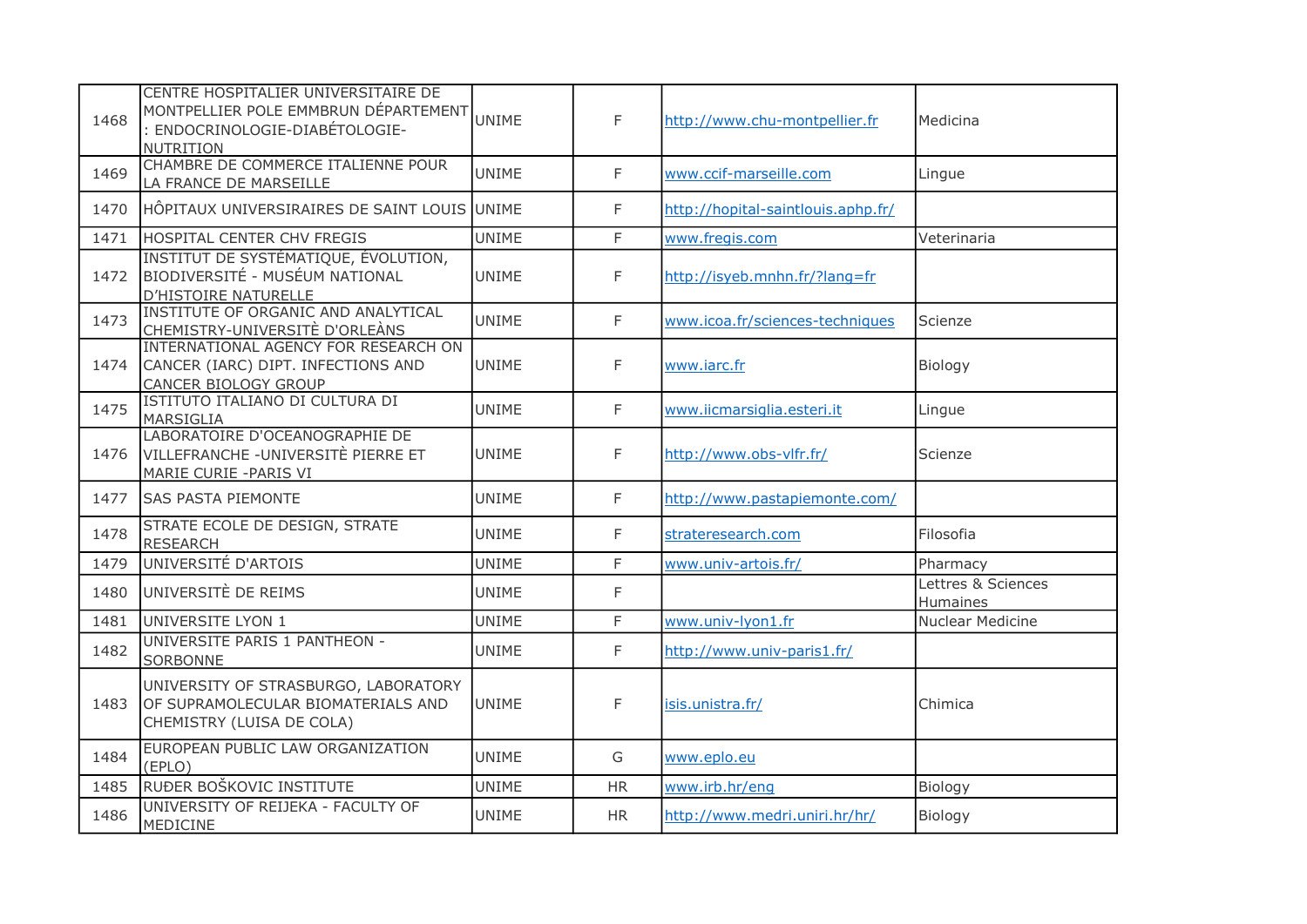| | | | | | |
|---|---|---|---|---|---|
| 1468 | CENTRE HOSPITALIER UNIVERSITAIRE DE MONTPELLIER POLE EMMBRUN DÉPARTEMENT : ENDOCRINOLOGIE-DIABÉTOLOGIE-NUTRITION | UNIME | F | http://www.chu-montpellier.fr | Medicina |
| 1469 | CHAMBRE DE COMMERCE ITALIENNE POUR LA FRANCE DE MARSEILLE | UNIME | F | www.ccif-marseille.com | Lingue |
| 1470 | HÔPITAUX UNIVERSIRAIRES DE SAINT LOUIS | UNIME | F | http://hopital-saintlouis.aphp.fr/ | |
| 1471 | HOSPITAL CENTER CHV FREGIS | UNIME | F | www.fregis.com | Veterinaria |
| 1472 | INSTITUT DE SYSTÉMATIQUE, ÉVOLUTION, BIODIVERSITÉ - MUSÉUM NATIONAL D'HISTOIRE NATURELLE | UNIME | F | http://isyeb.mnhn.fr/?lang=fr | |
| 1473 | INSTITUTE OF ORGANIC AND ANALYTICAL CHEMISTRY-UNIVERSITÈ D'ORLEÀNS | UNIME | F | www.icoa.fr/sciences-techniques | Scienze |
| 1474 | INTERNATIONAL AGENCY FOR RESEARCH ON CANCER (IARC) DIPT. INFECTIONS AND CANCER BIOLOGY GROUP | UNIME | F | www.iarc.fr | Biology |
| 1475 | ISTITUTO ITALIANO DI CULTURA DI MARSIGLIA | UNIME | F | www.iicmarsiglia.esteri.it | Lingue |
| 1476 | LABORATOIRE D'OCEANOGRAPHIE DE VILLEFRANCHE -UNIVERSITÈ PIERRE ET MARIE CURIE -PARIS VI | UNIME | F | http://www.obs-vlfr.fr/ | Scienze |
| 1477 | SAS PASTA PIEMONTE | UNIME | F | http://www.pastapiemonte.com/ | |
| 1478 | STRATE ECOLE DE DESIGN, STRATE RESEARCH | UNIME | F | strateresearch.com | Filosofia |
| 1479 | UNIVERSITÉ D'ARTOIS | UNIME | F | www.univ-artois.fr/ | Pharmacy |
| 1480 | UNIVERSITÈ DE REIMS | UNIME | F | | Lettres & Sciences Humaines |
| 1481 | UNIVERSITE LYON 1 | UNIME | F | www.univ-lyon1.fr | Nuclear Medicine |
| 1482 | UNIVERSITE PARIS 1 PANTHEON - SORBONNE | UNIME | F | http://www.univ-paris1.fr/ | |
| 1483 | UNIVERSITY OF STRASBURGO, LABORATORY OF SUPRAMOLECULAR BIOMATERIALS AND CHEMISTRY (LUISA DE COLA) | UNIME | F | isis.unistra.fr/ | Chimica |
| 1484 | EUROPEAN PUBLIC LAW ORGANIZATION (EPLO) | UNIME | G | www.eplo.eu | |
| 1485 | RUĐER BOŠKOVIC INSTITUTE | UNIME | HR | www.irb.hr/eng | Biology |
| 1486 | UNIVERSITY OF REIJEKA - FACULTY OF MEDICINE | UNIME | HR | http://www.medri.uniri.hr/hr/ | Biology |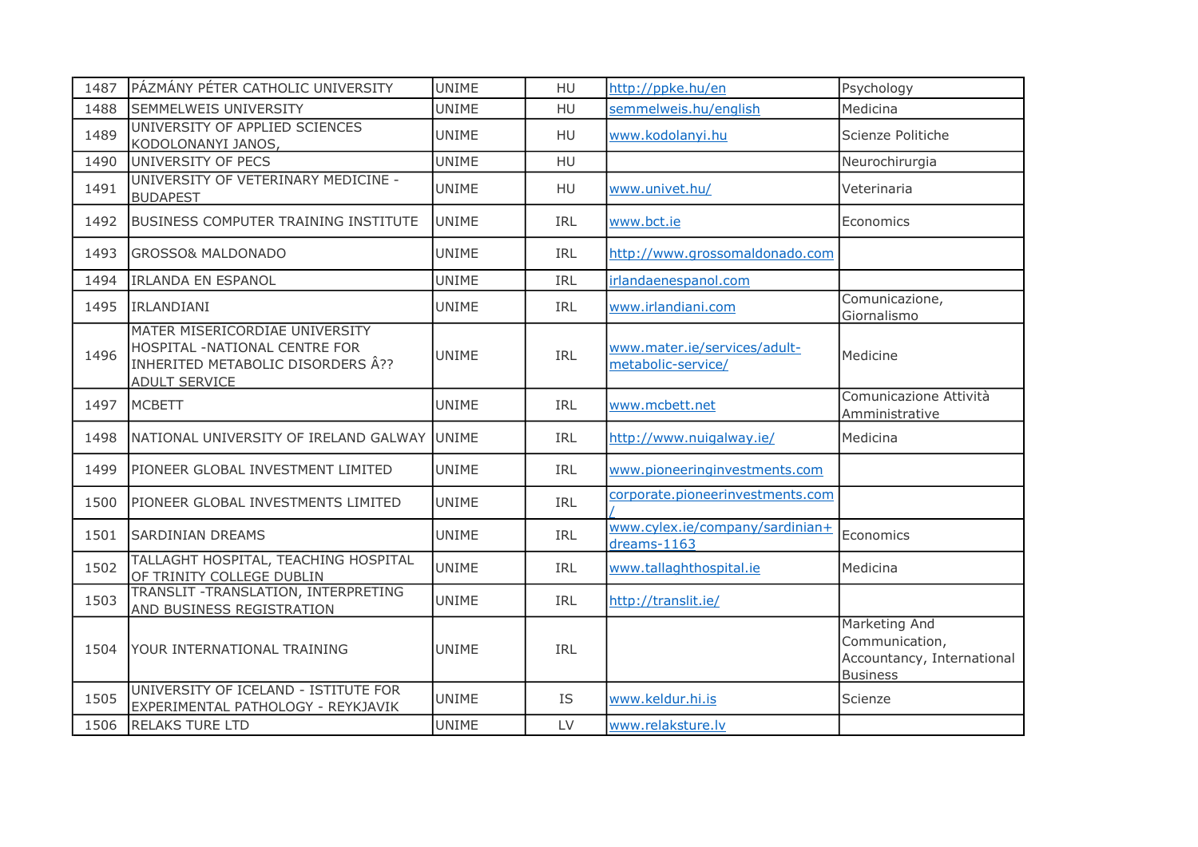| 1487 | PÁZMÁNY PÉTER CATHOLIC UNIVERSITY | UNIME | HU | http://ppke.hu/en | Psychology |
|---|---|---|---|---|---|
| 1488 | SEMMELWEIS UNIVERSITY | UNIME | HU | semmelweis.hu/english | Medicina |
| 1489 | UNIVERSITY OF APPLIED SCIENCES KODOLONANYI JANOS, | UNIME | HU | www.kodolanyi.hu | Scienze Politiche |
| 1490 | UNIVERSITY OF PECS | UNIME | HU | | Neurochirurgia |
| 1491 | UNIVERSITY OF VETERINARY MEDICINE - BUDAPEST | UNIME | HU | www.univet.hu/ | Veterinaria |
| 1492 | BUSINESS COMPUTER TRAINING INSTITUTE | UNIME | IRL | www.bct.ie | Economics |
| 1493 | GROSSO& MALDONADO | UNIME | IRL | http://www.grossomaldonado.com | |
| 1494 | IRLANDA EN ESPANOL | UNIME | IRL | irlandaenespanol.com | |
| 1495 | IRLANDIANI | UNIME | IRL | www.irlandiani.com | Comunicazione, Giornalismo |
| 1496 | MATER MISERICORDIAE UNIVERSITY HOSPITAL -NATIONAL CENTRE FOR INHERITED METABOLIC DISORDERS Â?? ADULT SERVICE | UNIME | IRL | www.mater.ie/services/adult-metabolic-service/ | Medicine |
| 1497 | MCBETT | UNIME | IRL | www.mcbett.net | Comunicazione Attività Amministrative |
| 1498 | NATIONAL UNIVERSITY OF IRELAND GALWAY | UNIME | IRL | http://www.nuigalway.ie/ | Medicina |
| 1499 | PIONEER GLOBAL INVESTMENT LIMITED | UNIME | IRL | www.pioneeringinvestments.com | |
| 1500 | PIONEER GLOBAL INVESTMENTS LIMITED | UNIME | IRL | corporate.pioneerinvestments.com/ | |
| 1501 | SARDINIAN DREAMS | UNIME | IRL | www.cylex.ie/company/sardinian+dreams-1163 | Economics |
| 1502 | TALLAGHT HOSPITAL, TEACHING HOSPITAL OF TRINITY COLLEGE DUBLIN | UNIME | IRL | www.tallaghthospital.ie | Medicina |
| 1503 | TRANSLIT -TRANSLATION, INTERPRETING AND BUSINESS REGISTRATION | UNIME | IRL | http://translit.ie/ | |
| 1504 | YOUR INTERNATIONAL TRAINING | UNIME | IRL | | Marketing And Communication, Accountancy, International Business |
| 1505 | UNIVERSITY OF ICELAND - ISTITUTE FOR EXPERIMENTAL PATHOLOGY - REYKJAVIK | UNIME | IS | www.keldur.hi.is | Scienze |
| 1506 | RELAKS TURE LTD | UNIME | LV | www.relaksture.lv | |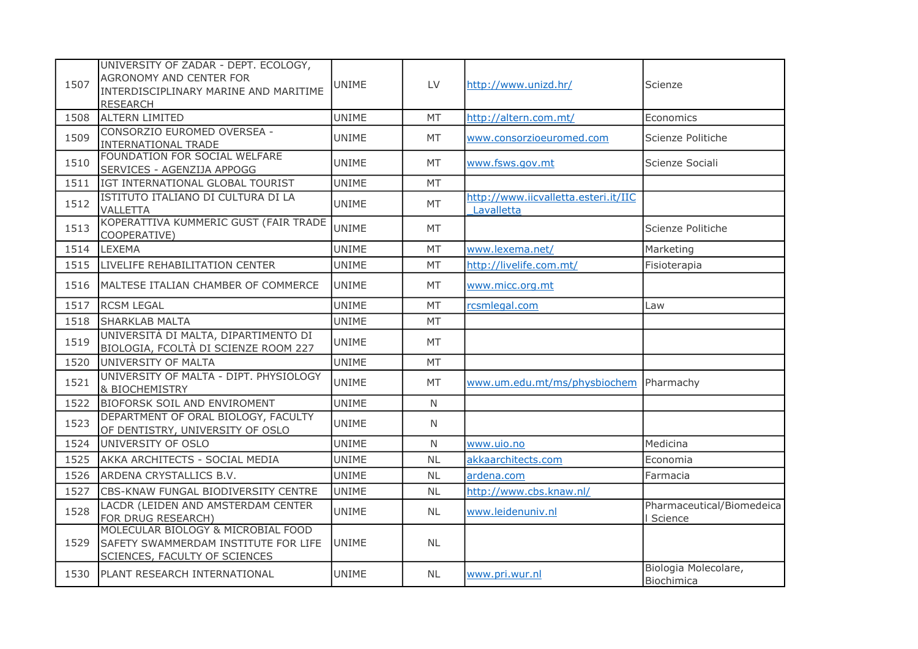| 1507 | UNIVERSITY OF ZADAR - DEPT. ECOLOGY, AGRONOMY AND CENTER FOR INTERDISCIPLINARY MARINE AND MARITIME RESEARCH | UNIME | LV | http://www.unizd.hr/ | Scienze |
|---|---|---|---|---|---|
| 1508 | ALTERN LIMITED | UNIME | MT | http://altern.com.mt/ | Economics |
| 1509 | CONSORZIO EUROMED OVERSEA - INTERNATIONAL TRADE | UNIME | MT | www.consorzioeuromed.com | Scienze Politiche |
| 1510 | FOUNDATION FOR SOCIAL WELFARE SERVICES - AGENZIJA APPOGG | UNIME | MT | www.fsws.gov.mt | Scienze Sociali |
| 1511 | IGT INTERNATIONAL GLOBAL TOURIST | UNIME | MT | | |
| 1512 | ISTITUTO ITALIANO DI CULTURA DI LA VALLETTA | UNIME | MT | http://www.iicvalletta.esteri.it/IIC_Lavalletta | |
| 1513 | KOPERATTIVA KUMMERIC GUST (FAIR TRADE COOPERATIVE) | UNIME | MT | | Scienze Politiche |
| 1514 | LEXEMA | UNIME | MT | www.lexema.net/ | Marketing |
| 1515 | LIVELIFE REHABILITATION CENTER | UNIME | MT | http://livelife.com.mt/ | Fisioterapia |
| 1516 | MALTESE ITALIAN CHAMBER OF COMMERCE | UNIME | MT | www.micc.org.mt | |
| 1517 | RCSM LEGAL | UNIME | MT | rcsmlegal.com | Law |
| 1518 | SHARKLAB MALTA | UNIME | MT | | |
| 1519 | UNIVERSITÀ DI MALTA, DIPARTIMENTO DI BIOLOGIA, FCOLTÀ DI SCIENZE ROOM 227 | UNIME | MT | | |
| 1520 | UNIVERSITY OF MALTA | UNIME | MT | | |
| 1521 | UNIVERSITY OF MALTA - DIPT. PHYSIOLOGY & BIOCHEMISTRY | UNIME | MT | www.um.edu.mt/ms/physbiochem | Pharmachy |
| 1522 | BIOFORSK SOIL AND ENVIROMENT | UNIME | N | | |
| 1523 | DEPARTMENT OF ORAL BIOLOGY, FACULTY OF DENTISTRY, UNIVERSITY OF OSLO | UNIME | N | | |
| 1524 | UNIVERSITY OF OSLO | UNIME | N | www.uio.no | Medicina |
| 1525 | AKKA ARCHITECTS - SOCIAL MEDIA | UNIME | NL | akkaarchitects.com | Economia |
| 1526 | ARDENA CRYSTALLICS B.V. | UNIME | NL | ardena.com | Farmacia |
| 1527 | CBS-KNAW FUNGAL BIODIVERSITY CENTRE | UNIME | NL | http://www.cbs.knaw.nl/ | |
| 1528 | LACDR (LEIDEN AND AMSTERDAM CENTER FOR DRUG RESEARCH) | UNIME | NL | www.leidenuniv.nl | Pharmaceutical/Biomedeical Science |
| 1529 | MOLECULAR BIOLOGY & MICROBIAL FOOD SAFETY SWAMMERDAM INSTITUTE FOR LIFE SCIENCES, FACULTY OF SCIENCES | UNIME | NL | | |
| 1530 | PLANT RESEARCH INTERNATIONAL | UNIME | NL | www.pri.wur.nl | Biologia Molecolare, Biochimica |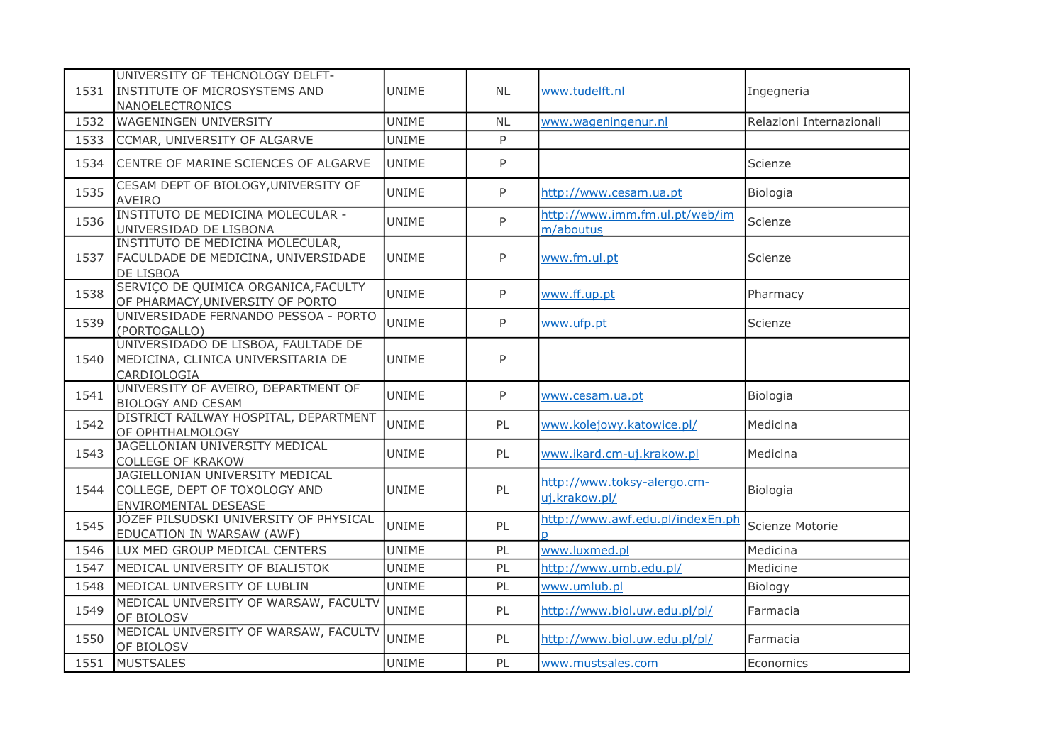| | | | | | |
|---|---|---|---|---|---|
| 1531 | UNIVERSITY OF TEHCNOLOGY DELFT-INSTITUTE OF MICROSYSTEMS AND NANOELECTRONICS | UNIME | NL | www.tudelft.nl | Ingegneria |
| 1532 | WAGENINGEN UNIVERSITY | UNIME | NL | www.wageningenur.nl | Relazioni Internazionali |
| 1533 | CCMAR, UNIVERSITY OF ALGARVE | UNIME | P | | |
| 1534 | CENTRE OF MARINE SCIENCES OF ALGARVE | UNIME | P | | Scienze |
| 1535 | CESAM DEPT OF BIOLOGY,UNIVERSITY OF AVEIRO | UNIME | P | http://www.cesam.ua.pt | Biologia |
| 1536 | INSTITUTO DE MEDICINA MOLECULAR - UNIVERSIDAD DE LISBONA | UNIME | P | http://www.imm.fm.ul.pt/web/imm/aboutus | Scienze |
| 1537 | INSTITUTO DE MEDICINA MOLECULAR, FACULDADE DE MEDICINA, UNIVERSIDADE DE LISBOA | UNIME | P | www.fm.ul.pt | Scienze |
| 1538 | SERVIÇO DE QUIMICA ORGANICA,FACULTY OF PHARMACY,UNIVERSITY OF PORTO | UNIME | P | www.ff.up.pt | Pharmacy |
| 1539 | UNIVERSIDADE FERNANDO PESSOA - PORTO (PORTOGALLO) | UNIME | P | www.ufp.pt | Scienze |
| 1540 | UNIVERSIDADO DE LISBOA, FAULTADE DE MEDICINA, CLINICA UNIVERSITARIA DE CARDIOLOGIA | UNIME | P | | |
| 1541 | UNIVERSITY OF AVEIRO, DEPARTMENT OF BIOLOGY AND CESAM | UNIME | P | www.cesam.ua.pt | Biologia |
| 1542 | DISTRICT RAILWAY HOSPITAL, DEPARTMENT OF OPHTHALMOLOGY | UNIME | PL | www.kolejowy.katowice.pl/ | Medicina |
| 1543 | JAGELLONIAN UNIVERSITY MEDICAL COLLEGE OF KRAKOW | UNIME | PL | www.ikard.cm-uj.krakow.pl | Medicina |
| 1544 | JAGIELLONIAN UNIVERSITY MEDICAL COLLEGE, DEPT OF TOXOLOGY AND ENVIROMENTAL DESEASE | UNIME | PL | http://www.toksy-alergo.cm-uj.krakow.pl/ | Biologia |
| 1545 | JÓZEF PILSUDSKI UNIVERSITY OF PHYSICAL EDUCATION IN WARSAW (AWF) | UNIME | PL | http://www.awf.edu.pl/indexEn.php | Scienze Motorie |
| 1546 | LUX MED GROUP MEDICAL CENTERS | UNIME | PL | www.luxmed.pl | Medicina |
| 1547 | MEDICAL UNIVERSITY OF BIALISTOK | UNIME | PL | http://www.umb.edu.pl/ | Medicine |
| 1548 | MEDICAL UNIVERSITY OF LUBLIN | UNIME | PL | www.umlub.pl | Biology |
| 1549 | MEDICAL UNIVERSITY OF WARSAW, FACULTV OF BIOLOSV | UNIME | PL | http://www.biol.uw.edu.pl/pl/ | Farmacia |
| 1550 | MEDICAL UNIVERSITY OF WARSAW, FACULTV OF BIOLOSV | UNIME | PL | http://www.biol.uw.edu.pl/pl/ | Farmacia |
| 1551 | MUSTSALES | UNIME | PL | www.mustsales.com | Economics |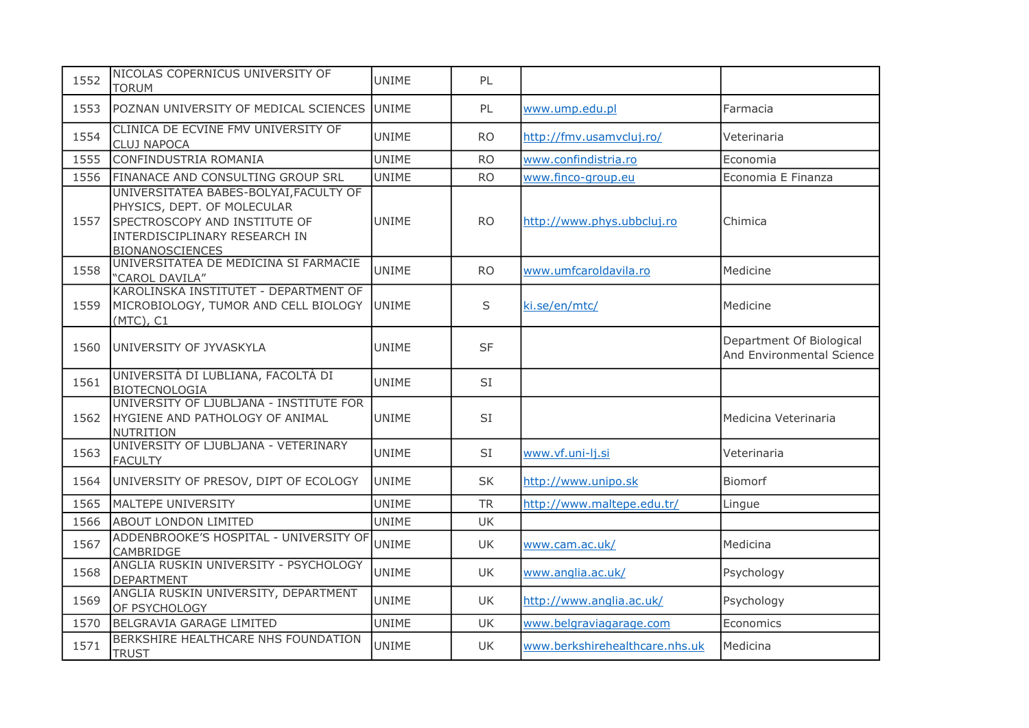| | | | | | |
|---|---|---|---|---|---|
| 1552 | NICOLAS COPERNICUS UNIVERSITY OF TORUM | UNIME | PL | | |
| 1553 | POZNAN UNIVERSITY OF MEDICAL SCIENCES | UNIME | PL | www.ump.edu.pl | Farmacia |
| 1554 | CLINICA DE ECVINE FMV UNIVERSITY OF CLUJ NAPOCA | UNIME | RO | http://fmv.usamvcluj.ro/ | Veterinaria |
| 1555 | CONFINDUSTRIA ROMANIA | UNIME | RO | www.confindistria.ro | Economia |
| 1556 | FINANACE AND CONSULTING GROUP SRL | UNIME | RO | www.finco-group.eu | Economia E Finanza |
| 1557 | UNIVERSITATEA BABES-BOLYAI,FACULTY OF PHYSICS, DEPT. OF MOLECULAR SPECTROSCOPY AND INSTITUTE OF INTERDISCIPLINARY RESEARCH IN BIONANOSCIENCES | UNIME | RO | http://www.phys.ubbcluj.ro | Chimica |
| 1558 | UNIVERSITATEA DE MEDICINA SI FARMACIE "CAROL DAVILA" | UNIME | RO | www.umfcaroldavila.ro | Medicine |
| 1559 | KAROLINSKA INSTITUTET - DEPARTMENT OF MICROBIOLOGY, TUMOR AND CELL BIOLOGY (MTC), C1 | UNIME | S | ki.se/en/mtc/ | Medicine |
| 1560 | UNIVERSITY OF JYVASKYLA | UNIME | SF | | Department Of Biological And Environmental Science |
| 1561 | UNIVERSITÀ DI LUBLIANA, FACOLTÀ DI BIOTECNOLOGIA | UNIME | SI | | |
| 1562 | UNIVERSITY OF LJUBLJANA - INSTITUTE FOR HYGIENE AND PATHOLOGY OF ANIMAL NUTRITION | UNIME | SI | | Medicina Veterinaria |
| 1563 | UNIVERSITY OF LJUBLJANA - VETERINARY FACULTY | UNIME | SI | www.vf.uni-lj.si | Veterinaria |
| 1564 | UNIVERSITY OF PRESOV, DIPT OF ECOLOGY | UNIME | SK | http://www.unipo.sk | Biomorf |
| 1565 | MALTEPE UNIVERSITY | UNIME | TR | http://www.maltepe.edu.tr/ | Lingue |
| 1566 | ABOUT LONDON LIMITED | UNIME | UK | | |
| 1567 | ADDENBROOKE'S HOSPITAL - UNIVERSITY OF CAMBRIDGE | UNIME | UK | www.cam.ac.uk/ | Medicina |
| 1568 | ANGLIA RUSKIN UNIVERSITY - PSYCHOLOGY DEPARTMENT | UNIME | UK | www.anglia.ac.uk/ | Psychology |
| 1569 | ANGLIA RUSKIN UNIVERSITY, DEPARTMENT OF PSYCHOLOGY | UNIME | UK | http://www.anglia.ac.uk/ | Psychology |
| 1570 | BELGRAVIA GARAGE LIMITED | UNIME | UK | www.belgraviagarage.com | Economics |
| 1571 | BERKSHIRE HEALTHCARE NHS FOUNDATION TRUST | UNIME | UK | www.berkshirehealthcare.nhs.uk | Medicina |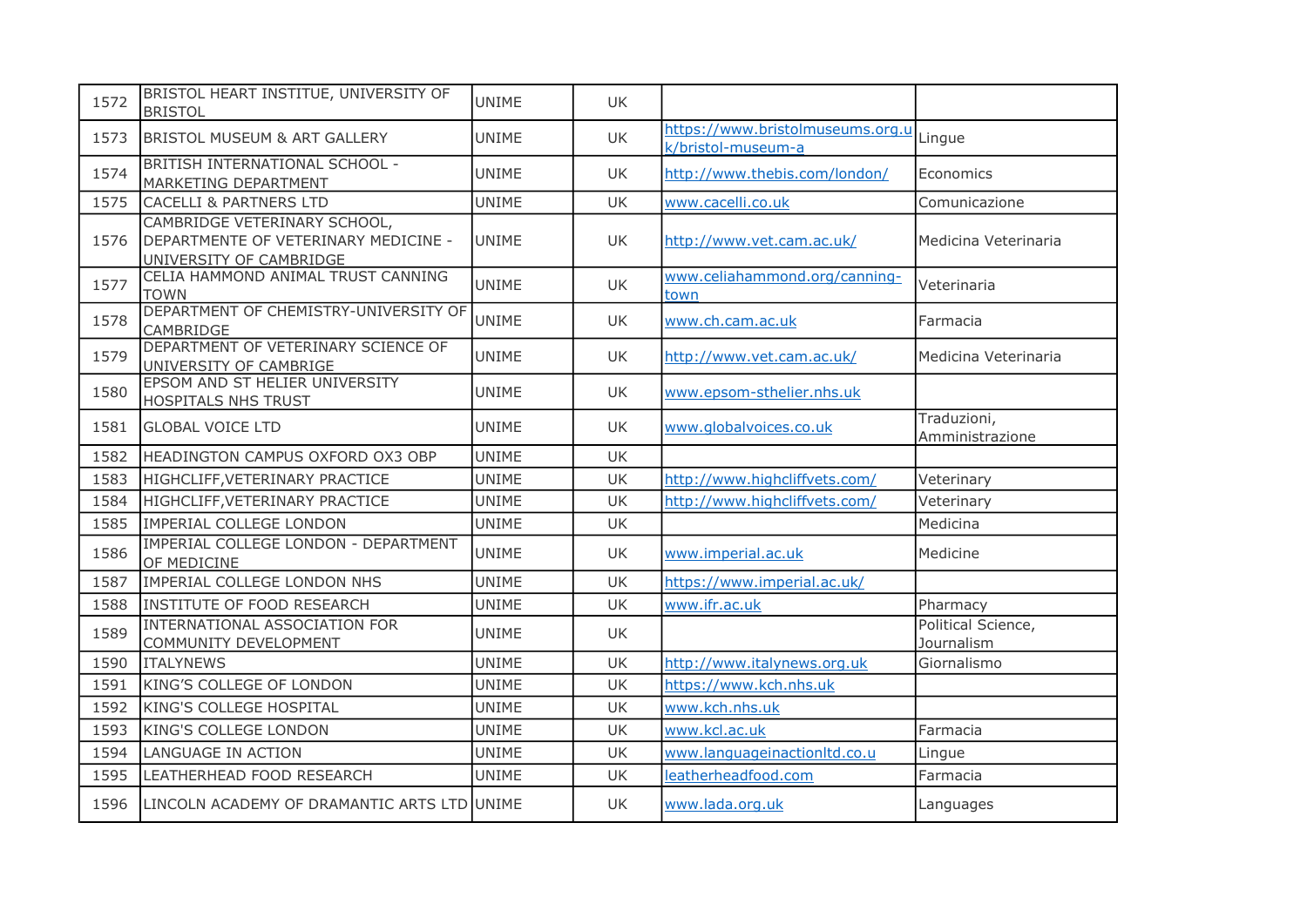| | | | | | |
|---|---|---|---|---|---|
| 1572 | BRISTOL HEART INSTIUTE, UNIVERSITY OF BRISTOL | UNIME | UK | | |
| 1573 | BRISTOL MUSEUM & ART GALLERY | UNIME | UK | https://www.bristolmuseums.org.uk/bristol-museum-a | Lingue |
| 1574 | BRITISH INTERNATIONAL SCHOOL - MARKETING DEPARTMENT | UNIME | UK | http://www.thebis.com/london/ | Economics |
| 1575 | CACELLI & PARTNERS LTD | UNIME | UK | www.cacelli.co.uk | Comunicazione |
| 1576 | CAMBRIDGE VETERINARY SCHOOL, DEPARTMENTE OF VETERINARY MEDICINE - UNIVERSITY OF CAMBRIDGE | UNIME | UK | http://www.vet.cam.ac.uk/ | Medicina Veterinaria |
| 1577 | CELIA HAMMOND ANIMAL TRUST CANNING TOWN | UNIME | UK | www.celiahammond.org/canning-town | Veterinaria |
| 1578 | DEPARTMENT OF CHEMISTRY-UNIVERSITY OF CAMBRIDGE | UNIME | UK | www.ch.cam.ac.uk | Farmacia |
| 1579 | DEPARTMENT OF VETERINARY SCIENCE OF UNIVERSITY OF CAMBRIGE | UNIME | UK | http://www.vet.cam.ac.uk/ | Medicina Veterinaria |
| 1580 | EPSOM AND ST HELIER UNIVERSITY HOSPITALS NHS TRUST | UNIME | UK | www.epsom-sthelier.nhs.uk | |
| 1581 | GLOBAL VOICE LTD | UNIME | UK | www.globalvoices.co.uk | Traduzioni, Amministrazione |
| 1582 | HEADINGTON CAMPUS OXFORD OX3 OBP | UNIME | UK | | |
| 1583 | HIGHCLIFF,VETERINARY PRACTICE | UNIME | UK | http://www.highcliffvets.com/ | Veterinary |
| 1584 | HIGHCLIFF,VETERINARY PRACTICE | UNIME | UK | http://www.highcliffvets.com/ | Veterinary |
| 1585 | IMPERIAL COLLEGE LONDON | UNIME | UK | | Medicina |
| 1586 | IMPERIAL COLLEGE LONDON - DEPARTMENT OF MEDICINE | UNIME | UK | www.imperial.ac.uk | Medicine |
| 1587 | IMPERIAL COLLEGE LONDON NHS | UNIME | UK | https://www.imperial.ac.uk/ | |
| 1588 | INSTITUTE OF FOOD RESEARCH | UNIME | UK | www.ifr.ac.uk | Pharmacy |
| 1589 | INTERNATIONAL ASSOCIATION FOR COMMUNITY DEVELOPMENT | UNIME | UK | | Political Science, Journalism |
| 1590 | ITALYNEWS | UNIME | UK | http://www.italynews.org.uk | Giornalismo |
| 1591 | KING'S COLLEGE OF LONDON | UNIME | UK | https://www.kch.nhs.uk | |
| 1592 | KING'S COLLEGE HOSPITAL | UNIME | UK | www.kch.nhs.uk | |
| 1593 | KING'S COLLEGE LONDON | UNIME | UK | www.kcl.ac.uk | Farmacia |
| 1594 | LANGUAGE IN ACTION | UNIME | UK | www.languageinactionltd.co.u | Lingue |
| 1595 | LEATHERHEAD FOOD RESEARCH | UNIME | UK | leatherheadfood.com | Farmacia |
| 1596 | LINCOLN ACADEMY OF DRAMANTIC ARTS LTD | UNIME | UK | www.lada.org.uk | Languages |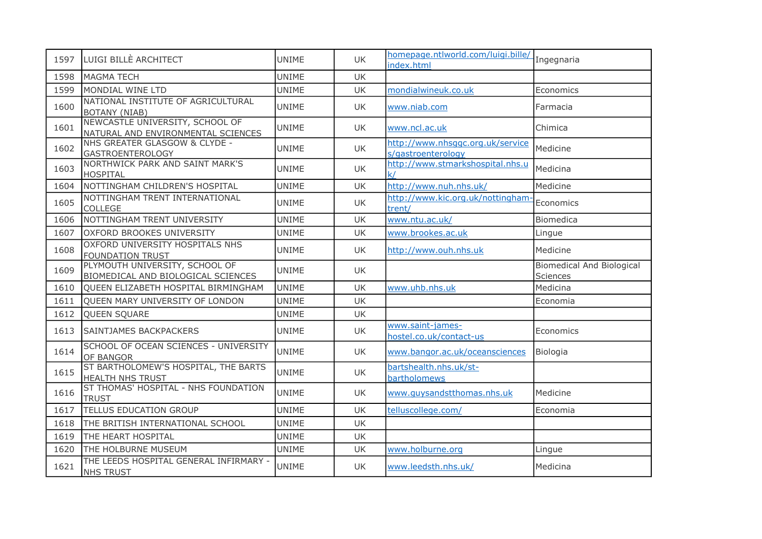| 1597 | LUIGI BILLÈ ARCHITECT | UNIME | UK | homepage.ntlworld.com/luigi.bille/index.html | Ingegnaria |
|---|---|---|---|---|---|
| 1598 | MAGMA TECH | UNIME | UK | | |
| 1599 | MONDIAL WINE LTD | UNIME | UK | mondialwineuk.co.uk | Economics |
| 1600 | NATIONAL INSTITUTE OF AGRICULTURAL BOTANY (NIAB) | UNIME | UK | www.niab.com | Farmacia |
| 1601 | NEWCASTLE UNIVERSITY, SCHOOL OF NATURAL AND ENVIRONMENTAL SCIENCES | UNIME | UK | www.ncl.ac.uk | Chimica |
| 1602 | NHS GREATER GLASGOW & CLYDE - GASTROENTEROLOGY | UNIME | UK | http://www.nhsggc.org.uk/services/gastroenterology | Medicine |
| 1603 | NORTHWICK PARK AND SAINT MARK'S HOSPITAL | UNIME | UK | http://www.stmarkshospital.nhs.uk/ | Medicina |
| 1604 | NOTTINGHAM CHILDREN'S HOSPITAL | UNIME | UK | http://www.nuh.nhs.uk/ | Medicine |
| 1605 | NOTTINGHAM TRENT INTERNATIONAL COLLEGE | UNIME | UK | http://www.kic.org.uk/nottingham-trent/ | Economics |
| 1606 | NOTTINGHAM TRENT UNIVERSITY | UNIME | UK | www.ntu.ac.uk/ | Biomedica |
| 1607 | OXFORD BROOKES UNIVERSITY | UNIME | UK | www.brookes.ac.uk | Lingue |
| 1608 | OXFORD UNIVERSITY HOSPITALS NHS FOUNDATION TRUST | UNIME | UK | http://www.ouh.nhs.uk | Medicine |
| 1609 | PLYMOUTH UNIVERSITY, SCHOOL OF BIOMEDICAL AND BIOLOGICAL SCIENCES | UNIME | UK | | Biomedical And Biological Sciences |
| 1610 | QUEEN ELIZABETH HOSPITAL BIRMINGHAM | UNIME | UK | www.uhb.nhs.uk | Medicina |
| 1611 | QUEEN MARY UNIVERSITY OF LONDON | UNIME | UK | | Economia |
| 1612 | QUEEN SQUARE | UNIME | UK | | |
| 1613 | SAINTJAMES BACKPACKERS | UNIME | UK | www.saint-james-hostel.co.uk/contact-us | Economics |
| 1614 | SCHOOL OF OCEAN SCIENCES - UNIVERSITY OF BANGOR | UNIME | UK | www.bangor.ac.uk/oceansciences | Biologia |
| 1615 | ST BARTHOLOMEW'S HOSPITAL, THE BARTS HEALTH NHS TRUST | UNIME | UK | bartshealth.nhs.uk/st-bartholomews | |
| 1616 | ST THOMAS' HOSPITAL - NHS FOUNDATION TRUST | UNIME | UK | www.guysandstthomas.nhs.uk | Medicine |
| 1617 | TELLUS EDUCATION GROUP | UNIME | UK | telluscollege.com/ | Economia |
| 1618 | THE BRITISH INTERNATIONAL SCHOOL | UNIME | UK | | |
| 1619 | THE HEART HOSPITAL | UNIME | UK | | |
| 1620 | THE HOLBURNE MUSEUM | UNIME | UK | www.holburne.org | Lingue |
| 1621 | THE LEEDS HOSPITAL GENERAL INFIRMARY - NHS TRUST | UNIME | UK | www.leedsth.nhs.uk/ | Medicina |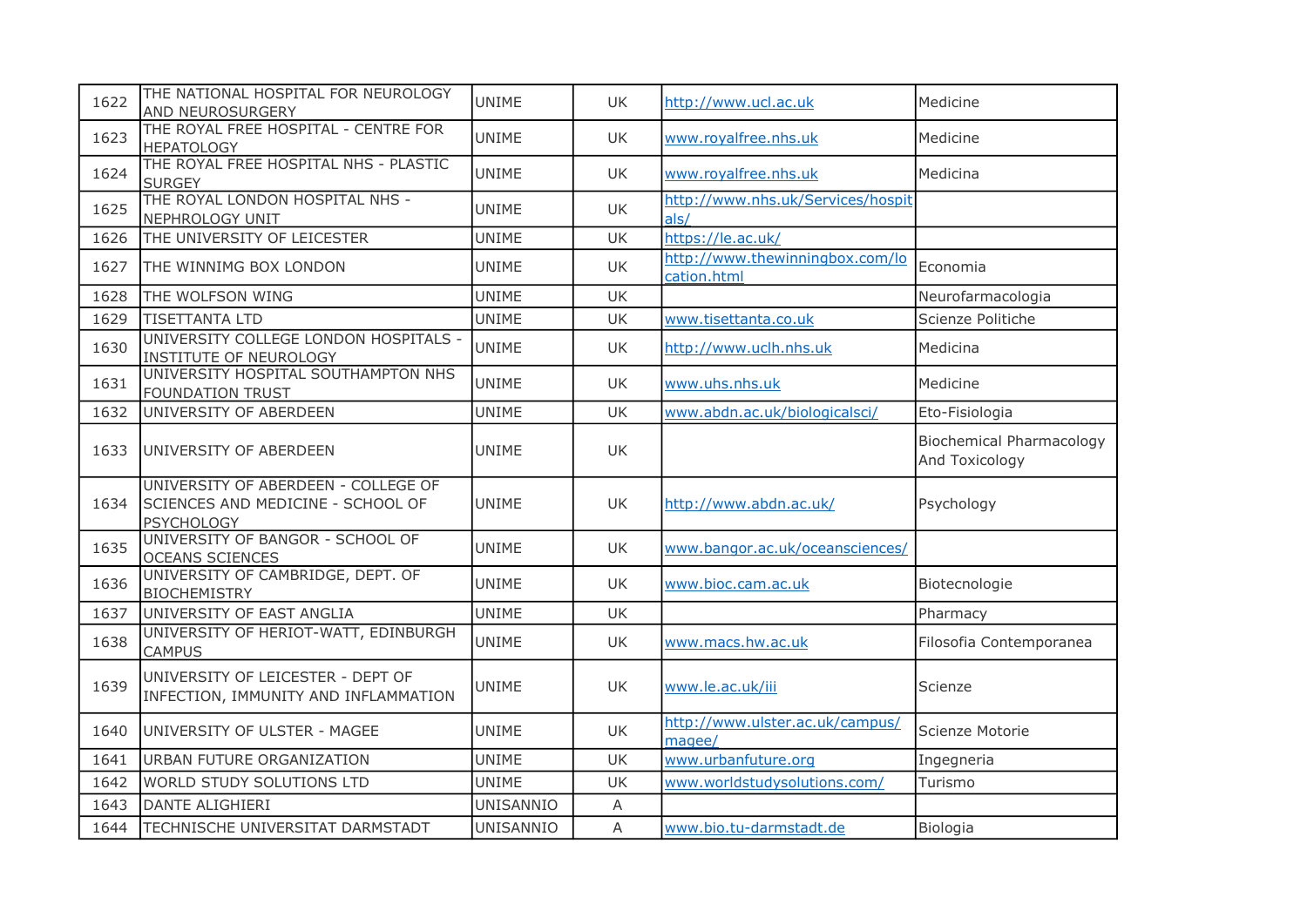| | | | | | |
|---|---|---|---|---|---|
| 1622 | THE NATIONAL HOSPITAL FOR NEUROLOGY AND NEUROSURGERY | UNIME | UK | http://www.ucl.ac.uk | Medicine |
| 1623 | THE ROYAL FREE HOSPITAL - CENTRE FOR HEPATOLOGY | UNIME | UK | www.royalfree.nhs.uk | Medicine |
| 1624 | THE ROYAL FREE HOSPITAL NHS - PLASTIC SURGEY | UNIME | UK | www.royalfree.nhs.uk | Medicina |
| 1625 | THE ROYAL LONDON HOSPITAL NHS - NEPHROLOGY UNIT | UNIME | UK | http://www.nhs.uk/Services/hospitals/ | |
| 1626 | THE UNIVERSITY OF LEICESTER | UNIME | UK | https://le.ac.uk/ | |
| 1627 | THE WINNIMG BOX LONDON | UNIME | UK | http://www.thewinningbox.com/location.html | Economia |
| 1628 | THE WOLFSON WING | UNIME | UK | | Neurofarmacologia |
| 1629 | TISETTANTA LTD | UNIME | UK | www.tisettanta.co.uk | Scienze Politiche |
| 1630 | UNIVERSITY COLLEGE LONDON HOSPITALS - INSTITUTE OF NEUROLOGY | UNIME | UK | http://www.uclh.nhs.uk | Medicina |
| 1631 | UNIVERSITY HOSPITAL SOUTHAMPTON NHS FOUNDATION TRUST | UNIME | UK | www.uhs.nhs.uk | Medicine |
| 1632 | UNIVERSITY OF ABERDEEN | UNIME | UK | www.abdn.ac.uk/biologicalsci/ | Eto-Fisiologia |
| 1633 | UNIVERSITY OF ABERDEEN | UNIME | UK | | Biochemical Pharmacology And Toxicology |
| 1634 | UNIVERSITY OF ABERDEEN - COLLEGE OF SCIENCES AND MEDICINE - SCHOOL OF PSYCHOLOGY | UNIME | UK | http://www.abdn.ac.uk/ | Psychology |
| 1635 | UNIVERSITY OF BANGOR - SCHOOL OF OCEANS SCIENCES | UNIME | UK | www.bangor.ac.uk/oceansciences/ | |
| 1636 | UNIVERSITY OF CAMBRIDGE, DEPT. OF BIOCHEMISTRY | UNIME | UK | www.bioc.cam.ac.uk | Biotecnologie |
| 1637 | UNIVERSITY OF EAST ANGLIA | UNIME | UK | | Pharmacy |
| 1638 | UNIVERSITY OF HERIOT-WATT, EDINBURGH CAMPUS | UNIME | UK | www.macs.hw.ac.uk | Filosofia Contemporanea |
| 1639 | UNIVERSITY OF LEICESTER - DEPT OF INFECTION, IMMUNITY AND INFLAMMATION | UNIME | UK | www.le.ac.uk/iii | Scienze |
| 1640 | UNIVERSITY OF ULSTER - MAGEE | UNIME | UK | http://www.ulster.ac.uk/campus/magee/ | Scienze Motorie |
| 1641 | URBAN FUTURE ORGANIZATION | UNIME | UK | www.urbanfuture.org | Ingegneria |
| 1642 | WORLD STUDY SOLUTIONS LTD | UNIME | UK | www.worldstudysolutions.com/ | Turismo |
| 1643 | DANTE ALIGHIERI | UNISANNIO | A | | |
| 1644 | TECHNISCHE UNIVERSITAT DARMSTADT | UNISANNIO | A | www.bio.tu-darmstadt.de | Biologia |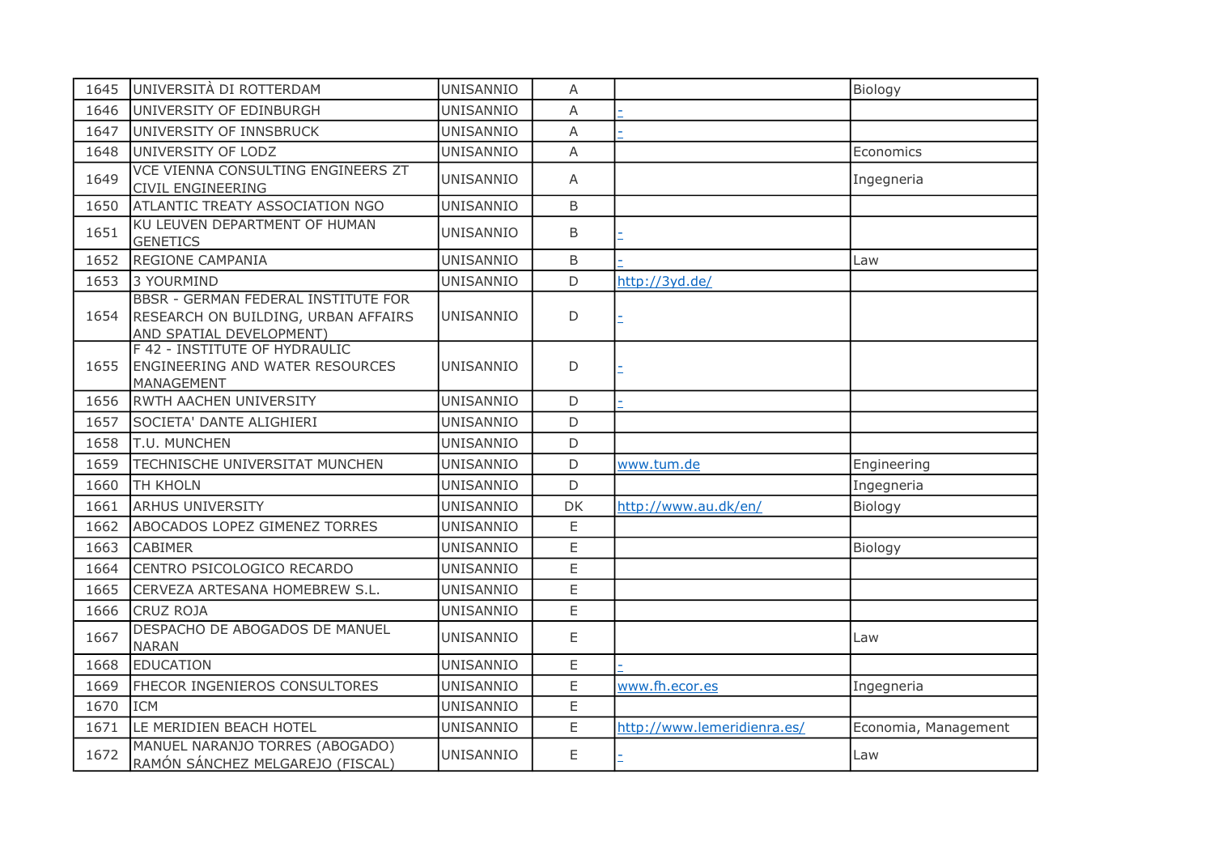| 1645 | UNIVERSITÀ DI ROTTERDAM | UNISANNIO | A | | Biology |
|---|---|---|---|---|---|
| 1646 | UNIVERSITY OF EDINBURGH | UNISANNIO | A | - | |
| 1647 | UNIVERSITY OF INNSBRUCK | UNISANNIO | A | - | |
| 1648 | UNIVERSITY OF LODZ | UNISANNIO | A | | Economics |
| 1649 | VCE VIENNA CONSULTING ENGINEERS ZT CIVIL ENGINEERING | UNISANNIO | A | | Ingegneria |
| 1650 | ATLANTIC TREATY ASSOCIATION NGO | UNISANNIO | B | | |
| 1651 | KU LEUVEN DEPARTMENT OF HUMAN GENETICS | UNISANNIO | B | - | |
| 1652 | REGIONE CAMPANIA | UNISANNIO | B | - | Law |
| 1653 | 3 YOURMIND | UNISANNIO | D | http://3yd.de/ | |
| 1654 | BBSR - GERMAN FEDERAL INSTITUTE FOR RESEARCH ON BUILDING, URBAN AFFAIRS AND SPATIAL DEVELOPMENT) | UNISANNIO | D | - | |
| 1655 | F 42 - INSTITUTE OF HYDRAULIC ENGINEERING AND WATER RESOURCES MANAGEMENT | UNISANNIO | D | - | |
| 1656 | RWTH AACHEN UNIVERSITY | UNISANNIO | D | - | |
| 1657 | SOCIETA' DANTE ALIGHIERI | UNISANNIO | D | | |
| 1658 | T.U. MUNCHEN | UNISANNIO | D | | |
| 1659 | TECHNISCHE UNIVERSITAT MUNCHEN | UNISANNIO | D | www.tum.de | Engineering |
| 1660 | TH KHOLN | UNISANNIO | D | | Ingegneria |
| 1661 | ARHUS UNIVERSITY | UNISANNIO | DK | http://www.au.dk/en/ | Biology |
| 1662 | ABOCADOS LOPEZ GIMENEZ TORRES | UNISANNIO | E | | |
| 1663 | CABIMER | UNISANNIO | E | | Biology |
| 1664 | CENTRO PSICOLOGICO RECARDO | UNISANNIO | E | | |
| 1665 | CERVEZA ARTESANA HOMEBREW S.L. | UNISANNIO | E | | |
| 1666 | CRUZ ROJA | UNISANNIO | E | | |
| 1667 | DESPACHO DE ABOGADOS DE MANUEL NARAN | UNISANNIO | E | | Law |
| 1668 | EDUCATION | UNISANNIO | E | - | |
| 1669 | FHECOR INGENIEROS CONSULTORES | UNISANNIO | E | www.fh.ecor.es | Ingegneria |
| 1670 | ICM | UNISANNIO | E | | |
| 1671 | LE MERIDIEN BEACH HOTEL | UNISANNIO | E | http://www.lemeridienra.es/ | Economia, Management |
| 1672 | MANUEL NARANJO TORRES (ABOGADO) RAMÓN SÁNCHEZ MELGAREJO (FISCAL) | UNISANNIO | E | - | Law |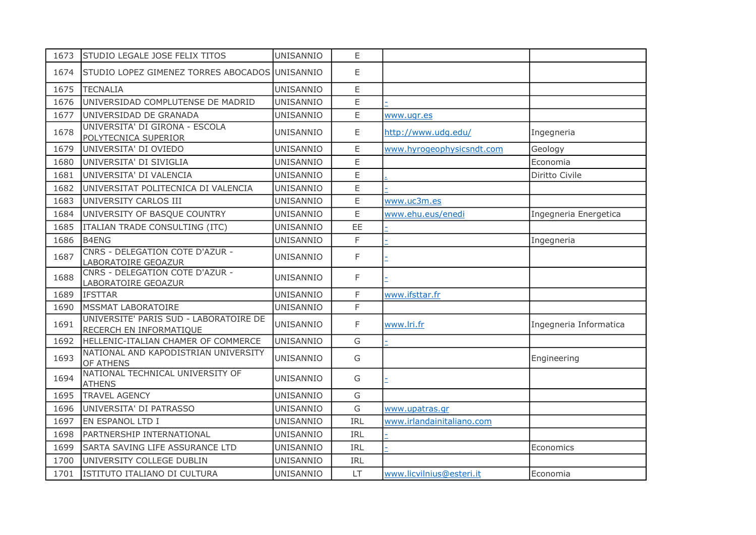| 1673 | STUDIO LEGALE JOSE FELIX TITOS | UNISANNIO | E | | |
|---|---|---|---|---|---|
| 1674 | STUDIO LOPEZ GIMENEZ TORRES ABOCADOS | UNISANNIO | E | | |
| 1675 | TECNALIA | UNISANNIO | E | | |
| 1676 | UNIVERSIDAD COMPLUTENSE DE MADRID | UNISANNIO | E | - | |
| 1677 | UNIVERSIDAD DE GRANADA | UNISANNIO | E | www.ugr.es | |
| 1678 | UNIVERSITA' DI GIRONA - ESCOLA POLYTECNICA SUPERIOR | UNISANNIO | E | http://www.udg.edu/ | Ingegneria |
| 1679 | UNIVERSITA' DI OVIEDO | UNISANNIO | E | www.hyrogeophysicsndt.com | Geology |
| 1680 | UNIVERSITA' DI SIVIGLIA | UNISANNIO | E | | Economia |
| 1681 | UNIVERSITA' DI VALENCIA | UNISANNIO | E | . | Diritto Civile |
| 1682 | UNIVERSITAT POLITECNICA DI VALENCIA | UNISANNIO | E | - | |
| 1683 | UNIVERSITY CARLOS III | UNISANNIO | E | www.uc3m.es | |
| 1684 | UNIVERSITY OF BASQUE COUNTRY | UNISANNIO | E | www.ehu.eus/enedi | Ingegneria Energetica |
| 1685 | ITALIAN TRADE CONSULTING (ITC) | UNISANNIO | EE | - | |
| 1686 | B4ENG | UNISANNIO | F | - | Ingegneria |
| 1687 | CNRS - DELEGATION COTE D'AZUR - LABORATOIRE GEOAZUR | UNISANNIO | F | - | |
| 1688 | CNRS - DELEGATION COTE D'AZUR - LABORATOIRE GEOAZUR | UNISANNIO | F | - | |
| 1689 | IFSTTAR | UNISANNIO | F | www.ifsttar.fr | |
| 1690 | MSSMAT LABORATOIRE | UNISANNIO | F | | |
| 1691 | UNIVERSITE' PARIS SUD - LABORATOIRE DE RECERCH EN INFORMATIQUE | UNISANNIO | F | www.lri.fr | Ingegneria Informatica |
| 1692 | HELLENIC-ITALIAN CHAMER OF COMMERCE | UNISANNIO | G | - | |
| 1693 | NATIONAL AND KAPODISTRIAN UNIVERSITY OF ATHENS | UNISANNIO | G | | Engineering |
| 1694 | NATIONAL TECHNICAL UNIVERSITY OF ATHENS | UNISANNIO | G | - | |
| 1695 | TRAVEL AGENCY | UNISANNIO | G | | |
| 1696 | UNIVERSITA' DI PATRASSO | UNISANNIO | G | www.upatras.gr | |
| 1697 | EN ESPANOL LTD I | UNISANNIO | IRL | www.irlandainitaliano.com | |
| 1698 | PARTNERSHIP INTERNATIONAL | UNISANNIO | IRL | - | |
| 1699 | SARTA SAVING LIFE ASSURANCE LTD | UNISANNIO | IRL | - | Economics |
| 1700 | UNIVERSITY COLLEGE DUBLIN | UNISANNIO | IRL | | |
| 1701 | ISTITUTO ITALIANO DI CULTURA | UNISANNIO | LT | www.licvilnius@esteri.it | Economia |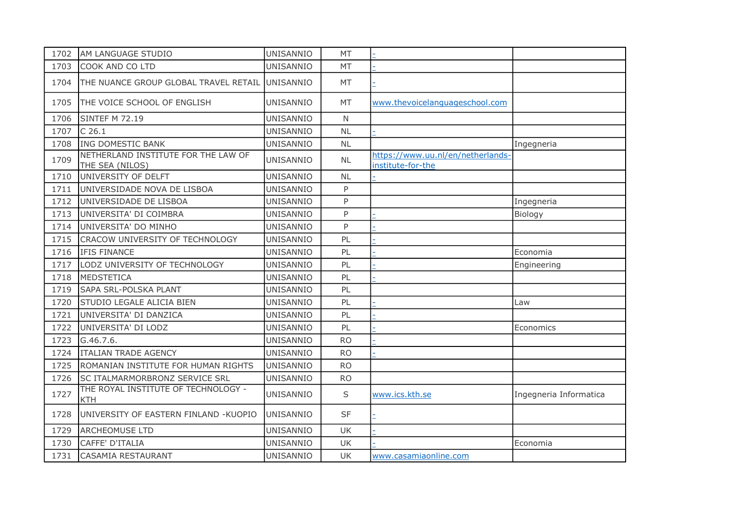| 1702 | AM LANGUAGE STUDIO | UNISANNIO | MT | - | |
|---|---|---|---|---|---|
| 1703 | COOK AND CO LTD | UNISANNIO | MT | - | |
| 1704 | THE NUANCE GROUP GLOBAL TRAVEL RETAIL | UNISANNIO | MT | - | |
| 1705 | THE VOICE SCHOOL OF ENGLISH | UNISANNIO | MT | www.thevoicelanguageschool.com | |
| 1706 | SINTEF M 72.19 | UNISANNIO | N | | |
| 1707 | C 26.1 | UNISANNIO | NL | - | |
| 1708 | ING DOMESTIC BANK | UNISANNIO | NL | | Ingegneria |
| 1709 | NETHERLAND INSTITUTE FOR THE LAW OF THE SEA (NILOS) | UNISANNIO | NL | https://www.uu.nl/en/netherlands-institute-for-the | |
| 1710 | UNIVERSITY OF DELFT | UNISANNIO | NL | - | |
| 1711 | UNIVERSIDADE NOVA DE LISBOA | UNISANNIO | P | | |
| 1712 | UNIVERSIDADE DE LISBOA | UNISANNIO | P | | Ingegneria |
| 1713 | UNIVERSITA' DI COIMBRA | UNISANNIO | P | - | Biology |
| 1714 | UNIVERSITA' DO MINHO | UNISANNIO | P | - | |
| 1715 | CRACOW UNIVERSITY OF TECHNOLOGY | UNISANNIO | PL | - | |
| 1716 | IFIS FINANCE | UNISANNIO | PL | - | Economia |
| 1717 | LODZ UNIVERSITY OF TECHNOLOGY | UNISANNIO | PL | - | Engineering |
| 1718 | MEDSTETICA | UNISANNIO | PL | - | |
| 1719 | SAPA SRL-POLSKA PLANT | UNISANNIO | PL | | |
| 1720 | STUDIO LEGALE ALICIA BIEN | UNISANNIO | PL | - | Law |
| 1721 | UNIVERSITA' DI DANZICA | UNISANNIO | PL | - | |
| 1722 | UNIVERSITA' DI LODZ | UNISANNIO | PL | - | Economics |
| 1723 | G.46.7.6. | UNISANNIO | RO | - | |
| 1724 | ITALIAN TRADE AGENCY | UNISANNIO | RO | - | |
| 1725 | ROMANIAN INSTITUTE FOR HUMAN RIGHTS | UNISANNIO | RO | | |
| 1726 | SC ITALMARMORBRONZ SERVICE SRL | UNISANNIO | RO | | |
| 1727 | THE ROYAL INSTITUTE OF TECHNOLOGY - KTH | UNISANNIO | S | www.ics.kth.se | Ingegneria Informatica |
| 1728 | UNIVERSITY OF EASTERN FINLAND -KUOPIO | UNISANNIO | SF | - | |
| 1729 | ARCHEOMUSE LTD | UNISANNIO | UK | - | |
| 1730 | CAFFE' D'ITALIA | UNISANNIO | UK | - | Economia |
| 1731 | CASAMIA RESTAURANT | UNISANNIO | UK | www.casamiaonline.com | |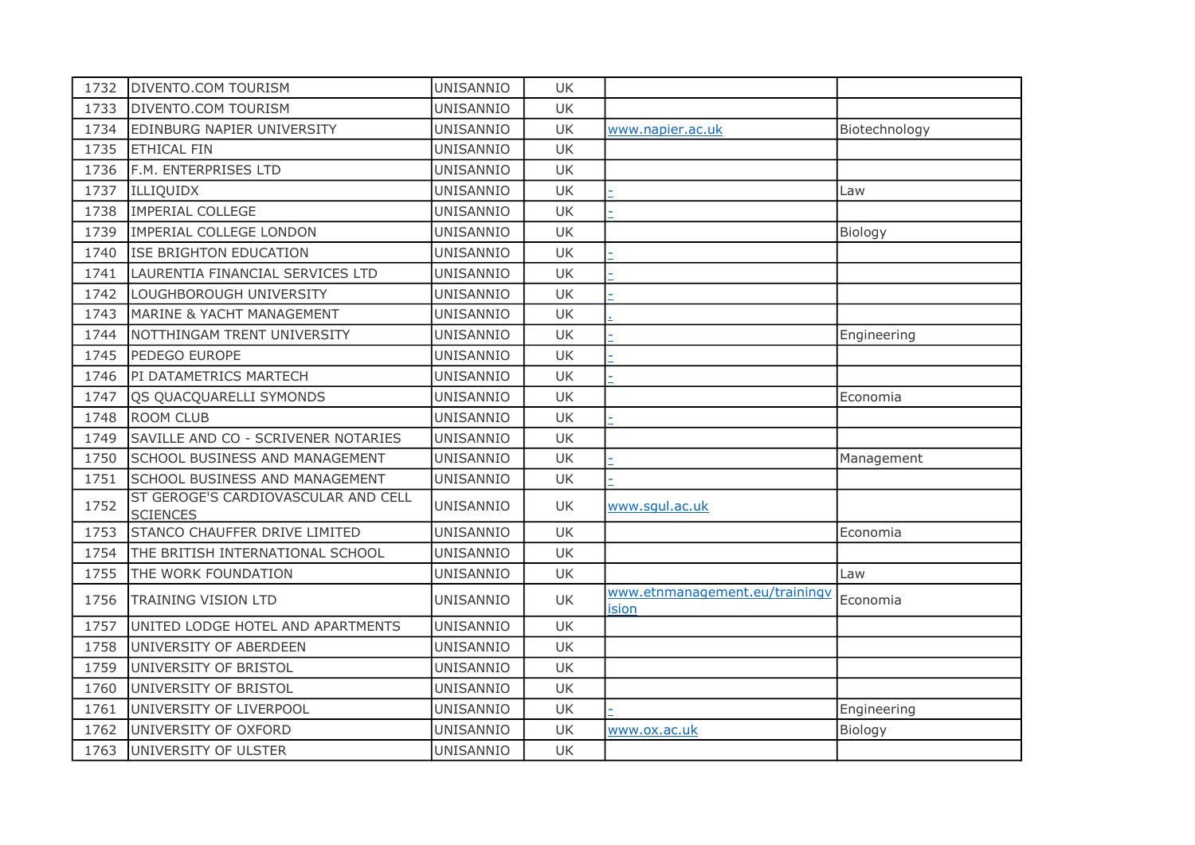| 1732 | DIVENTO.COM TOURISM | UNISANNIO | UK | | |
|---|---|---|---|---|---|
| 1733 | DIVENTO.COM TOURISM | UNISANNIO | UK | | |
| 1734 | EDINBURG NAPIER UNIVERSITY | UNISANNIO | UK | www.napier.ac.uk | Biotechnology |
| 1735 | ETHICAL FIN | UNISANNIO | UK | | |
| 1736 | F.M. ENTERPRISES LTD | UNISANNIO | UK | | |
| 1737 | ILLIQUIDX | UNISANNIO | UK | - | Law |
| 1738 | IMPERIAL COLLEGE | UNISANNIO | UK | - | |
| 1739 | IMPERIAL COLLEGE LONDON | UNISANNIO | UK | | Biology |
| 1740 | ISE BRIGHTON EDUCATION | UNISANNIO | UK | - | |
| 1741 | LAURENTIA FINANCIAL SERVICES LTD | UNISANNIO | UK | - | |
| 1742 | LOUGHBOROUGH UNIVERSITY | UNISANNIO | UK | - | |
| 1743 | MARINE & YACHT MANAGEMENT | UNISANNIO | UK | . | |
| 1744 | NOTTHINGAM TRENT UNIVERSITY | UNISANNIO | UK | - | Engineering |
| 1745 | PEDEGO EUROPE | UNISANNIO | UK | - | |
| 1746 | PI DATAMETRICS MARTECH | UNISANNIO | UK | - | |
| 1747 | QS QUACQUARELLI SYMONDS | UNISANNIO | UK | | Economia |
| 1748 | ROOM CLUB | UNISANNIO | UK | - | |
| 1749 | SAVILLE AND CO - SCRIVENER NOTARIES | UNISANNIO | UK | | |
| 1750 | SCHOOL BUSINESS AND MANAGEMENT | UNISANNIO | UK | - | Management |
| 1751 | SCHOOL BUSINESS AND MANAGEMENT | UNISANNIO | UK | - | |
| 1752 | ST GEROGE'S CARDIOVASCULAR AND CELL SCIENCES | UNISANNIO | UK | www.sgul.ac.uk | |
| 1753 | STANCO CHAUFFER DRIVE LIMITED | UNISANNIO | UK | | Economia |
| 1754 | THE BRITISH INTERNATIONAL SCHOOL | UNISANNIO | UK | | |
| 1755 | THE WORK FOUNDATION | UNISANNIO | UK | | Law |
| 1756 | TRAINING VISION LTD | UNISANNIO | UK | www.etnmanagement.eu/trainingvision | Economia |
| 1757 | UNITED LODGE HOTEL AND APARTMENTS | UNISANNIO | UK | | |
| 1758 | UNIVERSITY OF ABERDEEN | UNISANNIO | UK | | |
| 1759 | UNIVERSITY OF BRISTOL | UNISANNIO | UK | | |
| 1760 | UNIVERSITY OF BRISTOL | UNISANNIO | UK | | |
| 1761 | UNIVERSITY OF LIVERPOOL | UNISANNIO | UK | - | Engineering |
| 1762 | UNIVERSITY OF OXFORD | UNISANNIO | UK | www.ox.ac.uk | Biology |
| 1763 | UNIVERSITY OF ULSTER | UNISANNIO | UK | | |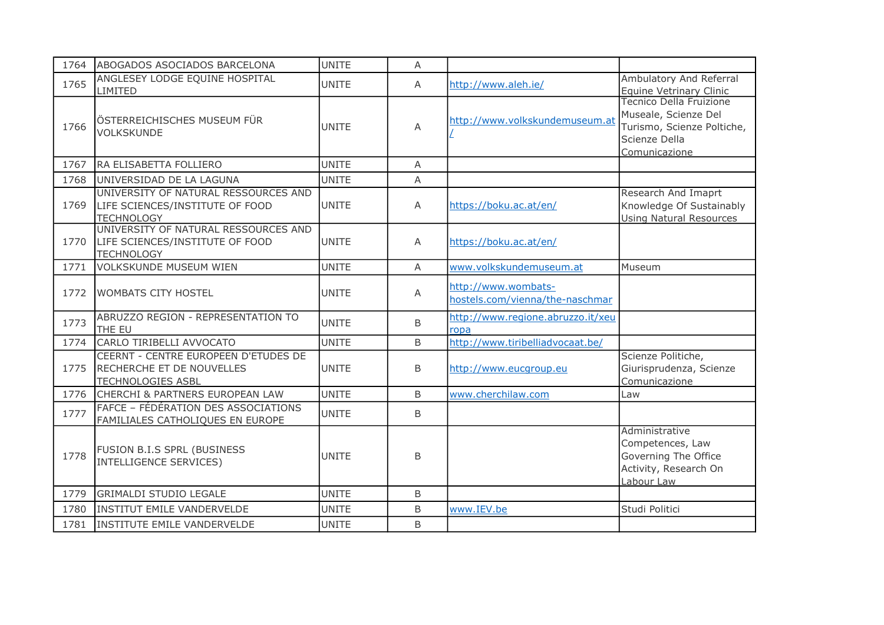| 1764 | ABOGADOS ASOCIADOS BARCELONA | UNITE | A | | |
|---|---|---|---|---|---|
| 1765 | ANGLESEY LODGE EQUINE HOSPITAL LIMITED | UNITE | A | http://www.aleh.ie/ | Ambulatory And Referral Equine Vetrinary Clinic |
| 1766 | ÖSTERREICHISCHES MUSEUM FÜR VOLKSKUNDE | UNITE | A | http://www.volkskundemuseum.at/ | Tecnico Della Fruizione Museale, Scienze Del Turismo, Scienze Poltiche, Scienze Della Comunicazione |
| 1767 | RA ELISABETTA FOLLIERO | UNITE | A | | |
| 1768 | UNIVERSIDAD DE LA LAGUNA | UNITE | A | | |
| 1769 | UNIVERSITY OF NATURAL RESSOURCES AND LIFE SCIENCES/INSTITUTE OF FOOD TECHNOLOGY | UNITE | A | https://boku.ac.at/en/ | Research And Imaprt Knowledge Of Sustainably Using Natural Resources |
| 1770 | UNIVERSITY OF NATURAL RESSOURCES AND LIFE SCIENCES/INSTITUTE OF FOOD TECHNOLOGY | UNITE | A | https://boku.ac.at/en/ | |
| 1771 | VOLKSKUNDE MUSEUM WIEN | UNITE | A | www.volkskundemuseum.at | Museum |
| 1772 | WOMBATS CITY HOSTEL | UNITE | A | http://www.wombats-hostels.com/vienna/the-naschmar | |
| 1773 | ABRUZZO REGION - REPRESENTATION TO THE EU | UNITE | B | http://www.regione.abruzzo.it/xeuropa | |
| 1774 | CARLO TIRIBELLI AVVOCATO | UNITE | B | http://www.tiribelliadvocaat.be/ | |
| 1775 | CEERNT - CENTRE EUROPEEN D'ETUDES DE RECHERCHE ET DE NOUVELLES TECHNOLOGIES ASBL | UNITE | B | http://www.eucgroup.eu | Scienze Politiche, Giurisprudenza, Scienze Comunicazione |
| 1776 | CHERCHI & PARTNERS EUROPEAN LAW | UNITE | B | www.cherchilaw.com | Law |
| 1777 | FAFCE – FÉDÉRATION DES ASSOCIATIONS FAMILIALES CATHOLIQUES EN EUROPE | UNITE | B | | |
| 1778 | FUSION B.I.S SPRL (BUSINESS INTELLIGENCE SERVICES) | UNITE | B | | Administrative Competences, Law Governing The Office Activity, Research On Labour Law |
| 1779 | GRIMALDI STUDIO LEGALE | UNITE | B | | |
| 1780 | INSTITUT EMILE VANDERVELDE | UNITE | B | www.IEV.be | Studi Politici |
| 1781 | INSTITUTE EMILE VANDERVELDE | UNITE | B | | |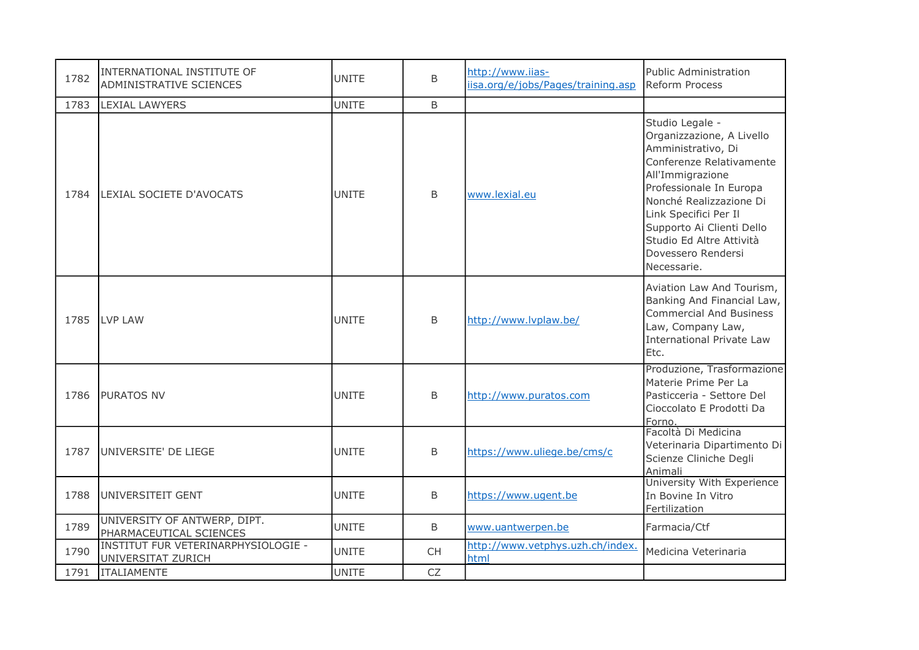| 1782 | INTERNATIONAL INSTITUTE OF ADMINISTRATIVE SCIENCES | UNITE | B | http://www.iias-iisa.org/e/jobs/Pages/training.asp | Public Administration Reform Process |
|---|---|---|---|---|---|
| 1783 | LEXIAL LAWYERS | UNITE | B | | |
| 1784 | LEXIAL SOCIETE D'AVOCATS | UNITE | B | www.lexial.eu | Studio Legale - Organizzazione, A Livello Amministrativo, Di Conferenze Relativamente All'Immigrazione Professionale In Europa Nonché Realizzazione Di Link Specifici Per Il Supporto Ai Clienti Dello Studio Ed Altre Attività Dovessero Rendersi Necessarie. |
| 1785 | LVP LAW | UNITE | B | http://www.lvplaw.be/ | Aviation Law And Tourism, Banking And Financial Law, Commercial And Business Law, Company Law, International Private Law Etc. |
| 1786 | PURATOS NV | UNITE | B | http://www.puratos.com | Produzione, Trasformazione Materie Prime Per La Pasticceria - Settore Del Cioccolato E Prodotti Da Forno. |
| 1787 | UNIVERSITE' DE LIEGE | UNITE | B | https://www.uliege.be/cms/c | Facoltà Di Medicina Veterinaria Dipartimento Di Scienze Cliniche Degli Animali |
| 1788 | UNIVERSITEIT GENT | UNITE | B | https://www.ugent.be | University With Experience In Bovine In Vitro Fertilization |
| 1789 | UNIVERSITY OF ANTWERP, DIPT. PHARMACEUTICAL SCIENCES | UNITE | B | www.uantwerpen.be | Farmacia/Ctf |
| 1790 | INSTITUT FUR VETERINARPHYSIOLOGIE - UNIVERSITAT ZURICH | UNITE | CH | http://www.vetphys.uzh.ch/index.html | Medicina Veterinaria |
| 1791 | ITALIAMENTE | UNITE | CZ | | |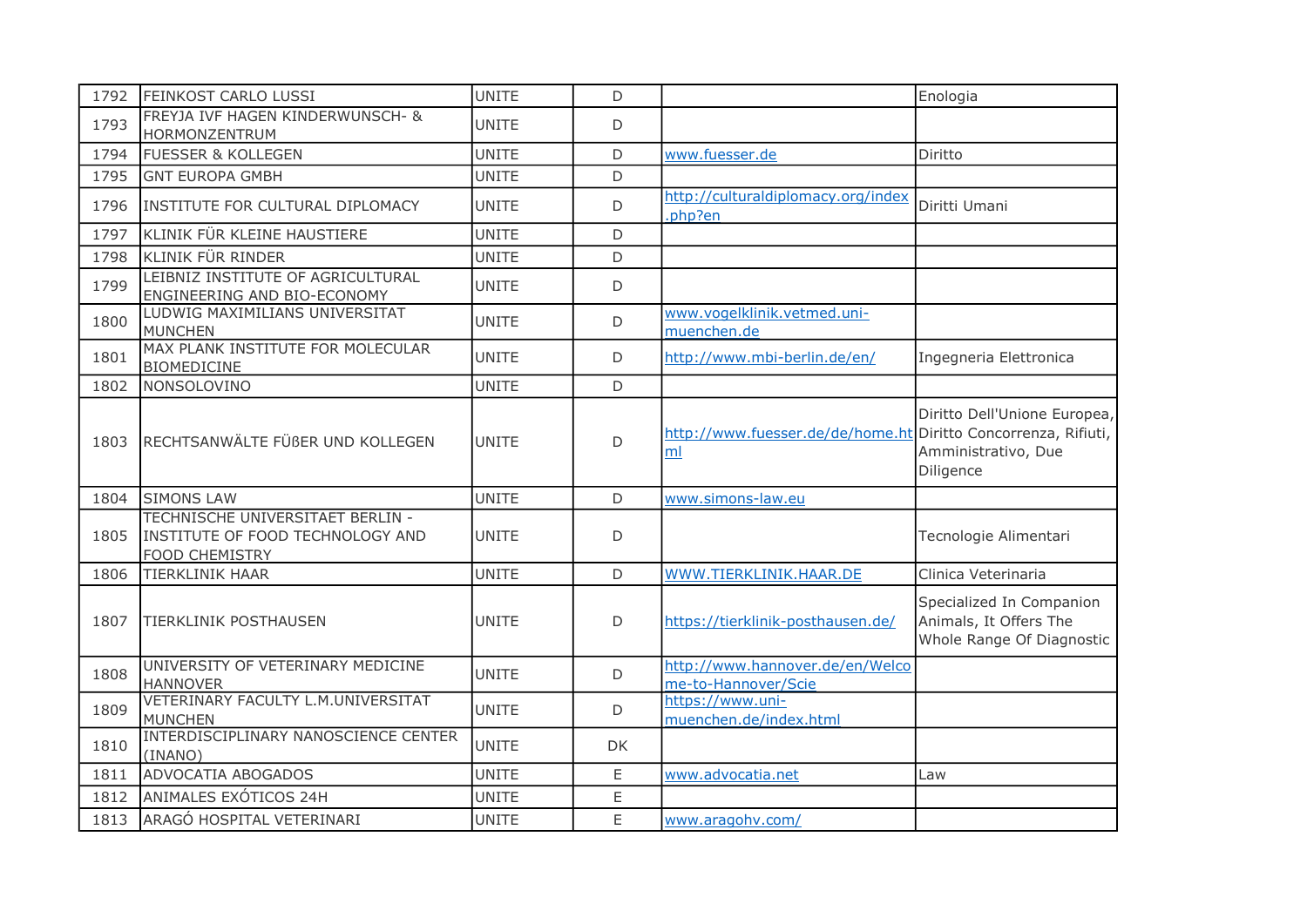| 1792 | FEINKOST CARLO LUSSI | UNITE | D | | Enologia |
|---|---|---|---|---|---|
| 1793 | FREYJA IVF HAGEN KINDERWUNSCH- & HORMONZENTRUM | UNITE | D | | |
| 1794 | FUESSER & KOLLEGEN | UNITE | D | www.fuesser.de | Diritto |
| 1795 | GNT EUROPA GMBH | UNITE | D | | |
| 1796 | INSTITUTE FOR CULTURAL DIPLOMACY | UNITE | D | http://culturaldiplomacy.org/index.php?en | Diritti Umani |
| 1797 | KLINIK FÜR KLEINE HAUSTIERE | UNITE | D | | |
| 1798 | KLINIK FÜR RINDER | UNITE | D | | |
| 1799 | LEIBNIZ INSTITUTE OF AGRICULTURAL ENGINEERING AND BIO-ECONOMY | UNITE | D | | |
| 1800 | LUDWIG MAXIMILIANS UNIVERSITAT MUNCHEN | UNITE | D | www.vogelklinik.vetmed.uni-muenchen.de | |
| 1801 | MAX PLANK INSTITUTE FOR MOLECULAR BIOMEDICINE | UNITE | D | http://www.mbi-berlin.de/en/ | Ingegneria Elettronica |
| 1802 | NONSOLOVINO | UNITE | D | | |
| 1803 | RECHTSANWÄLTE FÜßER UND KOLLEGEN | UNITE | D | http://www.fuesser.de/de/home.html | Diritto Dell'Unione Europea, Diritto Concorrenza, Rifiuti, Amministrativo, Due Diligence |
| 1804 | SIMONS LAW | UNITE | D | www.simons-law.eu | |
| 1805 | TECHNISCHE UNIVERSITAET BERLIN - INSTITUTE OF FOOD TECHNOLOGY AND FOOD CHEMISTRY | UNITE | D | | Tecnologie Alimentari |
| 1806 | TIERKLINIK HAAR | UNITE | D | WWW.TIERKLINIK.HAAR.DE | Clinica Veterinaria |
| 1807 | TIERKLINIK POSTHAUSEN | UNITE | D | https://tierklinik-posthausen.de/ | Specialized In Companion Animals, It Offers The Whole Range Of Diagnostic |
| 1808 | UNIVERSITY OF VETERINARY MEDICINE HANNOVER | UNITE | D | http://www.hannover.de/en/Welcome-to-Hannover/Scie | |
| 1809 | VETERINARY FACULTY L.M.UNIVERSITAT MUNCHEN | UNITE | D | https://www.uni-muenchen.de/index.html | |
| 1810 | INTERDISCIPLINARY NANOSCIENCE CENTER (INANO) | UNITE | DK | | |
| 1811 | ADVOCATIA ABOGADOS | UNITE | E | www.advocatia.net | Law |
| 1812 | ANIMALES EXÓTICOS 24H | UNITE | E | | |
| 1813 | ARAGÓ HOSPITAL VETERINARI | UNITE | E | www.aragohv.com/ | |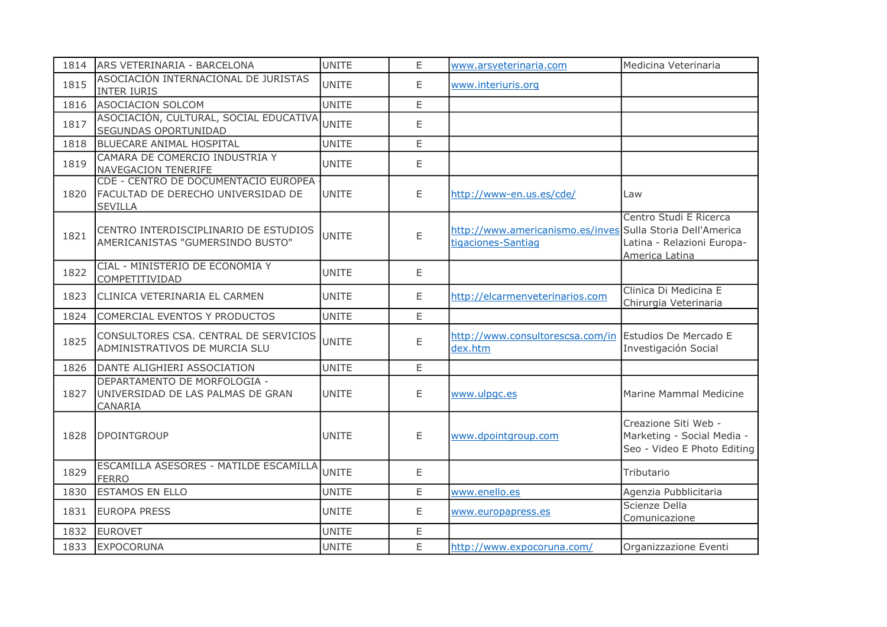| | | | | | |
|---|---|---|---|---|---|
| 1814 | ARS VETERINARIA - BARCELONA | UNITE | E | www.arsveterinaria.com | Medicina Veterinaria |
| 1815 | ASOCIACIÓN INTERNACIONAL DE JURISTAS INTER IURIS | UNITE | E | www.interiuris.org | |
| 1816 | ASOCIACION SOLCOM | UNITE | E | | |
| 1817 | ASOCIACIÓN, CULTURAL, SOCIAL EDUCATIVA SEGUNDAS OPORTUNIDAD | UNITE | E | | |
| 1818 | BLUECARE ANIMAL HOSPITAL | UNITE | E | | |
| 1819 | CAMARA DE COMERCIO INDUSTRIA Y NAVEGACION TENERIFE | UNITE | E | | |
| 1820 | CDE - CENTRO DE DOCUMENTACIO EUROPEA - FACULTAD DE DERECHO UNIVERSIDAD DE SEVILLA | UNITE | E | http://www-en.us.es/cde/ | Law |
| 1821 | CENTRO INTERDISCIPLINARIO DE ESTUDIOS AMERICANISTAS "GUMERSINDO BUSTO" | UNITE | E | http://www.americanismo.es/investigaciones-Santiag | Centro Studi E Ricerca Sulla Storia Dell'America Latina - Relazioni Europa-America Latina |
| 1822 | CIAL - MINISTERIO DE ECONOMIA Y COMPETITIVIDAD | UNITE | E | | |
| 1823 | CLINICA VETERINARIA EL CARMEN | UNITE | E | http://elcarmenveterinarios.com | Clinica Di Medicina E Chirurgia Veterinaria |
| 1824 | COMERCIAL EVENTOS Y PRODUCTOS | UNITE | E | | |
| 1825 | CONSULTORES CSA. CENTRAL DE SERVICIOS ADMINISTRATIVOS DE MURCIA SLU | UNITE | E | http://www.consultorescsa.com/index.htm | Estudios De Mercado E Investigación Social |
| 1826 | DANTE ALIGHIERI ASSOCIATION | UNITE | E | | |
| 1827 | DEPARTAMENTO DE MORFOLOGIA - UNIVERSIDAD DE LAS PALMAS DE GRAN CANARIA | UNITE | E | www.ulpgc.es | Marine Mammal Medicine |
| 1828 | DPOINTGROUP | UNITE | E | www.dpointgroup.com | Creazione Siti Web - Marketing - Social Media - Seo - Video E Photo Editing |
| 1829 | ESCAMILLA ASESORES - MATILDE ESCAMILLA FERRO | UNITE | E | | Tributario |
| 1830 | ESTAMOS EN ELLO | UNITE | E | www.enello.es | Agenzia Pubblicitaria |
| 1831 | EUROPA PRESS | UNITE | E | www.europapress.es | Scienze Della Comunicazione |
| 1832 | EUROVET | UNITE | E | | |
| 1833 | EXPOCORUNA | UNITE | E | http://www.expocoruna.com/ | Organizzazione Eventi |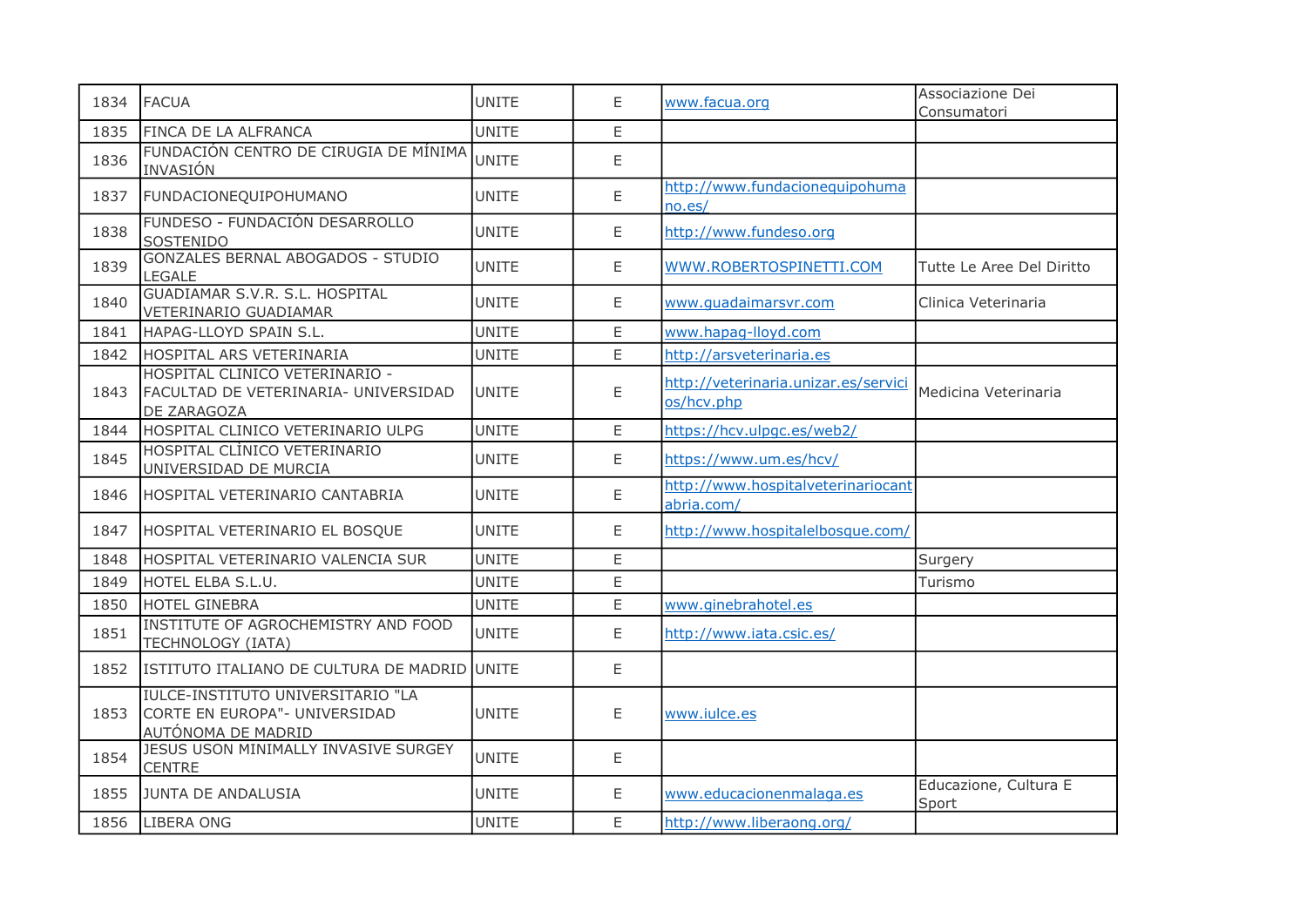| | | | | | |
|---|---|---|---|---|---|
| 1834 | FACUA | UNITE | E | www.facua.org | Associazione Dei Consumatori |
| 1835 | FINCA DE LA ALFRANCA | UNITE | E | | |
| 1836 | FUNDACIÓN CENTRO DE CIRUGIA DE MÍNIMA INVASIÓN | UNITE | E | | |
| 1837 | FUNDACIONEQUIPOHUMANO | UNITE | E | http://www.fundacionequipohumano.es/ | |
| 1838 | FUNDESO - FUNDACIÓN DESARROLLO SOSTENIDO | UNITE | E | http://www.fundeso.org | |
| 1839 | GONZALES BERNAL ABOGADOS - STUDIO LEGALE | UNITE | E | WWW.ROBERTOSPINETTI.COM | Tutte Le Aree Del Diritto |
| 1840 | GUADIAMAR S.V.R. S.L. HOSPITAL VETERINARIO GUADIAMAR | UNITE | E | www.guadaimarsvr.com | Clinica Veterinaria |
| 1841 | HAPAG-LLOYD SPAIN S.L. | UNITE | E | www.hapag-lloyd.com | |
| 1842 | HOSPITAL ARS VETERINARIA | UNITE | E | http://arsveterinaria.es | |
| 1843 | HOSPITAL CLINICO VETERINARIO - FACULTAD DE VETERINARIA- UNIVERSIDAD DE ZARAGOZA | UNITE | E | http://veterinaria.unizar.es/servicios/hcv.php | Medicina Veterinaria |
| 1844 | HOSPITAL CLINICO VETERINARIO ULPG | UNITE | E | https://hcv.ulpgc.es/web2/ | |
| 1845 | HOSPITAL CLÌNICO VETERINARIO UNIVERSIDAD DE MURCIA | UNITE | E | https://www.um.es/hcv/ | |
| 1846 | HOSPITAL VETERINARIO CANTABRIA | UNITE | E | http://www.hospitalveterinariocantabria.com/ | |
| 1847 | HOSPITAL VETERINARIO EL BOSQUE | UNITE | E | http://www.hospitalelbosque.com/ | |
| 1848 | HOSPITAL VETERINARIO VALENCIA SUR | UNITE | E | | Surgery |
| 1849 | HOTEL ELBA S.L.U. | UNITE | E | | Turismo |
| 1850 | HOTEL GINEBRA | UNITE | E | www.ginebrahotel.es | |
| 1851 | INSTITUTE OF AGROCHEMISTRY AND FOOD TECHNOLOGY (IATA) | UNITE | E | http://www.iata.csic.es/ | |
| 1852 | ISTITUTO ITALIANO DE CULTURA DE MADRID | UNITE | E | | |
| 1853 | IULCE-INSTITUTO UNIVERSITARIO "LA CORTE EN EUROPA"- UNIVERSIDAD AUTÓNOMA DE MADRID | UNITE | E | www.iulce.es | |
| 1854 | JESUS USON MINIMALLY INVASIVE SURGEY CENTRE | UNITE | E | | |
| 1855 | JUNTA DE ANDALUSIA | UNITE | E | www.educacionenmalaga.es | Educazione, Cultura E Sport |
| 1856 | LIBERA ONG | UNITE | E | http://www.liberaong.org/ | |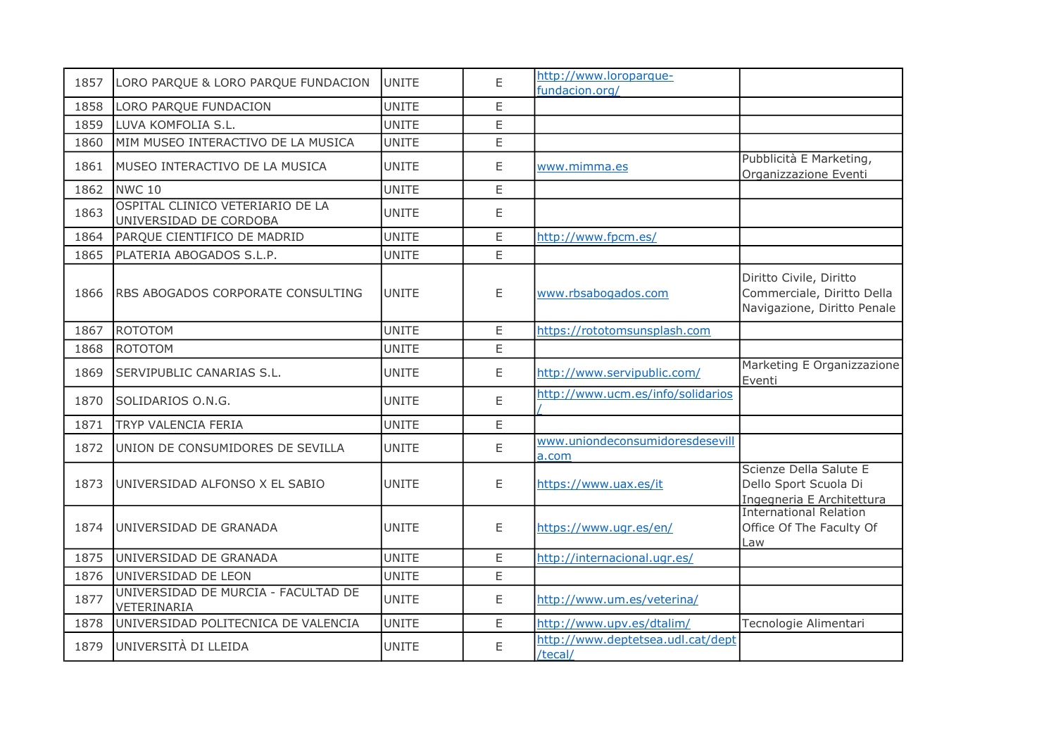| | | | | | |
|---|---|---|---|---|---|
| 1857 | LORO PARQUE & LORO PARQUE FUNDACION | UNITE | E | http://www.loroparque-fundacion.org/ | |
| 1858 | LORO PARQUE FUNDACION | UNITE | E | | |
| 1859 | LUVA KOMFOLIA S.L. | UNITE | E | | |
| 1860 | MIM MUSEO INTERACTIVO DE LA MUSICA | UNITE | E | | |
| 1861 | MUSEO INTERACTIVO DE LA MUSICA | UNITE | E | www.mimma.es | Pubblicità E Marketing, Organizzazione Eventi |
| 1862 | NWC 10 | UNITE | E | | |
| 1863 | OSPITAL CLINICO VETERIARIO DE LA UNIVERSIDAD DE CORDOBA | UNITE | E | | |
| 1864 | PARQUE CIENTIFICO DE MADRID | UNITE | E | http://www.fpcm.es/ | |
| 1865 | PLATERIA ABOGADOS S.L.P. | UNITE | E | | |
| 1866 | RBS ABOGADOS CORPORATE CONSULTING | UNITE | E | www.rbsabogados.com | Diritto Civile, Diritto Commerciale, Diritto Della Navigazione, Diritto Penale |
| 1867 | ROTOTOM | UNITE | E | https://rototomsunsplash.com | |
| 1868 | ROTOTOM | UNITE | E | | |
| 1869 | SERVIPUBLIC CANARIAS S.L. | UNITE | E | http://www.servipublic.com/ | Marketing E Organizzazione Eventi |
| 1870 | SOLIDARIOS O.N.G. | UNITE | E | http://www.ucm.es/info/solidarios/ | |
| 1871 | TRYP VALENCIA FERIA | UNITE | E | | |
| 1872 | UNION DE CONSUMIDORES DE SEVILLA | UNITE | E | www.uniondeconsumidoresdesevilla.com | |
| 1873 | UNIVERSIDAD ALFONSO X EL SABIO | UNITE | E | https://www.uax.es/it | Scienze Della Salute E Dello Sport Scuola Di Ingegneria E Architettura |
| 1874 | UNIVERSIDAD DE GRANADA | UNITE | E | https://www.ugr.es/en/ | International Relation Office Of The Faculty Of Law |
| 1875 | UNIVERSIDAD DE GRANADA | UNITE | E | http://internacional.ugr.es/ | |
| 1876 | UNIVERSIDAD DE LEON | UNITE | E | | |
| 1877 | UNIVERSIDAD DE MURCIA - FACULTAD DE VETERINARIA | UNITE | E | http://www.um.es/veterina/ | |
| 1878 | UNIVERSIDAD POLITECNICA DE VALENCIA | UNITE | E | http://www.upv.es/dtalim/ | Tecnologie Alimentari |
| 1879 | UNIVERSITÀ DI LLEIDA | UNITE | E | http://www.deptetsea.udl.cat/dept/tecal/ | |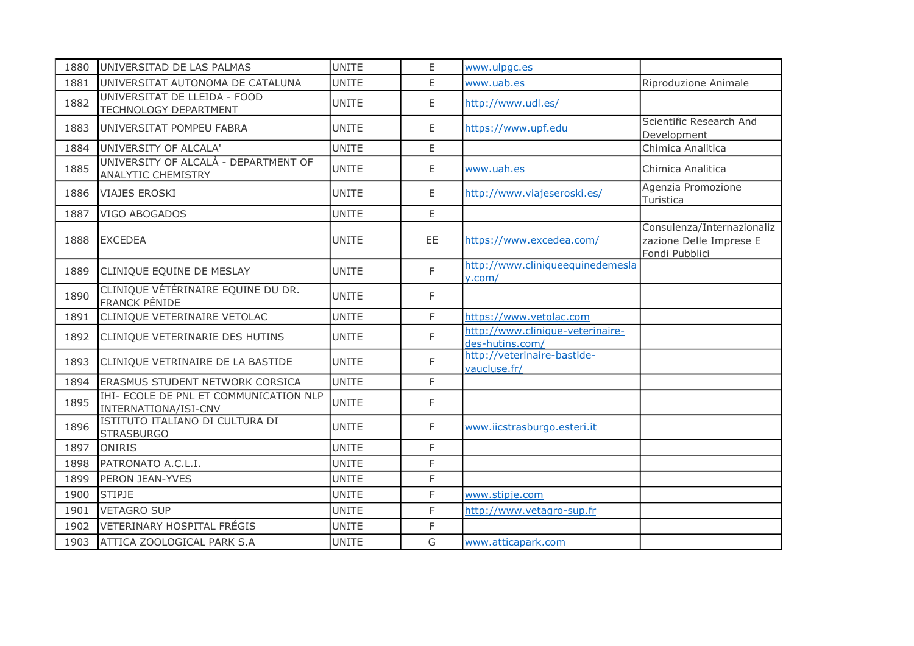| 1880 | UNIVERSITAD DE LAS PALMAS | UNITE | E | www.ulpgc.es | |
|---|---|---|---|---|---|
| 1881 | UNIVERSITAT AUTONOMA DE CATALUNA | UNITE | E | www.uab.es | Riproduzione Animale |
| 1882 | UNIVERSITAT DE LLEIDA - FOOD TECHNOLOGY DEPARTMENT | UNITE | E | http://www.udl.es/ | |
| 1883 | UNIVERSITAT POMPEU FABRA | UNITE | E | https://www.upf.edu | Scientific Research And Development |
| 1884 | UNIVERSITY OF ALCALA' | UNITE | E | | Chimica Analitica |
| 1885 | UNIVERSITY OF ALCALÀ - DEPARTMENT OF ANALYTIC CHEMISTRY | UNITE | E | www.uah.es | Chimica Analitica |
| 1886 | VIAJES EROSKI | UNITE | E | http://www.viajeseroski.es/ | Agenzia Promozione Turistica |
| 1887 | VIGO ABOGADOS | UNITE | E | | |
| 1888 | EXCEDEA | UNITE | EE | https://www.excedea.com/ | Consulenza/Internazionalizzazione Delle Imprese E Fondi Pubblici |
| 1889 | CLINIQUE EQUINE DE MESLAY | UNITE | F | http://www.cliniqueequinedemeslay.com/ | |
| 1890 | CLINIQUE VÉTÉRINAIRE EQUINE DU DR. FRANCK PÉNIDE | UNITE | F | | |
| 1891 | CLINIQUE VETERINAIRE VETOLAC | UNITE | F | https://www.vetolac.com | |
| 1892 | CLINIQUE VETERINARIE DES HUTINS | UNITE | F | http://www.clinique-veterinaire-des-hutins.com/ | |
| 1893 | CLINIQUE VETRINAIRE DE LA BASTIDE | UNITE | F | http://veterinaire-bastide-vaucluse.fr/ | |
| 1894 | ERASMUS STUDENT NETWORK CORSICA | UNITE | F | | |
| 1895 | IHI- ECOLE DE PNL ET COMMUNICATION NLP INTERNATIONA/ISI-CNV | UNITE | F | | |
| 1896 | ISTITUTO ITALIANO DI CULTURA DI STRASBURGO | UNITE | F | www.iicstrasburgo.esteri.it | |
| 1897 | ONIRIS | UNITE | F | | |
| 1898 | PATRONATO A.C.L.I. | UNITE | F | | |
| 1899 | PERON JEAN-YVES | UNITE | F | | |
| 1900 | STIPJE | UNITE | F | www.stipje.com | |
| 1901 | VETAGRO SUP | UNITE | F | http://www.vetagro-sup.fr | |
| 1902 | VETERINARY HOSPITAL FRÉGIS | UNITE | F | | |
| 1903 | ATTICA ZOOLOGICAL PARK S.A | UNITE | G | www.atticapark.com | |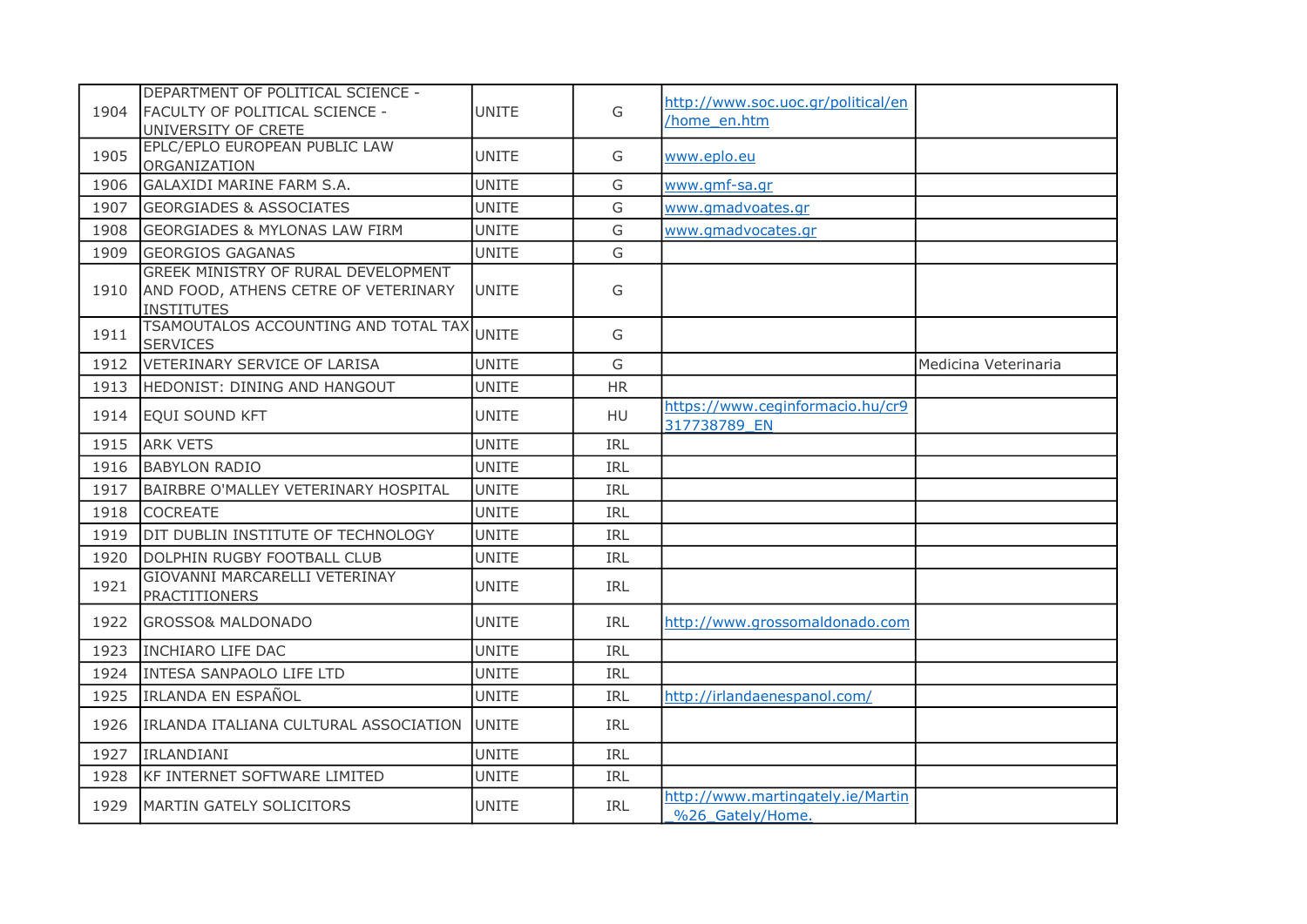| | | | | | |
|---|---|---|---|---|---|
| 1904 | DEPARTMENT OF POLITICAL SCIENCE - FACULTY OF POLITICAL SCIENCE - UNIVERSITY OF CRETE | UNITE | G | http://www.soc.uoc.gr/political/en/home_en.htm | |
| 1905 | EPLC/EPLO EUROPEAN PUBLIC LAW ORGANIZATION | UNITE | G | www.eplo.eu | |
| 1906 | GALAXIDI MARINE FARM S.A. | UNITE | G | www.gmf-sa.gr | |
| 1907 | GEORGIADES & ASSOCIATES | UNITE | G | www.gmadvoates.gr | |
| 1908 | GEORGIADES & MYLONAS LAW FIRM | UNITE | G | www.gmadvocates.gr | |
| 1909 | GEORGIOS GAGANAS | UNITE | G | | |
| 1910 | GREEK MINISTRY OF RURAL DEVELOPMENT AND FOOD, ATHENS CETRE OF VETERINARY INSTITUTES | UNITE | G | | |
| 1911 | TSAMOUTALOS ACCOUNTING AND TOTAL TAX SERVICES | UNITE | G | | |
| 1912 | VETERINARY SERVICE OF LARISA | UNITE | G | | Medicina Veterinaria |
| 1913 | HEDONIST: DINING AND HANGOUT | UNITE | HR | | |
| 1914 | EQUI SOUND KFT | UNITE | HU | https://www.ceginformacio.hu/cr9317738789_EN | |
| 1915 | ARK VETS | UNITE | IRL | | |
| 1916 | BABYLON RADIO | UNITE | IRL | | |
| 1917 | BAIRBRE O'MALLEY VETERINARY HOSPITAL | UNITE | IRL | | |
| 1918 | COCREATE | UNITE | IRL | | |
| 1919 | DIT DUBLIN INSTITUTE OF TECHNOLOGY | UNITE | IRL | | |
| 1920 | DOLPHIN RUGBY FOOTBALL CLUB | UNITE | IRL | | |
| 1921 | GIOVANNI MARCARELLI VETERINAY PRACTITIONERS | UNITE | IRL | | |
| 1922 | GROSSO& MALDONADO | UNITE | IRL | http://www.grossomaldonado.com | |
| 1923 | INCHIARO LIFE DAC | UNITE | IRL | | |
| 1924 | INTESA SANPAOLO LIFE LTD | UNITE | IRL | | |
| 1925 | IRLANDA EN ESPAÑOL | UNITE | IRL | http://irlandaenespanol.com/ | |
| 1926 | IRLANDA ITALIANA CULTURAL ASSOCIATION | UNITE | IRL | | |
| 1927 | IRLANDIANI | UNITE | IRL | | |
| 1928 | KF INTERNET SOFTWARE LIMITED | UNITE | IRL | | |
| 1929 | MARTIN GATELY SOLICITORS | UNITE | IRL | http://www.martingately.ie/Martin_%26_Gately/Home. | |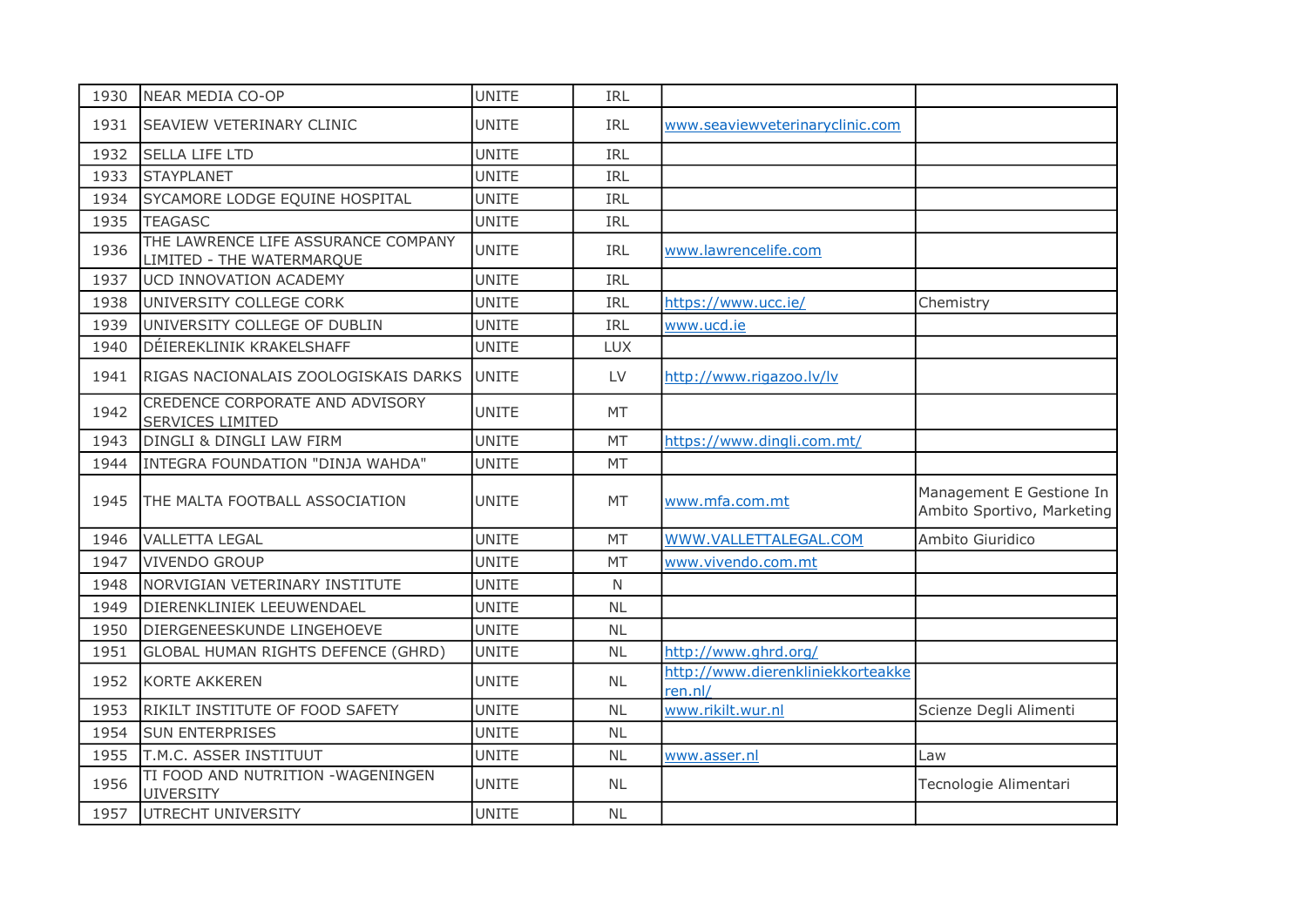| | | | | | |
|---|---|---|---|---|---|
| 1930 | NEAR MEDIA CO-OP | UNITE | IRL | | |
| 1931 | SEAVIEW VETERINARY CLINIC | UNITE | IRL | www.seaviewveterinaryclinic.com | |
| 1932 | SELLA LIFE LTD | UNITE | IRL | | |
| 1933 | STAYPLANET | UNITE | IRL | | |
| 1934 | SYCAMORE LODGE EQUINE HOSPITAL | UNITE | IRL | | |
| 1935 | TEAGASC | UNITE | IRL | | |
| 1936 | THE LAWRENCE LIFE ASSURANCE COMPANY LIMITED - THE WATERMARQUE | UNITE | IRL | www.lawrencelife.com | |
| 1937 | UCD INNOVATION ACADEMY | UNITE | IRL | | |
| 1938 | UNIVERSITY COLLEGE CORK | UNITE | IRL | https://www.ucc.ie/ | Chemistry |
| 1939 | UNIVERSITY COLLEGE OF DUBLIN | UNITE | IRL | www.ucd.ie | |
| 1940 | DÉIEREKLINIK KRAKELSHAFF | UNITE | LUX | | |
| 1941 | RIGAS NACIONALAIS ZOOLOGISKAIS DARKS | UNITE | LV | http://www.rigazoo.lv/lv | |
| 1942 | CREDENCE CORPORATE AND ADVISORY SERVICES LIMITED | UNITE | MT | | |
| 1943 | DINGLI & DINGLI LAW FIRM | UNITE | MT | https://www.dingli.com.mt/ | |
| 1944 | INTEGRA FOUNDATION "DINJA WAHDA" | UNITE | MT | | |
| 1945 | THE MALTA FOOTBALL ASSOCIATION | UNITE | MT | www.mfa.com.mt | Management E Gestione In Ambito Sportivo, Marketing |
| 1946 | VALLETTA LEGAL | UNITE | MT | WWW.VALLETTALEGAL.COM | Ambito Giuridico |
| 1947 | VIVENDO GROUP | UNITE | MT | www.vivendo.com.mt | |
| 1948 | NORVIGIAN VETERINARY INSTITUTE | UNITE | N | | |
| 1949 | DIERENKLINIEK LEEUWENDAEL | UNITE | NL | | |
| 1950 | DIERGENEESKUNDE LINGEHOEVE | UNITE | NL | | |
| 1951 | GLOBAL HUMAN RIGHTS DEFENCE (GHRD) | UNITE | NL | http://www.ghrd.org/ | |
| 1952 | KORTE AKKEREN | UNITE | NL | http://www.dierenkliniekkorteakkeren.nl/ | |
| 1953 | RIKILT INSTITUTE OF FOOD SAFETY | UNITE | NL | www.rikilt.wur.nl | Scienze Degli Alimenti |
| 1954 | SUN ENTERPRISES | UNITE | NL | | |
| 1955 | T.M.C. ASSER INSTITUUT | UNITE | NL | www.asser.nl | Law |
| 1956 | TI FOOD AND NUTRITION -WAGENINGEN UIVERSITY | UNITE | NL | | Tecnologie Alimentari |
| 1957 | UTRECHT UNIVERSITY | UNITE | NL | | |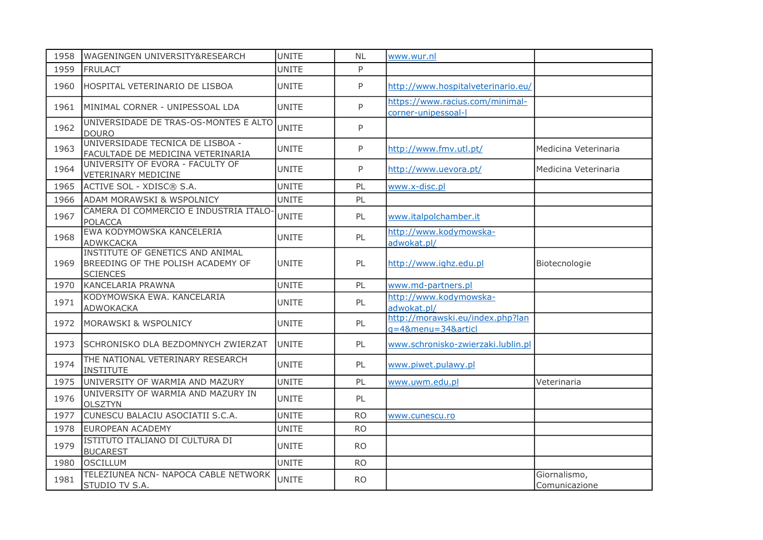| | | | | | |
|---|---|---|---|---|---|
| 1958 | WAGENINGEN UNIVERSITY&RESEARCH | UNITE | NL | www.wur.nl | |
| 1959 | FRULACT | UNITE | P | | |
| 1960 | HOSPITAL VETERINARIO DE LISBOA | UNITE | P | http://www.hospitalveterinario.eu/ | |
| 1961 | MINIMAL CORNER - UNIPESSOAL LDA | UNITE | P | https://www.racius.com/minimal-corner-unipessoal-l | |
| 1962 | UNIVERSIDADE DE TRAS-OS-MONTES E ALTO DOURO | UNITE | P | | |
| 1963 | UNIVERSIDADE TECNICA DE LISBOA - FACULTADE DE MEDICINA VETERINARIA | UNITE | P | http://www.fmv.utl.pt/ | Medicina Veterinaria |
| 1964 | UNIVERSITY OF EVORA - FACULTY OF VETERINARY MEDICINE | UNITE | P | http://www.uevora.pt/ | Medicina Veterinaria |
| 1965 | ACTIVE SOL - XDISC® S.A. | UNITE | PL | www.x-disc.pl | |
| 1966 | ADAM MORAWSKI & WSPOLNICY | UNITE | PL | | |
| 1967 | CAMERA DI COMMERCIO E INDUSTRIA ITALO-POLACCA | UNITE | PL | www.italpolchamber.it | |
| 1968 | EWA KODYMOWSKA KANCELERIA ADWKCACKA | UNITE | PL | http://www.kodymowska-adwokat.pl/ | |
| 1969 | INSTITUTE OF GENETICS AND ANIMAL BREEDING OF THE POLISH ACADEMY OF SCIENCES | UNITE | PL | http://www.ighz.edu.pl | Biotecnologie |
| 1970 | KANCELARIA PRAWNA | UNITE | PL | www.md-partners.pl | |
| 1971 | KODYMOWSKA EWA. KANCELARIA ADWOKACKA | UNITE | PL | http://www.kodymowska-adwokat.pl/ | |
| 1972 | MORAWSKI & WSPOLNICY | UNITE | PL | http://morawski.eu/index.php?lang=4&menu=34&articl | |
| 1973 | SCHRONISKO DLA BEZDOMNYCH ZWIERZAT | UNITE | PL | www.schronisko-zwierzaki.lublin.pl | |
| 1974 | THE NATIONAL VETERINARY RESEARCH INSTITUTE | UNITE | PL | www.piwet.pulawy.pl | |
| 1975 | UNIVERSITY OF WARMIA AND MAZURY | UNITE | PL | www.uwm.edu.pl | Veterinaria |
| 1976 | UNIVERSITY OF WARMIA AND MAZURY IN OLSZTYN | UNITE | PL | | |
| 1977 | CUNESCU BALACIU ASOCIATII S.C.A. | UNITE | RO | www.cunescu.ro | |
| 1978 | EUROPEAN ACADEMY | UNITE | RO | | |
| 1979 | ISTITUTO ITALIANO DI CULTURA DI BUCAREST | UNITE | RO | | |
| 1980 | OSCILLUM | UNITE | RO | | |
| 1981 | TELEZIUNEA NCN- NAPOCA CABLE NETWORK STUDIO TV S.A. | UNITE | RO | | Giornalismo, Comunicazione |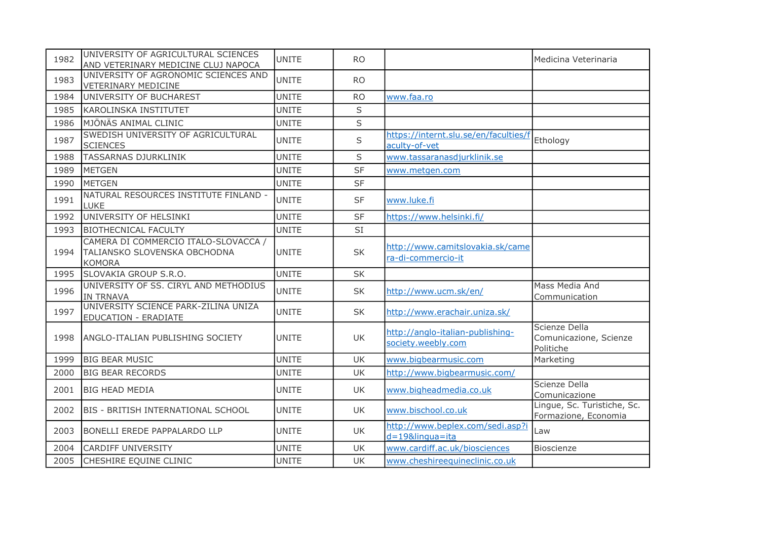| | | | | | |
|---|---|---|---|---|---|
| 1982 | UNIVERSITY OF AGRICULTURAL SCIENCES AND VETERINARY MEDICINE CLUJ NAPOCA | UNITE | RO | | Medicina Veterinaria |
| 1983 | UNIVERSITY OF AGRONOMIC SCIENCES AND VETERINARY MEDICINE | UNITE | RO | | |
| 1984 | UNIVERSITY OF BUCHAREST | UNITE | RO | www.faa.ro | |
| 1985 | KAROLINSKA INSTITUTET | UNITE | S | | |
| 1986 | MJÖNÄS ANIMAL CLINIC | UNITE | S | | |
| 1987 | SWEDISH UNIVERSITY OF AGRICULTURAL SCIENCES | UNITE | S | https://internt.slu.se/en/faculties/faculty-of-vet | Ethology |
| 1988 | TASSARNAS DJURKLINIK | UNITE | S | www.tassaranasdjurklinik.se | |
| 1989 | METGEN | UNITE | SF | www.metgen.com | |
| 1990 | METGEN | UNITE | SF | | |
| 1991 | NATURAL RESOURCES INSTITUTE FINLAND - LUKE | UNITE | SF | www.luke.fi | |
| 1992 | UNIVERSITY OF HELSINKI | UNITE | SF | https://www.helsinki.fi/ | |
| 1993 | BIOTHECNICAL FACULTY | UNITE | SI | | |
| 1994 | CAMERA DI COMMERCIO ITALO-SLOVACCA / TALIANSKO SLOVENSKA OBCHODNA KOMORA | UNITE | SK | http://www.camitslovakia.sk/camera-di-commercio-it | |
| 1995 | SLOVAKIA GROUP S.R.O. | UNITE | SK | | |
| 1996 | UNIVERSITY OF SS. CIRYL AND METHODIUS IN TRNAVA | UNITE | SK | http://www.ucm.sk/en/ | Mass Media And Communication |
| 1997 | UNIVERSITY SCIENCE PARK-ZILINA UNIZA EDUCATION - ERADIATE | UNITE | SK | http://www.erachair.uniza.sk/ | |
| 1998 | ANGLO-ITALIAN PUBLISHING SOCIETY | UNITE | UK | http://anglo-italian-publishing-society.weebly.com | Scienze Della Comunicazione, Scienze Politiche |
| 1999 | BIG BEAR MUSIC | UNITE | UK | www.bigbearmusic.com | Marketing |
| 2000 | BIG BEAR RECORDS | UNITE | UK | http://www.bigbearmusic.com/ | |
| 2001 | BIG HEAD MEDIA | UNITE | UK | www.bigheadmedia.co.uk | Scienze Della Comunicazione |
| 2002 | BIS - BRITISH INTERNATIONAL SCHOOL | UNITE | UK | www.bischool.co.uk | Lingue, Sc. Turistiche, Sc. Formazione, Economia |
| 2003 | BONELLI EREDE PAPPALARDO LLP | UNITE | UK | http://www.beplex.com/sedi.asp?id=19&lingua=ita | Law |
| 2004 | CARDIFF UNIVERSITY | UNITE | UK | www.cardiff.ac.uk/biosciences | Bioscienze |
| 2005 | CHESHIRE EQUINE CLINIC | UNITE | UK | www.cheshireequineclinic.co.uk | |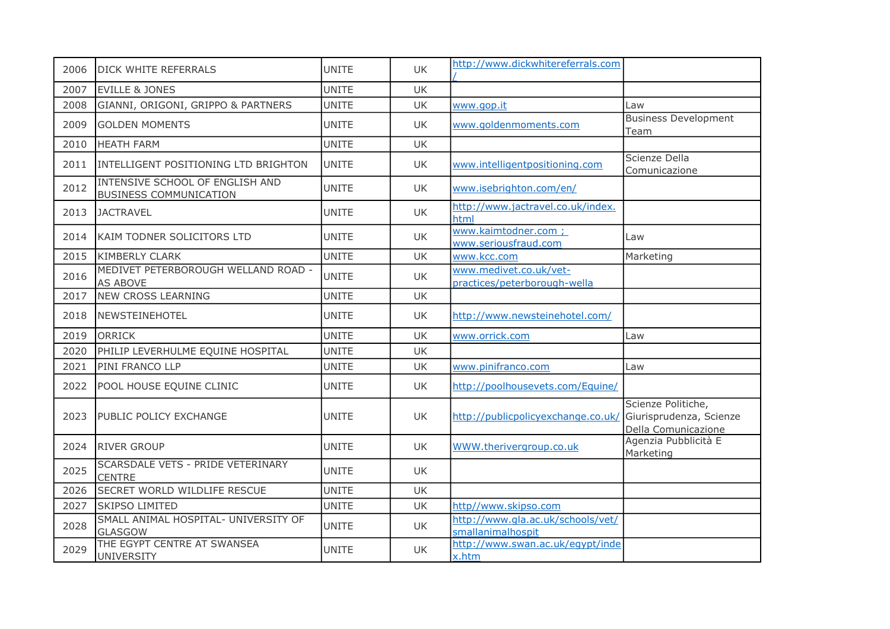| 2006 | DICK WHITE REFERRALS | UNITE | UK | http://www.dickwhitereferrals.com/ | |
|---|---|---|---|---|---|
| 2007 | EVILLE & JONES | UNITE | UK | | |
| 2008 | GIANNI, ORIGONI, GRIPPO & PARTNERS | UNITE | UK | www.gop.it | Law |
| 2009 | GOLDEN MOMENTS | UNITE | UK | www.goldenmoments.com | Business Development Team |
| 2010 | HEATH FARM | UNITE | UK | | |
| 2011 | INTELLIGENT POSITIONING LTD BRIGHTON | UNITE | UK | www.intelligentpositioning.com | Scienze Della Comunicazione |
| 2012 | INTENSIVE SCHOOL OF ENGLISH AND BUSINESS COMMUNICATION | UNITE | UK | www.isebrighton.com/en/ | |
| 2013 | JACTRAVEL | UNITE | UK | http://www.jactravel.co.uk/index.html | |
| 2014 | KAIM TODNER SOLICITORS LTD | UNITE | UK | www.kaimtodner.com ; www.seriousfraud.com | Law |
| 2015 | KIMBERLY CLARK | UNITE | UK | www.kcc.com | Marketing |
| 2016 | MEDIVET PETERBOROUGH WELLAND ROAD - AS ABOVE | UNITE | UK | www.medivet.co.uk/vet-practices/peterborough-wella | |
| 2017 | NEW CROSS LEARNING | UNITE | UK | | |
| 2018 | NEWSTEINEHOTEL | UNITE | UK | http://www.newsteinehotel.com/ | |
| 2019 | ORRICK | UNITE | UK | www.orrick.com | Law |
| 2020 | PHILIP LEVERHULME EQUINE HOSPITAL | UNITE | UK | | |
| 2021 | PINI FRANCO LLP | UNITE | UK | www.pinifranco.com | Law |
| 2022 | POOL HOUSE EQUINE CLINIC | UNITE | UK | http://poolhousevets.com/Equine/ | |
| 2023 | PUBLIC POLICY EXCHANGE | UNITE | UK | http://publicpolicyexchange.co.uk/ | Scienze Politiche, Giurisprudenza, Scienze Della Comunicazione |
| 2024 | RIVER GROUP | UNITE | UK | WWW.therivergroup.co.uk | Agenzia Pubblicità E Marketing |
| 2025 | SCARSDALE VETS - PRIDE VETERINARY CENTRE | UNITE | UK | | |
| 2026 | SECRET WORLD WILDLIFE RESCUE | UNITE | UK | | |
| 2027 | SKIPSO LIMITED | UNITE | UK | http//www.skipso.com | |
| 2028 | SMALL ANIMAL HOSPITAL- UNIVERSITY OF GLASGOW | UNITE | UK | http://www.gla.ac.uk/schools/vet/smallanimalhospit | |
| 2029 | THE EGYPT CENTRE AT SWANSEA UNIVERSITY | UNITE | UK | http://www.swan.ac.uk/egypt/index.htm | |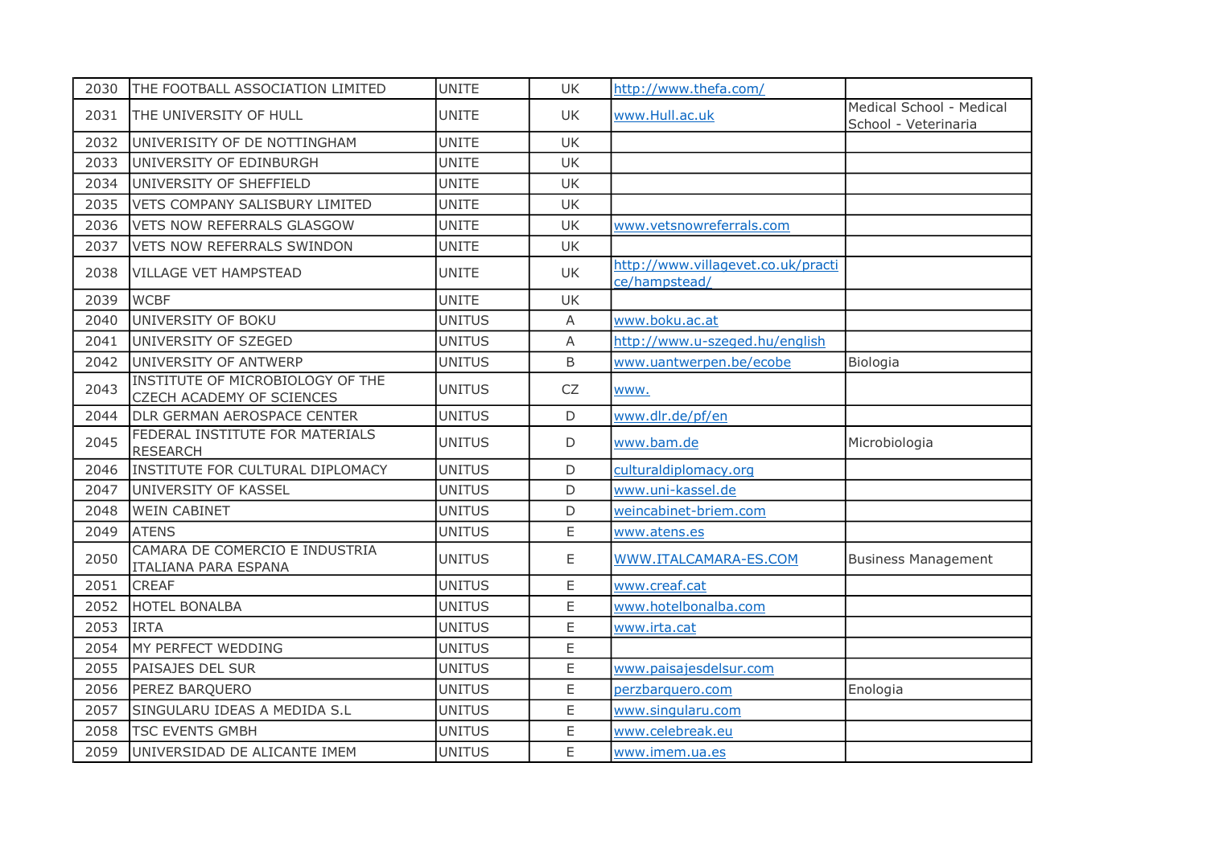| | | | | | |
|---|---|---|---|---|---|
| 2030 | THE FOOTBALL ASSOCIATION LIMITED | UNITE | UK | http://www.thefa.com/ | |
| 2031 | THE UNIVERSITY OF HULL | UNITE | UK | www.Hull.ac.uk | Medical School - Medical School - Veterinaria |
| 2032 | UNIVERISITY OF DE NOTTINGHAM | UNITE | UK | | |
| 2033 | UNIVERSITY OF EDINBURGH | UNITE | UK | | |
| 2034 | UNIVERSITY OF SHEFFIELD | UNITE | UK | | |
| 2035 | VETS COMPANY SALISBURY LIMITED | UNITE | UK | | |
| 2036 | VETS NOW REFERRALS GLASGOW | UNITE | UK | www.vetsnowreferrals.com | |
| 2037 | VETS NOW REFERRALS SWINDON | UNITE | UK | | |
| 2038 | VILLAGE VET HAMPSTEAD | UNITE | UK | http://www.villagevet.co.uk/practice/hampstead/ | |
| 2039 | WCBF | UNITE | UK | | |
| 2040 | UNIVERSITY OF BOKU | UNITUS | A | www.boku.ac.at | |
| 2041 | UNIVERSITY OF SZEGED | UNITUS | A | http://www.u-szeged.hu/english | |
| 2042 | UNIVERSITY OF ANTWERP | UNITUS | B | www.uantwerpen.be/ecobe | Biologia |
| 2043 | INSTITUTE OF MICROBIOLOGY OF THE CZECH ACADEMY OF SCIENCES | UNITUS | CZ | www. | |
| 2044 | DLR GERMAN AEROSPACE CENTER | UNITUS | D | www.dlr.de/pf/en | |
| 2045 | FEDERAL INSTITUTE FOR MATERIALS RESEARCH | UNITUS | D | www.bam.de | Microbiologia |
| 2046 | INSTITUTE FOR CULTURAL DIPLOMACY | UNITUS | D | culturaldiplomacy.org | |
| 2047 | UNIVERSITY OF KASSEL | UNITUS | D | www.uni-kassel.de | |
| 2048 | WEIN CABINET | UNITUS | D | weincabinet-briem.com | |
| 2049 | ATENS | UNITUS | E | www.atens.es | |
| 2050 | CAMARA DE COMERCIO E INDUSTRIA ITALIANA PARA ESPANA | UNITUS | E | WWW.ITALCAMARA-ES.COM | Business Management |
| 2051 | CREAF | UNITUS | E | www.creaf.cat | |
| 2052 | HOTEL BONALBA | UNITUS | E | www.hotelbonalba.com | |
| 2053 | IRTA | UNITUS | E | www.irta.cat | |
| 2054 | MY PERFECT WEDDING | UNITUS | E | | |
| 2055 | PAISAJES DEL SUR | UNITUS | E | www.paisajesdelsur.com | |
| 2056 | PEREZ BARQUERO | UNITUS | E | perzbarquero.com | Enologia |
| 2057 | SINGULARU IDEAS A MEDIDA S.L | UNITUS | E | www.singularu.com | |
| 2058 | TSC EVENTS GMBH | UNITUS | E | www.celebreak.eu | |
| 2059 | UNIVERSIDAD DE ALICANTE IMEM | UNITUS | E | www.imem.ua.es | |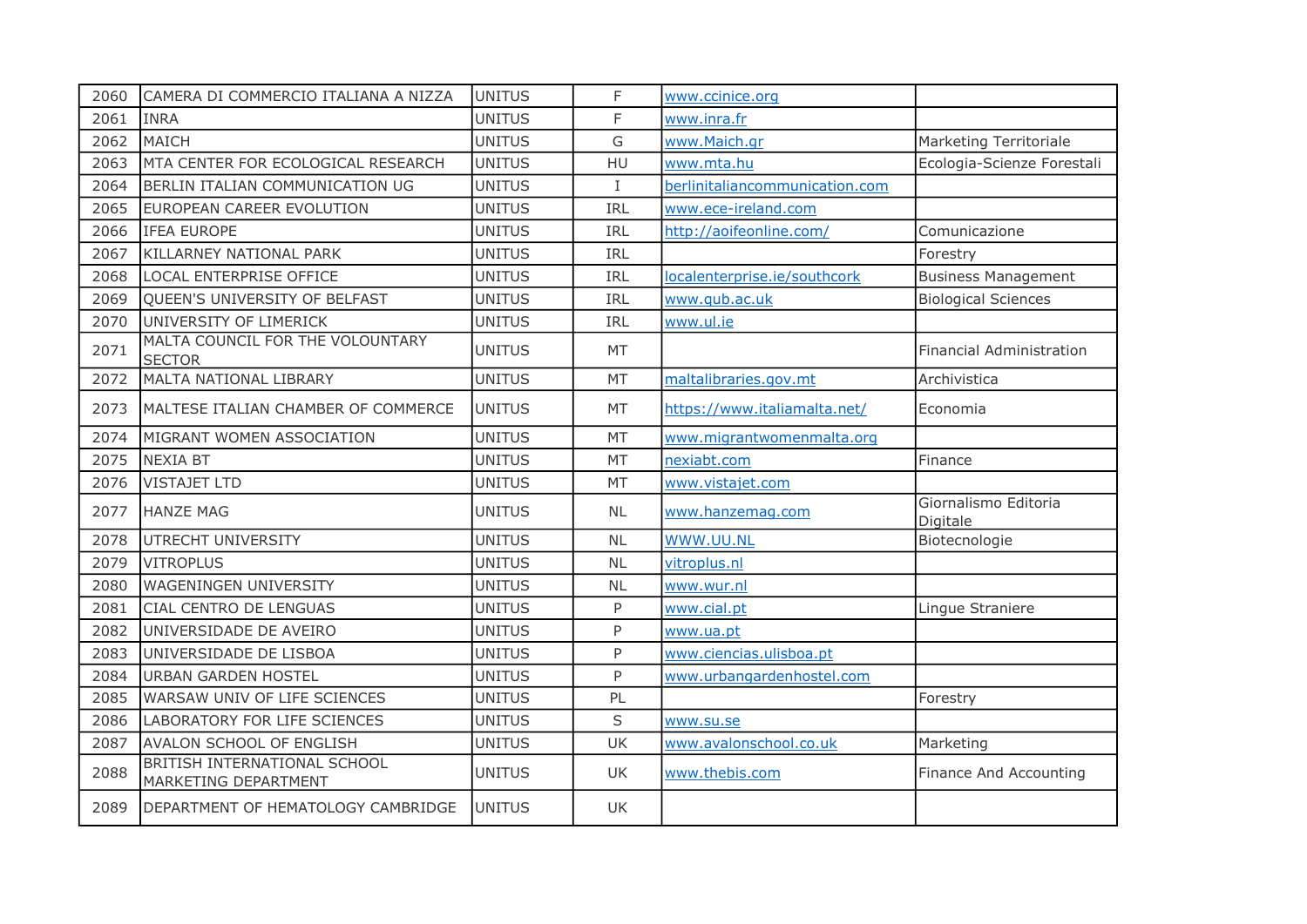| | | | | | |
|---|---|---|---|---|---|
| 2060 | CAMERA DI COMMERCIO ITALIANA A NIZZA | UNITUS | F | www.ccinice.org | |
| 2061 | INRA | UNITUS | F | www.inra.fr | |
| 2062 | MAICH | UNITUS | G | www.Maich.gr | Marketing Territoriale |
| 2063 | MTA CENTER FOR ECOLOGICAL RESEARCH | UNITUS | HU | www.mta.hu | Ecologia-Scienze Forestali |
| 2064 | BERLIN ITALIAN COMMUNICATION UG | UNITUS | I | berlinitaliancommunication.com | |
| 2065 | EUROPEAN CAREER EVOLUTION | UNITUS | IRL | www.ece-ireland.com | |
| 2066 | IFEA EUROPE | UNITUS | IRL | http://aoifeonline.com/ | Comunicazione |
| 2067 | KILLARNEY NATIONAL PARK | UNITUS | IRL | | Forestry |
| 2068 | LOCAL ENTERPRISE OFFICE | UNITUS | IRL | localenterprise.ie/southcork | Business Management |
| 2069 | QUEEN'S UNIVERSITY OF BELFAST | UNITUS | IRL | www.qub.ac.uk | Biological Sciences |
| 2070 | UNIVERSITY OF LIMERICK | UNITUS | IRL | www.ul.ie | |
| 2071 | MALTA COUNCIL FOR THE VOLOUNTARY SECTOR | UNITUS | MT | | Financial Administration |
| 2072 | MALTA NATIONAL LIBRARY | UNITUS | MT | maltalibraries.gov.mt | Archivistica |
| 2073 | MALTESE ITALIAN CHAMBER OF COMMERCE | UNITUS | MT | https://www.italiamalta.net/ | Economia |
| 2074 | MIGRANT WOMEN ASSOCIATION | UNITUS | MT | www.migrantwomenmalta.org | |
| 2075 | NEXIA BT | UNITUS | MT | nexiabt.com | Finance |
| 2076 | VISTAJET LTD | UNITUS | MT | www.vistajet.com | |
| 2077 | HANZE MAG | UNITUS | NL | www.hanzemag.com | Giornalismo Editoria Digitale |
| 2078 | UTRECHT UNIVERSITY | UNITUS | NL | WWW.UU.NL | Biotecnologie |
| 2079 | VITROPLUS | UNITUS | NL | vitroplus.nl | |
| 2080 | WAGENINGEN UNIVERSITY | UNITUS | NL | www.wur.nl | |
| 2081 | CIAL CENTRO DE LENGUAS | UNITUS | P | www.cial.pt | Lingue Straniere |
| 2082 | UNIVERSIDADE DE AVEIRO | UNITUS | P | www.ua.pt | |
| 2083 | UNIVERSIDADE DE LISBOA | UNITUS | P | www.ciencias.ulisboa.pt | |
| 2084 | URBAN GARDEN HOSTEL | UNITUS | P | www.urbangardenhostel.com | |
| 2085 | WARSAW UNIV OF LIFE SCIENCES | UNITUS | PL | | Forestry |
| 2086 | LABORATORY FOR LIFE SCIENCES | UNITUS | S | www.su.se | |
| 2087 | AVALON SCHOOL OF ENGLISH | UNITUS | UK | www.avalonschool.co.uk | Marketing |
| 2088 | BRITISH INTERNATIONAL SCHOOL MARKETING DEPARTMENT | UNITUS | UK | www.thebis.com | Finance And Accounting |
| 2089 | DEPARTMENT OF HEMATOLOGY CAMBRIDGE | UNITUS | UK | | |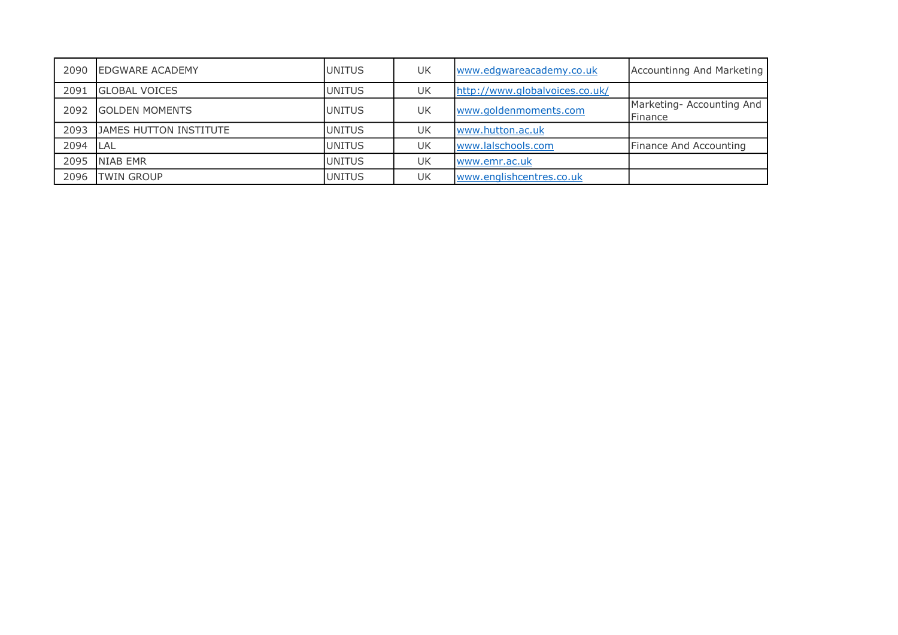| | | | | | |
|---|---|---|---|---|---|
| 2090 | EDGWARE ACADEMY | UNITUS | UK | www.edgwareacademy.co.uk | Accountinng And Marketing |
| 2091 | GLOBAL VOICES | UNITUS | UK | http://www.globalvoices.co.uk/ | |
| 2092 | GOLDEN MOMENTS | UNITUS | UK | www.goldenmoments.com | Marketing- Accounting And Finance |
| 2093 | JAMES HUTTON INSTITUTE | UNITUS | UK | www.hutton.ac.uk | |
| 2094 | LAL | UNITUS | UK | www.lalschools.com | Finance And Accounting |
| 2095 | NIAB EMR | UNITUS | UK | www.emr.ac.uk | |
| 2096 | TWIN GROUP | UNITUS | UK | www.englishcentres.co.uk | |